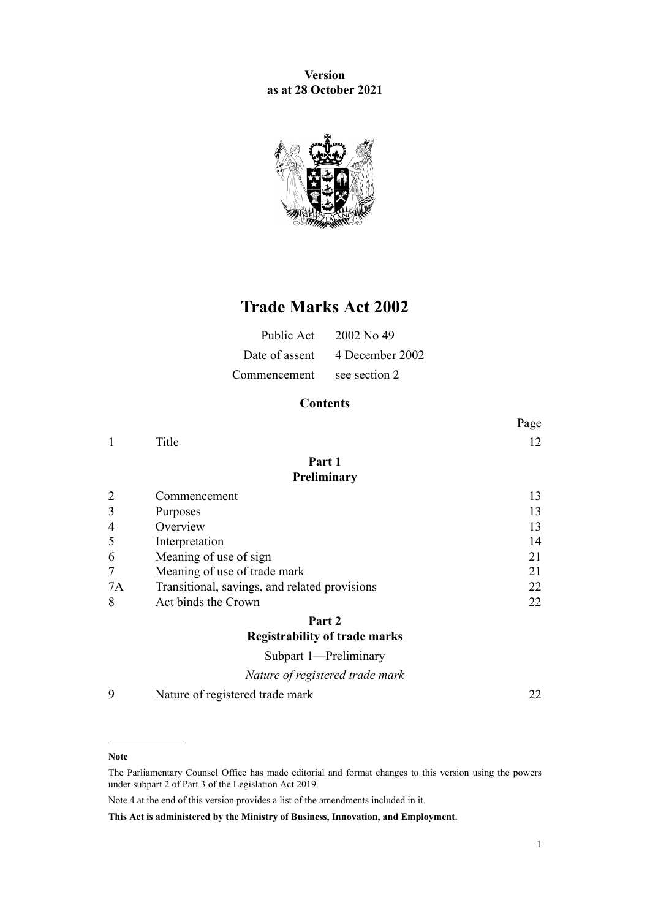**Version**
**as at 28 October 2021**

# Trade Marks Act 2002

| | |
|---|---|
| Public Act | 2002 No 49 |
| Date of assent | 4 December 2002 |
| Commencement | see section 2 |

## Contents

| | | Page |
|---|---|---|
| 1 | Title | 12 |
| | **Part 1** **Preliminary** | |
| 2 | Commencement | 13 |
| 3 | Purposes | 13 |
| 4 | Overview | 13 |
| 5 | Interpretation | 14 |
| 6 | Meaning of use of sign | 21 |
| 7 | Meaning of use of trade mark | 21 |
| 7A | Transitional, savings, and related provisions | 22 |
| 8 | Act binds the Crown | 22 |
| | **Part 2** **Registrability of trade marks** | |
| | Subpart 1—Preliminary | |
| | *Nature of registered trade mark* | |
| 9 | Nature of registered trade mark | 22 |

**Note**

The Parliamentary Counsel Office has made editorial and format changes to this version using the powers under subpart 2 of Part 3 of the Legislation Act 2019.

Note 4 at the end of this version provides a list of the amendments included in it.

**This Act is administered by the Ministry of Business, Innovation, and Employment.**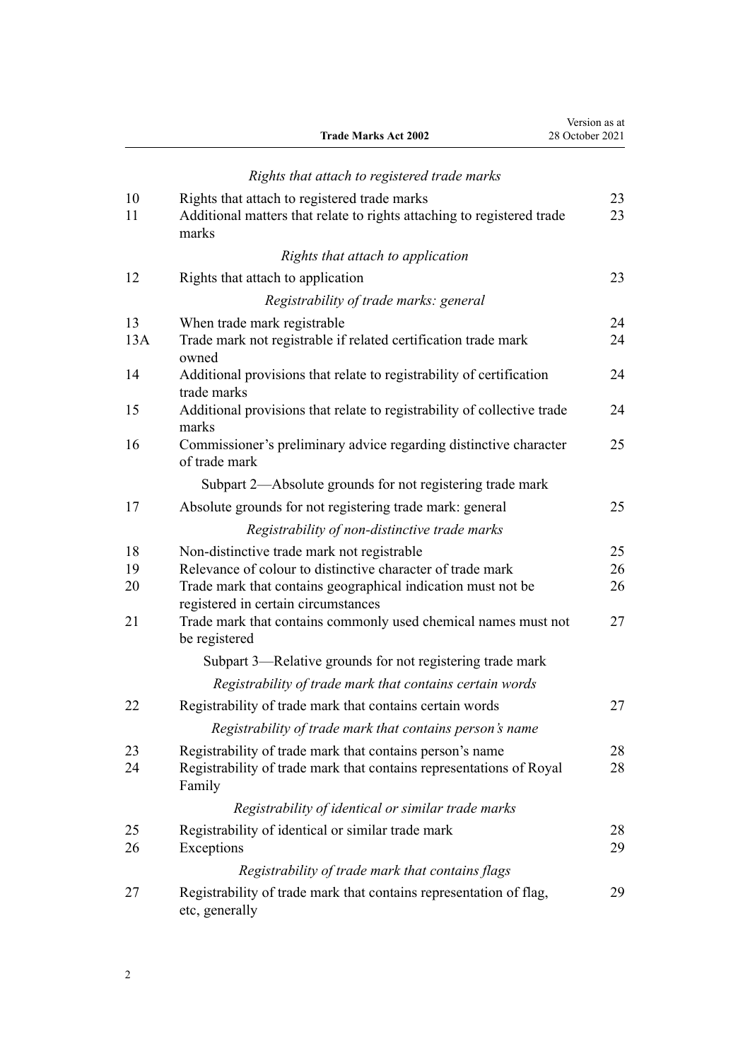*Rights that attach to registered trade marks*

| | | |
|---|---|---|
| 10 | Rights that attach to registered trade marks | 23 |
| 11 | Additional matters that relate to rights attaching to registered trade marks | 23 |
| | *Rights that attach to application* | |
| 12 | Rights that attach to application | 23 |
| | *Registrability of trade marks: general* | |
| 13 | When trade mark registrable | 24 |
| 13A | Trade mark not registrable if related certification trade mark owned | 24 |
| 14 | Additional provisions that relate to registrability of certification trade marks | 24 |
| 15 | Additional provisions that relate to registrability of collective trade marks | 24 |
| 16 | Commissioner's preliminary advice regarding distinctive character of trade mark | 25 |
| | Subpart 2—Absolute grounds for not registering trade mark | |
| 17 | Absolute grounds for not registering trade mark: general | 25 |
| | *Registrability of non-distinctive trade marks* | |
| 18 | Non-distinctive trade mark not registrable | 25 |
| 19 | Relevance of colour to distinctive character of trade mark | 26 |
| 20 | Trade mark that contains geographical indication must not be registered in certain circumstances | 26 |
| 21 | Trade mark that contains commonly used chemical names must not be registered | 27 |
| | Subpart 3—Relative grounds for not registering trade mark | |
| | *Registrability of trade mark that contains certain words* | |
| 22 | Registrability of trade mark that contains certain words | 27 |
| | *Registrability of trade mark that contains person's name* | |
| 23 | Registrability of trade mark that contains person's name | 28 |
| 24 | Registrability of trade mark that contains representations of Royal Family | 28 |
| | *Registrability of identical or similar trade marks* | |
| 25 | Registrability of identical or similar trade mark | 28 |
| 26 | Exceptions | 29 |
| | *Registrability of trade mark that contains flags* | |
| 27 | Registrability of trade mark that contains representation of flag, etc, generally | 29 |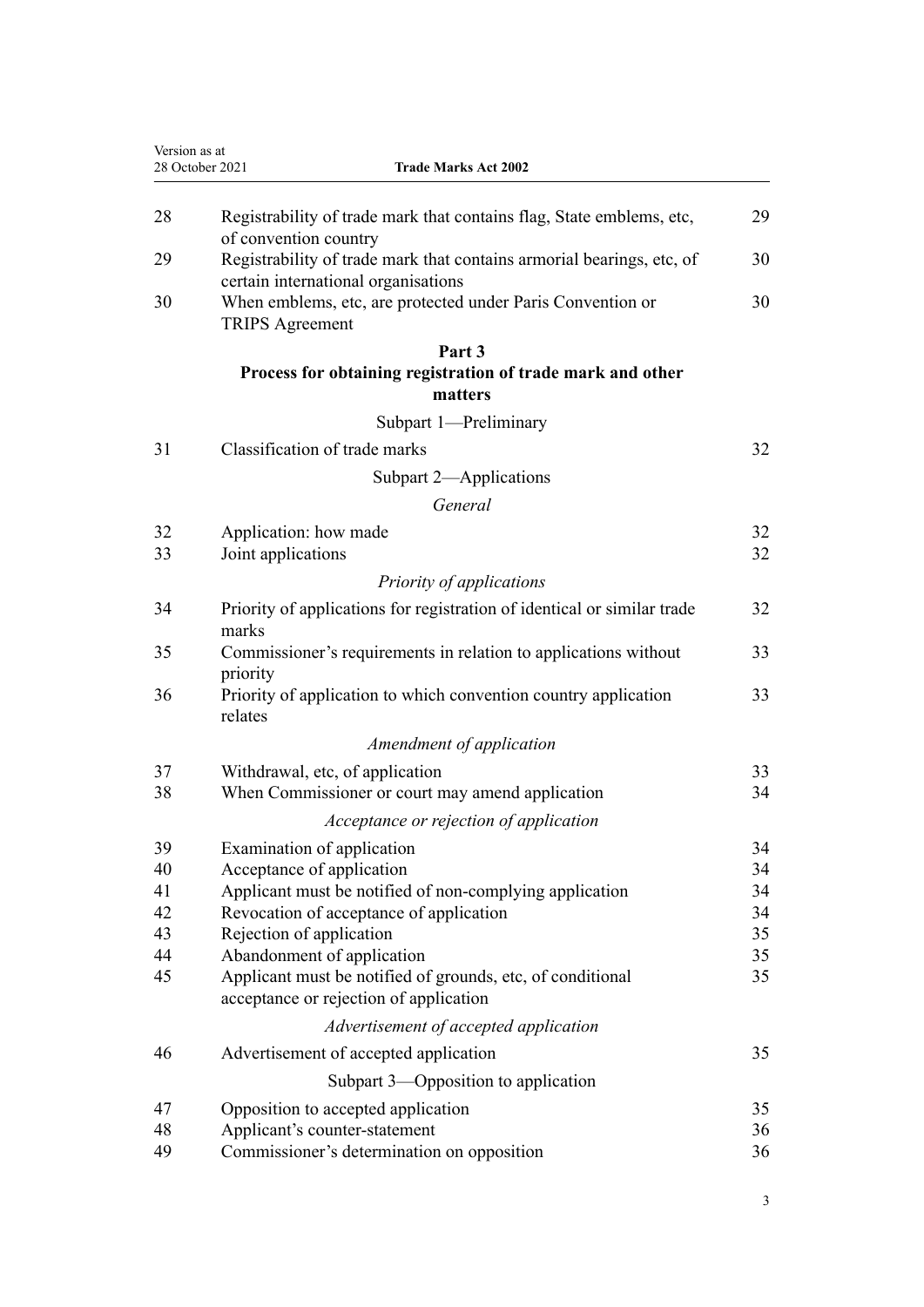| | | |
|---|---|---|
| 28 | Registrability of trade mark that contains flag, State emblems, etc, of convention country | 29 |
| 29 | Registrability of trade mark that contains armorial bearings, etc, of certain international organisations | 30 |
| 30 | When emblems, etc, are protected under Paris Convention or TRIPS Agreement | 30 |

## Part 3
## Process for obtaining registration of trade mark and other matters

### Subpart 1—Preliminary

| | | |
|---|---|---|
| 31 | Classification of trade marks | 32 |

### Subpart 2—Applications

*General*

| | | |
|---|---|---|
| 32 | Application: how made | 32 |
| 33 | Joint applications | 32 |

*Priority of applications*

| | | |
|---|---|---|
| 34 | Priority of applications for registration of identical or similar trade marks | 32 |
| 35 | Commissioner's requirements in relation to applications without priority | 33 |
| 36 | Priority of application to which convention country application relates | 33 |

*Amendment of application*

| | | |
|---|---|---|
| 37 | Withdrawal, etc, of application | 33 |
| 38 | When Commissioner or court may amend application | 34 |

*Acceptance or rejection of application*

| | | |
|---|---|---|
| 39 | Examination of application | 34 |
| 40 | Acceptance of application | 34 |
| 41 | Applicant must be notified of non-complying application | 34 |
| 42 | Revocation of acceptance of application | 34 |
| 43 | Rejection of application | 35 |
| 44 | Abandonment of application | 35 |
| 45 | Applicant must be notified of grounds, etc, of conditional acceptance or rejection of application | 35 |

*Advertisement of accepted application*

| | | |
|---|---|---|
| 46 | Advertisement of accepted application | 35 |

### Subpart 3—Opposition to application

| | | |
|---|---|---|
| 47 | Opposition to accepted application | 35 |
| 48 | Applicant's counter-statement | 36 |
| 49 | Commissioner's determination on opposition | 36 |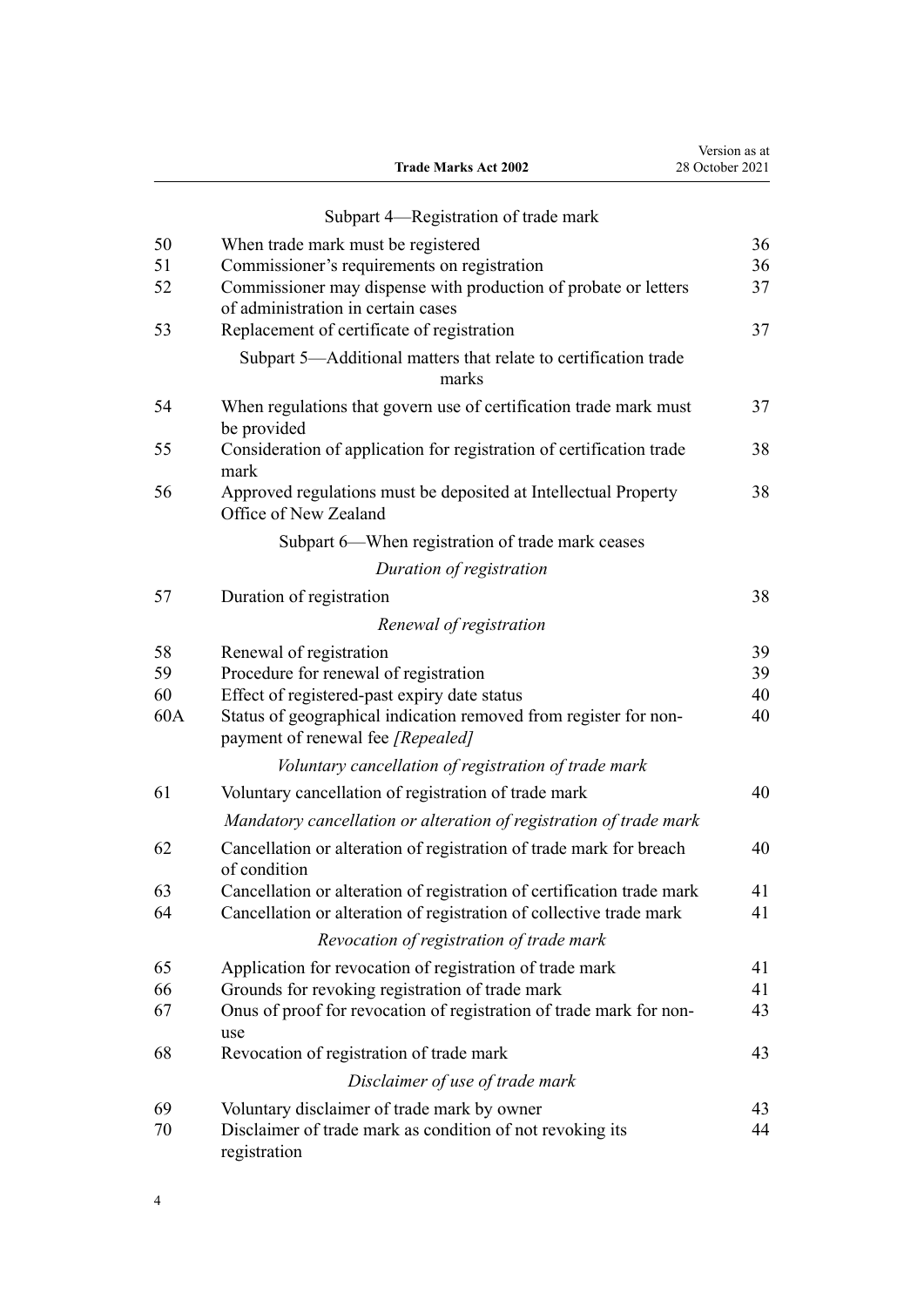Subpart 4—Registration of trade mark

| | | |
|---|---|---|
| 50 | When trade mark must be registered | 36 |
| 51 | Commissioner's requirements on registration | 36 |
| 52 | Commissioner may dispense with production of probate or letters of administration in certain cases | 37 |
| 53 | Replacement of certificate of registration | 37 |

Subpart 5—Additional matters that relate to certification trade marks

| | | |
|---|---|---|
| 54 | When regulations that govern use of certification trade mark must be provided | 37 |
| 55 | Consideration of application for registration of certification trade mark | 38 |
| 56 | Approved regulations must be deposited at Intellectual Property Office of New Zealand | 38 |

Subpart 6—When registration of trade mark ceases

*Duration of registration*

| | | |
|---|---|---|
| 57 | Duration of registration | 38 |

*Renewal of registration*

| | | |
|---|---|---|
| 58 | Renewal of registration | 39 |
| 59 | Procedure for renewal of registration | 39 |
| 60 | Effect of registered-past expiry date status | 40 |
| 60A | Status of geographical indication removed from register for non-payment of renewal fee *[Repealed]* | 40 |

*Voluntary cancellation of registration of trade mark*

| | | |
|---|---|---|
| 61 | Voluntary cancellation of registration of trade mark | 40 |

*Mandatory cancellation or alteration of registration of trade mark*

| | | |
|---|---|---|
| 62 | Cancellation or alteration of registration of trade mark for breach of condition | 40 |
| 63 | Cancellation or alteration of registration of certification trade mark | 41 |
| 64 | Cancellation or alteration of registration of collective trade mark | 41 |

*Revocation of registration of trade mark*

| | | |
|---|---|---|
| 65 | Application for revocation of registration of trade mark | 41 |
| 66 | Grounds for revoking registration of trade mark | 41 |
| 67 | Onus of proof for revocation of registration of trade mark for non-use | 43 |
| 68 | Revocation of registration of trade mark | 43 |

*Disclaimer of use of trade mark*

| | | |
|---|---|---|
| 69 | Voluntary disclaimer of trade mark by owner | 43 |
| 70 | Disclaimer of trade mark as condition of not revoking its registration | 44 |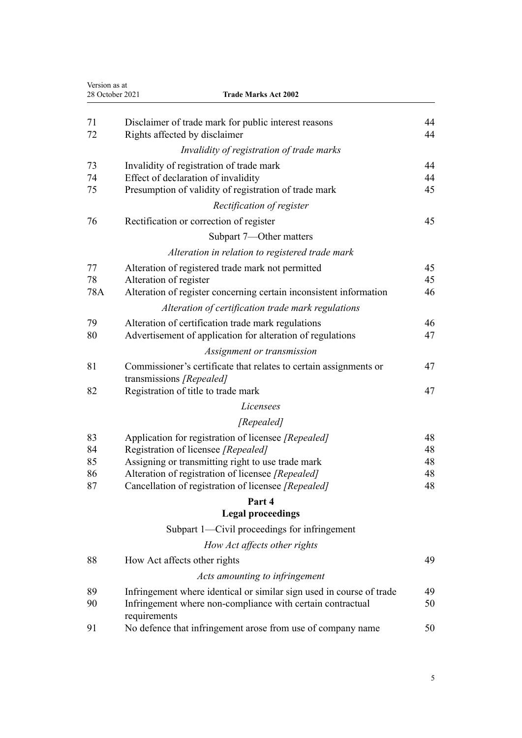| | | |
|---|---|---|
| 71 | Disclaimer of trade mark for public interest reasons | 44 |
| 72 | Rights affected by disclaimer | 44 |
| | *Invalidity of registration of trade marks* | |
| 73 | Invalidity of registration of trade mark | 44 |
| 74 | Effect of declaration of invalidity | 44 |
| 75 | Presumption of validity of registration of trade mark | 45 |
| | *Rectification of register* | |
| 76 | Rectification or correction of register | 45 |
| | Subpart 7—Other matters | |
| | *Alteration in relation to registered trade mark* | |
| 77 | Alteration of registered trade mark not permitted | 45 |
| 78 | Alteration of register | 45 |
| 78A | Alteration of register concerning certain inconsistent information | 46 |
| | *Alteration of certification trade mark regulations* | |
| 79 | Alteration of certification trade mark regulations | 46 |
| 80 | Advertisement of application for alteration of regulations | 47 |
| | *Assignment or transmission* | |
| 81 | Commissioner's certificate that relates to certain assignments or transmissions *[Repealed]* | 47 |
| 82 | Registration of title to trade mark | 47 |
| | *Licensees* | |
| | *[Repealed]* | |
| 83 | Application for registration of licensee *[Repealed]* | 48 |
| 84 | Registration of licensee *[Repealed]* | 48 |
| 85 | Assigning or transmitting right to use trade mark | 48 |
| 86 | Alteration of registration of licensee *[Repealed]* | 48 |
| 87 | Cancellation of registration of licensee *[Repealed]* | 48 |
| | **Part 4** **Legal proceedings** | |
| | Subpart 1—Civil proceedings for infringement | |
| | *How Act affects other rights* | |
| 88 | How Act affects other rights | 49 |
| | *Acts amounting to infringement* | |
| 89 | Infringement where identical or similar sign used in course of trade | 49 |
| 90 | Infringement where non-compliance with certain contractual requirements | 50 |
| 91 | No defence that infringement arose from use of company name | 50 |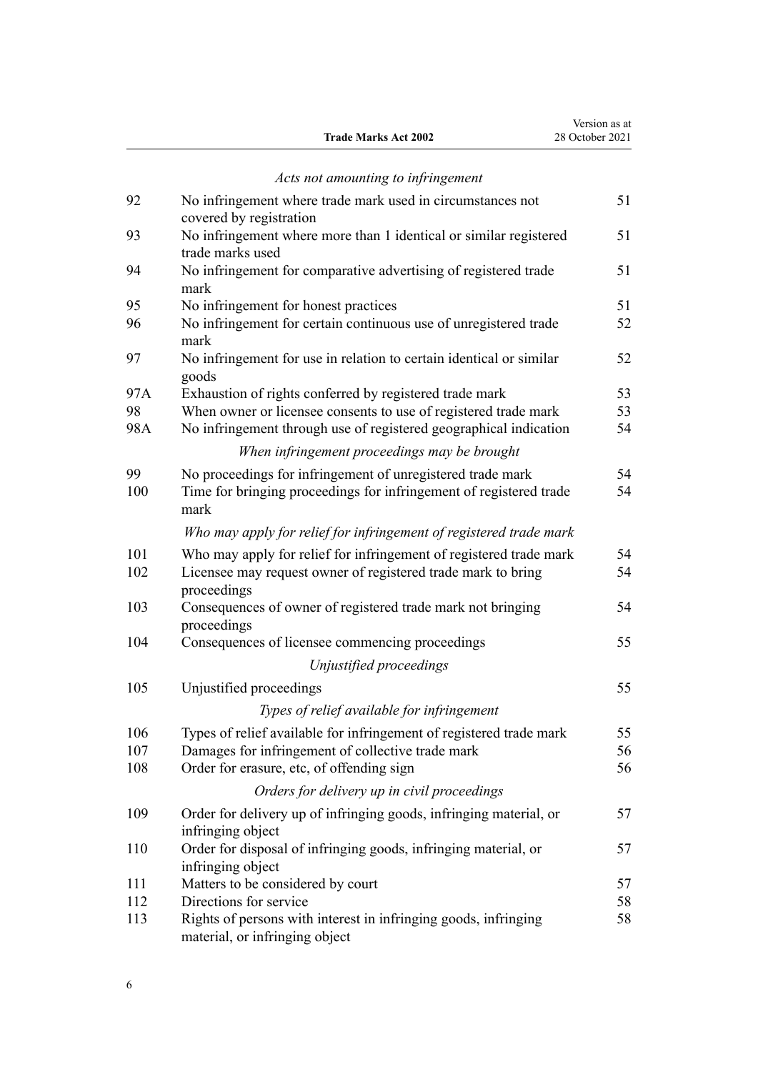*Acts not amounting to infringement*

| | | |
|---|---|---|
| 92 | No infringement where trade mark used in circumstances not covered by registration | 51 |
| 93 | No infringement where more than 1 identical or similar registered trade marks used | 51 |
| 94 | No infringement for comparative advertising of registered trade mark | 51 |
| 95 | No infringement for honest practices | 51 |
| 96 | No infringement for certain continuous use of unregistered trade mark | 52 |
| 97 | No infringement for use in relation to certain identical or similar goods | 52 |
| 97A | Exhaustion of rights conferred by registered trade mark | 53 |
| 98 | When owner or licensee consents to use of registered trade mark | 53 |
| 98A | No infringement through use of registered geographical indication | 54 |

*When infringement proceedings may be brought*

| | | |
|---|---|---|
| 99 | No proceedings for infringement of unregistered trade mark | 54 |
| 100 | Time for bringing proceedings for infringement of registered trade mark | 54 |

*Who may apply for relief for infringement of registered trade mark*

| | | |
|---|---|---|
| 101 | Who may apply for relief for infringement of registered trade mark | 54 |
| 102 | Licensee may request owner of registered trade mark to bring proceedings | 54 |
| 103 | Consequences of owner of registered trade mark not bringing proceedings | 54 |
| 104 | Consequences of licensee commencing proceedings | 55 |

*Unjustified proceedings*

| | | |
|---|---|---|
| 105 | Unjustified proceedings | 55 |

*Types of relief available for infringement*

| | | |
|---|---|---|
| 106 | Types of relief available for infringement of registered trade mark | 55 |
| 107 | Damages for infringement of collective trade mark | 56 |
| 108 | Order for erasure, etc, of offending sign | 56 |

*Orders for delivery up in civil proceedings*

| | | |
|---|---|---|
| 109 | Order for delivery up of infringing goods, infringing material, or infringing object | 57 |
| 110 | Order for disposal of infringing goods, infringing material, or infringing object | 57 |
| 111 | Matters to be considered by court | 57 |
| 112 | Directions for service | 58 |
| 113 | Rights of persons with interest in infringing goods, infringing material, or infringing object | 58 |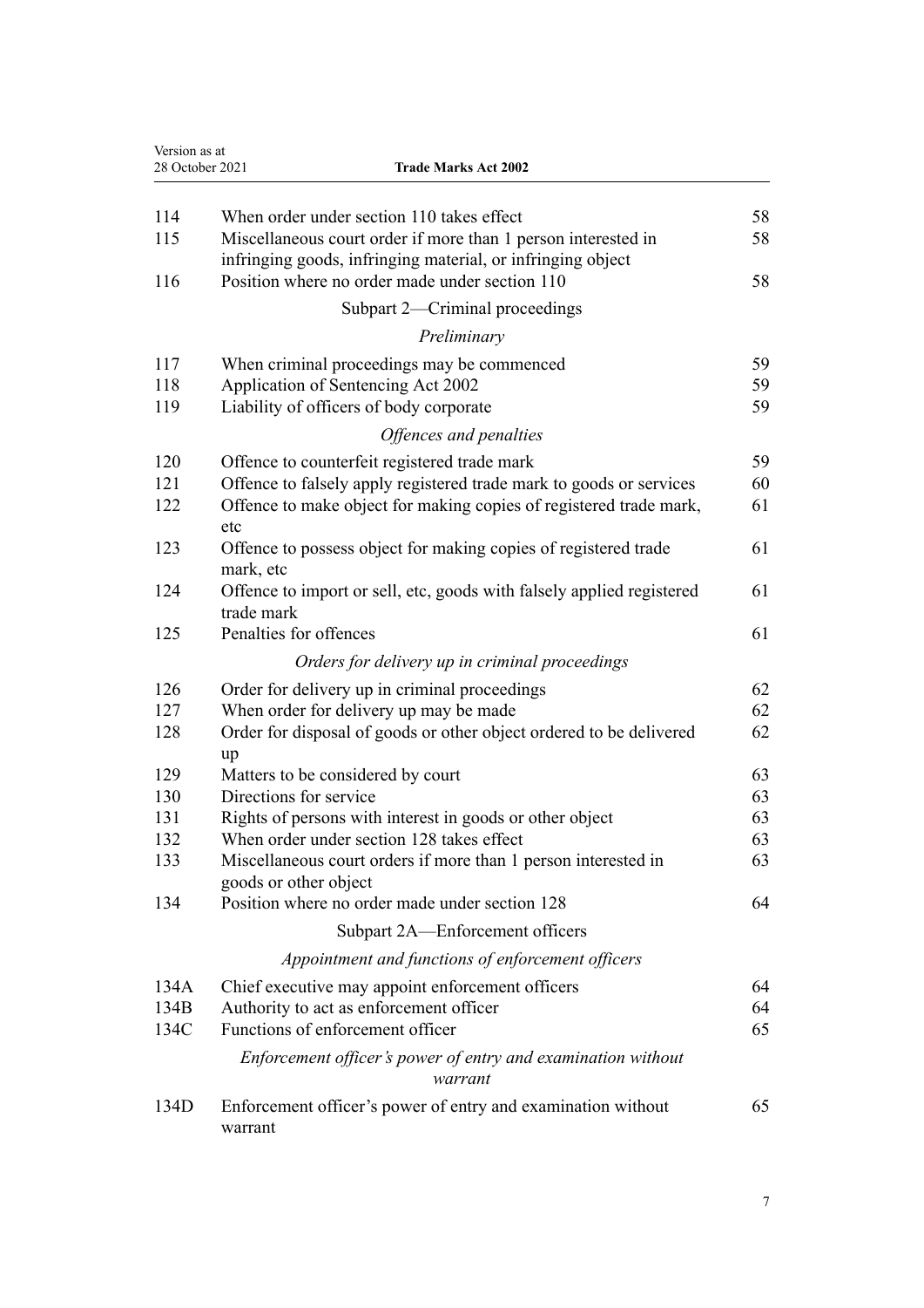| | | |
|---|---|---|
| 114 | When order under section 110 takes effect | 58 |
| 115 | Miscellaneous court order if more than 1 person interested in infringing goods, infringing material, or infringing object | 58 |
| 116 | Position where no order made under section 110 | 58 |

Subpart 2—Criminal proceedings

*Preliminary*

| | | |
|---|---|---|
| 117 | When criminal proceedings may be commenced | 59 |
| 118 | Application of Sentencing Act 2002 | 59 |
| 119 | Liability of officers of body corporate | 59 |

*Offences and penalties*

| | | |
|---|---|---|
| 120 | Offence to counterfeit registered trade mark | 59 |
| 121 | Offence to falsely apply registered trade mark to goods or services | 60 |
| 122 | Offence to make object for making copies of registered trade mark, etc | 61 |
| 123 | Offence to possess object for making copies of registered trade mark, etc | 61 |
| 124 | Offence to import or sell, etc, goods with falsely applied registered trade mark | 61 |
| 125 | Penalties for offences | 61 |

*Orders for delivery up in criminal proceedings*

| | | |
|---|---|---|
| 126 | Order for delivery up in criminal proceedings | 62 |
| 127 | When order for delivery up may be made | 62 |
| 128 | Order for disposal of goods or other object ordered to be delivered up | 62 |
| 129 | Matters to be considered by court | 63 |
| 130 | Directions for service | 63 |
| 131 | Rights of persons with interest in goods or other object | 63 |
| 132 | When order under section 128 takes effect | 63 |
| 133 | Miscellaneous court orders if more than 1 person interested in goods or other object | 63 |
| 134 | Position where no order made under section 128 | 64 |

Subpart 2A—Enforcement officers

*Appointment and functions of enforcement officers*

| | | |
|---|---|---|
| 134A | Chief executive may appoint enforcement officers | 64 |
| 134B | Authority to act as enforcement officer | 64 |
| 134C | Functions of enforcement officer | 65 |

*Enforcement officer's power of entry and examination without warrant*

| | | |
|---|---|---|
| 134D | Enforcement officer's power of entry and examination without warrant | 65 |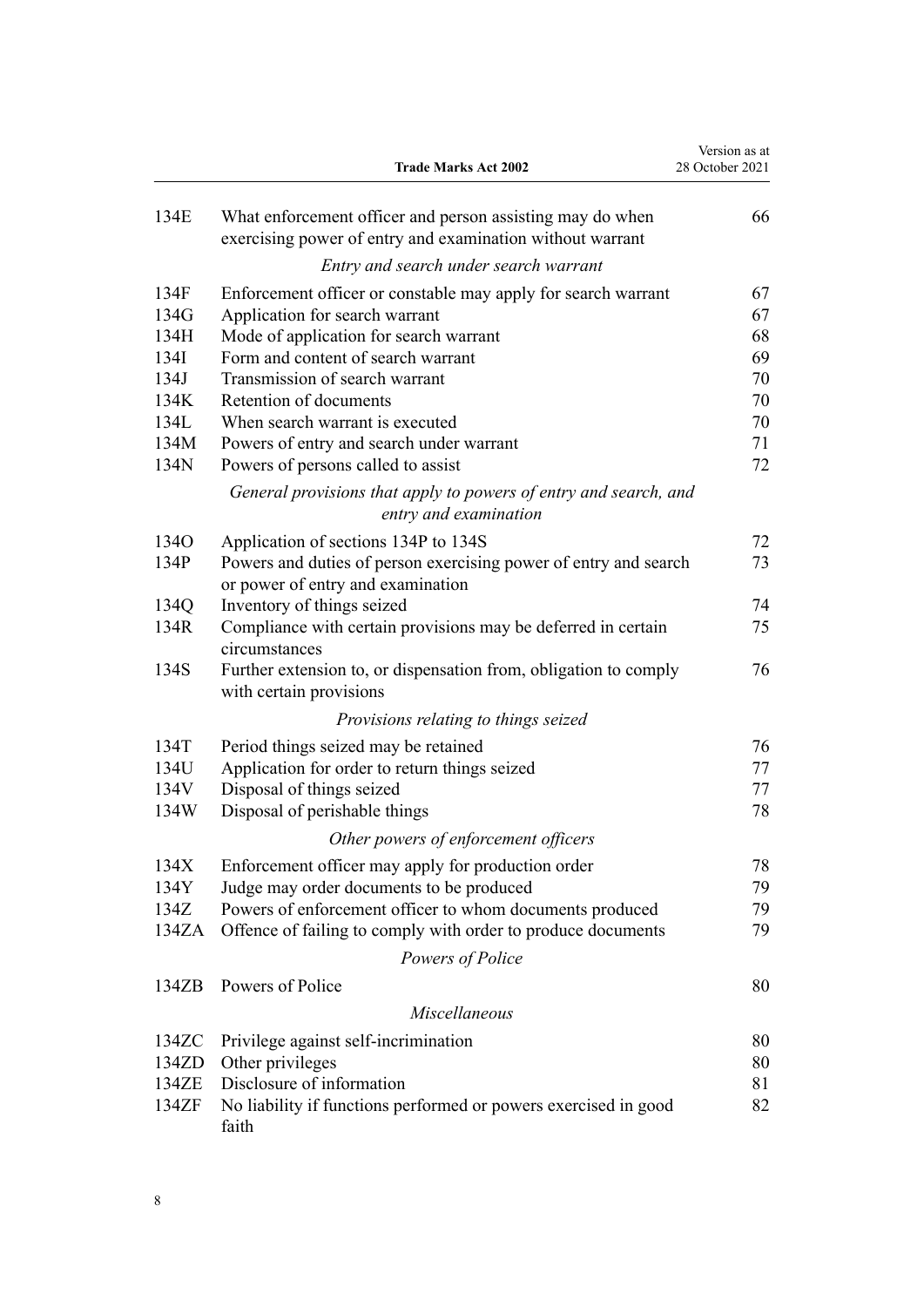| | | |
|---|---|---|
| 134E | What enforcement officer and person assisting may do when exercising power of entry and examination without warrant | 66 |
| | *Entry and search under search warrant* | |
| 134F | Enforcement officer or constable may apply for search warrant | 67 |
| 134G | Application for search warrant | 67 |
| 134H | Mode of application for search warrant | 68 |
| 134I | Form and content of search warrant | 69 |
| 134J | Transmission of search warrant | 70 |
| 134K | Retention of documents | 70 |
| 134L | When search warrant is executed | 70 |
| 134M | Powers of entry and search under warrant | 71 |
| 134N | Powers of persons called to assist | 72 |
| | *General provisions that apply to powers of entry and search, and entry and examination* | |
| 134O | Application of sections 134P to 134S | 72 |
| 134P | Powers and duties of person exercising power of entry and search or power of entry and examination | 73 |
| 134Q | Inventory of things seized | 74 |
| 134R | Compliance with certain provisions may be deferred in certain circumstances | 75 |
| 134S | Further extension to, or dispensation from, obligation to comply with certain provisions | 76 |
| | *Provisions relating to things seized* | |
| 134T | Period things seized may be retained | 76 |
| 134U | Application for order to return things seized | 77 |
| 134V | Disposal of things seized | 77 |
| 134W | Disposal of perishable things | 78 |
| | *Other powers of enforcement officers* | |
| 134X | Enforcement officer may apply for production order | 78 |
| 134Y | Judge may order documents to be produced | 79 |
| 134Z | Powers of enforcement officer to whom documents produced | 79 |
| 134ZA | Offence of failing to comply with order to produce documents | 79 |
| | *Powers of Police* | |
| 134ZB | Powers of Police | 80 |
| | *Miscellaneous* | |
| 134ZC | Privilege against self-incrimination | 80 |
| 134ZD | Other privileges | 80 |
| 134ZE | Disclosure of information | 81 |
| 134ZF | No liability if functions performed or powers exercised in good faith | 82 |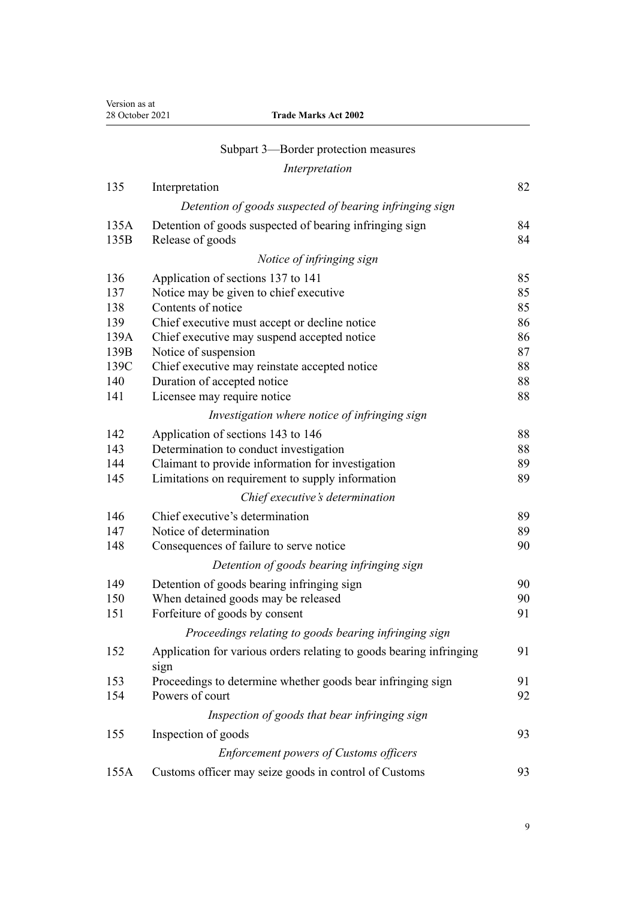Subpart 3—Border protection measures

*Interpretation*

| | | |
|---|---|---|
| 135 | Interpretation | 82 |

*Detention of goods suspected of bearing infringing sign*

| | | |
|---|---|---|
| 135A | Detention of goods suspected of bearing infringing sign | 84 |
| 135B | Release of goods | 84 |

*Notice of infringing sign*

| | | |
|---|---|---|
| 136 | Application of sections 137 to 141 | 85 |
| 137 | Notice may be given to chief executive | 85 |
| 138 | Contents of notice | 85 |
| 139 | Chief executive must accept or decline notice | 86 |
| 139A | Chief executive may suspend accepted notice | 86 |
| 139B | Notice of suspension | 87 |
| 139C | Chief executive may reinstate accepted notice | 88 |
| 140 | Duration of accepted notice | 88 |
| 141 | Licensee may require notice | 88 |

*Investigation where notice of infringing sign*

| | | |
|---|---|---|
| 142 | Application of sections 143 to 146 | 88 |
| 143 | Determination to conduct investigation | 88 |
| 144 | Claimant to provide information for investigation | 89 |
| 145 | Limitations on requirement to supply information | 89 |

*Chief executive's determination*

| | | |
|---|---|---|
| 146 | Chief executive's determination | 89 |
| 147 | Notice of determination | 89 |
| 148 | Consequences of failure to serve notice | 90 |

*Detention of goods bearing infringing sign*

| | | |
|---|---|---|
| 149 | Detention of goods bearing infringing sign | 90 |
| 150 | When detained goods may be released | 90 |
| 151 | Forfeiture of goods by consent | 91 |

*Proceedings relating to goods bearing infringing sign*

| | | |
|---|---|---|
| 152 | Application for various orders relating to goods bearing infringing sign | 91 |
| 153 | Proceedings to determine whether goods bear infringing sign | 91 |
| 154 | Powers of court | 92 |

*Inspection of goods that bear infringing sign*

| | | |
|---|---|---|
| 155 | Inspection of goods | 93 |

*Enforcement powers of Customs officers*

| | | |
|---|---|---|
| 155A | Customs officer may seize goods in control of Customs | 93 |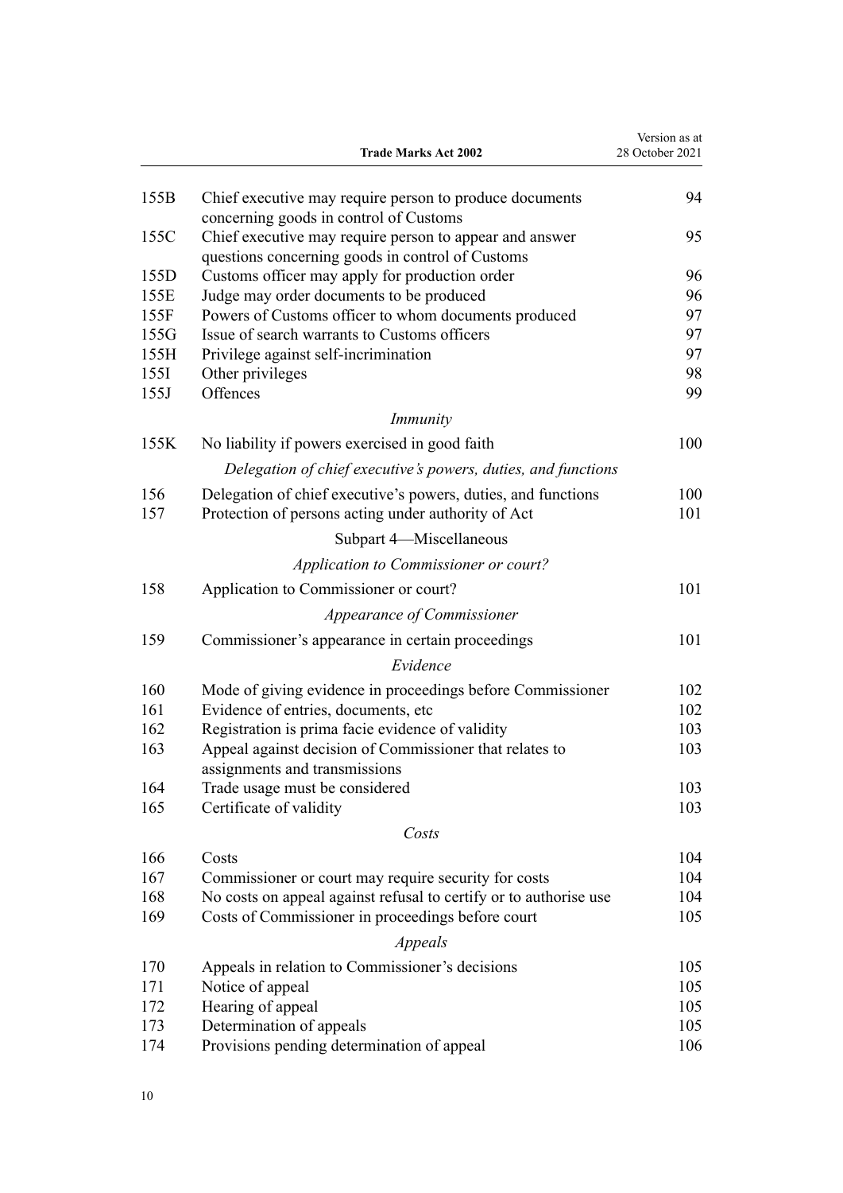| | | |
|---|---|---|
| 155B | Chief executive may require person to produce documents concerning goods in control of Customs | 94 |
| 155C | Chief executive may require person to appear and answer questions concerning goods in control of Customs | 95 |
| 155D | Customs officer may apply for production order | 96 |
| 155E | Judge may order documents to be produced | 96 |
| 155F | Powers of Customs officer to whom documents produced | 97 |
| 155G | Issue of search warrants to Customs officers | 97 |
| 155H | Privilege against self-incrimination | 97 |
| 155I | Other privileges | 98 |
| 155J | Offences | 99 |
| | *Immunity* | |
| 155K | No liability if powers exercised in good faith | 100 |
| | *Delegation of chief executive's powers, duties, and functions* | |
| 156 | Delegation of chief executive's powers, duties, and functions | 100 |
| 157 | Protection of persons acting under authority of Act | 101 |
| | Subpart 4—Miscellaneous | |
| | *Application to Commissioner or court?* | |
| 158 | Application to Commissioner or court? | 101 |
| | *Appearance of Commissioner* | |
| 159 | Commissioner's appearance in certain proceedings | 101 |
| | *Evidence* | |
| 160 | Mode of giving evidence in proceedings before Commissioner | 102 |
| 161 | Evidence of entries, documents, etc | 102 |
| 162 | Registration is prima facie evidence of validity | 103 |
| 163 | Appeal against decision of Commissioner that relates to assignments and transmissions | 103 |
| 164 | Trade usage must be considered | 103 |
| 165 | Certificate of validity | 103 |
| | *Costs* | |
| 166 | Costs | 104 |
| 167 | Commissioner or court may require security for costs | 104 |
| 168 | No costs on appeal against refusal to certify or to authorise use | 104 |
| 169 | Costs of Commissioner in proceedings before court | 105 |
| | *Appeals* | |
| 170 | Appeals in relation to Commissioner's decisions | 105 |
| 171 | Notice of appeal | 105 |
| 172 | Hearing of appeal | 105 |
| 173 | Determination of appeals | 105 |
| 174 | Provisions pending determination of appeal | 106 |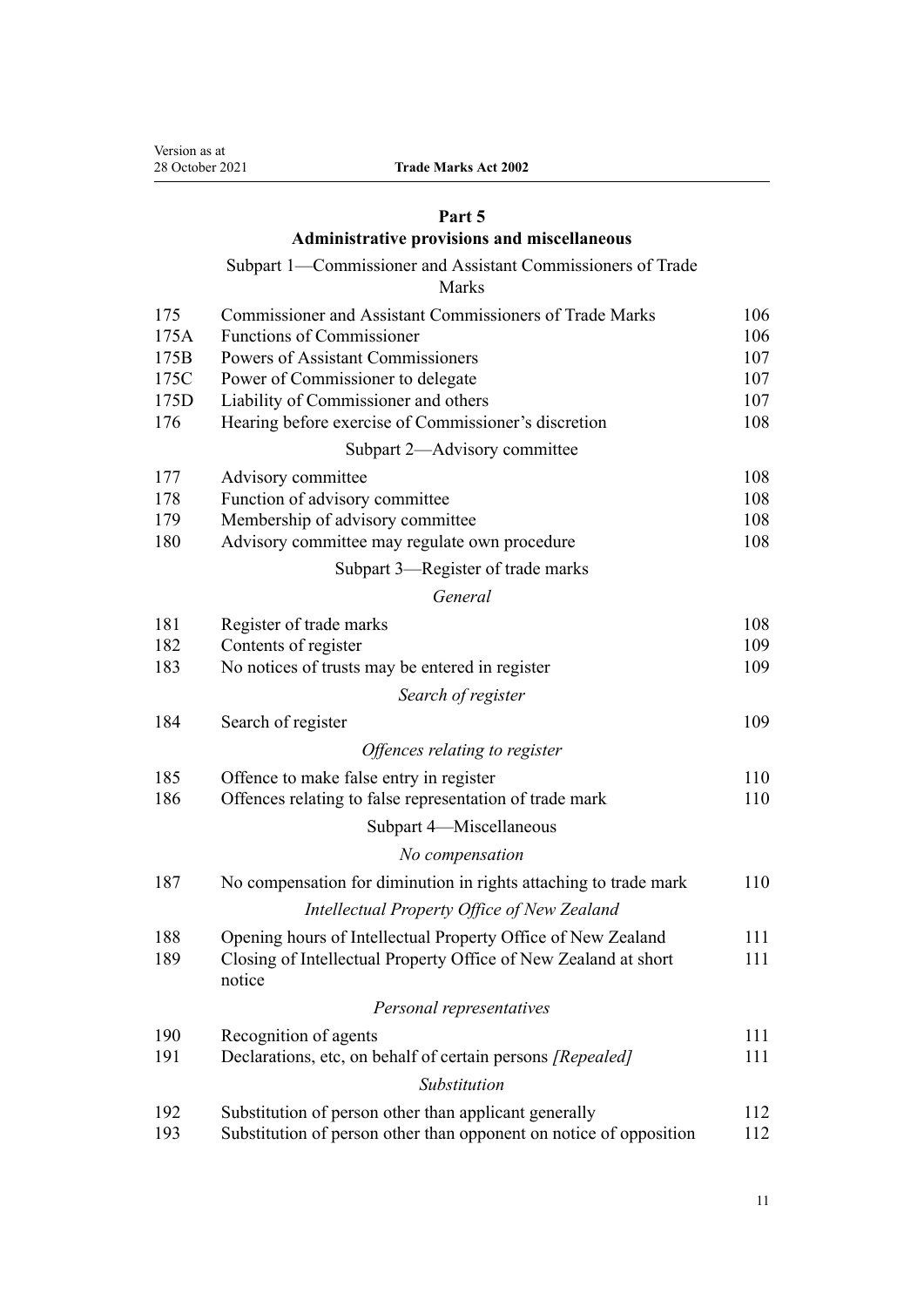## Part 5
## Administrative provisions and miscellaneous

Subpart 1—Commissioner and Assistant Commissioners of Trade Marks

| | | |
|---|---|---|
| 175 | Commissioner and Assistant Commissioners of Trade Marks | 106 |
| 175A | Functions of Commissioner | 106 |
| 175B | Powers of Assistant Commissioners | 107 |
| 175C | Power of Commissioner to delegate | 107 |
| 175D | Liability of Commissioner and others | 107 |
| 176 | Hearing before exercise of Commissioner's discretion | 108 |

Subpart 2—Advisory committee

| | | |
|---|---|---|
| 177 | Advisory committee | 108 |
| 178 | Function of advisory committee | 108 |
| 179 | Membership of advisory committee | 108 |
| 180 | Advisory committee may regulate own procedure | 108 |

Subpart 3—Register of trade marks

*General*

| | | |
|---|---|---|
| 181 | Register of trade marks | 108 |
| 182 | Contents of register | 109 |
| 183 | No notices of trusts may be entered in register | 109 |

*Search of register*

| | | |
|---|---|---|
| 184 | Search of register | 109 |

*Offences relating to register*

| | | |
|---|---|---|
| 185 | Offence to make false entry in register | 110 |
| 186 | Offences relating to false representation of trade mark | 110 |

Subpart 4—Miscellaneous

*No compensation*

| | | |
|---|---|---|
| 187 | No compensation for diminution in rights attaching to trade mark | 110 |

*Intellectual Property Office of New Zealand*

| | | |
|---|---|---|
| 188 | Opening hours of Intellectual Property Office of New Zealand | 111 |
| 189 | Closing of Intellectual Property Office of New Zealand at short notice | 111 |

*Personal representatives*

| | | |
|---|---|---|
| 190 | Recognition of agents | 111 |
| 191 | Declarations, etc, on behalf of certain persons *[Repealed]* | 111 |

*Substitution*

| | | |
|---|---|---|
| 192 | Substitution of person other than applicant generally | 112 |
| 193 | Substitution of person other than opponent on notice of opposition | 112 |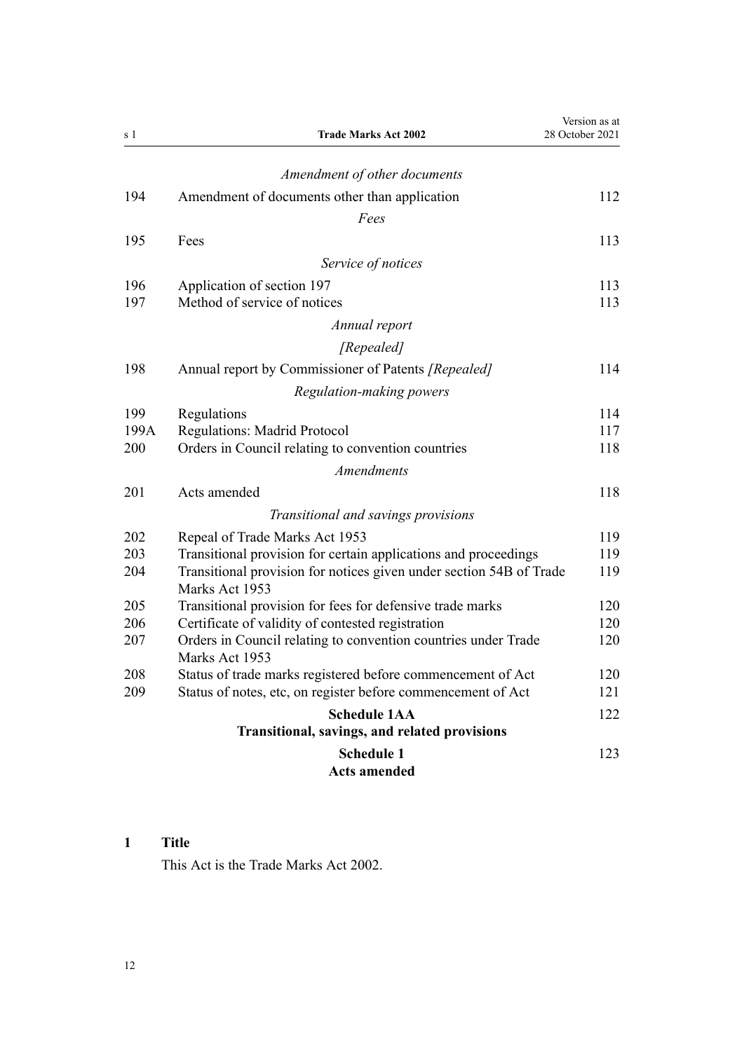| | | |
|---|---|---|
| | *Amendment of other documents* | |
| 194 | Amendment of documents other than application | 112 |
| | *Fees* | |
| 195 | Fees | 113 |
| | *Service of notices* | |
| 196 | Application of section 197 | 113 |
| 197 | Method of service of notices | 113 |
| | *Annual report* | |
| | *[Repealed]* | |
| 198 | Annual report by Commissioner of Patents *[Repealed]* | 114 |
| | *Regulation-making powers* | |
| 199 | Regulations | 114 |
| 199A | Regulations: Madrid Protocol | 117 |
| 200 | Orders in Council relating to convention countries | 118 |
| | *Amendments* | |
| 201 | Acts amended | 118 |
| | *Transitional and savings provisions* | |
| 202 | Repeal of Trade Marks Act 1953 | 119 |
| 203 | Transitional provision for certain applications and proceedings | 119 |
| 204 | Transitional provision for notices given under section 54B of Trade Marks Act 1953 | 119 |
| 205 | Transitional provision for fees for defensive trade marks | 120 |
| 206 | Certificate of validity of contested registration | 120 |
| 207 | Orders in Council relating to convention countries under Trade Marks Act 1953 | 120 |
| 208 | Status of trade marks registered before commencement of Act | 120 |
| 209 | Status of notes, etc, on register before commencement of Act | 121 |
| | **Schedule 1AA** **Transitional, savings, and related provisions** | 122 |
| | **Schedule 1** **Acts amended** | 123 |

## 1 Title

This Act is the Trade Marks Act 2002.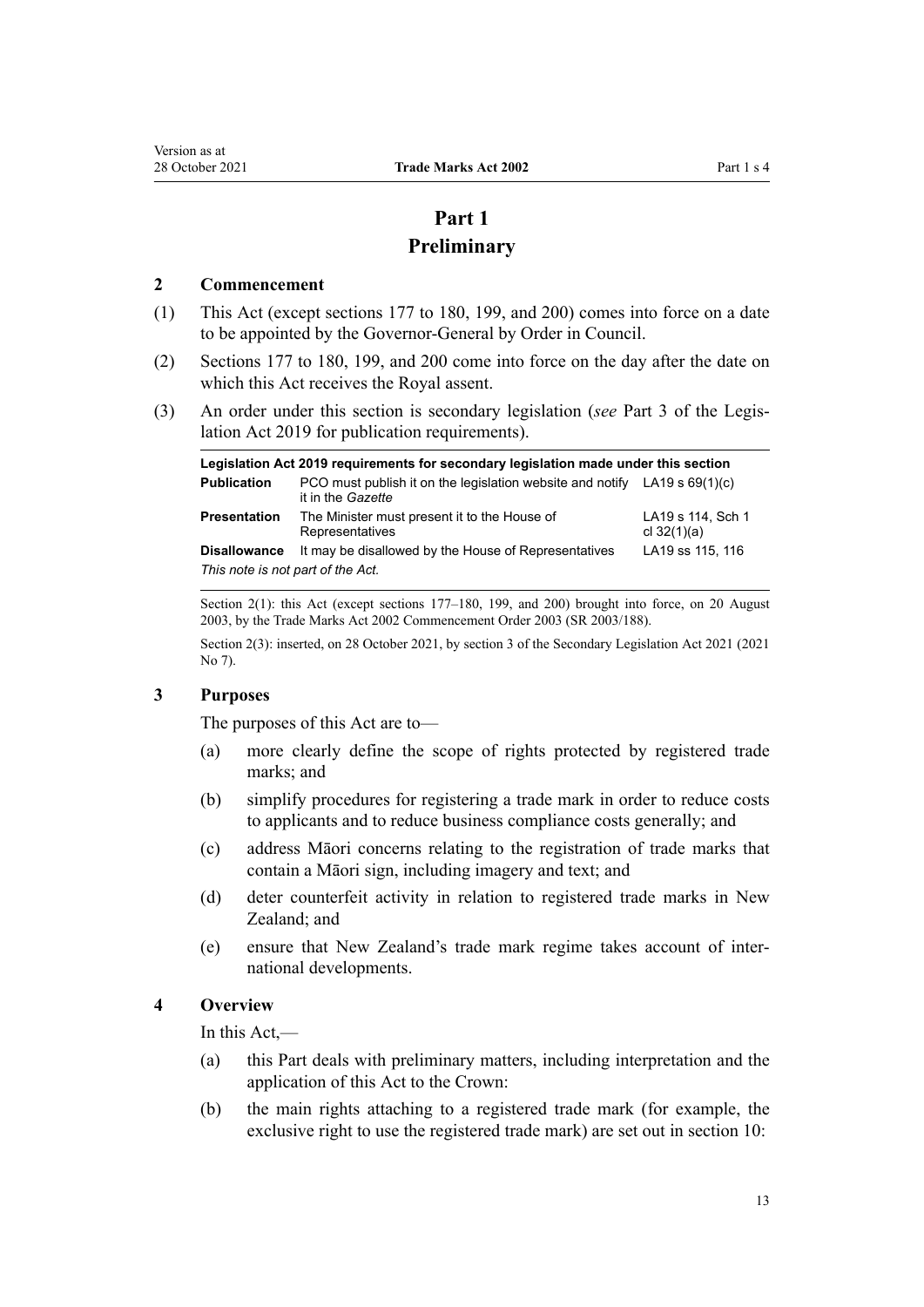# Part 1
# Preliminary

### 2 Commencement

(1) This Act (except sections 177 to 180, 199, and 200) comes into force on a date to be appointed by the Governor-General by Order in Council.

(2) Sections 177 to 180, 199, and 200 come into force on the day after the date on which this Act receives the Royal assent.

(3) An order under this section is secondary legislation (*see* Part 3 of the Legislation Act 2019 for publication requirements).

| Legislation Act 2019 requirements for secondary legislation made under this section | | |
|---|---|---|
| **Publication** | PCO must publish it on the legislation website and notify it in the *Gazette* | LA19 s 69(1)(c) |
| **Presentation** | The Minister must present it to the House of Representatives | LA19 s 114, Sch 1 cl 32(1)(a) |
| **Disallowance** | It may be disallowed by the House of Representatives | LA19 ss 115, 116 |
| *This note is not part of the Act.* | | |

Section 2(1): this Act (except sections 177–180, 199, and 200) brought into force, on 20 August 2003, by the Trade Marks Act 2002 Commencement Order 2003 (SR 2003/188).

Section 2(3): inserted, on 28 October 2021, by section 3 of the Secondary Legislation Act 2021 (2021 No 7).

### 3 Purposes

The purposes of this Act are to—

(a) more clearly define the scope of rights protected by registered trade marks; and

(b) simplify procedures for registering a trade mark in order to reduce costs to applicants and to reduce business compliance costs generally; and

(c) address Māori concerns relating to the registration of trade marks that contain a Māori sign, including imagery and text; and

(d) deter counterfeit activity in relation to registered trade marks in New Zealand; and

(e) ensure that New Zealand's trade mark regime takes account of international developments.

### 4 Overview

In this Act,—

(a) this Part deals with preliminary matters, including interpretation and the application of this Act to the Crown:

(b) the main rights attaching to a registered trade mark (for example, the exclusive right to use the registered trade mark) are set out in section 10: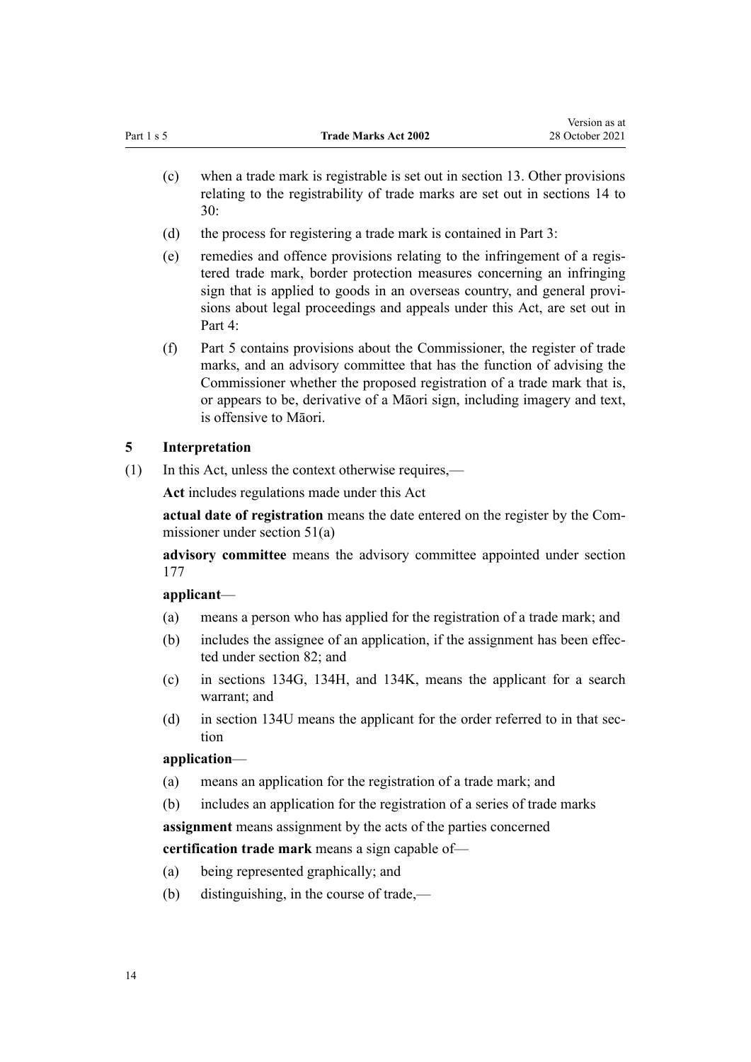(c) when a trade mark is registrable is set out in section 13. Other provisions relating to the registrability of trade marks are set out in sections 14 to 30:

(d) the process for registering a trade mark is contained in Part 3:

(e) remedies and offence provisions relating to the infringement of a registered trade mark, border protection measures concerning an infringing sign that is applied to goods in an overseas country, and general provisions about legal proceedings and appeals under this Act, are set out in Part 4:

(f) Part 5 contains provisions about the Commissioner, the register of trade marks, and an advisory committee that has the function of advising the Commissioner whether the proposed registration of a trade mark that is, or appears to be, derivative of a Māori sign, including imagery and text, is offensive to Māori.

### 5 Interpretation

(1) In this Act, unless the context otherwise requires,—

**Act** includes regulations made under this Act

**actual date of registration** means the date entered on the register by the Commissioner under section 51(a)

**advisory committee** means the advisory committee appointed under section 177

**applicant**—

(a) means a person who has applied for the registration of a trade mark; and

(b) includes the assignee of an application, if the assignment has been effected under section 82; and

(c) in sections 134G, 134H, and 134K, means the applicant for a search warrant; and

(d) in section 134U means the applicant for the order referred to in that section

**application**—

(a) means an application for the registration of a trade mark; and

(b) includes an application for the registration of a series of trade marks

**assignment** means assignment by the acts of the parties concerned

**certification trade mark** means a sign capable of—

(a) being represented graphically; and

(b) distinguishing, in the course of trade,—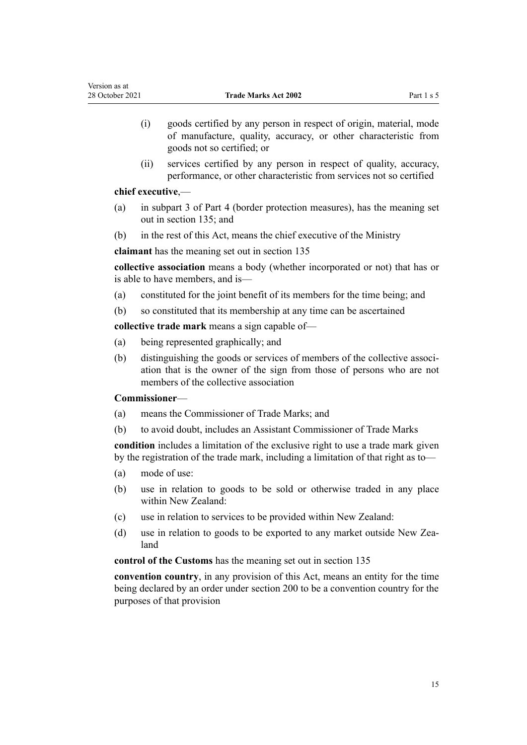(i) goods certified by any person in respect of origin, material, mode of manufacture, quality, accuracy, or other characteristic from goods not so certified; or

(ii) services certified by any person in respect of quality, accuracy, performance, or other characteristic from services not so certified

**chief executive**,—

(a) in subpart 3 of Part 4 (border protection measures), has the meaning set out in section 135; and

(b) in the rest of this Act, means the chief executive of the Ministry

**claimant** has the meaning set out in section 135

**collective association** means a body (whether incorporated or not) that has or is able to have members, and is—

(a) constituted for the joint benefit of its members for the time being; and

(b) so constituted that its membership at any time can be ascertained

**collective trade mark** means a sign capable of—

(a) being represented graphically; and

(b) distinguishing the goods or services of members of the collective association that is the owner of the sign from those of persons who are not members of the collective association

**Commissioner**—

(a) means the Commissioner of Trade Marks; and

(b) to avoid doubt, includes an Assistant Commissioner of Trade Marks

**condition** includes a limitation of the exclusive right to use a trade mark given by the registration of the trade mark, including a limitation of that right as to—

(a) mode of use:

(b) use in relation to goods to be sold or otherwise traded in any place within New Zealand:

(c) use in relation to services to be provided within New Zealand:

(d) use in relation to goods to be exported to any market outside New Zealand

**control of the Customs** has the meaning set out in section 135

**convention country**, in any provision of this Act, means an entity for the time being declared by an order under section 200 to be a convention country for the purposes of that provision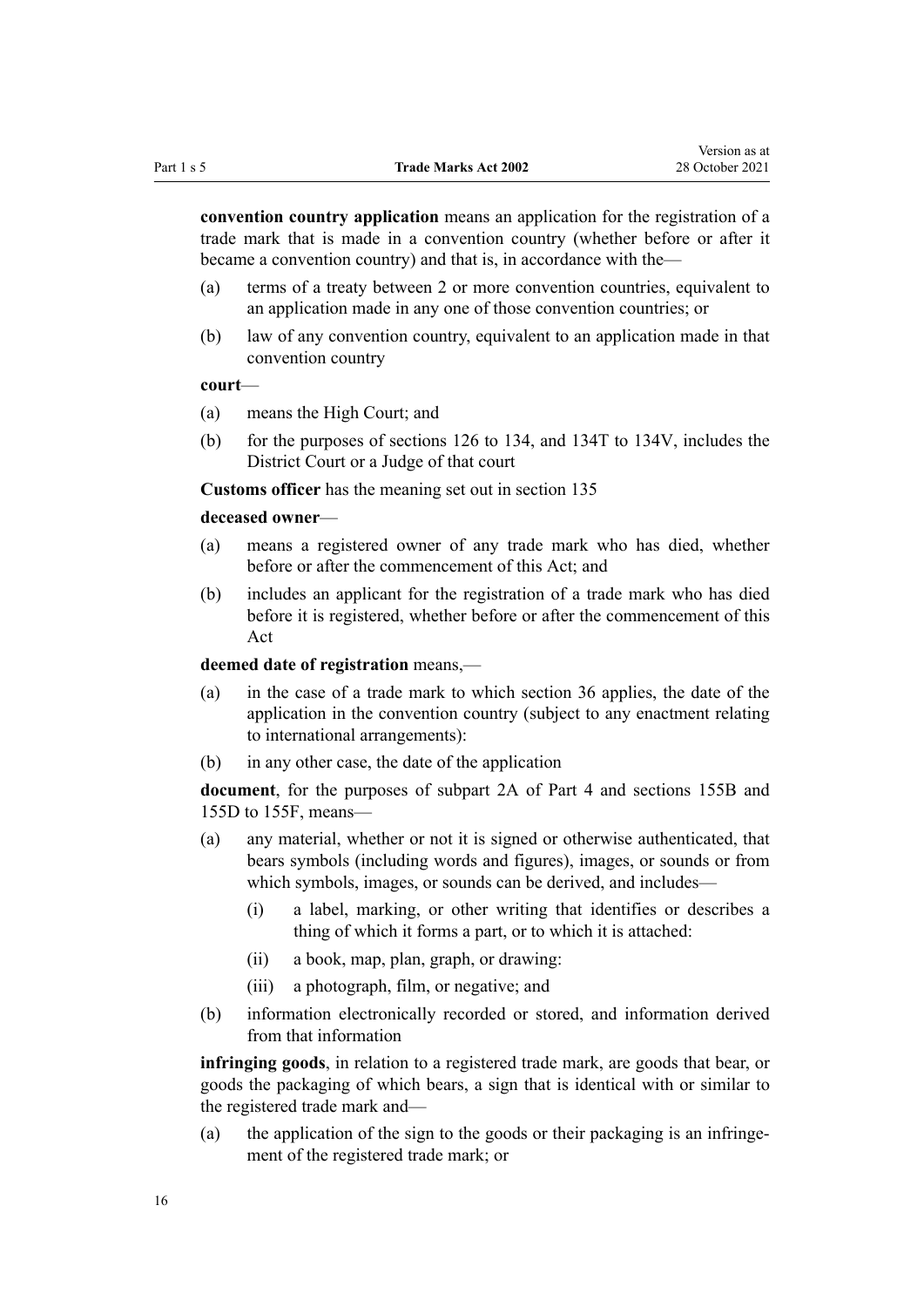**convention country application** means an application for the registration of a trade mark that is made in a convention country (whether before or after it became a convention country) and that is, in accordance with the—

(a) terms of a treaty between 2 or more convention countries, equivalent to an application made in any one of those convention countries; or

(b) law of any convention country, equivalent to an application made in that convention country

**court**—

(a) means the High Court; and

(b) for the purposes of sections 126 to 134, and 134T to 134V, includes the District Court or a Judge of that court

**Customs officer** has the meaning set out in section 135

**deceased owner**—

(a) means a registered owner of any trade mark who has died, whether before or after the commencement of this Act; and

(b) includes an applicant for the registration of a trade mark who has died before it is registered, whether before or after the commencement of this Act

**deemed date of registration** means,—

(a) in the case of a trade mark to which section 36 applies, the date of the application in the convention country (subject to any enactment relating to international arrangements):

(b) in any other case, the date of the application

**document**, for the purposes of subpart 2A of Part 4 and sections 155B and 155D to 155F, means—

(a) any material, whether or not it is signed or otherwise authenticated, that bears symbols (including words and figures), images, or sounds or from which symbols, images, or sounds can be derived, and includes—

  (i) a label, marking, or other writing that identifies or describes a thing of which it forms a part, or to which it is attached:

  (ii) a book, map, plan, graph, or drawing:

  (iii) a photograph, film, or negative; and

(b) information electronically recorded or stored, and information derived from that information

**infringing goods**, in relation to a registered trade mark, are goods that bear, or goods the packaging of which bears, a sign that is identical with or similar to the registered trade mark and—

(a) the application of the sign to the goods or their packaging is an infringement of the registered trade mark; or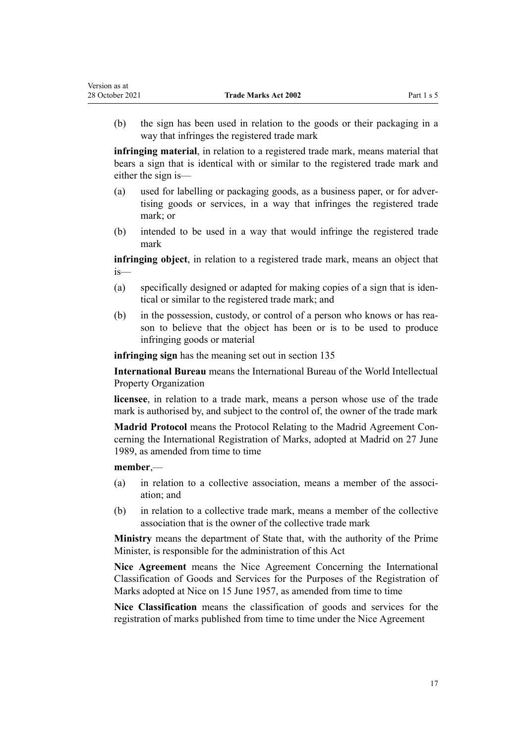(b) the sign has been used in relation to the goods or their packaging in a way that infringes the registered trade mark

**infringing material**, in relation to a registered trade mark, means material that bears a sign that is identical with or similar to the registered trade mark and either the sign is—

(a) used for labelling or packaging goods, as a business paper, or for advertising goods or services, in a way that infringes the registered trade mark; or

(b) intended to be used in a way that would infringe the registered trade mark

**infringing object**, in relation to a registered trade mark, means an object that is—

(a) specifically designed or adapted for making copies of a sign that is identical or similar to the registered trade mark; and

(b) in the possession, custody, or control of a person who knows or has reason to believe that the object has been or is to be used to produce infringing goods or material

**infringing sign** has the meaning set out in section 135

**International Bureau** means the International Bureau of the World Intellectual Property Organization

**licensee**, in relation to a trade mark, means a person whose use of the trade mark is authorised by, and subject to the control of, the owner of the trade mark

**Madrid Protocol** means the Protocol Relating to the Madrid Agreement Concerning the International Registration of Marks, adopted at Madrid on 27 June 1989, as amended from time to time

**member**,—

(a) in relation to a collective association, means a member of the association; and

(b) in relation to a collective trade mark, means a member of the collective association that is the owner of the collective trade mark

**Ministry** means the department of State that, with the authority of the Prime Minister, is responsible for the administration of this Act

**Nice Agreement** means the Nice Agreement Concerning the International Classification of Goods and Services for the Purposes of the Registration of Marks adopted at Nice on 15 June 1957, as amended from time to time

**Nice Classification** means the classification of goods and services for the registration of marks published from time to time under the Nice Agreement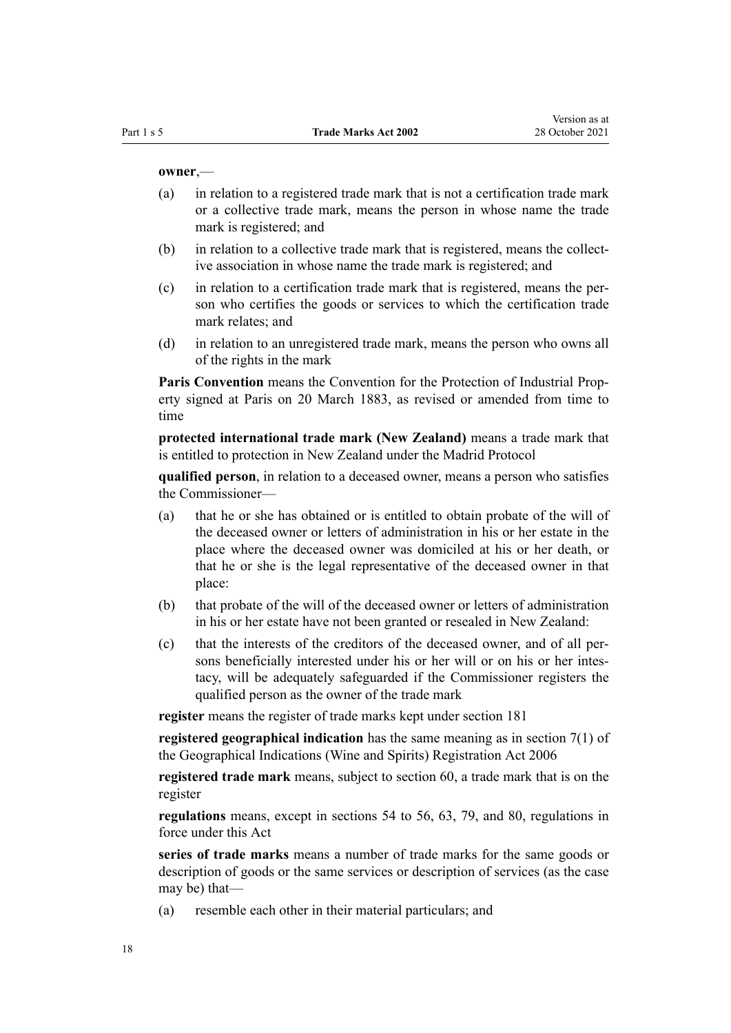**owner**,—

(a) in relation to a registered trade mark that is not a certification trade mark or a collective trade mark, means the person in whose name the trade mark is registered; and

(b) in relation to a collective trade mark that is registered, means the collective association in whose name the trade mark is registered; and

(c) in relation to a certification trade mark that is registered, means the person who certifies the goods or services to which the certification trade mark relates; and

(d) in relation to an unregistered trade mark, means the person who owns all of the rights in the mark

**Paris Convention** means the Convention for the Protection of Industrial Property signed at Paris on 20 March 1883, as revised or amended from time to time

**protected international trade mark (New Zealand)** means a trade mark that is entitled to protection in New Zealand under the Madrid Protocol

**qualified person**, in relation to a deceased owner, means a person who satisfies the Commissioner—

(a) that he or she has obtained or is entitled to obtain probate of the will of the deceased owner or letters of administration in his or her estate in the place where the deceased owner was domiciled at his or her death, or that he or she is the legal representative of the deceased owner in that place:

(b) that probate of the will of the deceased owner or letters of administration in his or her estate have not been granted or resealed in New Zealand:

(c) that the interests of the creditors of the deceased owner, and of all persons beneficially interested under his or her will or on his or her intestacy, will be adequately safeguarded if the Commissioner registers the qualified person as the owner of the trade mark

**register** means the register of trade marks kept under section 181

**registered geographical indication** has the same meaning as in section 7(1) of the Geographical Indications (Wine and Spirits) Registration Act 2006

**registered trade mark** means, subject to section 60, a trade mark that is on the register

**regulations** means, except in sections 54 to 56, 63, 79, and 80, regulations in force under this Act

**series of trade marks** means a number of trade marks for the same goods or description of goods or the same services or description of services (as the case may be) that—

(a) resemble each other in their material particulars; and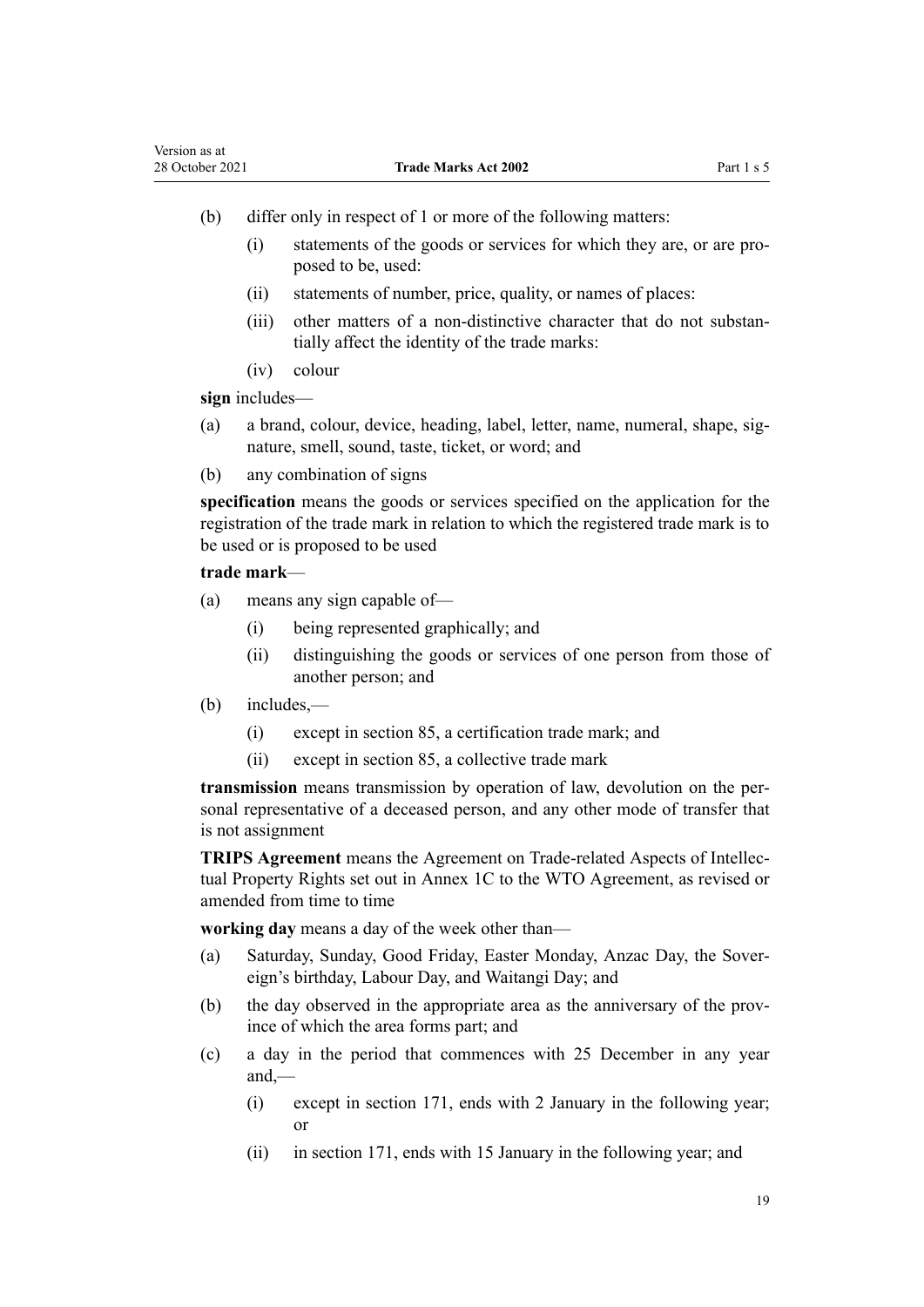(b) differ only in respect of 1 or more of the following matters:

  (i) statements of the goods or services for which they are, or are proposed to be, used:

  (ii) statements of number, price, quality, or names of places:

  (iii) other matters of a non-distinctive character that do not substantially affect the identity of the trade marks:

  (iv) colour

**sign** includes—

(a) a brand, colour, device, heading, label, letter, name, numeral, shape, signature, smell, sound, taste, ticket, or word; and

(b) any combination of signs

**specification** means the goods or services specified on the application for the registration of the trade mark in relation to which the registered trade mark is to be used or is proposed to be used

**trade mark**—

(a) means any sign capable of—

  (i) being represented graphically; and

  (ii) distinguishing the goods or services of one person from those of another person; and

(b) includes,—

  (i) except in section 85, a certification trade mark; and

  (ii) except in section 85, a collective trade mark

**transmission** means transmission by operation of law, devolution on the personal representative of a deceased person, and any other mode of transfer that is not assignment

**TRIPS Agreement** means the Agreement on Trade-related Aspects of Intellectual Property Rights set out in Annex 1C to the WTO Agreement, as revised or amended from time to time

**working day** means a day of the week other than—

(a) Saturday, Sunday, Good Friday, Easter Monday, Anzac Day, the Sovereign's birthday, Labour Day, and Waitangi Day; and

(b) the day observed in the appropriate area as the anniversary of the province of which the area forms part; and

(c) a day in the period that commences with 25 December in any year and,—

  (i) except in section 171, ends with 2 January in the following year; or

  (ii) in section 171, ends with 15 January in the following year; and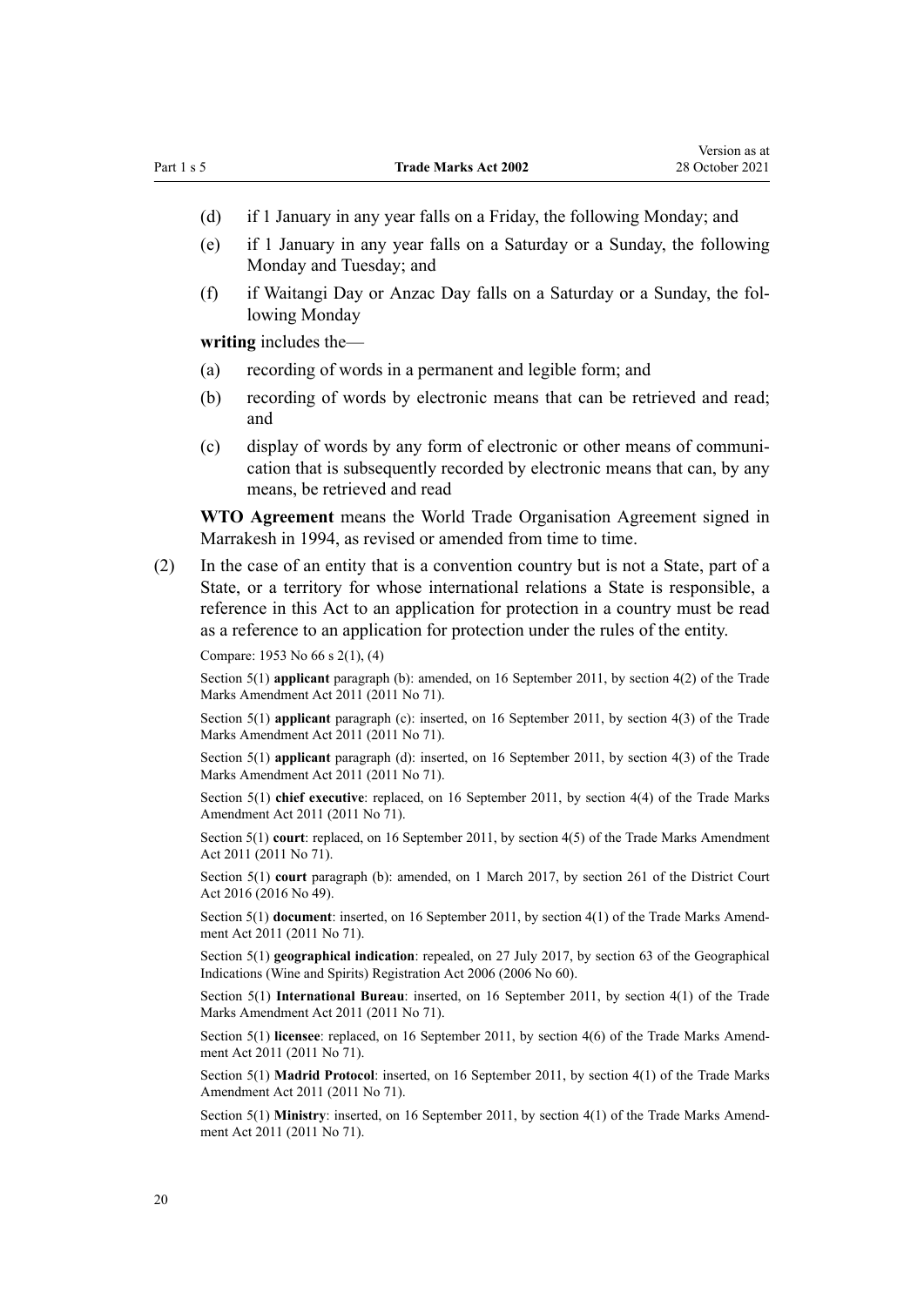(d) if 1 January in any year falls on a Friday, the following Monday; and

(e) if 1 January in any year falls on a Saturday or a Sunday, the following Monday and Tuesday; and

(f) if Waitangi Day or Anzac Day falls on a Saturday or a Sunday, the following Monday

**writing** includes the—

(a) recording of words in a permanent and legible form; and

(b) recording of words by electronic means that can be retrieved and read; and

(c) display of words by any form of electronic or other means of communication that is subsequently recorded by electronic means that can, by any means, be retrieved and read

**WTO Agreement** means the World Trade Organisation Agreement signed in Marrakesh in 1994, as revised or amended from time to time.

(2) In the case of an entity that is a convention country but is not a State, part of a State, or a territory for whose international relations a State is responsible, a reference in this Act to an application for protection in a country must be read as a reference to an application for protection under the rules of the entity.

Compare: 1953 No 66 s 2(1), (4)

Section 5(1) **applicant** paragraph (b): amended, on 16 September 2011, by section 4(2) of the Trade Marks Amendment Act 2011 (2011 No 71).

Section 5(1) **applicant** paragraph (c): inserted, on 16 September 2011, by section 4(3) of the Trade Marks Amendment Act 2011 (2011 No 71).

Section 5(1) **applicant** paragraph (d): inserted, on 16 September 2011, by section 4(3) of the Trade Marks Amendment Act 2011 (2011 No 71).

Section 5(1) **chief executive**: replaced, on 16 September 2011, by section 4(4) of the Trade Marks Amendment Act 2011 (2011 No 71).

Section 5(1) **court**: replaced, on 16 September 2011, by section 4(5) of the Trade Marks Amendment Act 2011 (2011 No 71).

Section 5(1) **court** paragraph (b): amended, on 1 March 2017, by section 261 of the District Court Act 2016 (2016 No 49).

Section 5(1) **document**: inserted, on 16 September 2011, by section 4(1) of the Trade Marks Amendment Act 2011 (2011 No 71).

Section 5(1) **geographical indication**: repealed, on 27 July 2017, by section 63 of the Geographical Indications (Wine and Spirits) Registration Act 2006 (2006 No 60).

Section 5(1) **International Bureau**: inserted, on 16 September 2011, by section 4(1) of the Trade Marks Amendment Act 2011 (2011 No 71).

Section 5(1) **licensee**: replaced, on 16 September 2011, by section 4(6) of the Trade Marks Amendment Act 2011 (2011 No 71).

Section 5(1) **Madrid Protocol**: inserted, on 16 September 2011, by section 4(1) of the Trade Marks Amendment Act 2011 (2011 No 71).

Section 5(1) **Ministry**: inserted, on 16 September 2011, by section 4(1) of the Trade Marks Amendment Act 2011 (2011 No 71).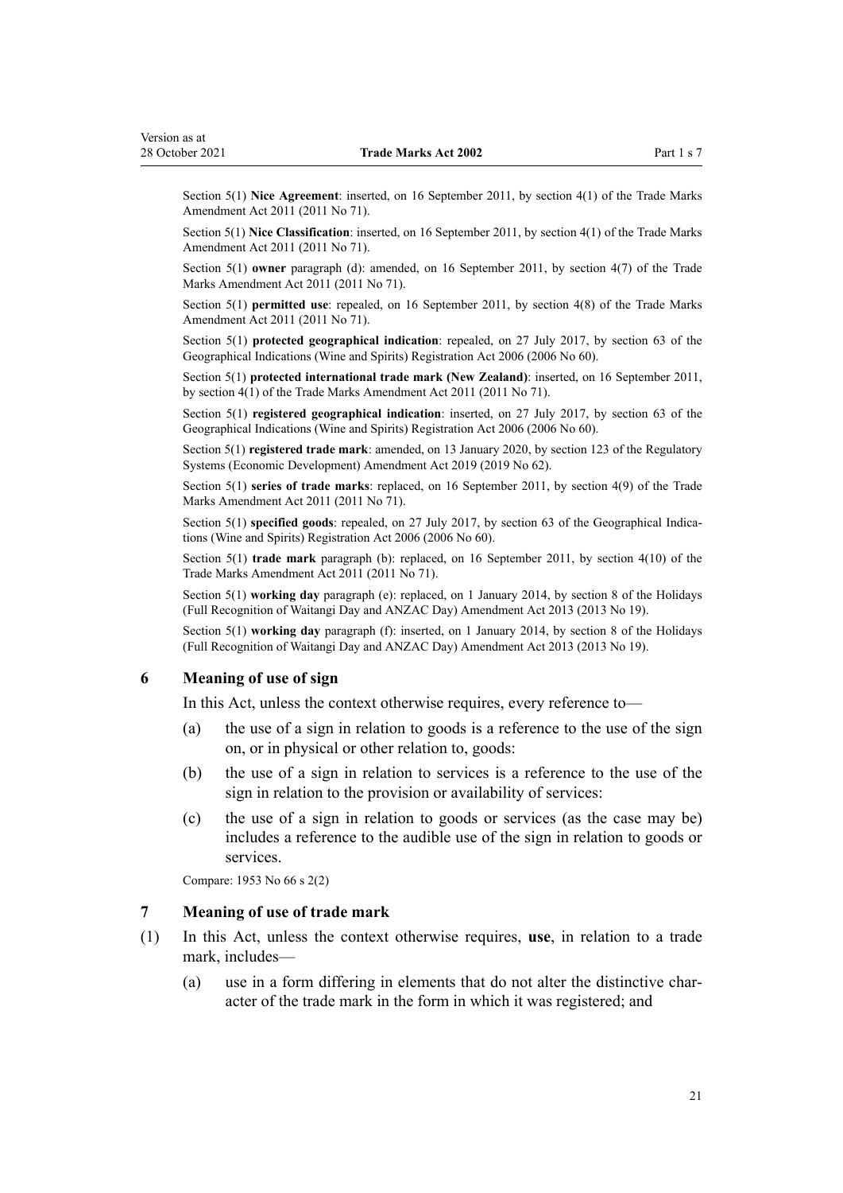Section 5(1) **Nice Agreement**: inserted, on 16 September 2011, by section 4(1) of the Trade Marks Amendment Act 2011 (2011 No 71).

Section 5(1) **Nice Classification**: inserted, on 16 September 2011, by section 4(1) of the Trade Marks Amendment Act 2011 (2011 No 71).

Section 5(1) **owner** paragraph (d): amended, on 16 September 2011, by section 4(7) of the Trade Marks Amendment Act 2011 (2011 No 71).

Section 5(1) **permitted use**: repealed, on 16 September 2011, by section 4(8) of the Trade Marks Amendment Act 2011 (2011 No 71).

Section 5(1) **protected geographical indication**: repealed, on 27 July 2017, by section 63 of the Geographical Indications (Wine and Spirits) Registration Act 2006 (2006 No 60).

Section 5(1) **protected international trade mark (New Zealand)**: inserted, on 16 September 2011, by section 4(1) of the Trade Marks Amendment Act 2011 (2011 No 71).

Section 5(1) **registered geographical indication**: inserted, on 27 July 2017, by section 63 of the Geographical Indications (Wine and Spirits) Registration Act 2006 (2006 No 60).

Section 5(1) **registered trade mark**: amended, on 13 January 2020, by section 123 of the Regulatory Systems (Economic Development) Amendment Act 2019 (2019 No 62).

Section 5(1) **series of trade marks**: replaced, on 16 September 2011, by section 4(9) of the Trade Marks Amendment Act 2011 (2011 No 71).

Section 5(1) **specified goods**: repealed, on 27 July 2017, by section 63 of the Geographical Indications (Wine and Spirits) Registration Act 2006 (2006 No 60).

Section 5(1) **trade mark** paragraph (b): replaced, on 16 September 2011, by section 4(10) of the Trade Marks Amendment Act 2011 (2011 No 71).

Section 5(1) **working day** paragraph (e): replaced, on 1 January 2014, by section 8 of the Holidays (Full Recognition of Waitangi Day and ANZAC Day) Amendment Act 2013 (2013 No 19).

Section 5(1) **working day** paragraph (f): inserted, on 1 January 2014, by section 8 of the Holidays (Full Recognition of Waitangi Day and ANZAC Day) Amendment Act 2013 (2013 No 19).

### 6 Meaning of use of sign

In this Act, unless the context otherwise requires, every reference to—

(a) the use of a sign in relation to goods is a reference to the use of the sign on, or in physical or other relation to, goods:

(b) the use of a sign in relation to services is a reference to the use of the sign in relation to the provision or availability of services:

(c) the use of a sign in relation to goods or services (as the case may be) includes a reference to the audible use of the sign in relation to goods or services.

Compare: 1953 No 66 s 2(2)

### 7 Meaning of use of trade mark

(1) In this Act, unless the context otherwise requires, **use**, in relation to a trade mark, includes—

(a) use in a form differing in elements that do not alter the distinctive character of the trade mark in the form in which it was registered; and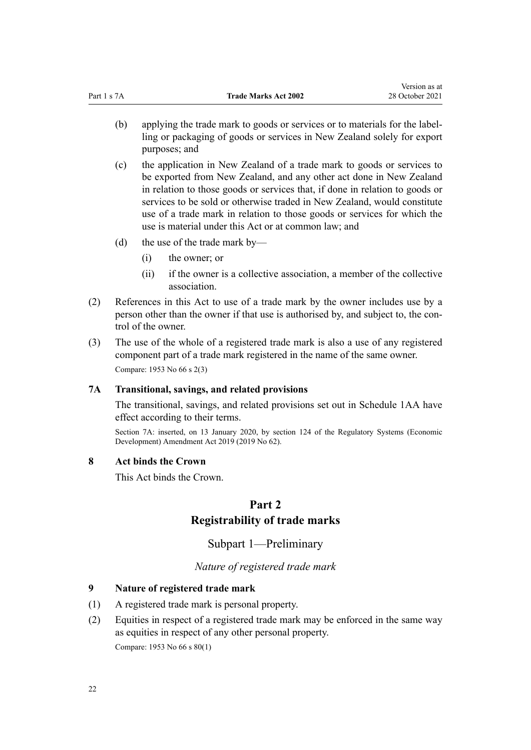(b) applying the trade mark to goods or services or to materials for the labelling or packaging of goods or services in New Zealand solely for export purposes; and

(c) the application in New Zealand of a trade mark to goods or services to be exported from New Zealand, and any other act done in New Zealand in relation to those goods or services that, if done in relation to goods or services to be sold or otherwise traded in New Zealand, would constitute use of a trade mark in relation to those goods or services for which the use is material under this Act or at common law; and

(d) the use of the trade mark by—

(i) the owner; or

(ii) if the owner is a collective association, a member of the collective association.

(2) References in this Act to use of a trade mark by the owner includes use by a person other than the owner if that use is authorised by, and subject to, the control of the owner.

(3) The use of the whole of a registered trade mark is also a use of any registered component part of a trade mark registered in the name of the same owner.

Compare: 1953 No 66 s 2(3)

### 7A Transitional, savings, and related provisions

The transitional, savings, and related provisions set out in Schedule 1AA have effect according to their terms.

Section 7A: inserted, on 13 January 2020, by section 124 of the Regulatory Systems (Economic Development) Amendment Act 2019 (2019 No 62).

### 8 Act binds the Crown

This Act binds the Crown.

# Part 2
# Registrability of trade marks

## Subpart 1—Preliminary

*Nature of registered trade mark*

### 9 Nature of registered trade mark

(1) A registered trade mark is personal property.

(2) Equities in respect of a registered trade mark may be enforced in the same way as equities in respect of any other personal property.

Compare: 1953 No 66 s 80(1)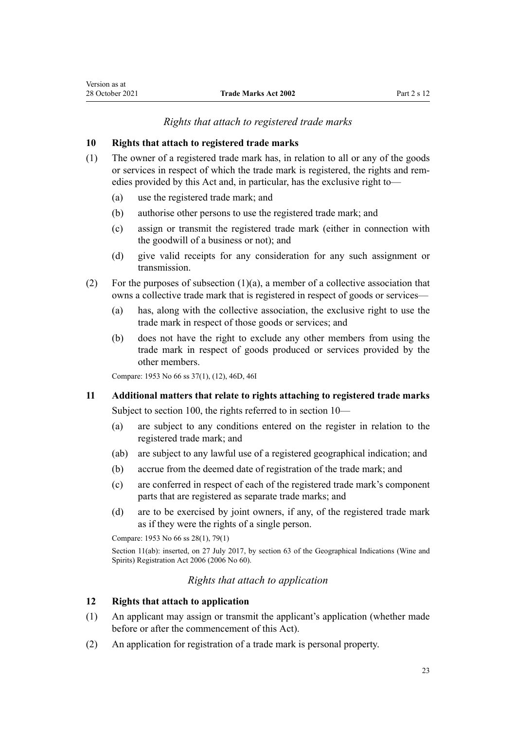*Rights that attach to registered trade marks*

### 10 Rights that attach to registered trade marks

(1) The owner of a registered trade mark has, in relation to all or any of the goods or services in respect of which the trade mark is registered, the rights and remedies provided by this Act and, in particular, has the exclusive right to—

(a) use the registered trade mark; and

(b) authorise other persons to use the registered trade mark; and

(c) assign or transmit the registered trade mark (either in connection with the goodwill of a business or not); and

(d) give valid receipts for any consideration for any such assignment or transmission.

(2) For the purposes of subsection (1)(a), a member of a collective association that owns a collective trade mark that is registered in respect of goods or services—

(a) has, along with the collective association, the exclusive right to use the trade mark in respect of those goods or services; and

(b) does not have the right to exclude any other members from using the trade mark in respect of goods produced or services provided by the other members.

Compare: 1953 No 66 ss 37(1), (12), 46D, 46I

### 11 Additional matters that relate to rights attaching to registered trade marks

Subject to section 100, the rights referred to in section 10—

(a) are subject to any conditions entered on the register in relation to the registered trade mark; and

(ab) are subject to any lawful use of a registered geographical indication; and

(b) accrue from the deemed date of registration of the trade mark; and

(c) are conferred in respect of each of the registered trade mark's component parts that are registered as separate trade marks; and

(d) are to be exercised by joint owners, if any, of the registered trade mark as if they were the rights of a single person.

Compare: 1953 No 66 ss 28(1), 79(1)

Section 11(ab): inserted, on 27 July 2017, by section 63 of the Geographical Indications (Wine and Spirits) Registration Act 2006 (2006 No 60).

*Rights that attach to application*

### 12 Rights that attach to application

(1) An applicant may assign or transmit the applicant's application (whether made before or after the commencement of this Act).

(2) An application for registration of a trade mark is personal property.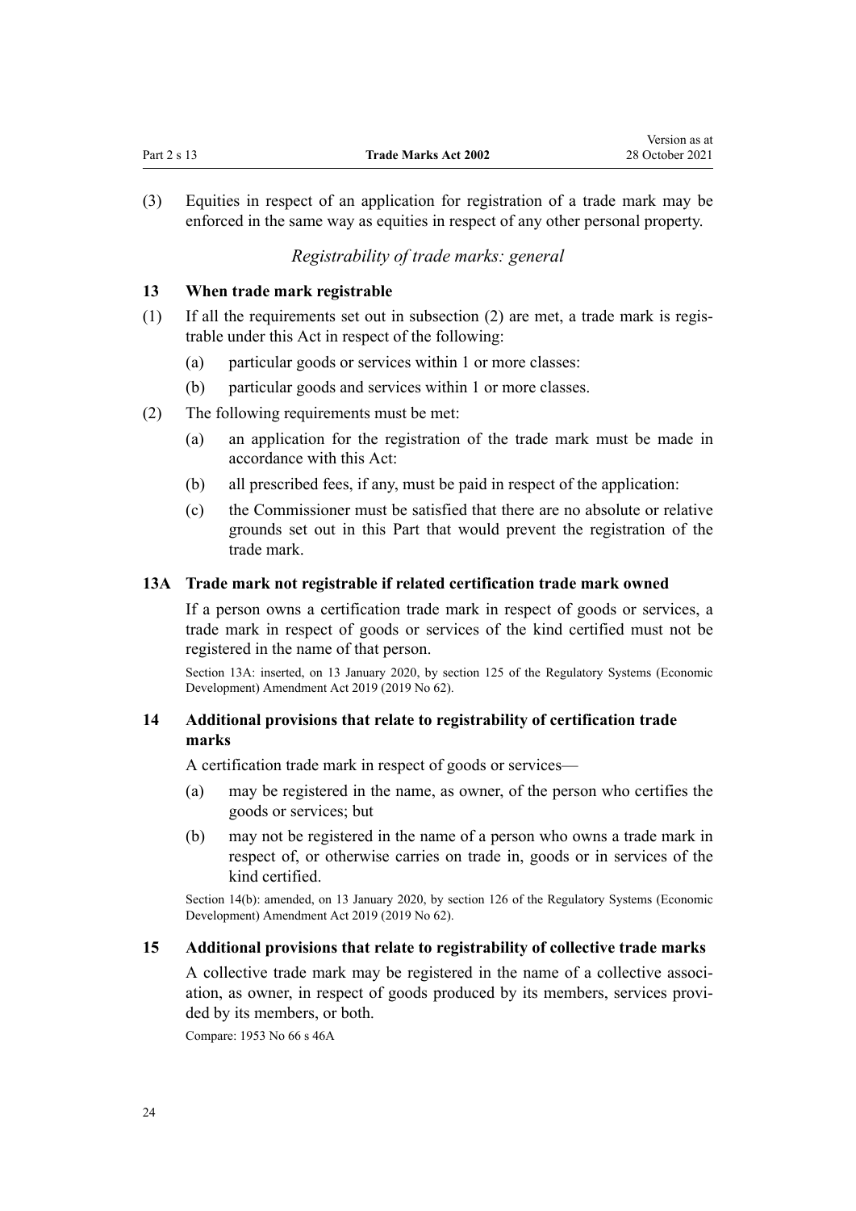(3) Equities in respect of an application for registration of a trade mark may be enforced in the same way as equities in respect of any other personal property.

*Registrability of trade marks: general*

### 13 When trade mark registrable

(1) If all the requirements set out in subsection (2) are met, a trade mark is registrable under this Act in respect of the following:

- (a) particular goods or services within 1 or more classes:
- (b) particular goods and services within 1 or more classes.

(2) The following requirements must be met:

- (a) an application for the registration of the trade mark must be made in accordance with this Act:
- (b) all prescribed fees, if any, must be paid in respect of the application:
- (c) the Commissioner must be satisfied that there are no absolute or relative grounds set out in this Part that would prevent the registration of the trade mark.

### 13A Trade mark not registrable if related certification trade mark owned

If a person owns a certification trade mark in respect of goods or services, a trade mark in respect of goods or services of the kind certified must not be registered in the name of that person.

Section 13A: inserted, on 13 January 2020, by section 125 of the Regulatory Systems (Economic Development) Amendment Act 2019 (2019 No 62).

### 14 Additional provisions that relate to registrability of certification trade marks

A certification trade mark in respect of goods or services—

- (a) may be registered in the name, as owner, of the person who certifies the goods or services; but
- (b) may not be registered in the name of a person who owns a trade mark in respect of, or otherwise carries on trade in, goods or in services of the kind certified.

Section 14(b): amended, on 13 January 2020, by section 126 of the Regulatory Systems (Economic Development) Amendment Act 2019 (2019 No 62).

### 15 Additional provisions that relate to registrability of collective trade marks

A collective trade mark may be registered in the name of a collective association, as owner, in respect of goods produced by its members, services provided by its members, or both.

Compare: 1953 No 66 s 46A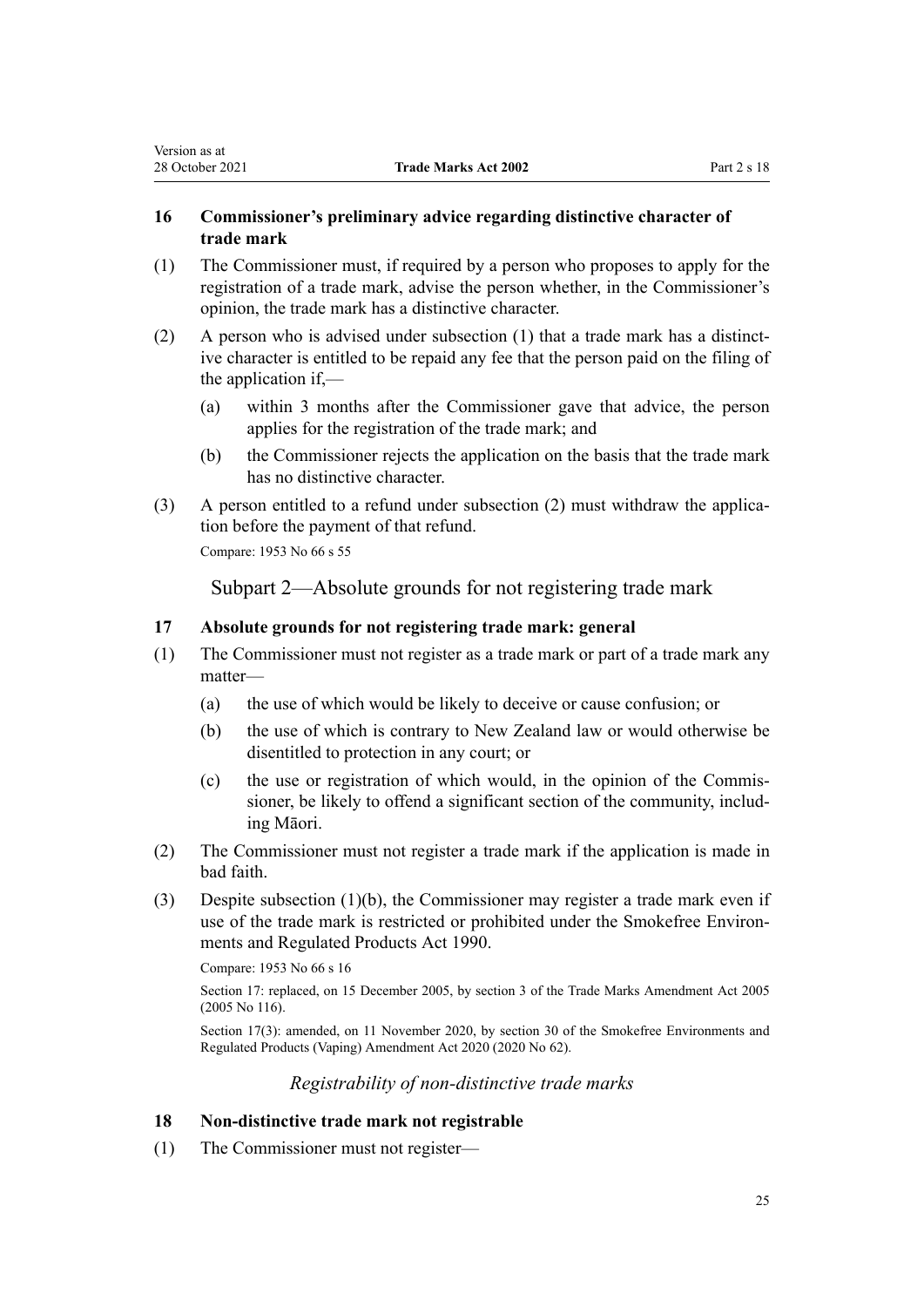### 16 Commissioner's preliminary advice regarding distinctive character of trade mark

(1) The Commissioner must, if required by a person who proposes to apply for the registration of a trade mark, advise the person whether, in the Commissioner's opinion, the trade mark has a distinctive character.

(2) A person who is advised under subsection (1) that a trade mark has a distinctive character is entitled to be repaid any fee that the person paid on the filing of the application if,—

(a) within 3 months after the Commissioner gave that advice, the person applies for the registration of the trade mark; and

(b) the Commissioner rejects the application on the basis that the trade mark has no distinctive character.

(3) A person entitled to a refund under subsection (2) must withdraw the application before the payment of that refund.

Compare: 1953 No 66 s 55

## Subpart 2—Absolute grounds for not registering trade mark

### 17 Absolute grounds for not registering trade mark: general

(1) The Commissioner must not register as a trade mark or part of a trade mark any matter—

(a) the use of which would be likely to deceive or cause confusion; or

(b) the use of which is contrary to New Zealand law or would otherwise be disentitled to protection in any court; or

(c) the use or registration of which would, in the opinion of the Commissioner, be likely to offend a significant section of the community, including Māori.

(2) The Commissioner must not register a trade mark if the application is made in bad faith.

(3) Despite subsection (1)(b), the Commissioner may register a trade mark even if use of the trade mark is restricted or prohibited under the Smokefree Environments and Regulated Products Act 1990.

Compare: 1953 No 66 s 16

Section 17: replaced, on 15 December 2005, by section 3 of the Trade Marks Amendment Act 2005 (2005 No 116).

Section 17(3): amended, on 11 November 2020, by section 30 of the Smokefree Environments and Regulated Products (Vaping) Amendment Act 2020 (2020 No 62).

*Registrability of non-distinctive trade marks*

### 18 Non-distinctive trade mark not registrable

(1) The Commissioner must not register—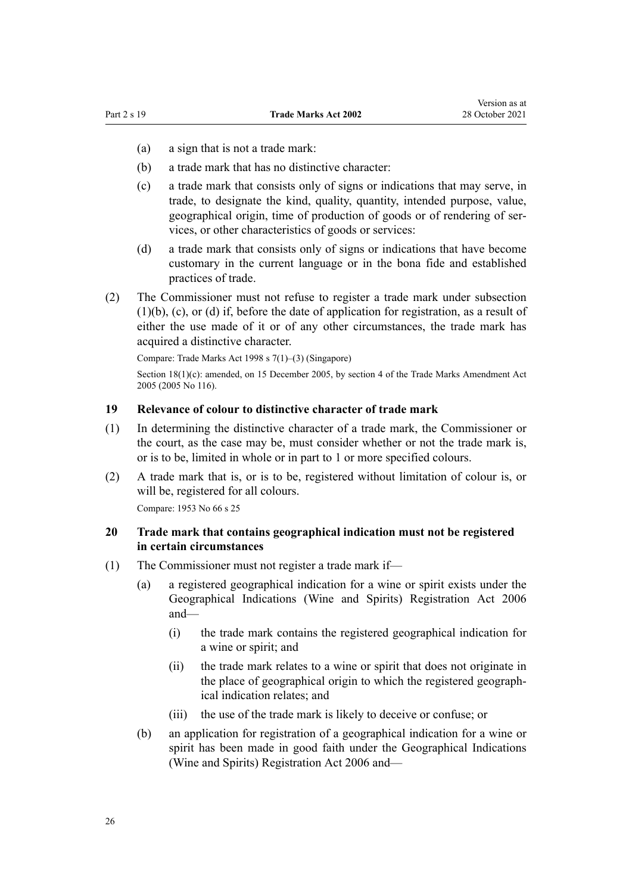(a) a sign that is not a trade mark:

(b) a trade mark that has no distinctive character:

(c) a trade mark that consists only of signs or indications that may serve, in trade, to designate the kind, quality, quantity, intended purpose, value, geographical origin, time of production of goods or of rendering of services, or other characteristics of goods or services:

(d) a trade mark that consists only of signs or indications that have become customary in the current language or in the bona fide and established practices of trade.

(2) The Commissioner must not refuse to register a trade mark under subsection (1)(b), (c), or (d) if, before the date of application for registration, as a result of either the use made of it or of any other circumstances, the trade mark has acquired a distinctive character.

Compare: Trade Marks Act 1998 s 7(1)–(3) (Singapore)

Section 18(1)(c): amended, on 15 December 2005, by section 4 of the Trade Marks Amendment Act 2005 (2005 No 116).

### 19 Relevance of colour to distinctive character of trade mark

(1) In determining the distinctive character of a trade mark, the Commissioner or the court, as the case may be, must consider whether or not the trade mark is, or is to be, limited in whole or in part to 1 or more specified colours.

(2) A trade mark that is, or is to be, registered without limitation of colour is, or will be, registered for all colours.

Compare: 1953 No 66 s 25

### 20 Trade mark that contains geographical indication must not be registered in certain circumstances

(1) The Commissioner must not register a trade mark if—

(a) a registered geographical indication for a wine or spirit exists under the Geographical Indications (Wine and Spirits) Registration Act 2006 and—

(i) the trade mark contains the registered geographical indication for a wine or spirit; and

(ii) the trade mark relates to a wine or spirit that does not originate in the place of geographical origin to which the registered geographical indication relates; and

(iii) the use of the trade mark is likely to deceive or confuse; or

(b) an application for registration of a geographical indication for a wine or spirit has been made in good faith under the Geographical Indications (Wine and Spirits) Registration Act 2006 and—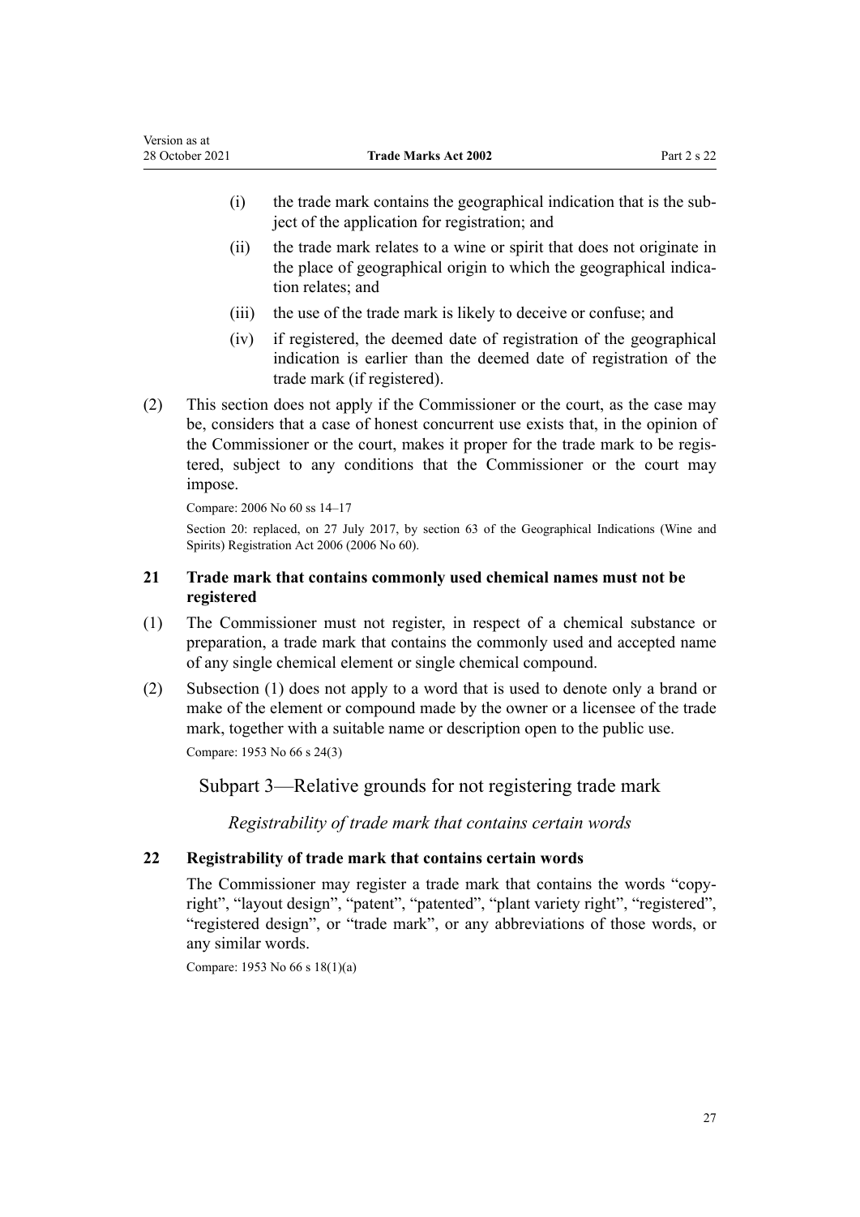(i) the trade mark contains the geographical indication that is the subject of the application for registration; and

(ii) the trade mark relates to a wine or spirit that does not originate in the place of geographical origin to which the geographical indication relates; and

(iii) the use of the trade mark is likely to deceive or confuse; and

(iv) if registered, the deemed date of registration of the geographical indication is earlier than the deemed date of registration of the trade mark (if registered).

(2) This section does not apply if the Commissioner or the court, as the case may be, considers that a case of honest concurrent use exists that, in the opinion of the Commissioner or the court, makes it proper for the trade mark to be registered, subject to any conditions that the Commissioner or the court may impose.

Compare: 2006 No 60 ss 14–17

Section 20: replaced, on 27 July 2017, by section 63 of the Geographical Indications (Wine and Spirits) Registration Act 2006 (2006 No 60).

### 21 Trade mark that contains commonly used chemical names must not be registered

(1) The Commissioner must not register, in respect of a chemical substance or preparation, a trade mark that contains the commonly used and accepted name of any single chemical element or single chemical compound.

(2) Subsection (1) does not apply to a word that is used to denote only a brand or make of the element or compound made by the owner or a licensee of the trade mark, together with a suitable name or description open to the public use.

Compare: 1953 No 66 s 24(3)

## Subpart 3—Relative grounds for not registering trade mark

*Registrability of trade mark that contains certain words*

### 22 Registrability of trade mark that contains certain words

The Commissioner may register a trade mark that contains the words "copyright", "layout design", "patent", "patented", "plant variety right", "registered", "registered design", or "trade mark", or any abbreviations of those words, or any similar words.

Compare: 1953 No 66 s 18(1)(a)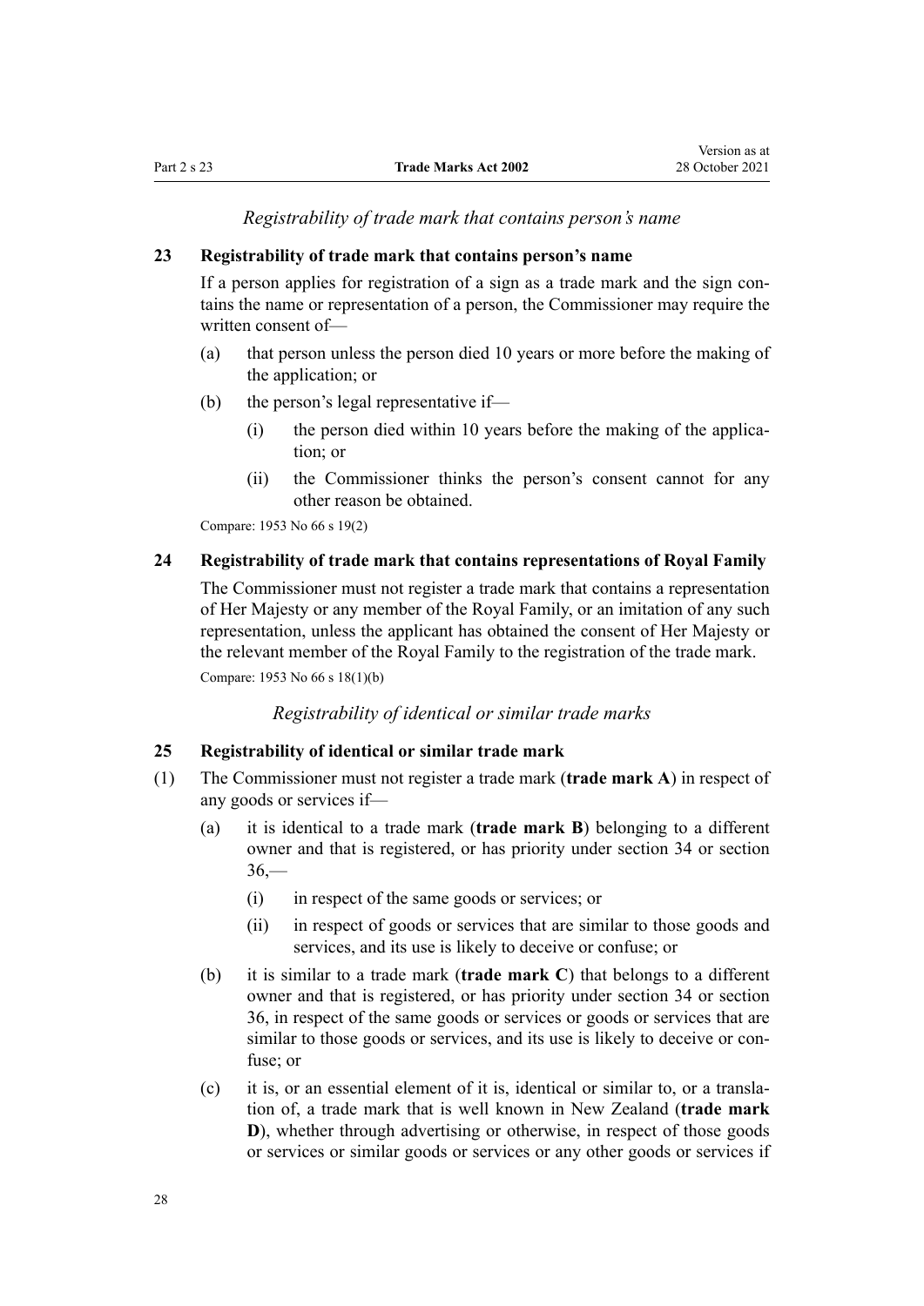*Registrability of trade mark that contains person's name*

### 23 Registrability of trade mark that contains person's name

If a person applies for registration of a sign as a trade mark and the sign contains the name or representation of a person, the Commissioner may require the written consent of—

- (a) that person unless the person died 10 years or more before the making of the application; or
- (b) the person's legal representative if—
  - (i) the person died within 10 years before the making of the application; or
  - (ii) the Commissioner thinks the person's consent cannot for any other reason be obtained.

Compare: 1953 No 66 s 19(2)

### 24 Registrability of trade mark that contains representations of Royal Family

The Commissioner must not register a trade mark that contains a representation of Her Majesty or any member of the Royal Family, or an imitation of any such representation, unless the applicant has obtained the consent of Her Majesty or the relevant member of the Royal Family to the registration of the trade mark.

Compare: 1953 No 66 s 18(1)(b)

*Registrability of identical or similar trade marks*

### 25 Registrability of identical or similar trade mark

(1) The Commissioner must not register a trade mark (**trade mark A**) in respect of any goods or services if—

- (a) it is identical to a trade mark (**trade mark B**) belonging to a different owner and that is registered, or has priority under section 34 or section 36,—
  - (i) in respect of the same goods or services; or
  - (ii) in respect of goods or services that are similar to those goods and services, and its use is likely to deceive or confuse; or
- (b) it is similar to a trade mark (**trade mark C**) that belongs to a different owner and that is registered, or has priority under section 34 or section 36, in respect of the same goods or services or goods or services that are similar to those goods or services, and its use is likely to deceive or confuse; or
- (c) it is, or an essential element of it is, identical or similar to, or a translation of, a trade mark that is well known in New Zealand (**trade mark D**), whether through advertising or otherwise, in respect of those goods or services or similar goods or services or any other goods or services if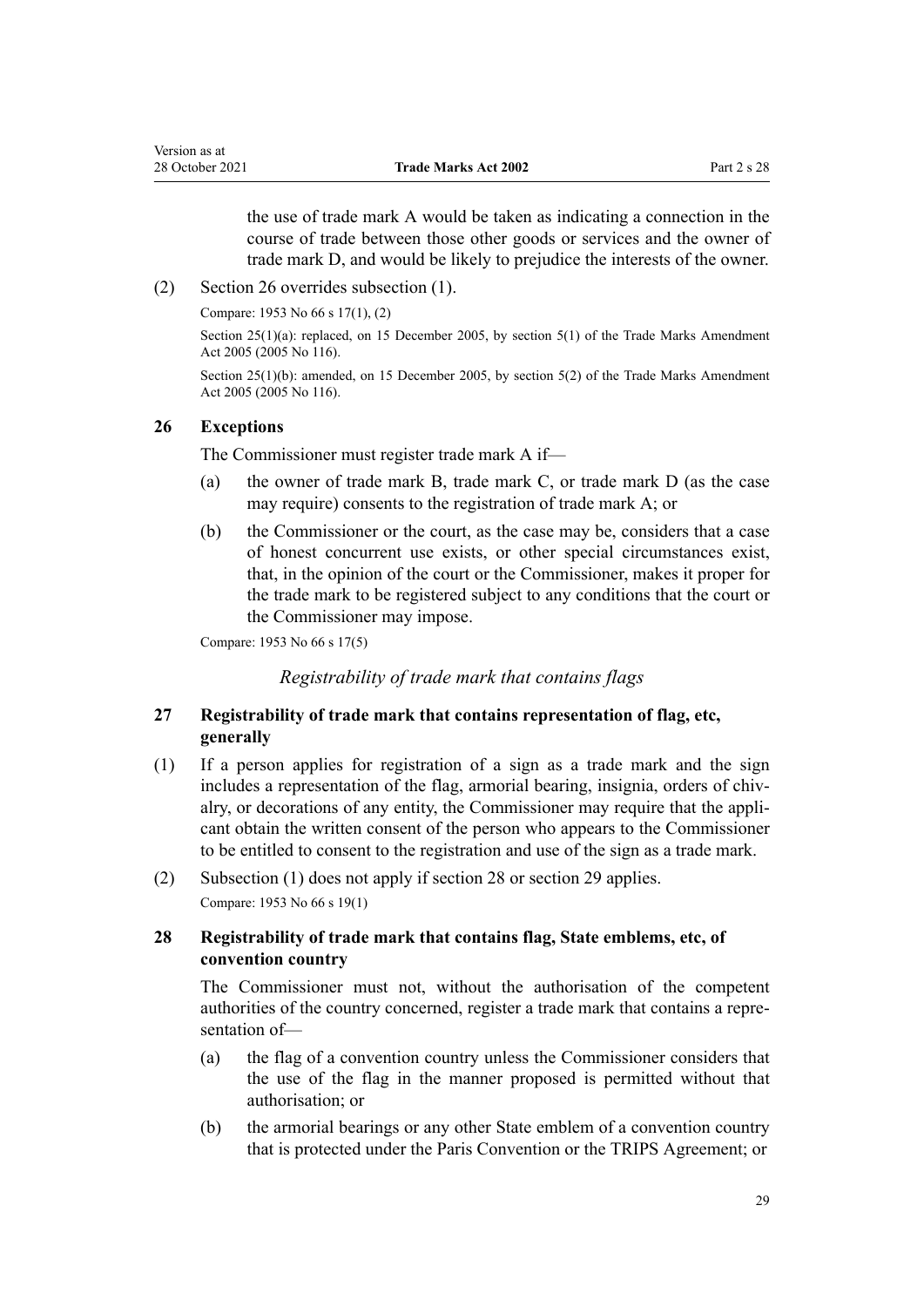the use of trade mark A would be taken as indicating a connection in the course of trade between those other goods or services and the owner of trade mark D, and would be likely to prejudice the interests of the owner.

(2) Section 26 overrides subsection (1).

Compare: 1953 No 66 s 17(1), (2)

Section 25(1)(a): replaced, on 15 December 2005, by section 5(1) of the Trade Marks Amendment Act 2005 (2005 No 116).

Section 25(1)(b): amended, on 15 December 2005, by section 5(2) of the Trade Marks Amendment Act 2005 (2005 No 116).

### 26 Exceptions

The Commissioner must register trade mark A if—

(a) the owner of trade mark B, trade mark C, or trade mark D (as the case may require) consents to the registration of trade mark A; or

(b) the Commissioner or the court, as the case may be, considers that a case of honest concurrent use exists, or other special circumstances exist, that, in the opinion of the court or the Commissioner, makes it proper for the trade mark to be registered subject to any conditions that the court or the Commissioner may impose.

Compare: 1953 No 66 s 17(5)

*Registrability of trade mark that contains flags*

### 27 Registrability of trade mark that contains representation of flag, etc, generally

(1) If a person applies for registration of a sign as a trade mark and the sign includes a representation of the flag, armorial bearing, insignia, orders of chivalry, or decorations of any entity, the Commissioner may require that the applicant obtain the written consent of the person who appears to the Commissioner to be entitled to consent to the registration and use of the sign as a trade mark.

(2) Subsection (1) does not apply if section 28 or section 29 applies.

Compare: 1953 No 66 s 19(1)

### 28 Registrability of trade mark that contains flag, State emblems, etc, of convention country

The Commissioner must not, without the authorisation of the competent authorities of the country concerned, register a trade mark that contains a representation of—

(a) the flag of a convention country unless the Commissioner considers that the use of the flag in the manner proposed is permitted without that authorisation; or

(b) the armorial bearings or any other State emblem of a convention country that is protected under the Paris Convention or the TRIPS Agreement; or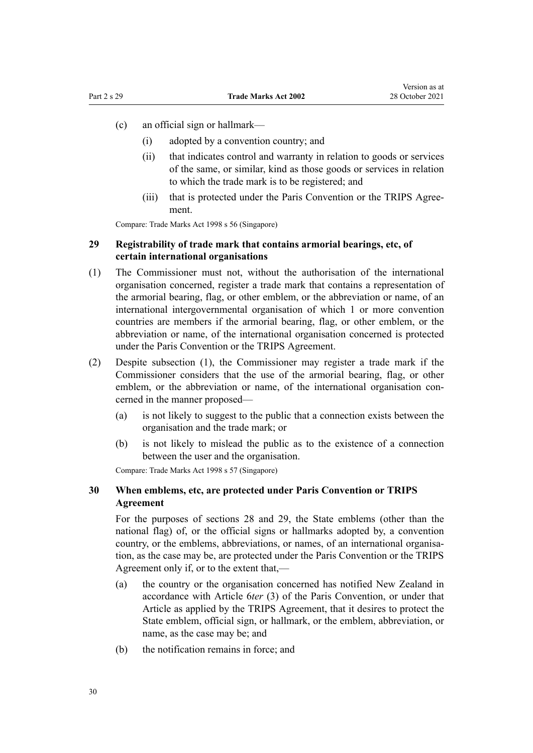(c) an official sign or hallmark—

  (i) adopted by a convention country; and

  (ii) that indicates control and warranty in relation to goods or services of the same, or similar, kind as those goods or services in relation to which the trade mark is to be registered; and

  (iii) that is protected under the Paris Convention or the TRIPS Agreement.

Compare: Trade Marks Act 1998 s 56 (Singapore)

### 29 Registrability of trade mark that contains armorial bearings, etc, of certain international organisations

(1) The Commissioner must not, without the authorisation of the international organisation concerned, register a trade mark that contains a representation of the armorial bearing, flag, or other emblem, or the abbreviation or name, of an international intergovernmental organisation of which 1 or more convention countries are members if the armorial bearing, flag, or other emblem, or the abbreviation or name, of the international organisation concerned is protected under the Paris Convention or the TRIPS Agreement.

(2) Despite subsection (1), the Commissioner may register a trade mark if the Commissioner considers that the use of the armorial bearing, flag, or other emblem, or the abbreviation or name, of the international organisation concerned in the manner proposed—

  (a) is not likely to suggest to the public that a connection exists between the organisation and the trade mark; or

  (b) is not likely to mislead the public as to the existence of a connection between the user and the organisation.

Compare: Trade Marks Act 1998 s 57 (Singapore)

### 30 When emblems, etc, are protected under Paris Convention or TRIPS Agreement

For the purposes of sections 28 and 29, the State emblems (other than the national flag) of, or the official signs or hallmarks adopted by, a convention country, or the emblems, abbreviations, or names, of an international organisation, as the case may be, are protected under the Paris Convention or the TRIPS Agreement only if, or to the extent that,—

  (a) the country or the organisation concerned has notified New Zealand in accordance with Article 6*ter* (3) of the Paris Convention, or under that Article as applied by the TRIPS Agreement, that it desires to protect the State emblem, official sign, or hallmark, or the emblem, abbreviation, or name, as the case may be; and

  (b) the notification remains in force; and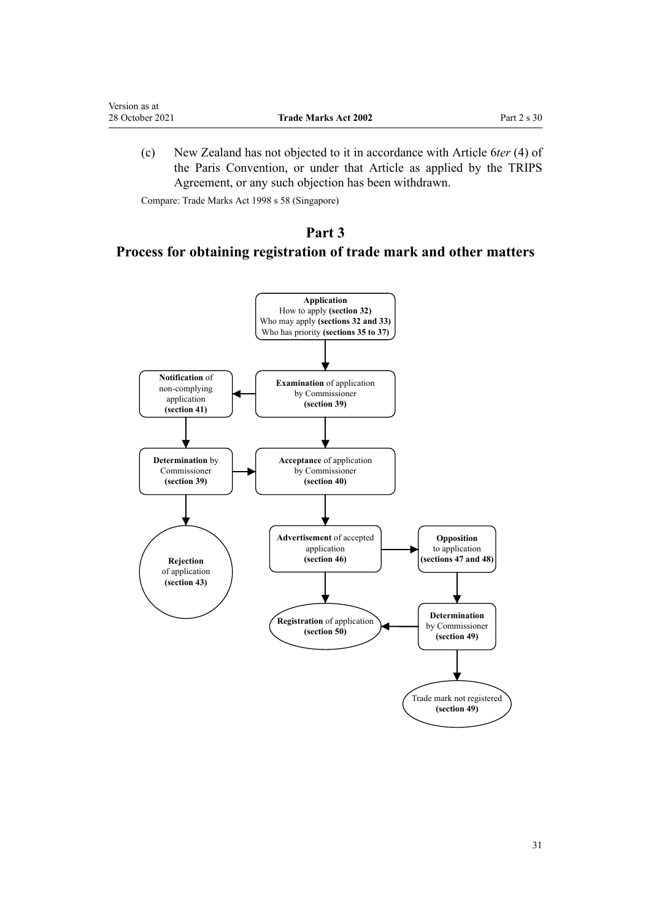(c) New Zealand has not objected to it in accordance with Article 6*ter* (4) of the Paris Convention, or under that Article as applied by the TRIPS Agreement, or any such objection has been withdrawn.

Compare: Trade Marks Act 1998 s 58 (Singapore)

# Part 3
# Process for obtaining registration of trade mark and other matters

**Application**
How to apply **(section 32)**
Who may apply **(sections 32 and 33)**
Who has priority **(sections 35 to 37)**

**Examination** of application by Commissioner **(section 39)**

**Notification** of non-complying application **(section 41)**

**Determination** by Commissioner **(section 39)**

**Acceptance** of application by Commissioner **(section 40)**

**Rejection** of application **(section 43)**

**Advertisement** of accepted application **(section 46)**

**Opposition** to application **(sections 47 and 48)**

**Registration** of application **(section 50)**

**Determination** by Commissioner **(section 49)**

Trade mark not registered **(section 49)**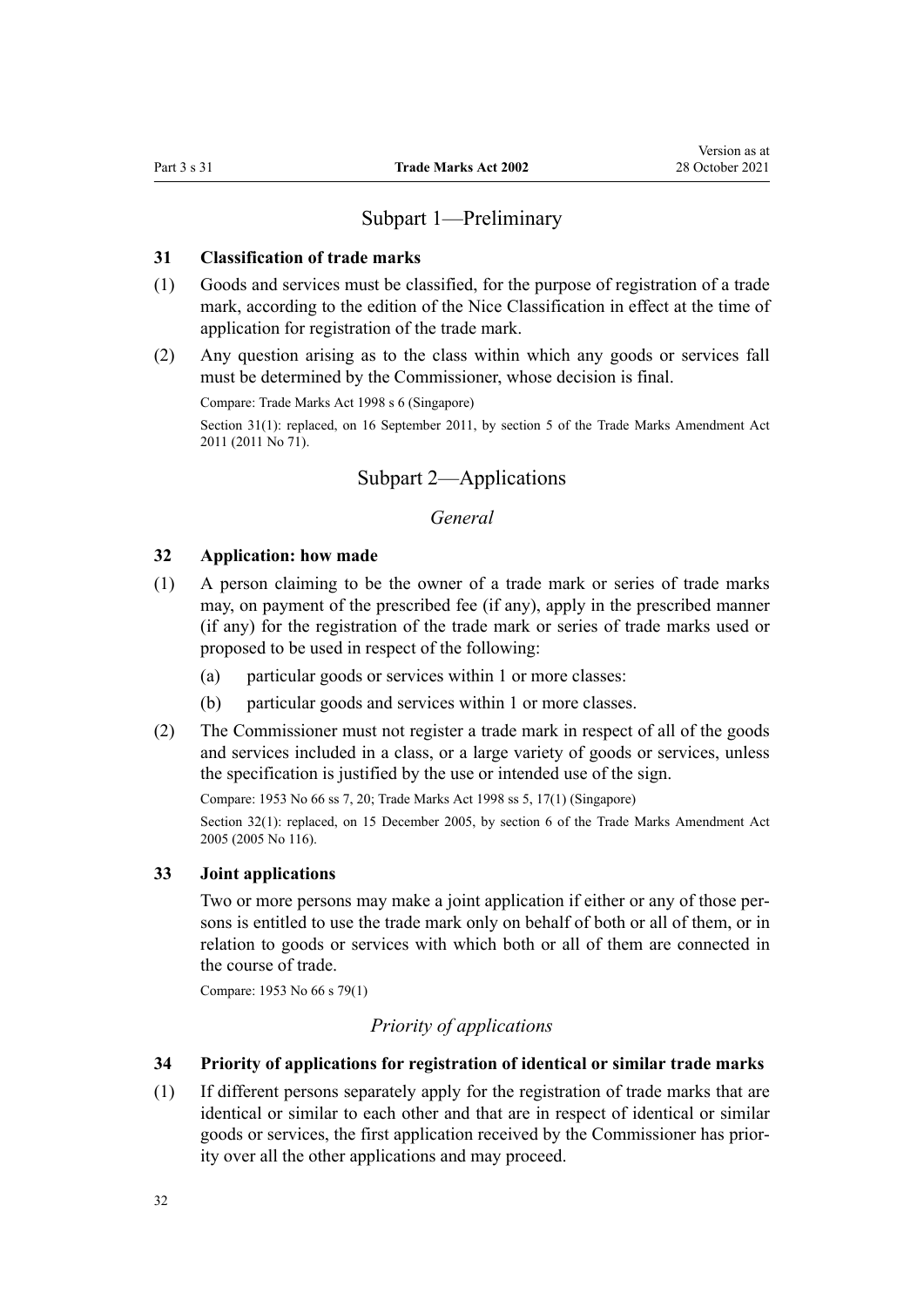## Subpart 1—Preliminary

### 31 Classification of trade marks

(1) Goods and services must be classified, for the purpose of registration of a trade mark, according to the edition of the Nice Classification in effect at the time of application for registration of the trade mark.

(2) Any question arising as to the class within which any goods or services fall must be determined by the Commissioner, whose decision is final.

Compare: Trade Marks Act 1998 s 6 (Singapore)

Section 31(1): replaced, on 16 September 2011, by section 5 of the Trade Marks Amendment Act 2011 (2011 No 71).

## Subpart 2—Applications

*General*

### 32 Application: how made

(1) A person claiming to be the owner of a trade mark or series of trade marks may, on payment of the prescribed fee (if any), apply in the prescribed manner (if any) for the registration of the trade mark or series of trade marks used or proposed to be used in respect of the following:

(a) particular goods or services within 1 or more classes:

(b) particular goods and services within 1 or more classes.

(2) The Commissioner must not register a trade mark in respect of all of the goods and services included in a class, or a large variety of goods or services, unless the specification is justified by the use or intended use of the sign.

Compare: 1953 No 66 ss 7, 20; Trade Marks Act 1998 ss 5, 17(1) (Singapore)

Section 32(1): replaced, on 15 December 2005, by section 6 of the Trade Marks Amendment Act 2005 (2005 No 116).

### 33 Joint applications

Two or more persons may make a joint application if either or any of those persons is entitled to use the trade mark only on behalf of both or all of them, or in relation to goods or services with which both or all of them are connected in the course of trade.

Compare: 1953 No 66 s 79(1)

*Priority of applications*

### 34 Priority of applications for registration of identical or similar trade marks

(1) If different persons separately apply for the registration of trade marks that are identical or similar to each other and that are in respect of identical or similar goods or services, the first application received by the Commissioner has priority over all the other applications and may proceed.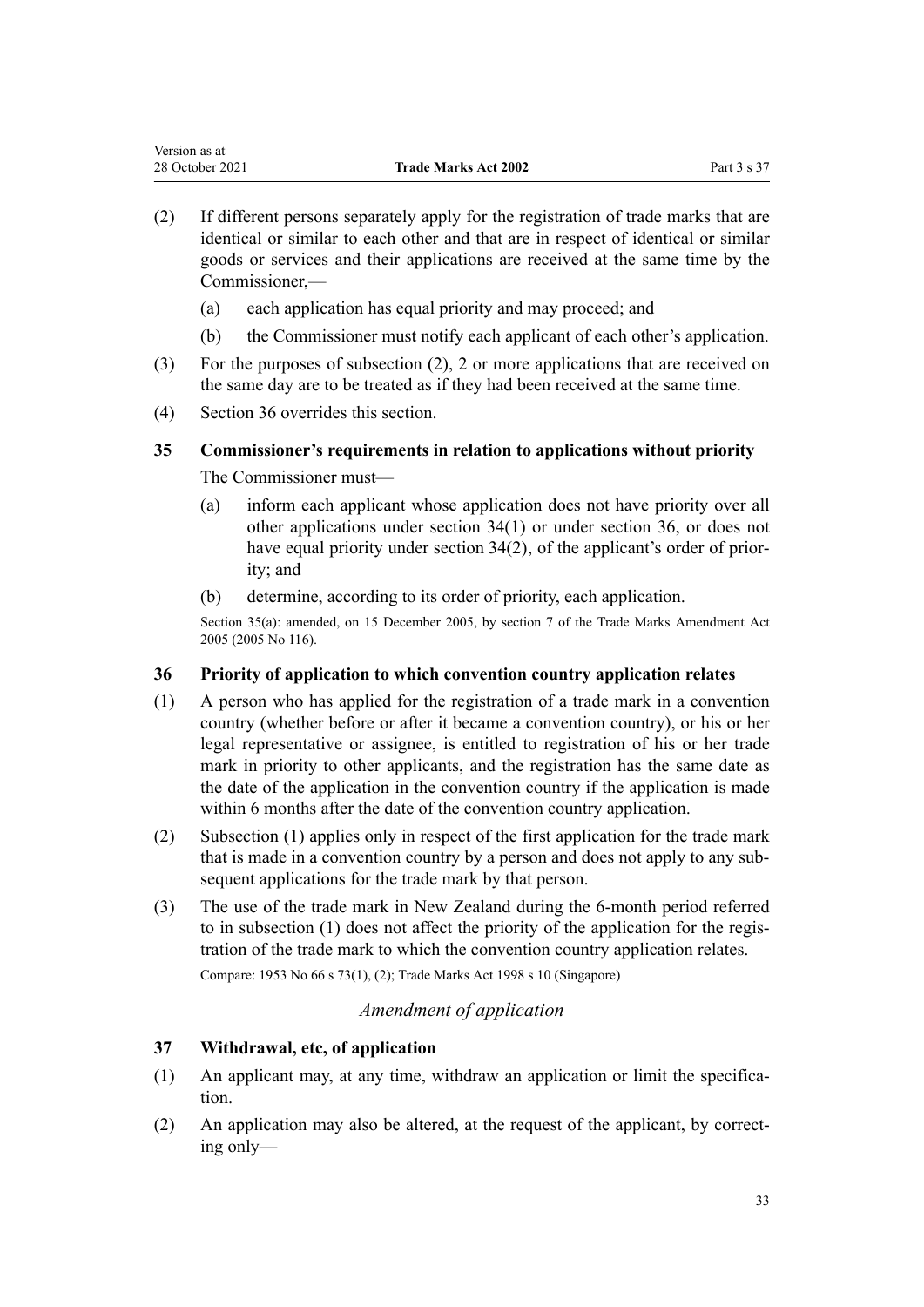(2) If different persons separately apply for the registration of trade marks that are identical or similar to each other and that are in respect of identical or similar goods or services and their applications are received at the same time by the Commissioner,—

   (a) each application has equal priority and may proceed; and

   (b) the Commissioner must notify each applicant of each other's application.

(3) For the purposes of subsection (2), 2 or more applications that are received on the same day are to be treated as if they had been received at the same time.

(4) Section 36 overrides this section.

### 35 Commissioner's requirements in relation to applications without priority

The Commissioner must—

   (a) inform each applicant whose application does not have priority over all other applications under section 34(1) or under section 36, or does not have equal priority under section 34(2), of the applicant's order of priority; and

   (b) determine, according to its order of priority, each application.

Section 35(a): amended, on 15 December 2005, by section 7 of the Trade Marks Amendment Act 2005 (2005 No 116).

### 36 Priority of application to which convention country application relates

(1) A person who has applied for the registration of a trade mark in a convention country (whether before or after it became a convention country), or his or her legal representative or assignee, is entitled to registration of his or her trade mark in priority to other applicants, and the registration has the same date as the date of the application in the convention country if the application is made within 6 months after the date of the convention country application.

(2) Subsection (1) applies only in respect of the first application for the trade mark that is made in a convention country by a person and does not apply to any subsequent applications for the trade mark by that person.

(3) The use of the trade mark in New Zealand during the 6-month period referred to in subsection (1) does not affect the priority of the application for the registration of the trade mark to which the convention country application relates.

Compare: 1953 No 66 s 73(1), (2); Trade Marks Act 1998 s 10 (Singapore)

*Amendment of application*

### 37 Withdrawal, etc, of application

(1) An applicant may, at any time, withdraw an application or limit the specification.

(2) An application may also be altered, at the request of the applicant, by correcting only—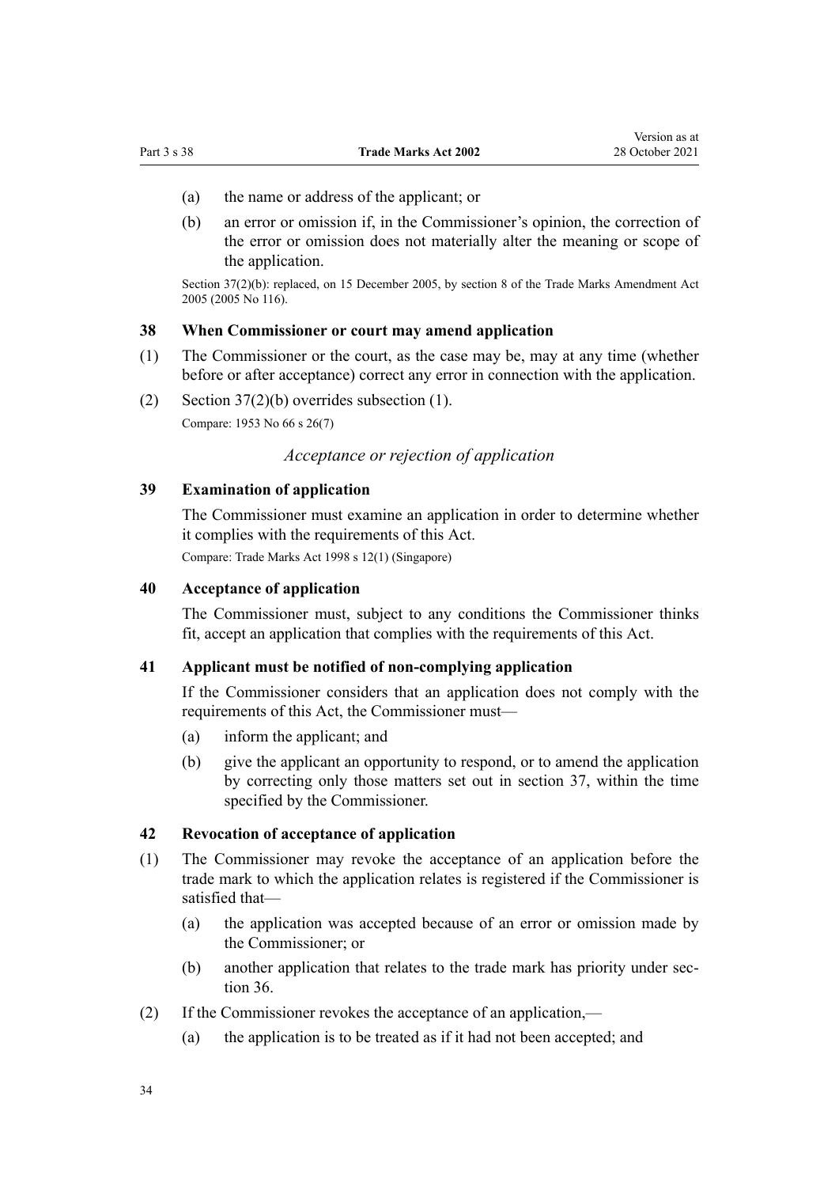(a) the name or address of the applicant; or

(b) an error or omission if, in the Commissioner's opinion, the correction of the error or omission does not materially alter the meaning or scope of the application.

Section 37(2)(b): replaced, on 15 December 2005, by section 8 of the Trade Marks Amendment Act 2005 (2005 No 116).

### 38 When Commissioner or court may amend application

(1) The Commissioner or the court, as the case may be, may at any time (whether before or after acceptance) correct any error in connection with the application.

(2) Section 37(2)(b) overrides subsection (1).

Compare: 1953 No 66 s 26(7)

*Acceptance or rejection of application*

### 39 Examination of application

The Commissioner must examine an application in order to determine whether it complies with the requirements of this Act.

Compare: Trade Marks Act 1998 s 12(1) (Singapore)

### 40 Acceptance of application

The Commissioner must, subject to any conditions the Commissioner thinks fit, accept an application that complies with the requirements of this Act.

### 41 Applicant must be notified of non-complying application

If the Commissioner considers that an application does not comply with the requirements of this Act, the Commissioner must—

(a) inform the applicant; and

(b) give the applicant an opportunity to respond, or to amend the application by correcting only those matters set out in section 37, within the time specified by the Commissioner.

### 42 Revocation of acceptance of application

(1) The Commissioner may revoke the acceptance of an application before the trade mark to which the application relates is registered if the Commissioner is satisfied that—

(a) the application was accepted because of an error or omission made by the Commissioner; or

(b) another application that relates to the trade mark has priority under section 36.

(2) If the Commissioner revokes the acceptance of an application,—

(a) the application is to be treated as if it had not been accepted; and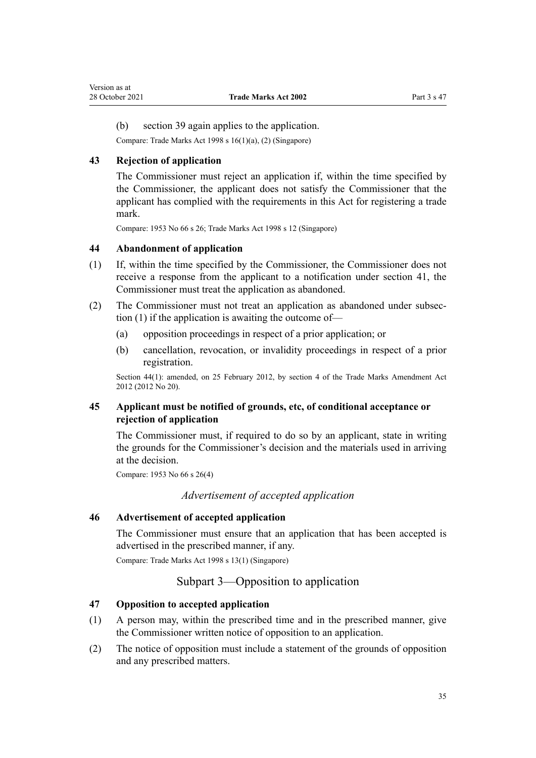(b) section 39 again applies to the application.

Compare: Trade Marks Act 1998 s 16(1)(a), (2) (Singapore)

### 43 Rejection of application

The Commissioner must reject an application if, within the time specified by the Commissioner, the applicant does not satisfy the Commissioner that the applicant has complied with the requirements in this Act for registering a trade mark.

Compare: 1953 No 66 s 26; Trade Marks Act 1998 s 12 (Singapore)

### 44 Abandonment of application

(1) If, within the time specified by the Commissioner, the Commissioner does not receive a response from the applicant to a notification under section 41, the Commissioner must treat the application as abandoned.

(2) The Commissioner must not treat an application as abandoned under subsection (1) if the application is awaiting the outcome of—

(a) opposition proceedings in respect of a prior application; or

(b) cancellation, revocation, or invalidity proceedings in respect of a prior registration.

Section 44(1): amended, on 25 February 2012, by section 4 of the Trade Marks Amendment Act 2012 (2012 No 20).

### 45 Applicant must be notified of grounds, etc, of conditional acceptance or rejection of application

The Commissioner must, if required to do so by an applicant, state in writing the grounds for the Commissioner's decision and the materials used in arriving at the decision.

Compare: 1953 No 66 s 26(4)

*Advertisement of accepted application*

### 46 Advertisement of accepted application

The Commissioner must ensure that an application that has been accepted is advertised in the prescribed manner, if any.

Compare: Trade Marks Act 1998 s 13(1) (Singapore)

## Subpart 3—Opposition to application

### 47 Opposition to accepted application

(1) A person may, within the prescribed time and in the prescribed manner, give the Commissioner written notice of opposition to an application.

(2) The notice of opposition must include a statement of the grounds of opposition and any prescribed matters.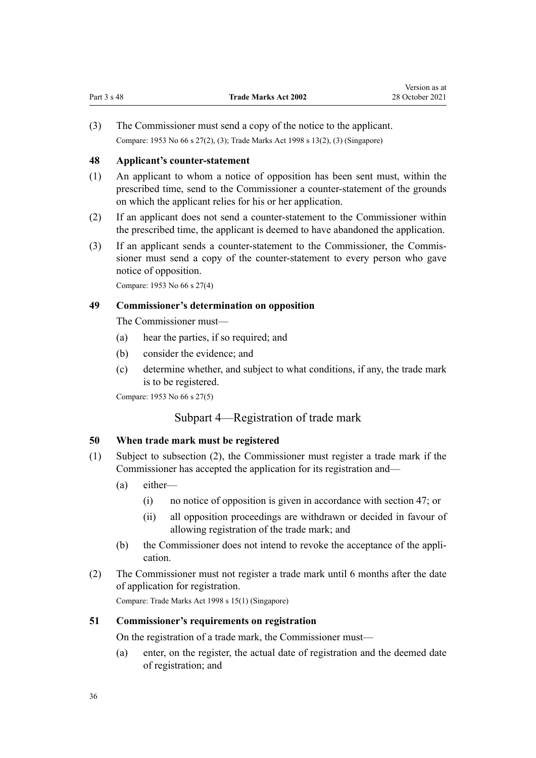(3) The Commissioner must send a copy of the notice to the applicant.

Compare: 1953 No 66 s 27(2), (3); Trade Marks Act 1998 s 13(2), (3) (Singapore)

### 48 Applicant's counter-statement

(1) An applicant to whom a notice of opposition has been sent must, within the prescribed time, send to the Commissioner a counter-statement of the grounds on which the applicant relies for his or her application.

(2) If an applicant does not send a counter-statement to the Commissioner within the prescribed time, the applicant is deemed to have abandoned the application.

(3) If an applicant sends a counter-statement to the Commissioner, the Commissioner must send a copy of the counter-statement to every person who gave notice of opposition.

Compare: 1953 No 66 s 27(4)

### 49 Commissioner's determination on opposition

The Commissioner must—

(a) hear the parties, if so required; and

(b) consider the evidence; and

(c) determine whether, and subject to what conditions, if any, the trade mark is to be registered.

Compare: 1953 No 66 s 27(5)

## Subpart 4—Registration of trade mark

### 50 When trade mark must be registered

(1) Subject to subsection (2), the Commissioner must register a trade mark if the Commissioner has accepted the application for its registration and—

(a) either—

(i) no notice of opposition is given in accordance with section 47; or

(ii) all opposition proceedings are withdrawn or decided in favour of allowing registration of the trade mark; and

(b) the Commissioner does not intend to revoke the acceptance of the application.

(2) The Commissioner must not register a trade mark until 6 months after the date of application for registration.

Compare: Trade Marks Act 1998 s 15(1) (Singapore)

### 51 Commissioner's requirements on registration

On the registration of a trade mark, the Commissioner must—

(a) enter, on the register, the actual date of registration and the deemed date of registration; and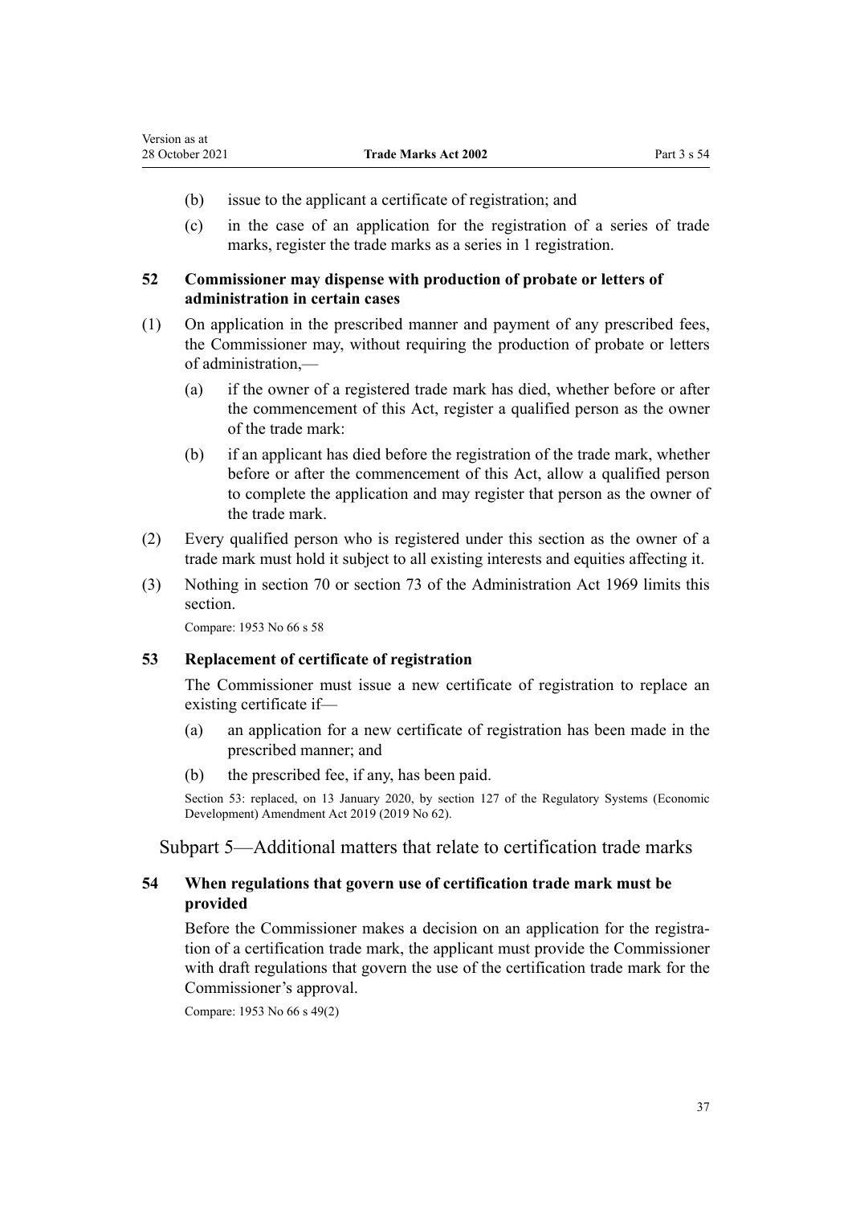(b) issue to the applicant a certificate of registration; and

(c) in the case of an application for the registration of a series of trade marks, register the trade marks as a series in 1 registration.

### 52 Commissioner may dispense with production of probate or letters of administration in certain cases

(1) On application in the prescribed manner and payment of any prescribed fees, the Commissioner may, without requiring the production of probate or letters of administration,—

(a) if the owner of a registered trade mark has died, whether before or after the commencement of this Act, register a qualified person as the owner of the trade mark:

(b) if an applicant has died before the registration of the trade mark, whether before or after the commencement of this Act, allow a qualified person to complete the application and may register that person as the owner of the trade mark.

(2) Every qualified person who is registered under this section as the owner of a trade mark must hold it subject to all existing interests and equities affecting it.

(3) Nothing in section 70 or section 73 of the Administration Act 1969 limits this section.

Compare: 1953 No 66 s 58

### 53 Replacement of certificate of registration

The Commissioner must issue a new certificate of registration to replace an existing certificate if—

(a) an application for a new certificate of registration has been made in the prescribed manner; and

(b) the prescribed fee, if any, has been paid.

Section 53: replaced, on 13 January 2020, by section 127 of the Regulatory Systems (Economic Development) Amendment Act 2019 (2019 No 62).

## Subpart 5—Additional matters that relate to certification trade marks

### 54 When regulations that govern use of certification trade mark must be provided

Before the Commissioner makes a decision on an application for the registration of a certification trade mark, the applicant must provide the Commissioner with draft regulations that govern the use of the certification trade mark for the Commissioner's approval.

Compare: 1953 No 66 s 49(2)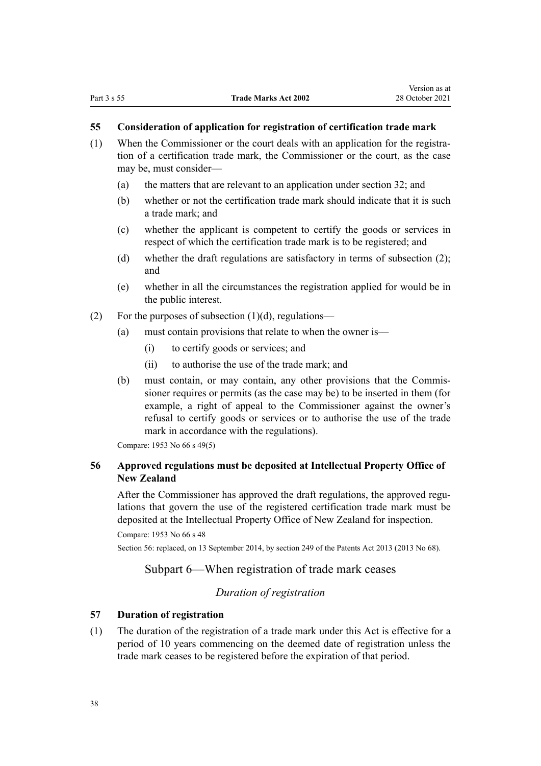### 55 Consideration of application for registration of certification trade mark

(1) When the Commissioner or the court deals with an application for the registration of a certification trade mark, the Commissioner or the court, as the case may be, must consider—

(a) the matters that are relevant to an application under section 32; and

(b) whether or not the certification trade mark should indicate that it is such a trade mark; and

(c) whether the applicant is competent to certify the goods or services in respect of which the certification trade mark is to be registered; and

(d) whether the draft regulations are satisfactory in terms of subsection (2); and

(e) whether in all the circumstances the registration applied for would be in the public interest.

(2) For the purposes of subsection (1)(d), regulations—

(a) must contain provisions that relate to when the owner is—

(i) to certify goods or services; and

(ii) to authorise the use of the trade mark; and

(b) must contain, or may contain, any other provisions that the Commissioner requires or permits (as the case may be) to be inserted in them (for example, a right of appeal to the Commissioner against the owner's refusal to certify goods or services or to authorise the use of the trade mark in accordance with the regulations).

Compare: 1953 No 66 s 49(5)

### 56 Approved regulations must be deposited at Intellectual Property Office of New Zealand

After the Commissioner has approved the draft regulations, the approved regulations that govern the use of the registered certification trade mark must be deposited at the Intellectual Property Office of New Zealand for inspection.

Compare: 1953 No 66 s 48

Section 56: replaced, on 13 September 2014, by section 249 of the Patents Act 2013 (2013 No 68).

## Subpart 6—When registration of trade mark ceases

*Duration of registration*

### 57 Duration of registration

(1) The duration of the registration of a trade mark under this Act is effective for a period of 10 years commencing on the deemed date of registration unless the trade mark ceases to be registered before the expiration of that period.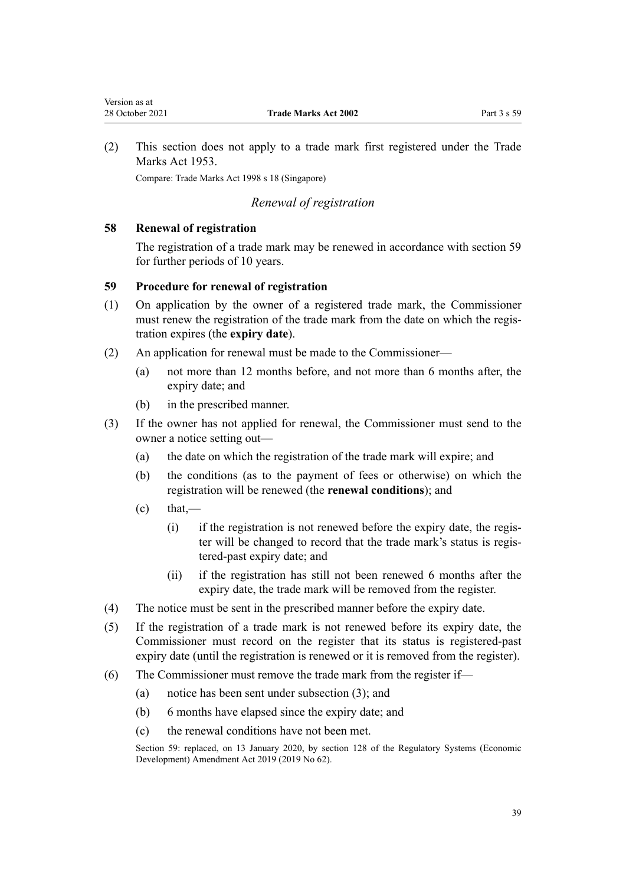(2) This section does not apply to a trade mark first registered under the Trade Marks Act 1953.

Compare: Trade Marks Act 1998 s 18 (Singapore)

*Renewal of registration*

### 58 Renewal of registration

The registration of a trade mark may be renewed in accordance with section 59 for further periods of 10 years.

### 59 Procedure for renewal of registration

(1) On application by the owner of a registered trade mark, the Commissioner must renew the registration of the trade mark from the date on which the registration expires (the **expiry date**).

(2) An application for renewal must be made to the Commissioner—

- (a) not more than 12 months before, and not more than 6 months after, the expiry date; and
- (b) in the prescribed manner.

(3) If the owner has not applied for renewal, the Commissioner must send to the owner a notice setting out—

- (a) the date on which the registration of the trade mark will expire; and
- (b) the conditions (as to the payment of fees or otherwise) on which the registration will be renewed (the **renewal conditions**); and
- (c) that,—
  - (i) if the registration is not renewed before the expiry date, the register will be changed to record that the trade mark's status is registered-past expiry date; and
  - (ii) if the registration has still not been renewed 6 months after the expiry date, the trade mark will be removed from the register.

(4) The notice must be sent in the prescribed manner before the expiry date.

(5) If the registration of a trade mark is not renewed before its expiry date, the Commissioner must record on the register that its status is registered-past expiry date (until the registration is renewed or it is removed from the register).

(6) The Commissioner must remove the trade mark from the register if—

- (a) notice has been sent under subsection (3); and
- (b) 6 months have elapsed since the expiry date; and
- (c) the renewal conditions have not been met.

Section 59: replaced, on 13 January 2020, by section 128 of the Regulatory Systems (Economic Development) Amendment Act 2019 (2019 No 62).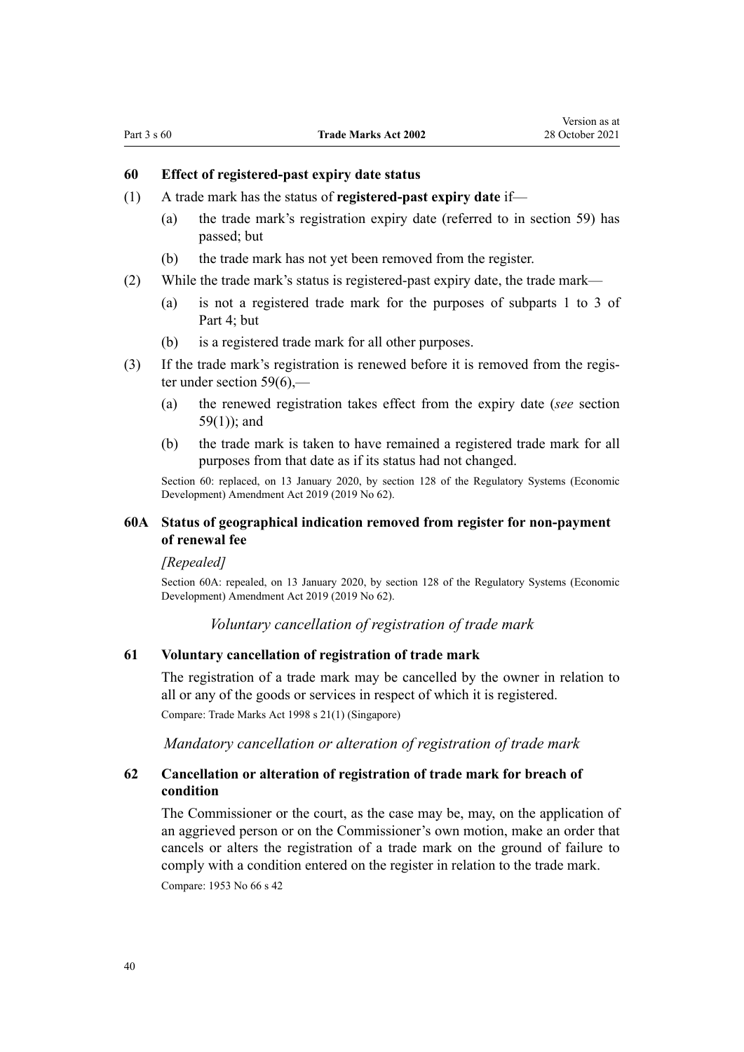### 60 Effect of registered-past expiry date status

(1) A trade mark has the status of **registered-past expiry date** if—

(a) the trade mark's registration expiry date (referred to in section 59) has passed; but

(b) the trade mark has not yet been removed from the register.

(2) While the trade mark's status is registered-past expiry date, the trade mark—

(a) is not a registered trade mark for the purposes of subparts 1 to 3 of Part 4; but

(b) is a registered trade mark for all other purposes.

(3) If the trade mark's registration is renewed before it is removed from the register under section 59(6),—

(a) the renewed registration takes effect from the expiry date (*see* section 59(1)); and

(b) the trade mark is taken to have remained a registered trade mark for all purposes from that date as if its status had not changed.

Section 60: replaced, on 13 January 2020, by section 128 of the Regulatory Systems (Economic Development) Amendment Act 2019 (2019 No 62).

### 60A Status of geographical indication removed from register for non-payment of renewal fee

*[Repealed]*

Section 60A: repealed, on 13 January 2020, by section 128 of the Regulatory Systems (Economic Development) Amendment Act 2019 (2019 No 62).

*Voluntary cancellation of registration of trade mark*

### 61 Voluntary cancellation of registration of trade mark

The registration of a trade mark may be cancelled by the owner in relation to all or any of the goods or services in respect of which it is registered.

Compare: Trade Marks Act 1998 s 21(1) (Singapore)

*Mandatory cancellation or alteration of registration of trade mark*

### 62 Cancellation or alteration of registration of trade mark for breach of condition

The Commissioner or the court, as the case may be, may, on the application of an aggrieved person or on the Commissioner's own motion, make an order that cancels or alters the registration of a trade mark on the ground of failure to comply with a condition entered on the register in relation to the trade mark.

Compare: 1953 No 66 s 42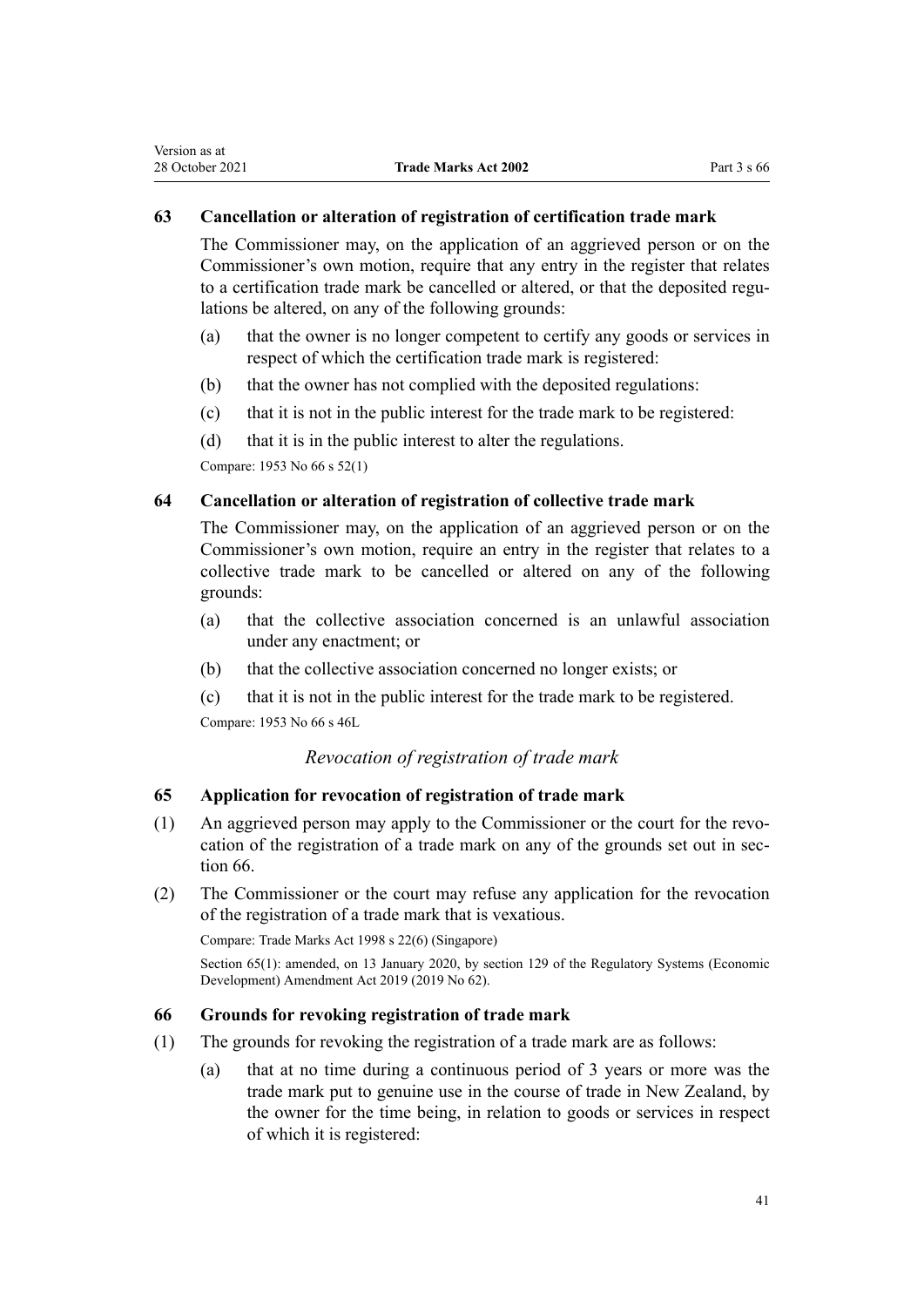### 63 Cancellation or alteration of registration of certification trade mark

The Commissioner may, on the application of an aggrieved person or on the Commissioner's own motion, require that any entry in the register that relates to a certification trade mark be cancelled or altered, or that the deposited regulations be altered, on any of the following grounds:

(a) that the owner is no longer competent to certify any goods or services in respect of which the certification trade mark is registered:

(b) that the owner has not complied with the deposited regulations:

(c) that it is not in the public interest for the trade mark to be registered:

(d) that it is in the public interest to alter the regulations.

Compare: 1953 No 66 s 52(1)

### 64 Cancellation or alteration of registration of collective trade mark

The Commissioner may, on the application of an aggrieved person or on the Commissioner's own motion, require an entry in the register that relates to a collective trade mark to be cancelled or altered on any of the following grounds:

(a) that the collective association concerned is an unlawful association under any enactment; or

(b) that the collective association concerned no longer exists; or

(c) that it is not in the public interest for the trade mark to be registered.

Compare: 1953 No 66 s 46L

*Revocation of registration of trade mark*

### 65 Application for revocation of registration of trade mark

(1) An aggrieved person may apply to the Commissioner or the court for the revocation of the registration of a trade mark on any of the grounds set out in section 66.

(2) The Commissioner or the court may refuse any application for the revocation of the registration of a trade mark that is vexatious.

Compare: Trade Marks Act 1998 s 22(6) (Singapore)

Section 65(1): amended, on 13 January 2020, by section 129 of the Regulatory Systems (Economic Development) Amendment Act 2019 (2019 No 62).

### 66 Grounds for revoking registration of trade mark

(1) The grounds for revoking the registration of a trade mark are as follows:

(a) that at no time during a continuous period of 3 years or more was the trade mark put to genuine use in the course of trade in New Zealand, by the owner for the time being, in relation to goods or services in respect of which it is registered: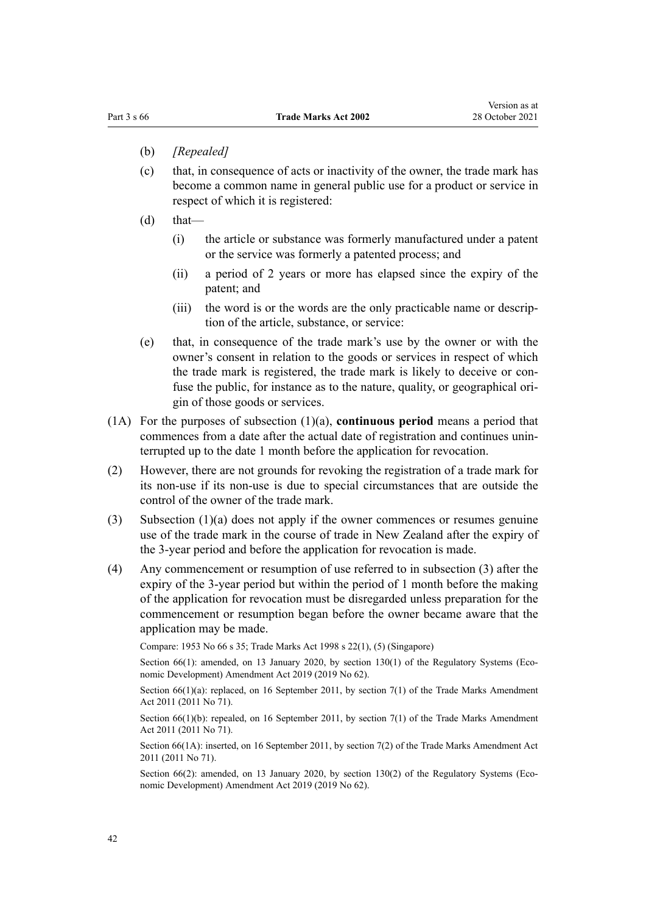(b) *[Repealed]*

(c) that, in consequence of acts or inactivity of the owner, the trade mark has become a common name in general public use for a product or service in respect of which it is registered:

(d) that—

(i) the article or substance was formerly manufactured under a patent or the service was formerly a patented process; and

(ii) a period of 2 years or more has elapsed since the expiry of the patent; and

(iii) the word is or the words are the only practicable name or description of the article, substance, or service:

(e) that, in consequence of the trade mark's use by the owner or with the owner's consent in relation to the goods or services in respect of which the trade mark is registered, the trade mark is likely to deceive or confuse the public, for instance as to the nature, quality, or geographical origin of those goods or services.

(1A) For the purposes of subsection (1)(a), **continuous period** means a period that commences from a date after the actual date of registration and continues uninterrupted up to the date 1 month before the application for revocation.

(2) However, there are not grounds for revoking the registration of a trade mark for its non-use if its non-use is due to special circumstances that are outside the control of the owner of the trade mark.

(3) Subsection (1)(a) does not apply if the owner commences or resumes genuine use of the trade mark in the course of trade in New Zealand after the expiry of the 3-year period and before the application for revocation is made.

(4) Any commencement or resumption of use referred to in subsection (3) after the expiry of the 3-year period but within the period of 1 month before the making of the application for revocation must be disregarded unless preparation for the commencement or resumption began before the owner became aware that the application may be made.

Compare: 1953 No 66 s 35; Trade Marks Act 1998 s 22(1), (5) (Singapore)

Section 66(1): amended, on 13 January 2020, by section 130(1) of the Regulatory Systems (Economic Development) Amendment Act 2019 (2019 No 62).

Section 66(1)(a): replaced, on 16 September 2011, by section 7(1) of the Trade Marks Amendment Act 2011 (2011 No 71).

Section 66(1)(b): repealed, on 16 September 2011, by section 7(1) of the Trade Marks Amendment Act 2011 (2011 No 71).

Section 66(1A): inserted, on 16 September 2011, by section 7(2) of the Trade Marks Amendment Act 2011 (2011 No 71).

Section 66(2): amended, on 13 January 2020, by section 130(2) of the Regulatory Systems (Economic Development) Amendment Act 2019 (2019 No 62).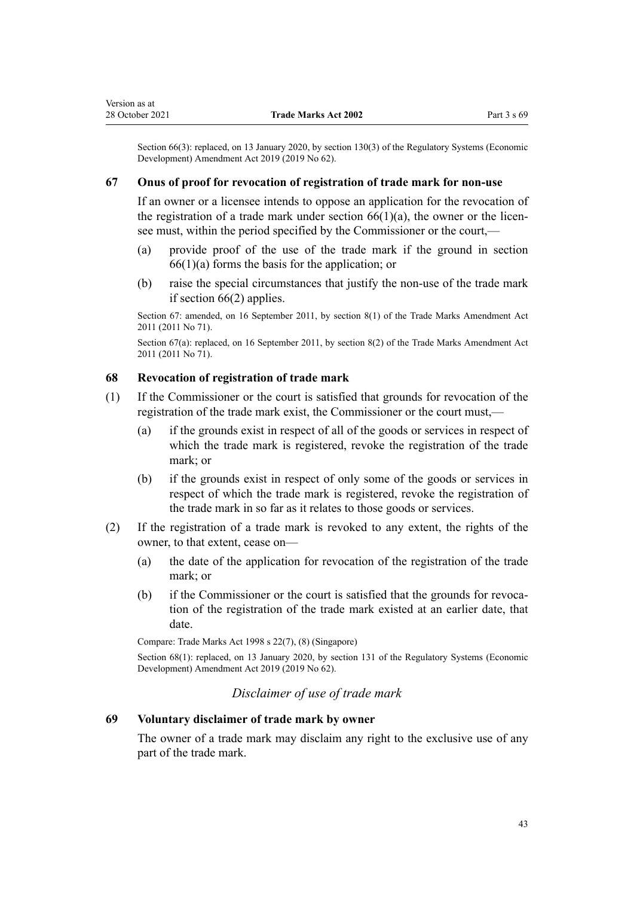Section 66(3): replaced, on 13 January 2020, by section 130(3) of the Regulatory Systems (Economic Development) Amendment Act 2019 (2019 No 62).

### 67 Onus of proof for revocation of registration of trade mark for non-use

If an owner or a licensee intends to oppose an application for the revocation of the registration of a trade mark under section 66(1)(a), the owner or the licensee must, within the period specified by the Commissioner or the court,—

(a) provide proof of the use of the trade mark if the ground in section 66(1)(a) forms the basis for the application; or

(b) raise the special circumstances that justify the non-use of the trade mark if section 66(2) applies.

Section 67: amended, on 16 September 2011, by section 8(1) of the Trade Marks Amendment Act 2011 (2011 No 71).

Section 67(a): replaced, on 16 September 2011, by section 8(2) of the Trade Marks Amendment Act 2011 (2011 No 71).

### 68 Revocation of registration of trade mark

(1) If the Commissioner or the court is satisfied that grounds for revocation of the registration of the trade mark exist, the Commissioner or the court must,—

(a) if the grounds exist in respect of all of the goods or services in respect of which the trade mark is registered, revoke the registration of the trade mark; or

(b) if the grounds exist in respect of only some of the goods or services in respect of which the trade mark is registered, revoke the registration of the trade mark in so far as it relates to those goods or services.

(2) If the registration of a trade mark is revoked to any extent, the rights of the owner, to that extent, cease on—

(a) the date of the application for revocation of the registration of the trade mark; or

(b) if the Commissioner or the court is satisfied that the grounds for revocation of the registration of the trade mark existed at an earlier date, that date.

Compare: Trade Marks Act 1998 s 22(7), (8) (Singapore)

Section 68(1): replaced, on 13 January 2020, by section 131 of the Regulatory Systems (Economic Development) Amendment Act 2019 (2019 No 62).

*Disclaimer of use of trade mark*

### 69 Voluntary disclaimer of trade mark by owner

The owner of a trade mark may disclaim any right to the exclusive use of any part of the trade mark.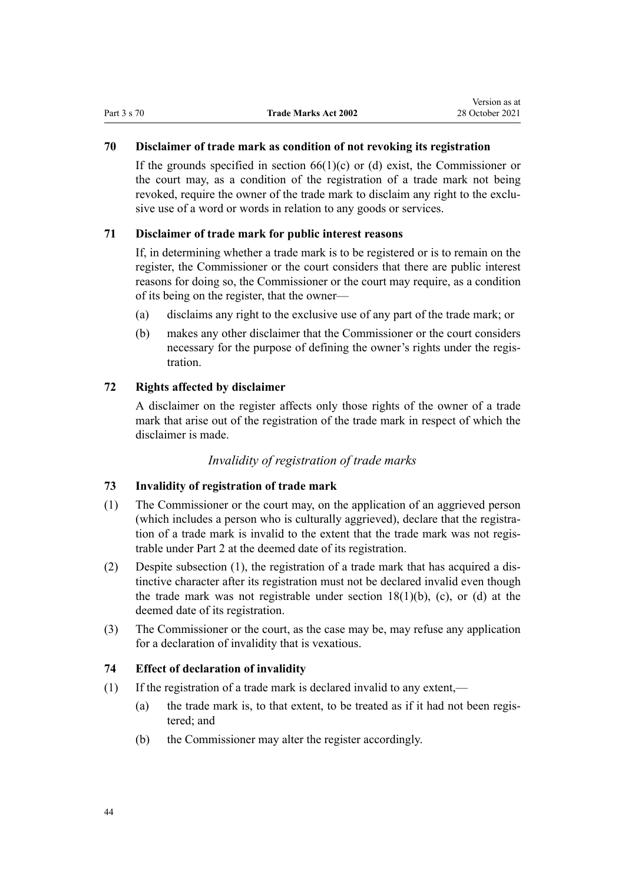### 70 Disclaimer of trade mark as condition of not revoking its registration

If the grounds specified in section 66(1)(c) or (d) exist, the Commissioner or the court may, as a condition of the registration of a trade mark not being revoked, require the owner of the trade mark to disclaim any right to the exclusive use of a word or words in relation to any goods or services.

### 71 Disclaimer of trade mark for public interest reasons

If, in determining whether a trade mark is to be registered or is to remain on the register, the Commissioner or the court considers that there are public interest reasons for doing so, the Commissioner or the court may require, as a condition of its being on the register, that the owner—

(a) disclaims any right to the exclusive use of any part of the trade mark; or

(b) makes any other disclaimer that the Commissioner or the court considers necessary for the purpose of defining the owner's rights under the registration.

### 72 Rights affected by disclaimer

A disclaimer on the register affects only those rights of the owner of a trade mark that arise out of the registration of the trade mark in respect of which the disclaimer is made.

## *Invalidity of registration of trade marks*

### 73 Invalidity of registration of trade mark

(1) The Commissioner or the court may, on the application of an aggrieved person (which includes a person who is culturally aggrieved), declare that the registration of a trade mark is invalid to the extent that the trade mark was not registrable under Part 2 at the deemed date of its registration.

(2) Despite subsection (1), the registration of a trade mark that has acquired a distinctive character after its registration must not be declared invalid even though the trade mark was not registrable under section 18(1)(b), (c), or (d) at the deemed date of its registration.

(3) The Commissioner or the court, as the case may be, may refuse any application for a declaration of invalidity that is vexatious.

### 74 Effect of declaration of invalidity

(1) If the registration of a trade mark is declared invalid to any extent,—

(a) the trade mark is, to that extent, to be treated as if it had not been registered; and

(b) the Commissioner may alter the register accordingly.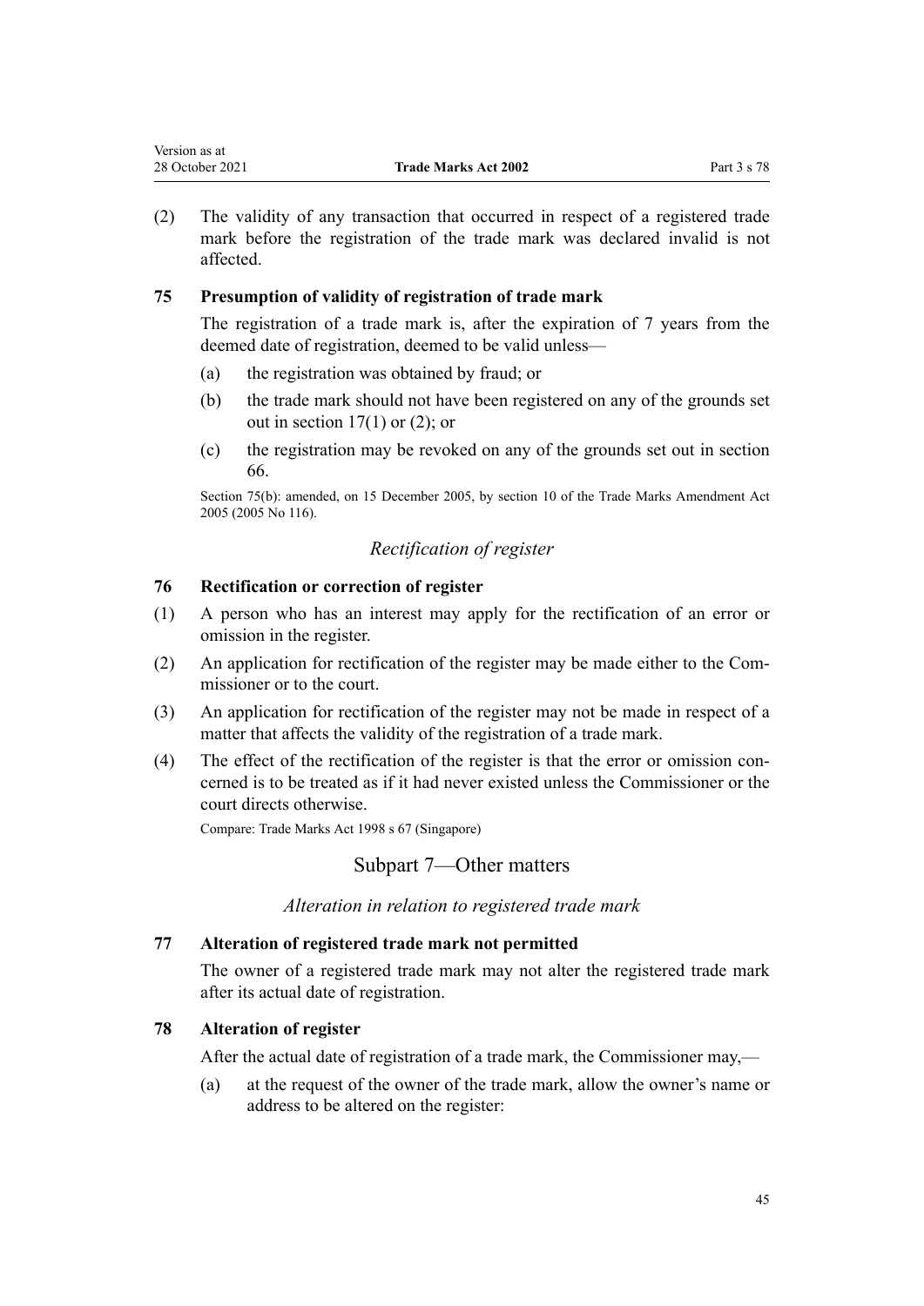(2) The validity of any transaction that occurred in respect of a registered trade mark before the registration of the trade mark was declared invalid is not affected.

### 75 Presumption of validity of registration of trade mark

The registration of a trade mark is, after the expiration of 7 years from the deemed date of registration, deemed to be valid unless—

(a) the registration was obtained by fraud; or

(b) the trade mark should not have been registered on any of the grounds set out in section 17(1) or (2); or

(c) the registration may be revoked on any of the grounds set out in section 66.

Section 75(b): amended, on 15 December 2005, by section 10 of the Trade Marks Amendment Act 2005 (2005 No 116).

*Rectification of register*

### 76 Rectification or correction of register

(1) A person who has an interest may apply for the rectification of an error or omission in the register.

(2) An application for rectification of the register may be made either to the Commissioner or to the court.

(3) An application for rectification of the register may not be made in respect of a matter that affects the validity of the registration of a trade mark.

(4) The effect of the rectification of the register is that the error or omission concerned is to be treated as if it had never existed unless the Commissioner or the court directs otherwise.

Compare: Trade Marks Act 1998 s 67 (Singapore)

## Subpart 7—Other matters

*Alteration in relation to registered trade mark*

### 77 Alteration of registered trade mark not permitted

The owner of a registered trade mark may not alter the registered trade mark after its actual date of registration.

### 78 Alteration of register

After the actual date of registration of a trade mark, the Commissioner may,—

(a) at the request of the owner of the trade mark, allow the owner's name or address to be altered on the register: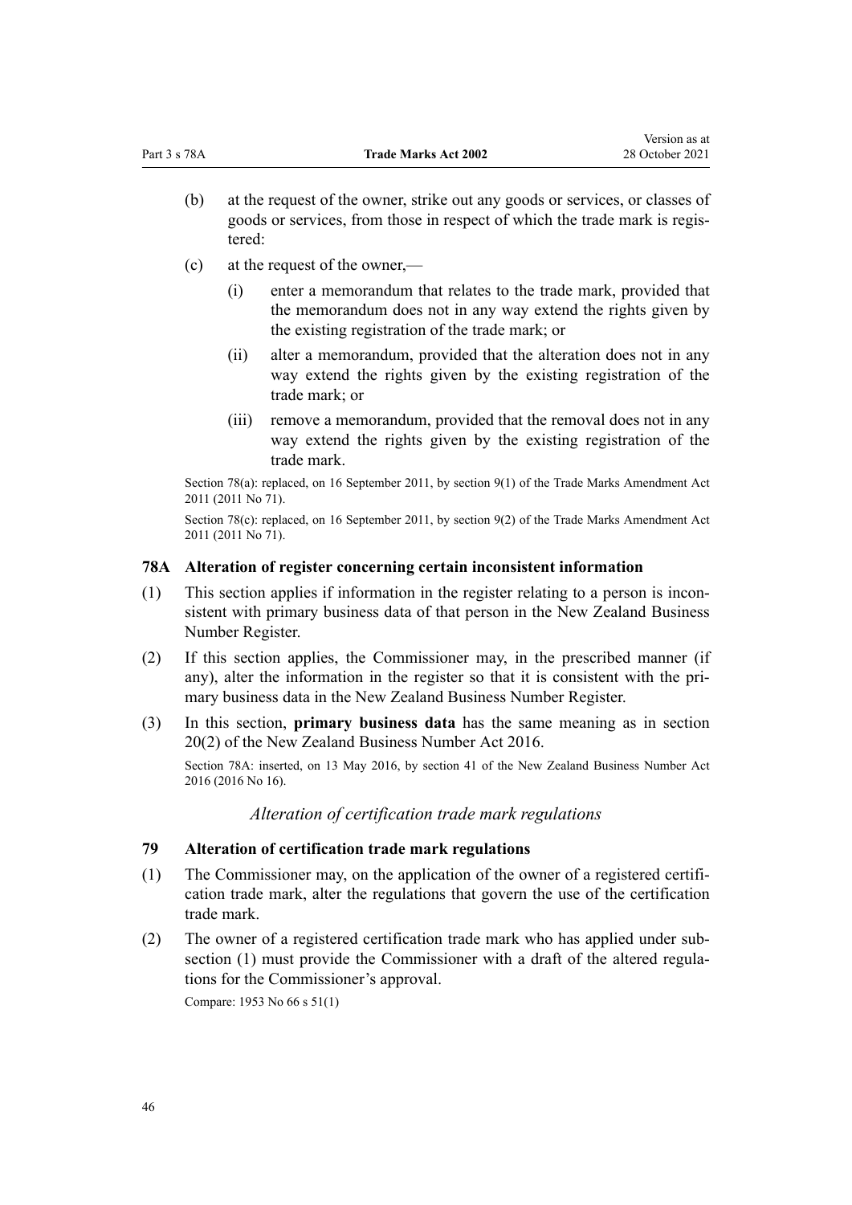(b) at the request of the owner, strike out any goods or services, or classes of goods or services, from those in respect of which the trade mark is registered:

(c) at the request of the owner,—

  (i) enter a memorandum that relates to the trade mark, provided that the memorandum does not in any way extend the rights given by the existing registration of the trade mark; or

  (ii) alter a memorandum, provided that the alteration does not in any way extend the rights given by the existing registration of the trade mark; or

  (iii) remove a memorandum, provided that the removal does not in any way extend the rights given by the existing registration of the trade mark.

Section 78(a): replaced, on 16 September 2011, by section 9(1) of the Trade Marks Amendment Act 2011 (2011 No 71).

Section 78(c): replaced, on 16 September 2011, by section 9(2) of the Trade Marks Amendment Act 2011 (2011 No 71).

### 78A Alteration of register concerning certain inconsistent information

(1) This section applies if information in the register relating to a person is inconsistent with primary business data of that person in the New Zealand Business Number Register.

(2) If this section applies, the Commissioner may, in the prescribed manner (if any), alter the information in the register so that it is consistent with the primary business data in the New Zealand Business Number Register.

(3) In this section, **primary business data** has the same meaning as in section 20(2) of the New Zealand Business Number Act 2016.

Section 78A: inserted, on 13 May 2016, by section 41 of the New Zealand Business Number Act 2016 (2016 No 16).

*Alteration of certification trade mark regulations*

### 79 Alteration of certification trade mark regulations

(1) The Commissioner may, on the application of the owner of a registered certification trade mark, alter the regulations that govern the use of the certification trade mark.

(2) The owner of a registered certification trade mark who has applied under subsection (1) must provide the Commissioner with a draft of the altered regulations for the Commissioner's approval.

Compare: 1953 No 66 s 51(1)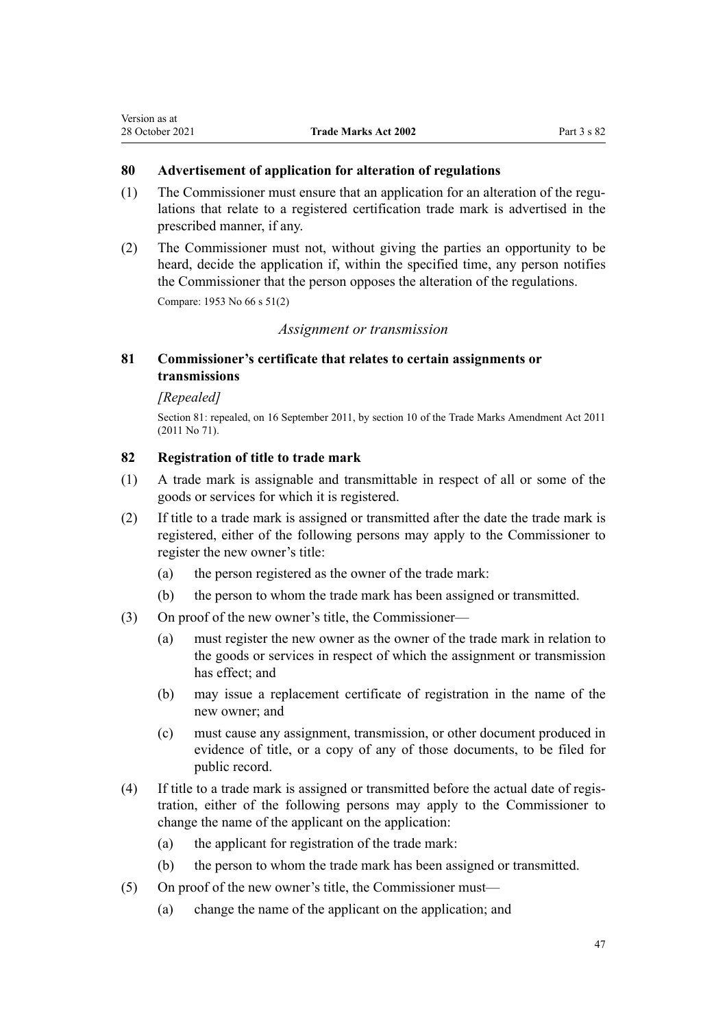### 80 Advertisement of application for alteration of regulations

(1) The Commissioner must ensure that an application for an alteration of the regulations that relate to a registered certification trade mark is advertised in the prescribed manner, if any.

(2) The Commissioner must not, without giving the parties an opportunity to be heard, decide the application if, within the specified time, any person notifies the Commissioner that the person opposes the alteration of the regulations.

Compare: 1953 No 66 s 51(2)

*Assignment or transmission*

### 81 Commissioner's certificate that relates to certain assignments or transmissions

*[Repealed]*

Section 81: repealed, on 16 September 2011, by section 10 of the Trade Marks Amendment Act 2011 (2011 No 71).

### 82 Registration of title to trade mark

(1) A trade mark is assignable and transmittable in respect of all or some of the goods or services for which it is registered.

(2) If title to a trade mark is assigned or transmitted after the date the trade mark is registered, either of the following persons may apply to the Commissioner to register the new owner's title:

- (a) the person registered as the owner of the trade mark:
- (b) the person to whom the trade mark has been assigned or transmitted.

(3) On proof of the new owner's title, the Commissioner—

- (a) must register the new owner as the owner of the trade mark in relation to the goods or services in respect of which the assignment or transmission has effect; and
- (b) may issue a replacement certificate of registration in the name of the new owner; and
- (c) must cause any assignment, transmission, or other document produced in evidence of title, or a copy of any of those documents, to be filed for public record.

(4) If title to a trade mark is assigned or transmitted before the actual date of registration, either of the following persons may apply to the Commissioner to change the name of the applicant on the application:

- (a) the applicant for registration of the trade mark:
- (b) the person to whom the trade mark has been assigned or transmitted.

(5) On proof of the new owner's title, the Commissioner must—

- (a) change the name of the applicant on the application; and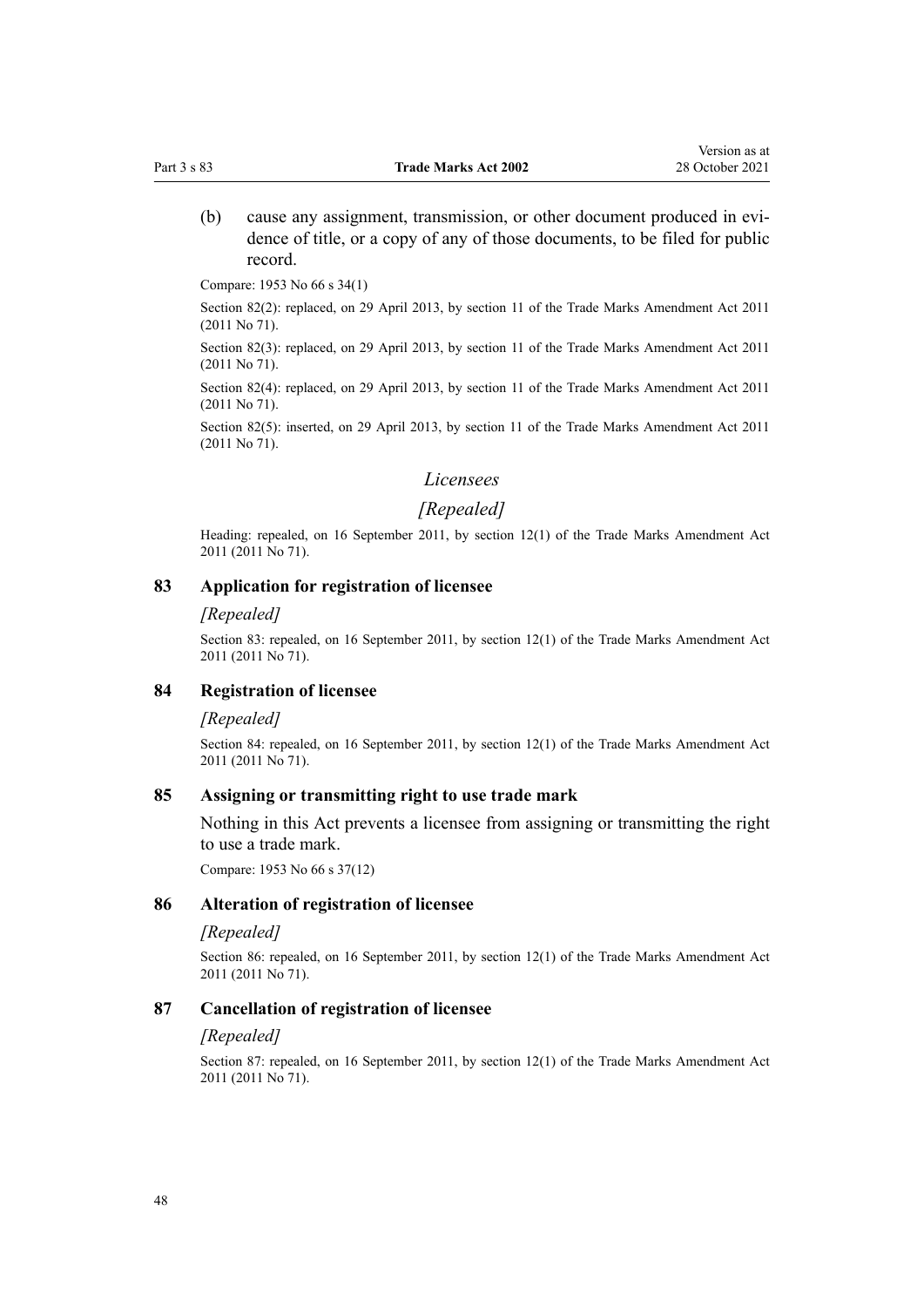(b) cause any assignment, transmission, or other document produced in evidence of title, or a copy of any of those documents, to be filed for public record.

Compare: 1953 No 66 s 34(1)

Section 82(2): replaced, on 29 April 2013, by section 11 of the Trade Marks Amendment Act 2011 (2011 No 71).

Section 82(3): replaced, on 29 April 2013, by section 11 of the Trade Marks Amendment Act 2011 (2011 No 71).

Section 82(4): replaced, on 29 April 2013, by section 11 of the Trade Marks Amendment Act 2011 (2011 No 71).

Section 82(5): inserted, on 29 April 2013, by section 11 of the Trade Marks Amendment Act 2011 (2011 No 71).

### *Licensees*

### *[Repealed]*

Heading: repealed, on 16 September 2011, by section 12(1) of the Trade Marks Amendment Act 2011 (2011 No 71).

## 83 Application for registration of licensee

*[Repealed]*

Section 83: repealed, on 16 September 2011, by section 12(1) of the Trade Marks Amendment Act 2011 (2011 No 71).

## 84 Registration of licensee

*[Repealed]*

Section 84: repealed, on 16 September 2011, by section 12(1) of the Trade Marks Amendment Act 2011 (2011 No 71).

## 85 Assigning or transmitting right to use trade mark

Nothing in this Act prevents a licensee from assigning or transmitting the right to use a trade mark.

Compare: 1953 No 66 s 37(12)

## 86 Alteration of registration of licensee

*[Repealed]*

Section 86: repealed, on 16 September 2011, by section 12(1) of the Trade Marks Amendment Act 2011 (2011 No 71).

## 87 Cancellation of registration of licensee

*[Repealed]*

Section 87: repealed, on 16 September 2011, by section 12(1) of the Trade Marks Amendment Act 2011 (2011 No 71).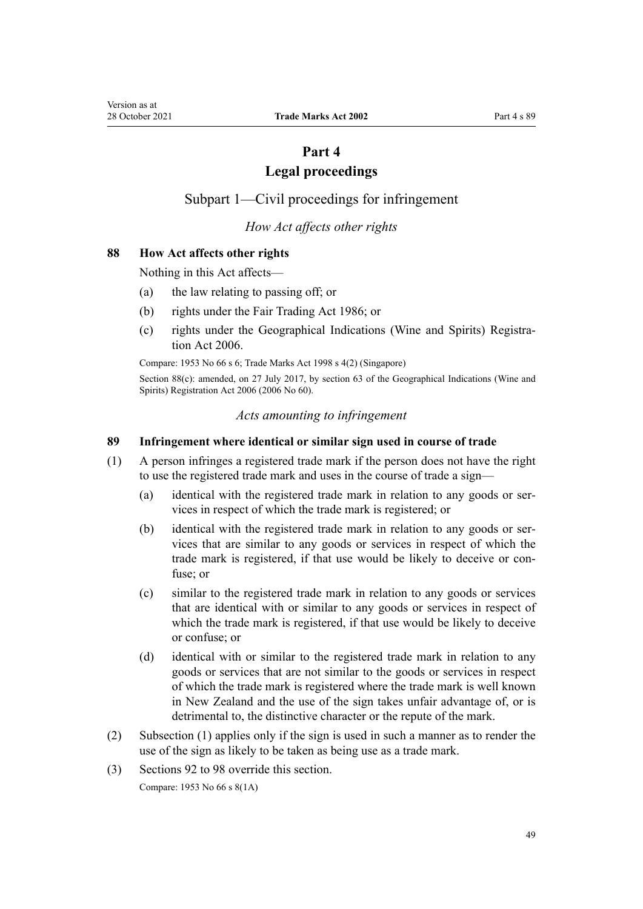# Part 4
# Legal proceedings

## Subpart 1—Civil proceedings for infringement

*How Act affects other rights*

### 88 How Act affects other rights

Nothing in this Act affects—

(a) the law relating to passing off; or

(b) rights under the Fair Trading Act 1986; or

(c) rights under the Geographical Indications (Wine and Spirits) Registration Act 2006.

Compare: 1953 No 66 s 6; Trade Marks Act 1998 s 4(2) (Singapore)

Section 88(c): amended, on 27 July 2017, by section 63 of the Geographical Indications (Wine and Spirits) Registration Act 2006 (2006 No 60).

*Acts amounting to infringement*

### 89 Infringement where identical or similar sign used in course of trade

(1) A person infringes a registered trade mark if the person does not have the right to use the registered trade mark and uses in the course of trade a sign—

(a) identical with the registered trade mark in relation to any goods or services in respect of which the trade mark is registered; or

(b) identical with the registered trade mark in relation to any goods or services that are similar to any goods or services in respect of which the trade mark is registered, if that use would be likely to deceive or confuse; or

(c) similar to the registered trade mark in relation to any goods or services that are identical with or similar to any goods or services in respect of which the trade mark is registered, if that use would be likely to deceive or confuse; or

(d) identical with or similar to the registered trade mark in relation to any goods or services that are not similar to the goods or services in respect of which the trade mark is registered where the trade mark is well known in New Zealand and the use of the sign takes unfair advantage of, or is detrimental to, the distinctive character or the repute of the mark.

(2) Subsection (1) applies only if the sign is used in such a manner as to render the use of the sign as likely to be taken as being use as a trade mark.

(3) Sections 92 to 98 override this section.

Compare: 1953 No 66 s 8(1A)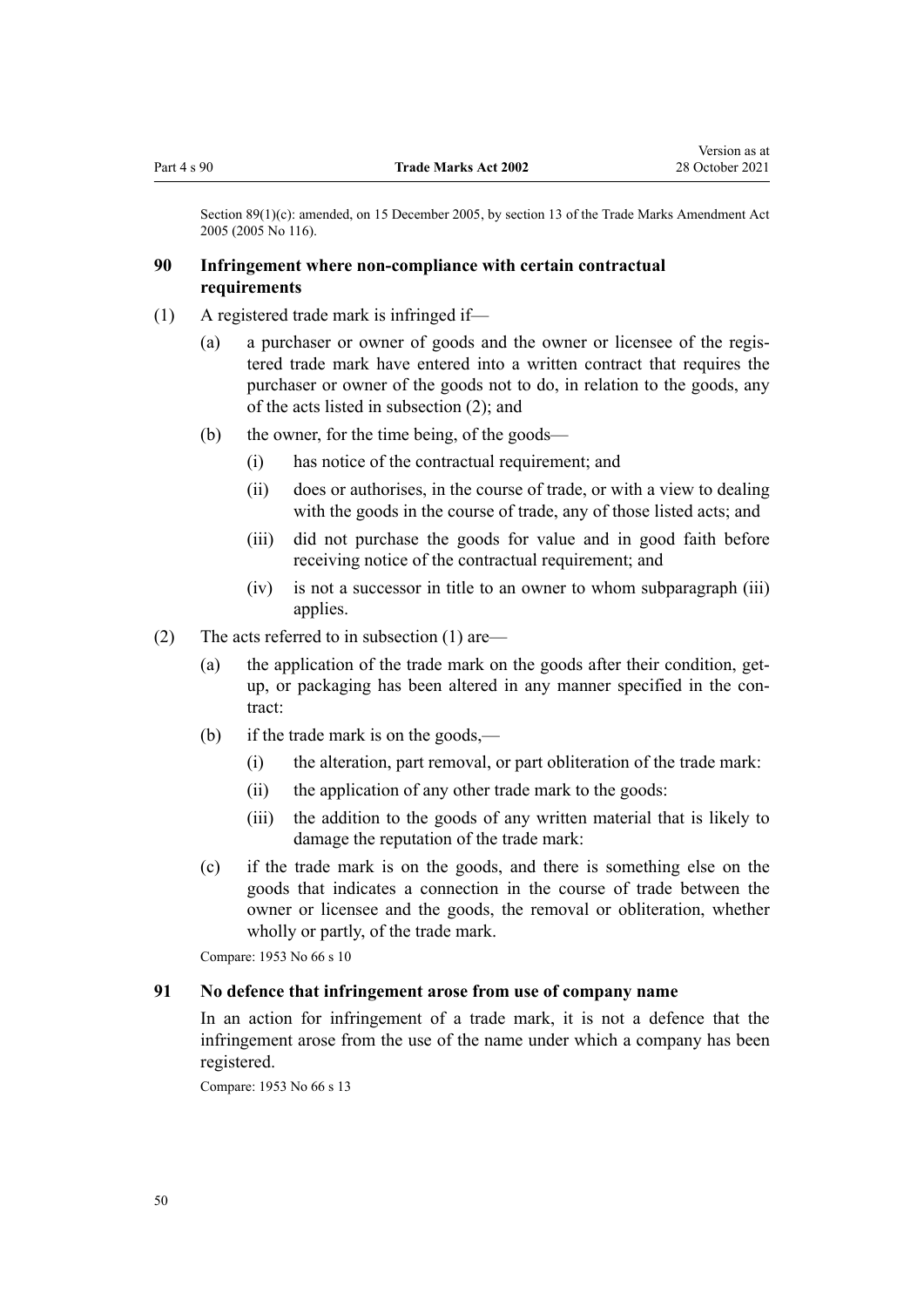Section 89(1)(c): amended, on 15 December 2005, by section 13 of the Trade Marks Amendment Act 2005 (2005 No 116).

### 90 Infringement where non-compliance with certain contractual requirements

(1) A registered trade mark is infringed if—

(a) a purchaser or owner of goods and the owner or licensee of the registered trade mark have entered into a written contract that requires the purchaser or owner of the goods not to do, in relation to the goods, any of the acts listed in subsection (2); and

(b) the owner, for the time being, of the goods—

(i) has notice of the contractual requirement; and

(ii) does or authorises, in the course of trade, or with a view to dealing with the goods in the course of trade, any of those listed acts; and

(iii) did not purchase the goods for value and in good faith before receiving notice of the contractual requirement; and

(iv) is not a successor in title to an owner to whom subparagraph (iii) applies.

(2) The acts referred to in subsection (1) are—

(a) the application of the trade mark on the goods after their condition, get-up, or packaging has been altered in any manner specified in the contract:

(b) if the trade mark is on the goods,—

(i) the alteration, part removal, or part obliteration of the trade mark:

(ii) the application of any other trade mark to the goods:

(iii) the addition to the goods of any written material that is likely to damage the reputation of the trade mark:

(c) if the trade mark is on the goods, and there is something else on the goods that indicates a connection in the course of trade between the owner or licensee and the goods, the removal or obliteration, whether wholly or partly, of the trade mark.

Compare: 1953 No 66 s 10

### 91 No defence that infringement arose from use of company name

In an action for infringement of a trade mark, it is not a defence that the infringement arose from the use of the name under which a company has been registered.

Compare: 1953 No 66 s 13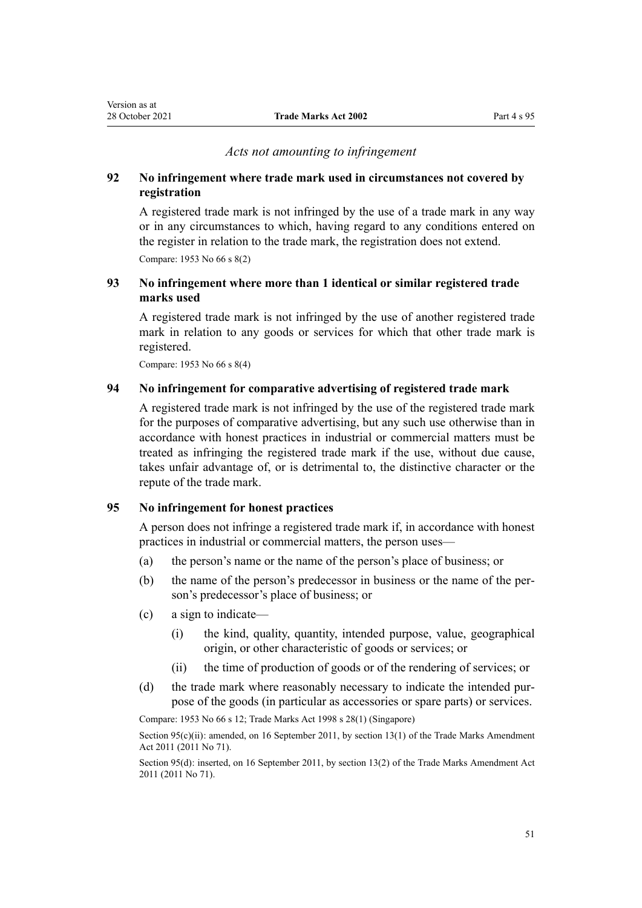*Acts not amounting to infringement*

### 92 No infringement where trade mark used in circumstances not covered by registration

A registered trade mark is not infringed by the use of a trade mark in any way or in any circumstances to which, having regard to any conditions entered on the register in relation to the trade mark, the registration does not extend.

Compare: 1953 No 66 s 8(2)

### 93 No infringement where more than 1 identical or similar registered trade marks used

A registered trade mark is not infringed by the use of another registered trade mark in relation to any goods or services for which that other trade mark is registered.

Compare: 1953 No 66 s 8(4)

### 94 No infringement for comparative advertising of registered trade mark

A registered trade mark is not infringed by the use of the registered trade mark for the purposes of comparative advertising, but any such use otherwise than in accordance with honest practices in industrial or commercial matters must be treated as infringing the registered trade mark if the use, without due cause, takes unfair advantage of, or is detrimental to, the distinctive character or the repute of the trade mark.

### 95 No infringement for honest practices

A person does not infringe a registered trade mark if, in accordance with honest practices in industrial or commercial matters, the person uses—

(a) the person's name or the name of the person's place of business; or

(b) the name of the person's predecessor in business or the name of the person's predecessor's place of business; or

(c) a sign to indicate—

  (i) the kind, quality, quantity, intended purpose, value, geographical origin, or other characteristic of goods or services; or

  (ii) the time of production of goods or of the rendering of services; or

(d) the trade mark where reasonably necessary to indicate the intended purpose of the goods (in particular as accessories or spare parts) or services.

Compare: 1953 No 66 s 12; Trade Marks Act 1998 s 28(1) (Singapore)

Section 95(c)(ii): amended, on 16 September 2011, by section 13(1) of the Trade Marks Amendment Act 2011 (2011 No 71).

Section 95(d): inserted, on 16 September 2011, by section 13(2) of the Trade Marks Amendment Act 2011 (2011 No 71).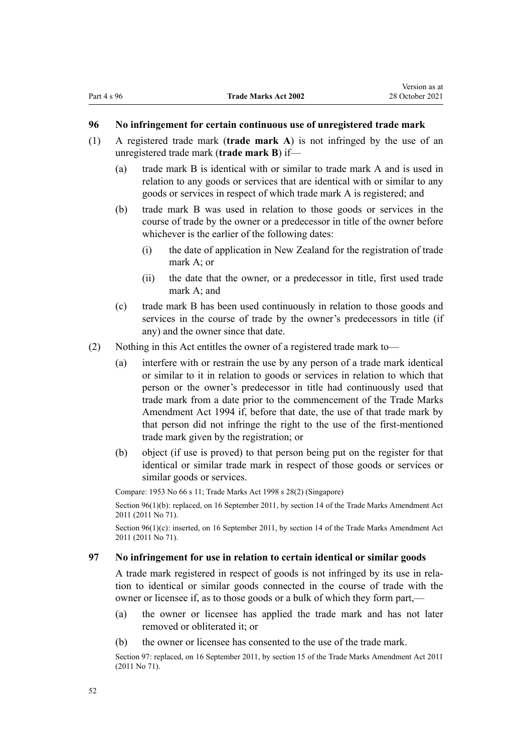### 96 No infringement for certain continuous use of unregistered trade mark

(1) A registered trade mark (**trade mark A**) is not infringed by the use of an unregistered trade mark (**trade mark B**) if—

(a) trade mark B is identical with or similar to trade mark A and is used in relation to any goods or services that are identical with or similar to any goods or services in respect of which trade mark A is registered; and

(b) trade mark B was used in relation to those goods or services in the course of trade by the owner or a predecessor in title of the owner before whichever is the earlier of the following dates:

(i) the date of application in New Zealand for the registration of trade mark A; or

(ii) the date that the owner, or a predecessor in title, first used trade mark A; and

(c) trade mark B has been used continuously in relation to those goods and services in the course of trade by the owner's predecessors in title (if any) and the owner since that date.

(2) Nothing in this Act entitles the owner of a registered trade mark to—

(a) interfere with or restrain the use by any person of a trade mark identical or similar to it in relation to goods or services in relation to which that person or the owner's predecessor in title had continuously used that trade mark from a date prior to the commencement of the Trade Marks Amendment Act 1994 if, before that date, the use of that trade mark by that person did not infringe the right to the use of the first-mentioned trade mark given by the registration; or

(b) object (if use is proved) to that person being put on the register for that identical or similar trade mark in respect of those goods or services or similar goods or services.

Compare: 1953 No 66 s 11; Trade Marks Act 1998 s 28(2) (Singapore)

Section 96(1)(b): replaced, on 16 September 2011, by section 14 of the Trade Marks Amendment Act 2011 (2011 No 71).

Section 96(1)(c): inserted, on 16 September 2011, by section 14 of the Trade Marks Amendment Act 2011 (2011 No 71).

### 97 No infringement for use in relation to certain identical or similar goods

A trade mark registered in respect of goods is not infringed by its use in relation to identical or similar goods connected in the course of trade with the owner or licensee if, as to those goods or a bulk of which they form part,—

(a) the owner or licensee has applied the trade mark and has not later removed or obliterated it; or

(b) the owner or licensee has consented to the use of the trade mark.

Section 97: replaced, on 16 September 2011, by section 15 of the Trade Marks Amendment Act 2011 (2011 No 71).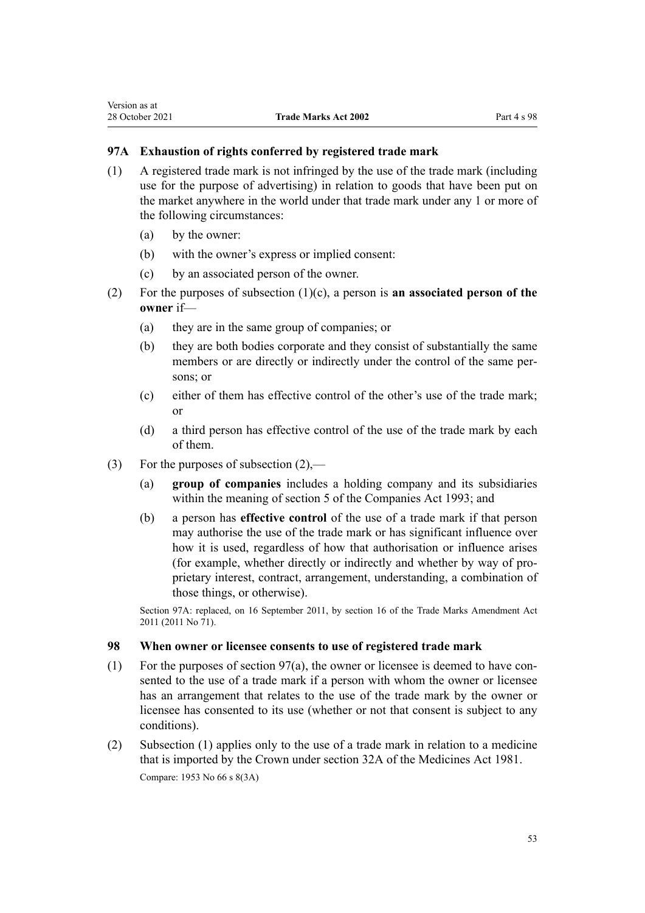### 97A Exhaustion of rights conferred by registered trade mark

(1) A registered trade mark is not infringed by the use of the trade mark (including use for the purpose of advertising) in relation to goods that have been put on the market anywhere in the world under that trade mark under any 1 or more of the following circumstances:

   (a) by the owner:

   (b) with the owner's express or implied consent:

   (c) by an associated person of the owner.

(2) For the purposes of subsection (1)(c), a person is **an associated person of the owner** if—

   (a) they are in the same group of companies; or

   (b) they are both bodies corporate and they consist of substantially the same members or are directly or indirectly under the control of the same persons; or

   (c) either of them has effective control of the other's use of the trade mark; or

   (d) a third person has effective control of the use of the trade mark by each of them.

(3) For the purposes of subsection (2),—

   (a) **group of companies** includes a holding company and its subsidiaries within the meaning of section 5 of the Companies Act 1993; and

   (b) a person has **effective control** of the use of a trade mark if that person may authorise the use of the trade mark or has significant influence over how it is used, regardless of how that authorisation or influence arises (for example, whether directly or indirectly and whether by way of proprietary interest, contract, arrangement, understanding, a combination of those things, or otherwise).

Section 97A: replaced, on 16 September 2011, by section 16 of the Trade Marks Amendment Act 2011 (2011 No 71).

### 98 When owner or licensee consents to use of registered trade mark

(1) For the purposes of section 97(a), the owner or licensee is deemed to have consented to the use of a trade mark if a person with whom the owner or licensee has an arrangement that relates to the use of the trade mark by the owner or licensee has consented to its use (whether or not that consent is subject to any conditions).

(2) Subsection (1) applies only to the use of a trade mark in relation to a medicine that is imported by the Crown under section 32A of the Medicines Act 1981.

Compare: 1953 No 66 s 8(3A)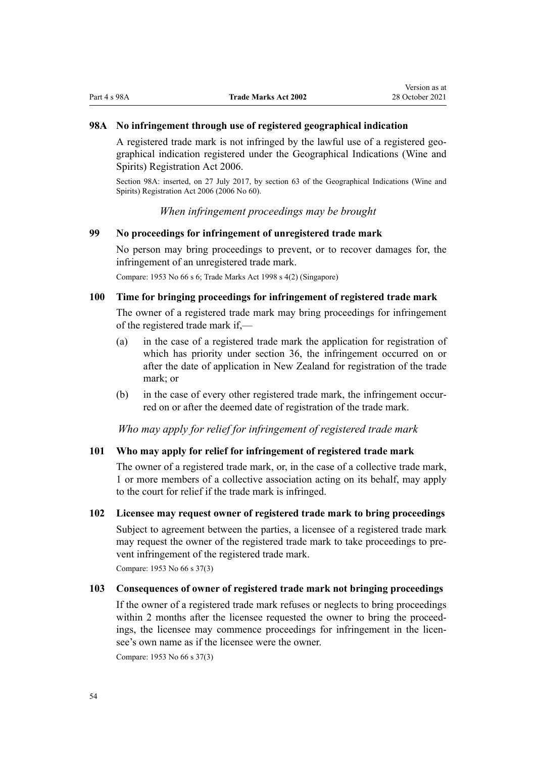### 98A No infringement through use of registered geographical indication

A registered trade mark is not infringed by the lawful use of a registered geographical indication registered under the Geographical Indications (Wine and Spirits) Registration Act 2006.

Section 98A: inserted, on 27 July 2017, by section 63 of the Geographical Indications (Wine and Spirits) Registration Act 2006 (2006 No 60).

*When infringement proceedings may be brought*

### 99 No proceedings for infringement of unregistered trade mark

No person may bring proceedings to prevent, or to recover damages for, the infringement of an unregistered trade mark.

Compare: 1953 No 66 s 6; Trade Marks Act 1998 s 4(2) (Singapore)

### 100 Time for bringing proceedings for infringement of registered trade mark

The owner of a registered trade mark may bring proceedings for infringement of the registered trade mark if,—

(a) in the case of a registered trade mark the application for registration of which has priority under section 36, the infringement occurred on or after the date of application in New Zealand for registration of the trade mark; or

(b) in the case of every other registered trade mark, the infringement occurred on or after the deemed date of registration of the trade mark.

*Who may apply for relief for infringement of registered trade mark*

### 101 Who may apply for relief for infringement of registered trade mark

The owner of a registered trade mark, or, in the case of a collective trade mark, 1 or more members of a collective association acting on its behalf, may apply to the court for relief if the trade mark is infringed.

### 102 Licensee may request owner of registered trade mark to bring proceedings

Subject to agreement between the parties, a licensee of a registered trade mark may request the owner of the registered trade mark to take proceedings to prevent infringement of the registered trade mark.

Compare: 1953 No 66 s 37(3)

### 103 Consequences of owner of registered trade mark not bringing proceedings

If the owner of a registered trade mark refuses or neglects to bring proceedings within 2 months after the licensee requested the owner to bring the proceedings, the licensee may commence proceedings for infringement in the licensee's own name as if the licensee were the owner.

Compare: 1953 No 66 s 37(3)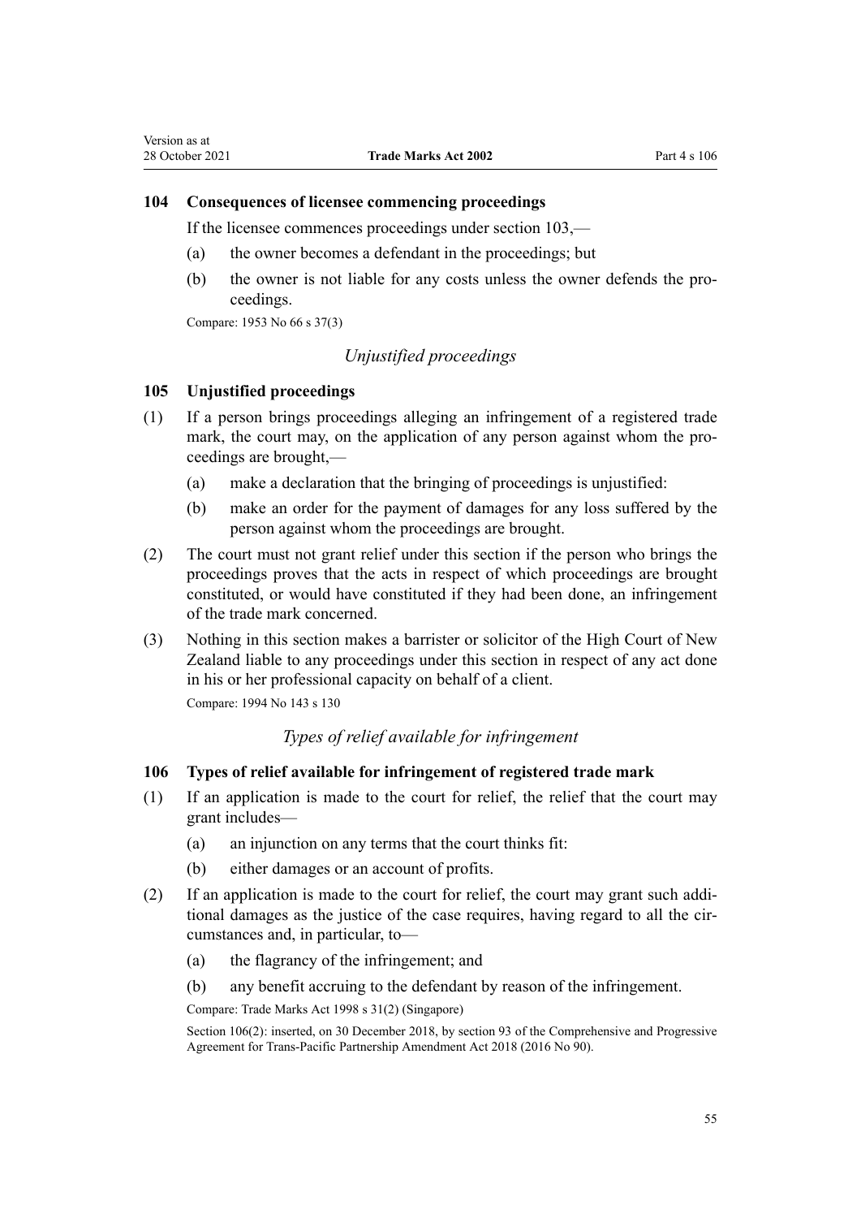### 104 Consequences of licensee commencing proceedings

If the licensee commences proceedings under section 103,—

(a) the owner becomes a defendant in the proceedings; but

(b) the owner is not liable for any costs unless the owner defends the proceedings.

Compare: 1953 No 66 s 37(3)

*Unjustified proceedings*

### 105 Unjustified proceedings

(1) If a person brings proceedings alleging an infringement of a registered trade mark, the court may, on the application of any person against whom the proceedings are brought,—

(a) make a declaration that the bringing of proceedings is unjustified:

(b) make an order for the payment of damages for any loss suffered by the person against whom the proceedings are brought.

(2) The court must not grant relief under this section if the person who brings the proceedings proves that the acts in respect of which proceedings are brought constituted, or would have constituted if they had been done, an infringement of the trade mark concerned.

(3) Nothing in this section makes a barrister or solicitor of the High Court of New Zealand liable to any proceedings under this section in respect of any act done in his or her professional capacity on behalf of a client.

Compare: 1994 No 143 s 130

*Types of relief available for infringement*

### 106 Types of relief available for infringement of registered trade mark

(1) If an application is made to the court for relief, the relief that the court may grant includes—

(a) an injunction on any terms that the court thinks fit:

(b) either damages or an account of profits.

(2) If an application is made to the court for relief, the court may grant such additional damages as the justice of the case requires, having regard to all the circumstances and, in particular, to—

(a) the flagrancy of the infringement; and

(b) any benefit accruing to the defendant by reason of the infringement.

Compare: Trade Marks Act 1998 s 31(2) (Singapore)

Section 106(2): inserted, on 30 December 2018, by section 93 of the Comprehensive and Progressive Agreement for Trans-Pacific Partnership Amendment Act 2018 (2016 No 90).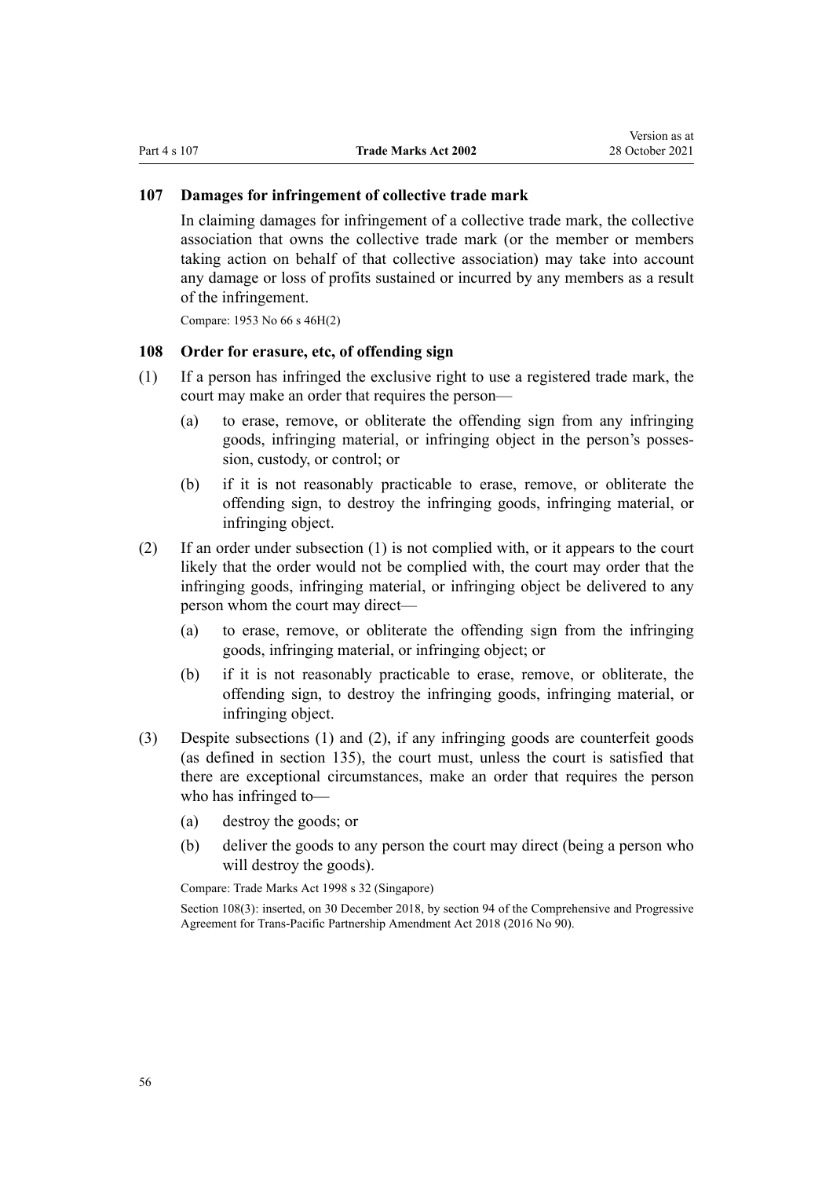### 107 Damages for infringement of collective trade mark

In claiming damages for infringement of a collective trade mark, the collective association that owns the collective trade mark (or the member or members taking action on behalf of that collective association) may take into account any damage or loss of profits sustained or incurred by any members as a result of the infringement.

Compare: 1953 No 66 s 46H(2)

### 108 Order for erasure, etc, of offending sign

(1) If a person has infringed the exclusive right to use a registered trade mark, the court may make an order that requires the person—

(a) to erase, remove, or obliterate the offending sign from any infringing goods, infringing material, or infringing object in the person's possession, custody, or control; or

(b) if it is not reasonably practicable to erase, remove, or obliterate the offending sign, to destroy the infringing goods, infringing material, or infringing object.

(2) If an order under subsection (1) is not complied with, or it appears to the court likely that the order would not be complied with, the court may order that the infringing goods, infringing material, or infringing object be delivered to any person whom the court may direct—

(a) to erase, remove, or obliterate the offending sign from the infringing goods, infringing material, or infringing object; or

(b) if it is not reasonably practicable to erase, remove, or obliterate, the offending sign, to destroy the infringing goods, infringing material, or infringing object.

(3) Despite subsections (1) and (2), if any infringing goods are counterfeit goods (as defined in section 135), the court must, unless the court is satisfied that there are exceptional circumstances, make an order that requires the person who has infringed to—

(a) destroy the goods; or

(b) deliver the goods to any person the court may direct (being a person who will destroy the goods).

Compare: Trade Marks Act 1998 s 32 (Singapore)

Section 108(3): inserted, on 30 December 2018, by section 94 of the Comprehensive and Progressive Agreement for Trans-Pacific Partnership Amendment Act 2018 (2016 No 90).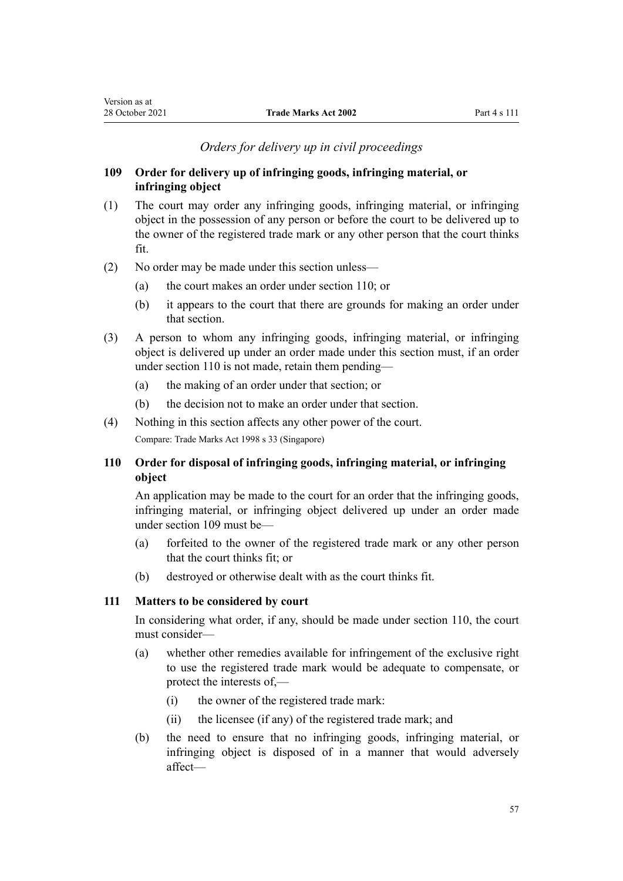*Orders for delivery up in civil proceedings*

### 109 Order for delivery up of infringing goods, infringing material, or infringing object

(1) The court may order any infringing goods, infringing material, or infringing object in the possession of any person or before the court to be delivered up to the owner of the registered trade mark or any other person that the court thinks fit.

(2) No order may be made under this section unless—

(a) the court makes an order under section 110; or

(b) it appears to the court that there are grounds for making an order under that section.

(3) A person to whom any infringing goods, infringing material, or infringing object is delivered up under an order made under this section must, if an order under section 110 is not made, retain them pending—

(a) the making of an order under that section; or

(b) the decision not to make an order under that section.

(4) Nothing in this section affects any other power of the court.

Compare: Trade Marks Act 1998 s 33 (Singapore)

### 110 Order for disposal of infringing goods, infringing material, or infringing object

An application may be made to the court for an order that the infringing goods, infringing material, or infringing object delivered up under an order made under section 109 must be—

(a) forfeited to the owner of the registered trade mark or any other person that the court thinks fit; or

(b) destroyed or otherwise dealt with as the court thinks fit.

### 111 Matters to be considered by court

In considering what order, if any, should be made under section 110, the court must consider—

(a) whether other remedies available for infringement of the exclusive right to use the registered trade mark would be adequate to compensate, or protect the interests of,—

(i) the owner of the registered trade mark:

(ii) the licensee (if any) of the registered trade mark; and

(b) the need to ensure that no infringing goods, infringing material, or infringing object is disposed of in a manner that would adversely affect—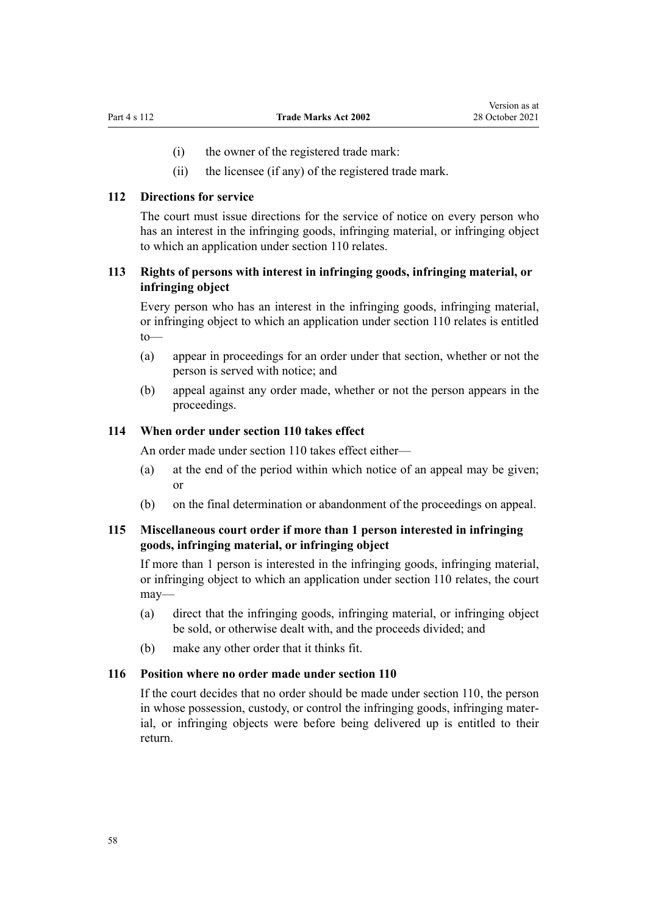(i) the owner of the registered trade mark:

(ii) the licensee (if any) of the registered trade mark.

### 112 Directions for service

The court must issue directions for the service of notice on every person who has an interest in the infringing goods, infringing material, or infringing object to which an application under section 110 relates.

### 113 Rights of persons with interest in infringing goods, infringing material, or infringing object

Every person who has an interest in the infringing goods, infringing material, or infringing object to which an application under section 110 relates is entitled to—

(a) appear in proceedings for an order under that section, whether or not the person is served with notice; and

(b) appeal against any order made, whether or not the person appears in the proceedings.

### 114 When order under section 110 takes effect

An order made under section 110 takes effect either—

(a) at the end of the period within which notice of an appeal may be given; or

(b) on the final determination or abandonment of the proceedings on appeal.

### 115 Miscellaneous court order if more than 1 person interested in infringing goods, infringing material, or infringing object

If more than 1 person is interested in the infringing goods, infringing material, or infringing object to which an application under section 110 relates, the court may—

(a) direct that the infringing goods, infringing material, or infringing object be sold, or otherwise dealt with, and the proceeds divided; and

(b) make any other order that it thinks fit.

### 116 Position where no order made under section 110

If the court decides that no order should be made under section 110, the person in whose possession, custody, or control the infringing goods, infringing material, or infringing objects were before being delivered up is entitled to their return.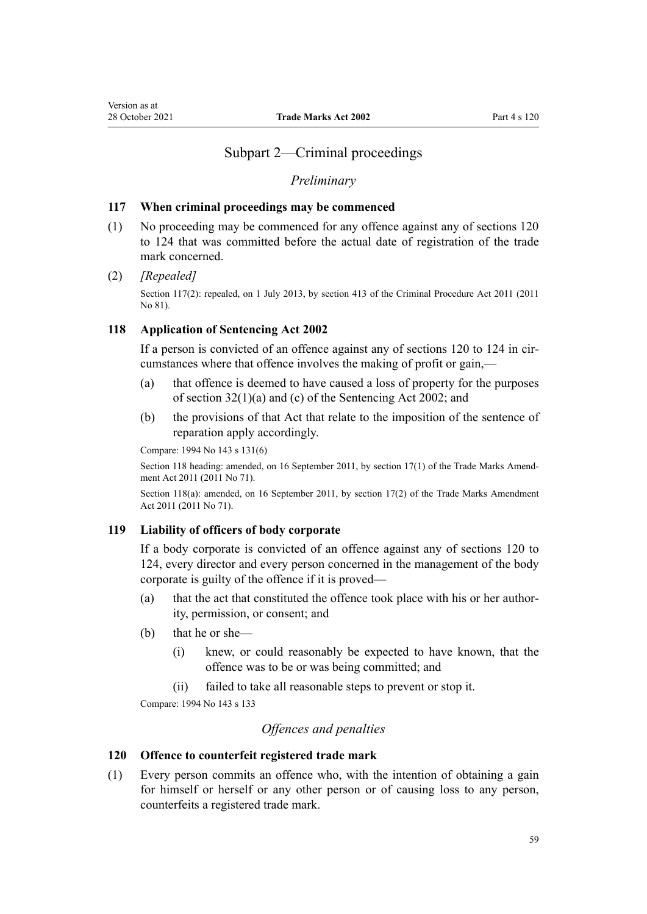## Subpart 2—Criminal proceedings

### *Preliminary*

**117 When criminal proceedings may be commenced**

(1) No proceeding may be commenced for any offence against any of sections 120 to 124 that was committed before the actual date of registration of the trade mark concerned.

(2) *[Repealed]*

Section 117(2): repealed, on 1 July 2013, by section 413 of the Criminal Procedure Act 2011 (2011 No 81).

**118 Application of Sentencing Act 2002**

If a person is convicted of an offence against any of sections 120 to 124 in circumstances where that offence involves the making of profit or gain,—

(a) that offence is deemed to have caused a loss of property for the purposes of section 32(1)(a) and (c) of the Sentencing Act 2002; and

(b) the provisions of that Act that relate to the imposition of the sentence of reparation apply accordingly.

Compare: 1994 No 143 s 131(6)

Section 118 heading: amended, on 16 September 2011, by section 17(1) of the Trade Marks Amendment Act 2011 (2011 No 71).

Section 118(a): amended, on 16 September 2011, by section 17(2) of the Trade Marks Amendment Act 2011 (2011 No 71).

**119 Liability of officers of body corporate**

If a body corporate is convicted of an offence against any of sections 120 to 124, every director and every person concerned in the management of the body corporate is guilty of the offence if it is proved—

(a) that the act that constituted the offence took place with his or her authority, permission, or consent; and

(b) that he or she—

(i) knew, or could reasonably be expected to have known, that the offence was to be or was being committed; and

(ii) failed to take all reasonable steps to prevent or stop it.

Compare: 1994 No 143 s 133

### *Offences and penalties*

**120 Offence to counterfeit registered trade mark**

(1) Every person commits an offence who, with the intention of obtaining a gain for himself or herself or any other person or of causing loss to any person, counterfeits a registered trade mark.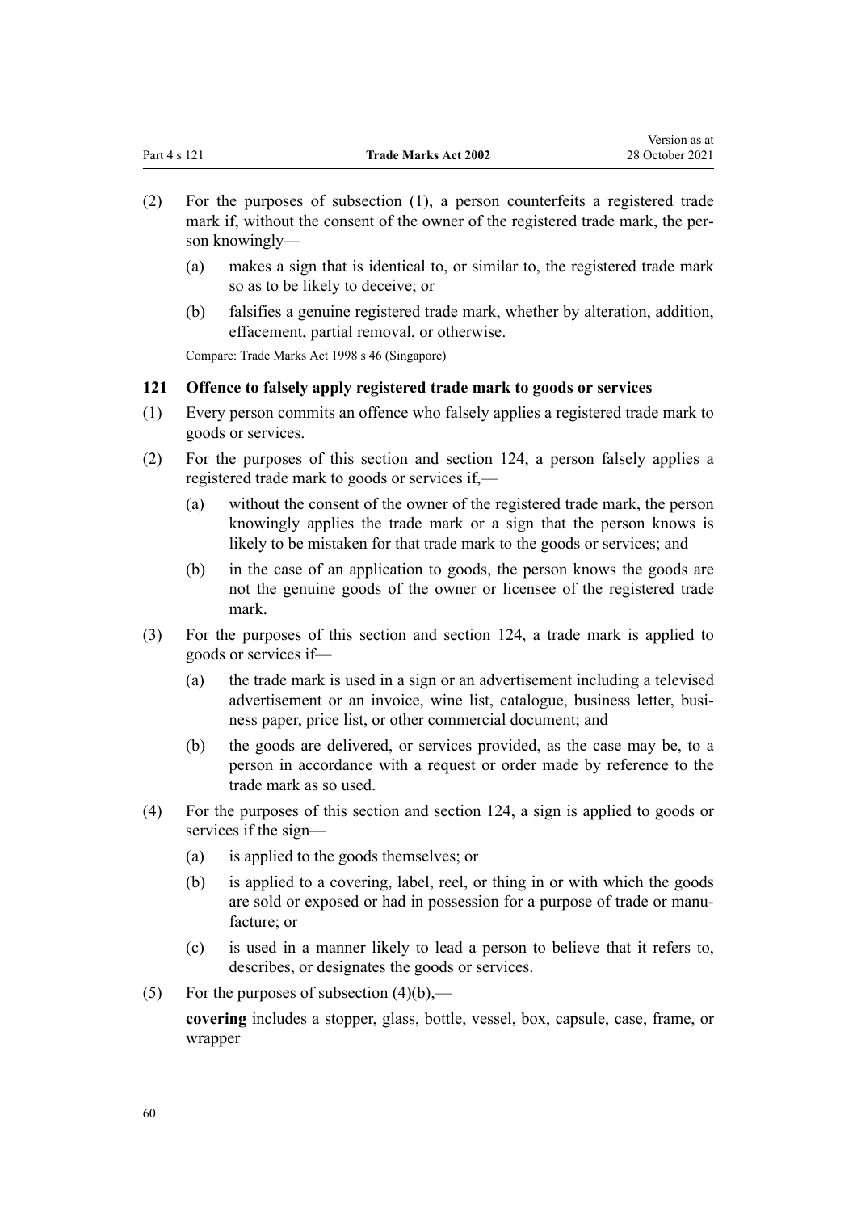(2) For the purposes of subsection (1), a person counterfeits a registered trade mark if, without the consent of the owner of the registered trade mark, the person knowingly—

(a) makes a sign that is identical to, or similar to, the registered trade mark so as to be likely to deceive; or

(b) falsifies a genuine registered trade mark, whether by alteration, addition, effacement, partial removal, or otherwise.

Compare: Trade Marks Act 1998 s 46 (Singapore)

### 121 Offence to falsely apply registered trade mark to goods or services

(1) Every person commits an offence who falsely applies a registered trade mark to goods or services.

(2) For the purposes of this section and section 124, a person falsely applies a registered trade mark to goods or services if,—

(a) without the consent of the owner of the registered trade mark, the person knowingly applies the trade mark or a sign that the person knows is likely to be mistaken for that trade mark to the goods or services; and

(b) in the case of an application to goods, the person knows the goods are not the genuine goods of the owner or licensee of the registered trade mark.

(3) For the purposes of this section and section 124, a trade mark is applied to goods or services if—

(a) the trade mark is used in a sign or an advertisement including a televised advertisement or an invoice, wine list, catalogue, business letter, business paper, price list, or other commercial document; and

(b) the goods are delivered, or services provided, as the case may be, to a person in accordance with a request or order made by reference to the trade mark as so used.

(4) For the purposes of this section and section 124, a sign is applied to goods or services if the sign—

(a) is applied to the goods themselves; or

(b) is applied to a covering, label, reel, or thing in or with which the goods are sold or exposed or had in possession for a purpose of trade or manufacture; or

(c) is used in a manner likely to lead a person to believe that it refers to, describes, or designates the goods or services.

(5) For the purposes of subsection (4)(b),—

**covering** includes a stopper, glass, bottle, vessel, box, capsule, case, frame, or wrapper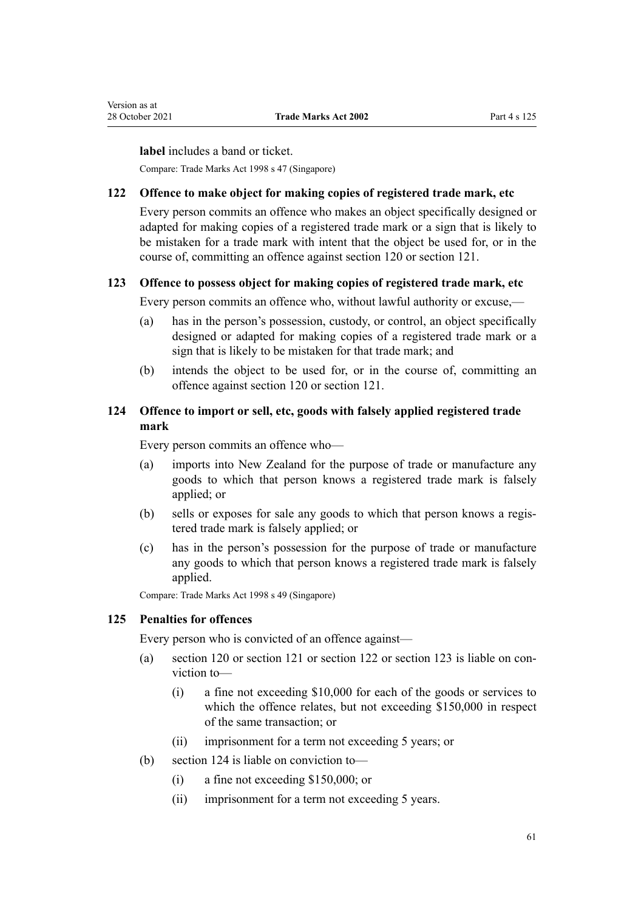**label** includes a band or ticket.

Compare: Trade Marks Act 1998 s 47 (Singapore)

### 122 Offence to make object for making copies of registered trade mark, etc

Every person commits an offence who makes an object specifically designed or adapted for making copies of a registered trade mark or a sign that is likely to be mistaken for a trade mark with intent that the object be used for, or in the course of, committing an offence against section 120 or section 121.

### 123 Offence to possess object for making copies of registered trade mark, etc

Every person commits an offence who, without lawful authority or excuse,—

(a) has in the person's possession, custody, or control, an object specifically designed or adapted for making copies of a registered trade mark or a sign that is likely to be mistaken for that trade mark; and

(b) intends the object to be used for, or in the course of, committing an offence against section 120 or section 121.

### 124 Offence to import or sell, etc, goods with falsely applied registered trade mark

Every person commits an offence who—

(a) imports into New Zealand for the purpose of trade or manufacture any goods to which that person knows a registered trade mark is falsely applied; or

(b) sells or exposes for sale any goods to which that person knows a registered trade mark is falsely applied; or

(c) has in the person's possession for the purpose of trade or manufacture any goods to which that person knows a registered trade mark is falsely applied.

Compare: Trade Marks Act 1998 s 49 (Singapore)

### 125 Penalties for offences

Every person who is convicted of an offence against—

(a) section 120 or section 121 or section 122 or section 123 is liable on conviction to—

  (i) a fine not exceeding $10,000 for each of the goods or services to which the offence relates, but not exceeding $150,000 in respect of the same transaction; or

  (ii) imprisonment for a term not exceeding 5 years; or

(b) section 124 is liable on conviction to—

  (i) a fine not exceeding $150,000; or

  (ii) imprisonment for a term not exceeding 5 years.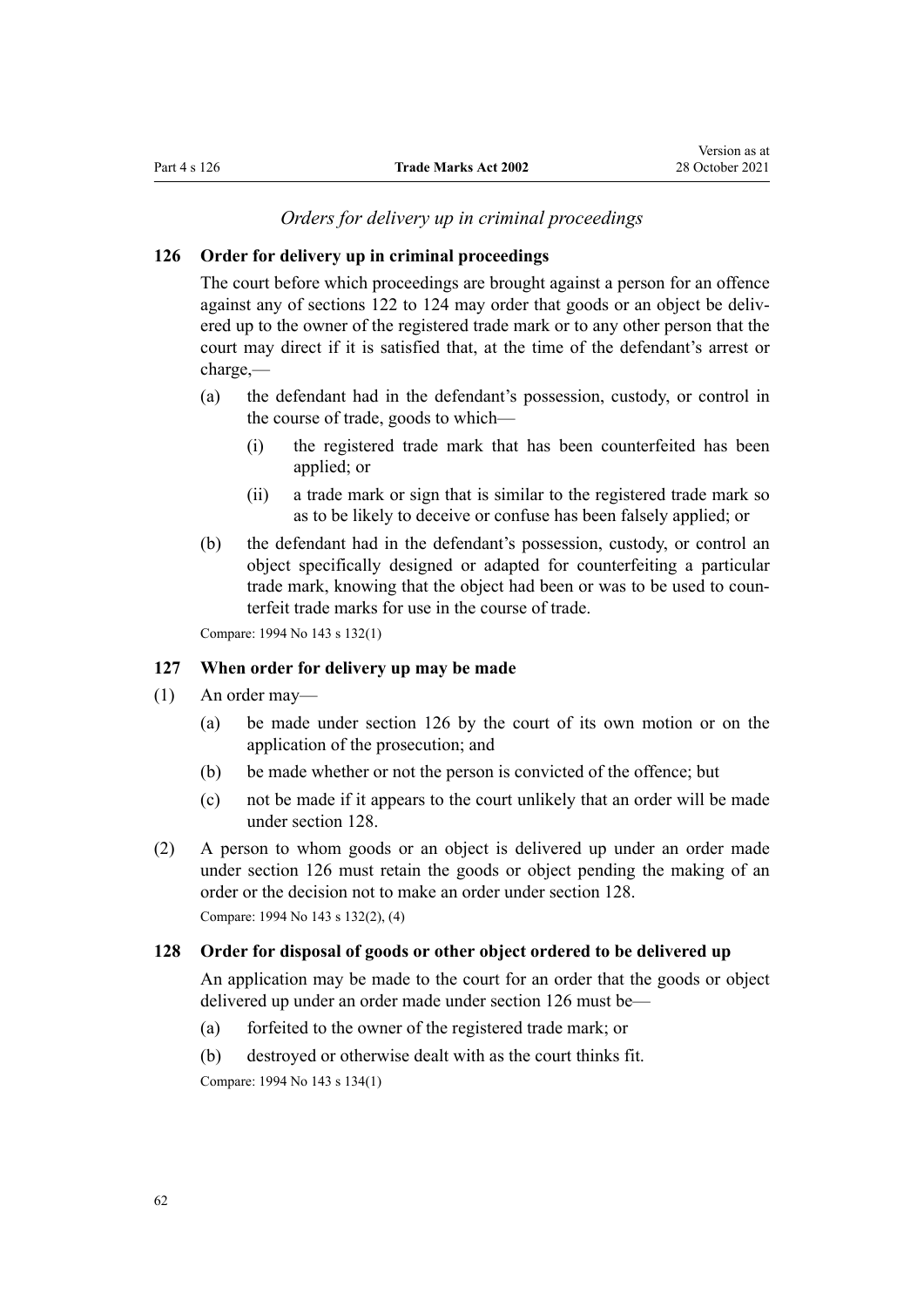*Orders for delivery up in criminal proceedings*

### 126 Order for delivery up in criminal proceedings

The court before which proceedings are brought against a person for an offence against any of sections 122 to 124 may order that goods or an object be delivered up to the owner of the registered trade mark or to any other person that the court may direct if it is satisfied that, at the time of the defendant's arrest or charge,—

(a) the defendant had in the defendant's possession, custody, or control in the course of trade, goods to which—

(i) the registered trade mark that has been counterfeited has been applied; or

(ii) a trade mark or sign that is similar to the registered trade mark so as to be likely to deceive or confuse has been falsely applied; or

(b) the defendant had in the defendant's possession, custody, or control an object specifically designed or adapted for counterfeiting a particular trade mark, knowing that the object had been or was to be used to counterfeit trade marks for use in the course of trade.

Compare: 1994 No 143 s 132(1)

### 127 When order for delivery up may be made

(1) An order may—

(a) be made under section 126 by the court of its own motion or on the application of the prosecution; and

(b) be made whether or not the person is convicted of the offence; but

(c) not be made if it appears to the court unlikely that an order will be made under section 128.

(2) A person to whom goods or an object is delivered up under an order made under section 126 must retain the goods or object pending the making of an order or the decision not to make an order under section 128.

Compare: 1994 No 143 s 132(2), (4)

### 128 Order for disposal of goods or other object ordered to be delivered up

An application may be made to the court for an order that the goods or object delivered up under an order made under section 126 must be—

(a) forfeited to the owner of the registered trade mark; or

(b) destroyed or otherwise dealt with as the court thinks fit.

Compare: 1994 No 143 s 134(1)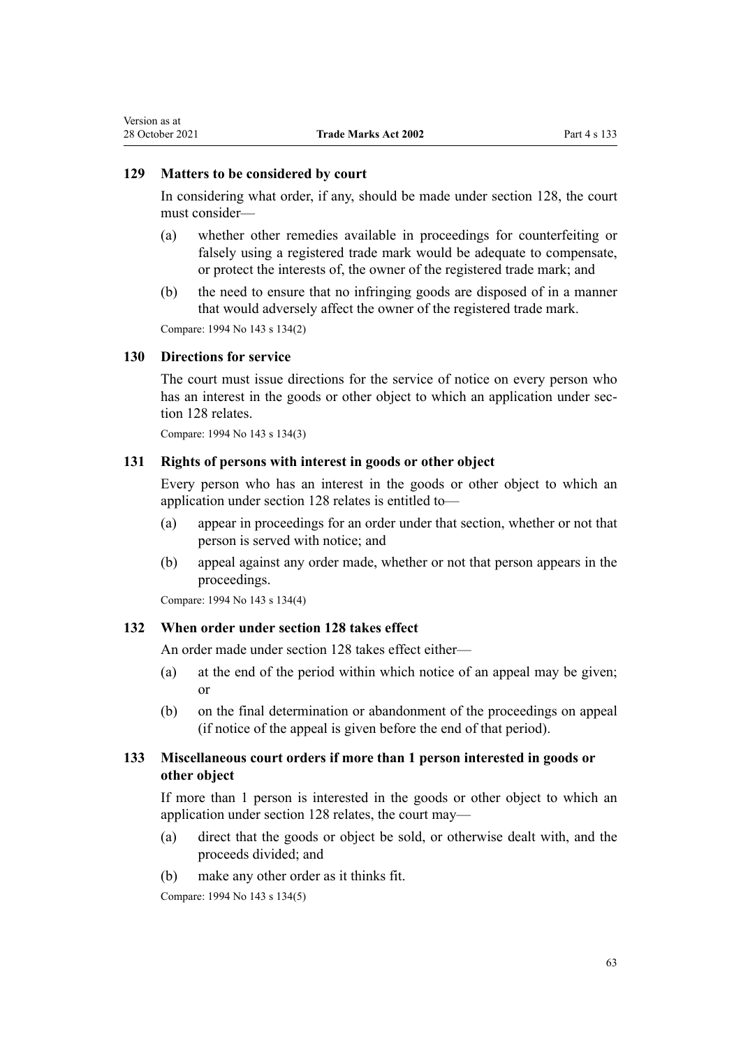### 129 Matters to be considered by court

In considering what order, if any, should be made under section 128, the court must consider—

(a) whether other remedies available in proceedings for counterfeiting or falsely using a registered trade mark would be adequate to compensate, or protect the interests of, the owner of the registered trade mark; and

(b) the need to ensure that no infringing goods are disposed of in a manner that would adversely affect the owner of the registered trade mark.

Compare: 1994 No 143 s 134(2)

### 130 Directions for service

The court must issue directions for the service of notice on every person who has an interest in the goods or other object to which an application under section 128 relates.

Compare: 1994 No 143 s 134(3)

### 131 Rights of persons with interest in goods or other object

Every person who has an interest in the goods or other object to which an application under section 128 relates is entitled to—

(a) appear in proceedings for an order under that section, whether or not that person is served with notice; and

(b) appeal against any order made, whether or not that person appears in the proceedings.

Compare: 1994 No 143 s 134(4)

### 132 When order under section 128 takes effect

An order made under section 128 takes effect either—

(a) at the end of the period within which notice of an appeal may be given; or

(b) on the final determination or abandonment of the proceedings on appeal (if notice of the appeal is given before the end of that period).

### 133 Miscellaneous court orders if more than 1 person interested in goods or other object

If more than 1 person is interested in the goods or other object to which an application under section 128 relates, the court may—

(a) direct that the goods or object be sold, or otherwise dealt with, and the proceeds divided; and

(b) make any other order as it thinks fit.

Compare: 1994 No 143 s 134(5)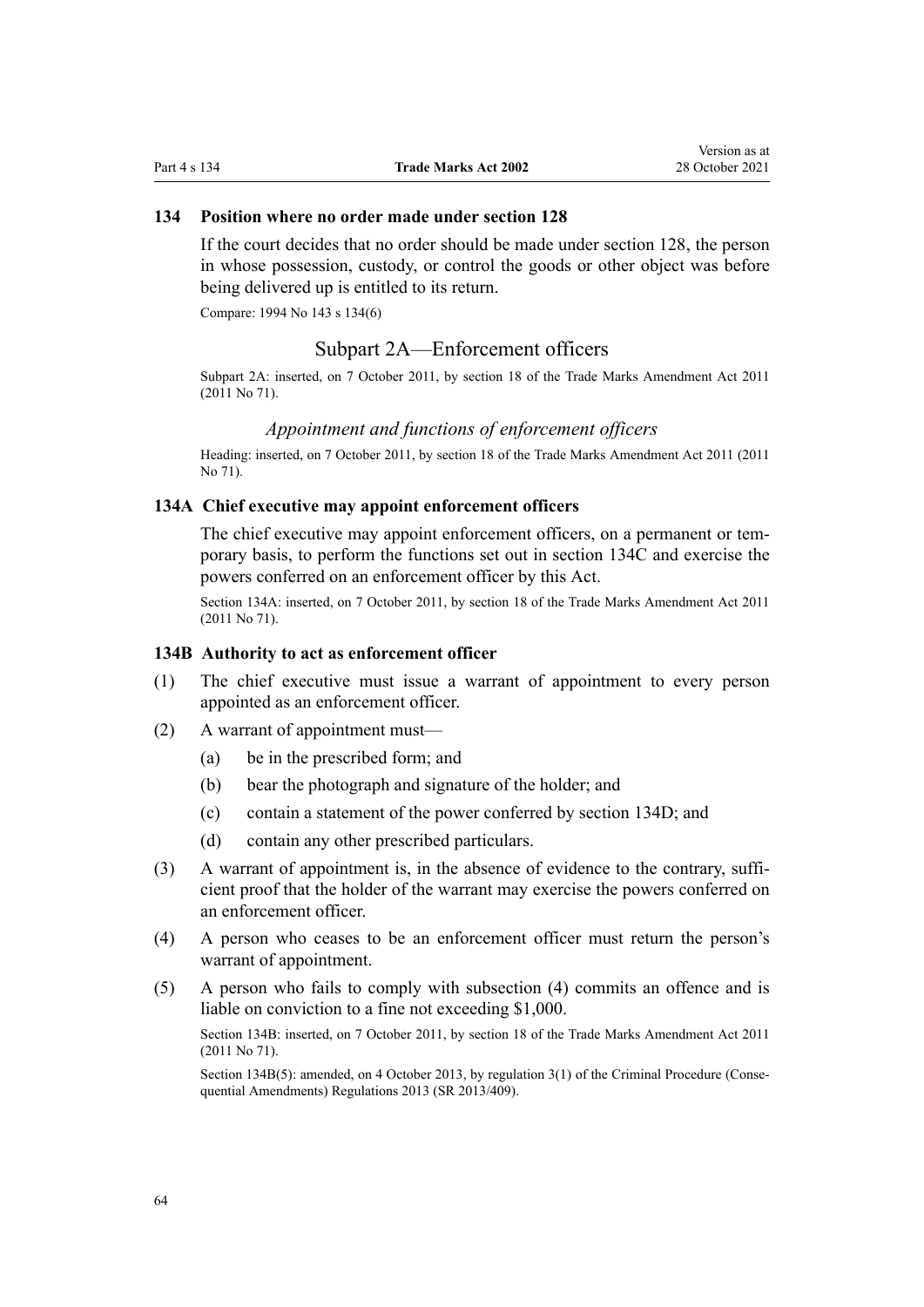### 134 Position where no order made under section 128

If the court decides that no order should be made under section 128, the person in whose possession, custody, or control the goods or other object was before being delivered up is entitled to its return.

Compare: 1994 No 143 s 134(6)

## Subpart 2A—Enforcement officers

Subpart 2A: inserted, on 7 October 2011, by section 18 of the Trade Marks Amendment Act 2011 (2011 No 71).

*Appointment and functions of enforcement officers*

Heading: inserted, on 7 October 2011, by section 18 of the Trade Marks Amendment Act 2011 (2011 No 71).

### 134A Chief executive may appoint enforcement officers

The chief executive may appoint enforcement officers, on a permanent or temporary basis, to perform the functions set out in section 134C and exercise the powers conferred on an enforcement officer by this Act.

Section 134A: inserted, on 7 October 2011, by section 18 of the Trade Marks Amendment Act 2011 (2011 No 71).

### 134B Authority to act as enforcement officer

(1) The chief executive must issue a warrant of appointment to every person appointed as an enforcement officer.

(2) A warrant of appointment must—

- (a) be in the prescribed form; and
- (b) bear the photograph and signature of the holder; and
- (c) contain a statement of the power conferred by section 134D; and
- (d) contain any other prescribed particulars.

(3) A warrant of appointment is, in the absence of evidence to the contrary, sufficient proof that the holder of the warrant may exercise the powers conferred on an enforcement officer.

(4) A person who ceases to be an enforcement officer must return the person's warrant of appointment.

(5) A person who fails to comply with subsection (4) commits an offence and is liable on conviction to a fine not exceeding $1,000.

Section 134B: inserted, on 7 October 2011, by section 18 of the Trade Marks Amendment Act 2011 (2011 No 71).

Section 134B(5): amended, on 4 October 2013, by regulation 3(1) of the Criminal Procedure (Consequential Amendments) Regulations 2013 (SR 2013/409).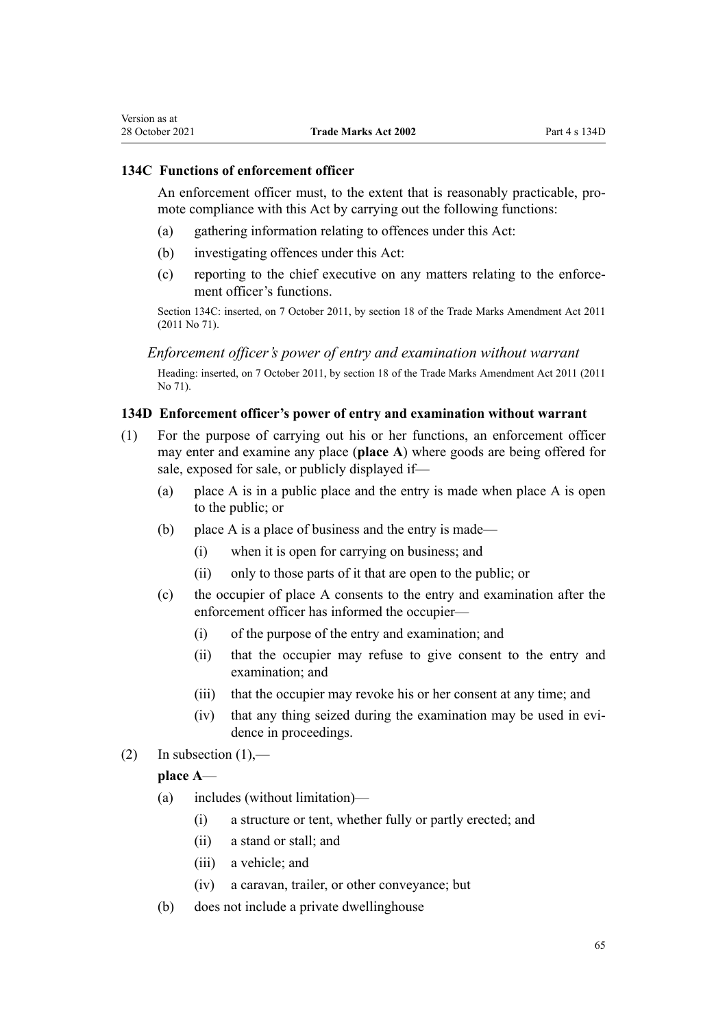### 134C Functions of enforcement officer

An enforcement officer must, to the extent that is reasonably practicable, promote compliance with this Act by carrying out the following functions:

(a) gathering information relating to offences under this Act:

(b) investigating offences under this Act:

(c) reporting to the chief executive on any matters relating to the enforcement officer's functions.

Section 134C: inserted, on 7 October 2011, by section 18 of the Trade Marks Amendment Act 2011 (2011 No 71).

*Enforcement officer's power of entry and examination without warrant*

Heading: inserted, on 7 October 2011, by section 18 of the Trade Marks Amendment Act 2011 (2011 No 71).

### 134D Enforcement officer's power of entry and examination without warrant

(1) For the purpose of carrying out his or her functions, an enforcement officer may enter and examine any place (**place A**) where goods are being offered for sale, exposed for sale, or publicly displayed if—

(a) place A is in a public place and the entry is made when place A is open to the public; or

(b) place A is a place of business and the entry is made—

(i) when it is open for carrying on business; and

(ii) only to those parts of it that are open to the public; or

(c) the occupier of place A consents to the entry and examination after the enforcement officer has informed the occupier—

(i) of the purpose of the entry and examination; and

(ii) that the occupier may refuse to give consent to the entry and examination; and

(iii) that the occupier may revoke his or her consent at any time; and

(iv) that any thing seized during the examination may be used in evidence in proceedings.

(2) In subsection (1),—

**place A**—

(a) includes (without limitation)—

(i) a structure or tent, whether fully or partly erected; and

(ii) a stand or stall; and

(iii) a vehicle; and

(iv) a caravan, trailer, or other conveyance; but

(b) does not include a private dwellinghouse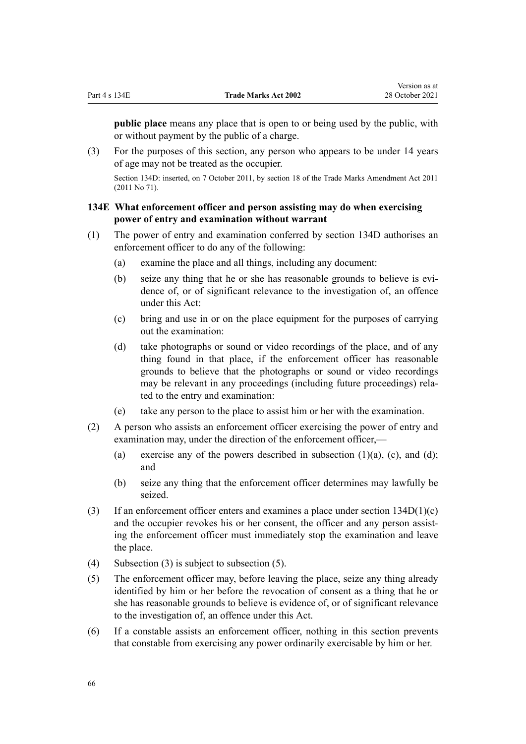**public place** means any place that is open to or being used by the public, with or without payment by the public of a charge.

(3) For the purposes of this section, any person who appears to be under 14 years of age may not be treated as the occupier.

Section 134D: inserted, on 7 October 2011, by section 18 of the Trade Marks Amendment Act 2011 (2011 No 71).

### 134E What enforcement officer and person assisting may do when exercising power of entry and examination without warrant

(1) The power of entry and examination conferred by section 134D authorises an enforcement officer to do any of the following:

(a) examine the place and all things, including any document:

(b) seize any thing that he or she has reasonable grounds to believe is evidence of, or of significant relevance to the investigation of, an offence under this Act:

(c) bring and use in or on the place equipment for the purposes of carrying out the examination:

(d) take photographs or sound or video recordings of the place, and of any thing found in that place, if the enforcement officer has reasonable grounds to believe that the photographs or sound or video recordings may be relevant in any proceedings (including future proceedings) related to the entry and examination:

(e) take any person to the place to assist him or her with the examination.

(2) A person who assists an enforcement officer exercising the power of entry and examination may, under the direction of the enforcement officer,—

(a) exercise any of the powers described in subsection (1)(a), (c), and (d); and

(b) seize any thing that the enforcement officer determines may lawfully be seized.

(3) If an enforcement officer enters and examines a place under section 134D(1)(c) and the occupier revokes his or her consent, the officer and any person assisting the enforcement officer must immediately stop the examination and leave the place.

(4) Subsection (3) is subject to subsection (5).

(5) The enforcement officer may, before leaving the place, seize any thing already identified by him or her before the revocation of consent as a thing that he or she has reasonable grounds to believe is evidence of, or of significant relevance to the investigation of, an offence under this Act.

(6) If a constable assists an enforcement officer, nothing in this section prevents that constable from exercising any power ordinarily exercisable by him or her.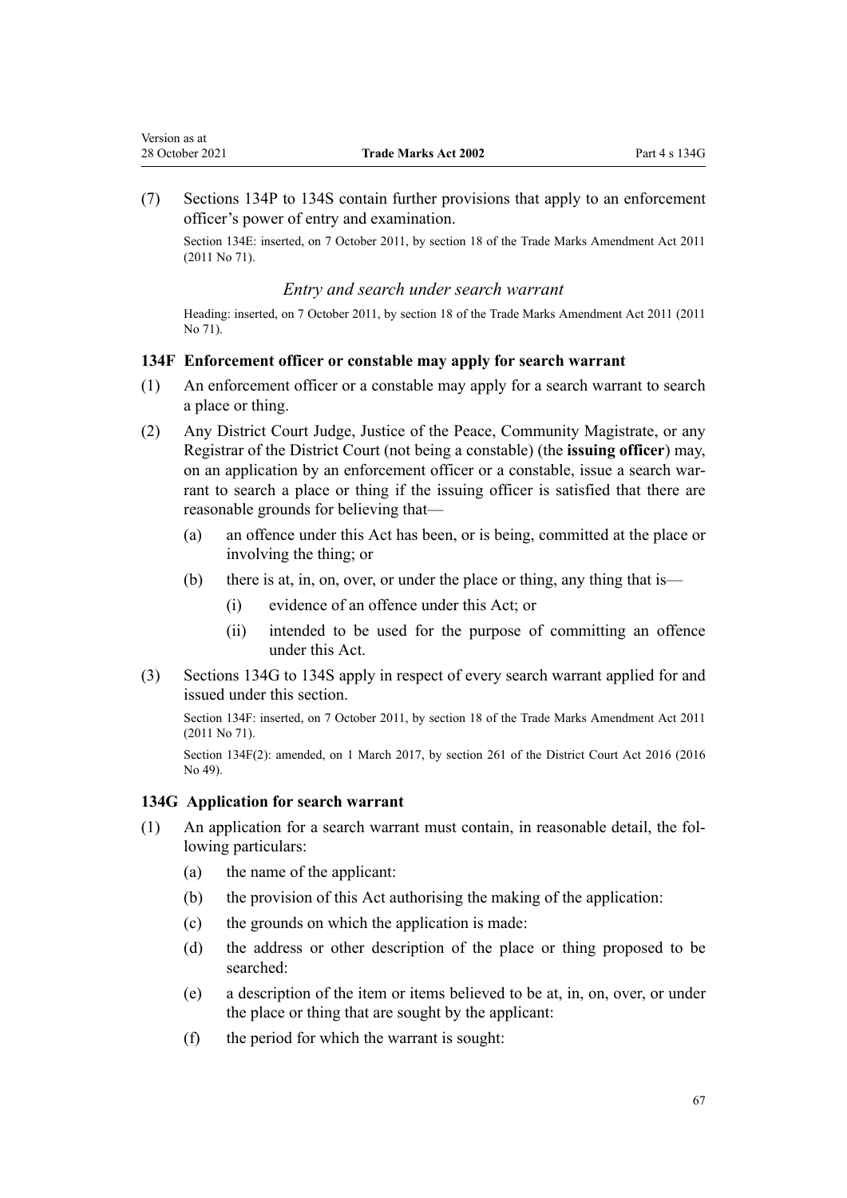(7) Sections 134P to 134S contain further provisions that apply to an enforcement officer's power of entry and examination.

Section 134E: inserted, on 7 October 2011, by section 18 of the Trade Marks Amendment Act 2011 (2011 No 71).

### *Entry and search under search warrant*

Heading: inserted, on 7 October 2011, by section 18 of the Trade Marks Amendment Act 2011 (2011 No 71).

### 134F Enforcement officer or constable may apply for search warrant

(1) An enforcement officer or a constable may apply for a search warrant to search a place or thing.

(2) Any District Court Judge, Justice of the Peace, Community Magistrate, or any Registrar of the District Court (not being a constable) (the **issuing officer**) may, on an application by an enforcement officer or a constable, issue a search warrant to search a place or thing if the issuing officer is satisfied that there are reasonable grounds for believing that—

- (a) an offence under this Act has been, or is being, committed at the place or involving the thing; or
- (b) there is at, in, on, over, or under the place or thing, any thing that is—
  - (i) evidence of an offence under this Act; or
  - (ii) intended to be used for the purpose of committing an offence under this Act.

(3) Sections 134G to 134S apply in respect of every search warrant applied for and issued under this section.

Section 134F: inserted, on 7 October 2011, by section 18 of the Trade Marks Amendment Act 2011 (2011 No 71).

Section 134F(2): amended, on 1 March 2017, by section 261 of the District Court Act 2016 (2016 No 49).

### 134G Application for search warrant

(1) An application for a search warrant must contain, in reasonable detail, the following particulars:

- (a) the name of the applicant:
- (b) the provision of this Act authorising the making of the application:
- (c) the grounds on which the application is made:
- (d) the address or other description of the place or thing proposed to be searched:
- (e) a description of the item or items believed to be at, in, on, over, or under the place or thing that are sought by the applicant:
- (f) the period for which the warrant is sought: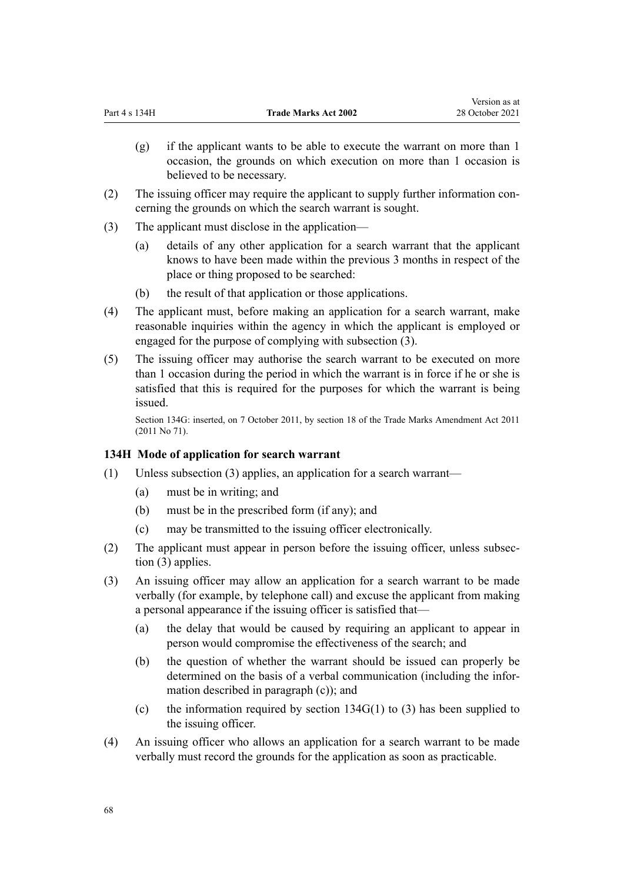(g) if the applicant wants to be able to execute the warrant on more than 1 occasion, the grounds on which execution on more than 1 occasion is believed to be necessary.

(2) The issuing officer may require the applicant to supply further information concerning the grounds on which the search warrant is sought.

(3) The applicant must disclose in the application—

(a) details of any other application for a search warrant that the applicant knows to have been made within the previous 3 months in respect of the place or thing proposed to be searched:

(b) the result of that application or those applications.

(4) The applicant must, before making an application for a search warrant, make reasonable inquiries within the agency in which the applicant is employed or engaged for the purpose of complying with subsection (3).

(5) The issuing officer may authorise the search warrant to be executed on more than 1 occasion during the period in which the warrant is in force if he or she is satisfied that this is required for the purposes for which the warrant is being issued.

Section 134G: inserted, on 7 October 2011, by section 18 of the Trade Marks Amendment Act 2011 (2011 No 71).

### 134H Mode of application for search warrant

(1) Unless subsection (3) applies, an application for a search warrant—

(a) must be in writing; and

(b) must be in the prescribed form (if any); and

(c) may be transmitted to the issuing officer electronically.

(2) The applicant must appear in person before the issuing officer, unless subsection (3) applies.

(3) An issuing officer may allow an application for a search warrant to be made verbally (for example, by telephone call) and excuse the applicant from making a personal appearance if the issuing officer is satisfied that—

(a) the delay that would be caused by requiring an applicant to appear in person would compromise the effectiveness of the search; and

(b) the question of whether the warrant should be issued can properly be determined on the basis of a verbal communication (including the information described in paragraph (c)); and

(c) the information required by section 134G(1) to (3) has been supplied to the issuing officer.

(4) An issuing officer who allows an application for a search warrant to be made verbally must record the grounds for the application as soon as practicable.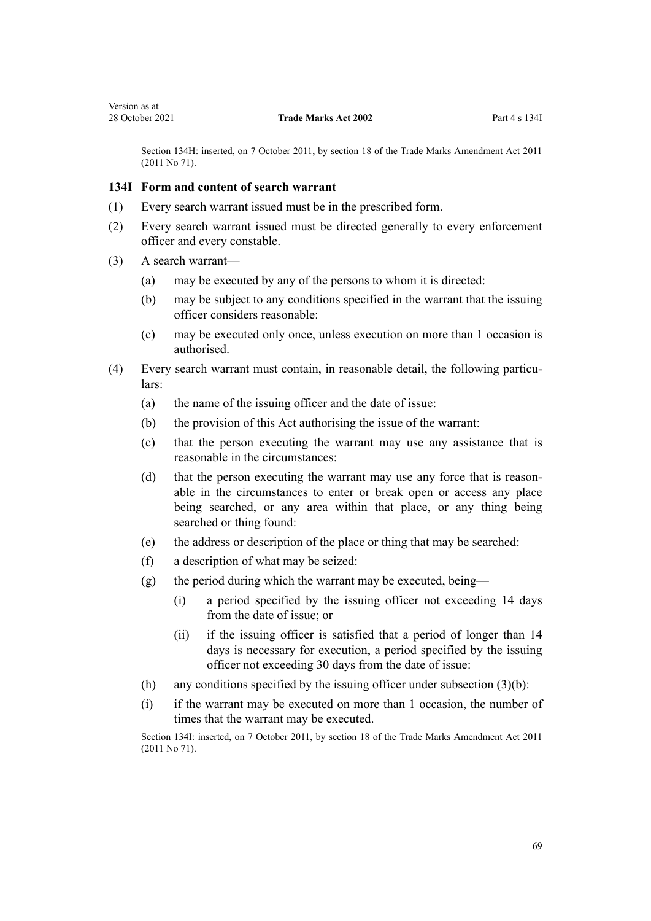Section 134H: inserted, on 7 October 2011, by section 18 of the Trade Marks Amendment Act 2011 (2011 No 71).

### 134I Form and content of search warrant

(1) Every search warrant issued must be in the prescribed form.

(2) Every search warrant issued must be directed generally to every enforcement officer and every constable.

(3) A search warrant—

- (a) may be executed by any of the persons to whom it is directed:
- (b) may be subject to any conditions specified in the warrant that the issuing officer considers reasonable:
- (c) may be executed only once, unless execution on more than 1 occasion is authorised.

(4) Every search warrant must contain, in reasonable detail, the following particulars:

- (a) the name of the issuing officer and the date of issue:
- (b) the provision of this Act authorising the issue of the warrant:
- (c) that the person executing the warrant may use any assistance that is reasonable in the circumstances:
- (d) that the person executing the warrant may use any force that is reasonable in the circumstances to enter or break open or access any place being searched, or any area within that place, or any thing being searched or thing found:
- (e) the address or description of the place or thing that may be searched:
- (f) a description of what may be seized:
- (g) the period during which the warrant may be executed, being—
  - (i) a period specified by the issuing officer not exceeding 14 days from the date of issue; or
  - (ii) if the issuing officer is satisfied that a period of longer than 14 days is necessary for execution, a period specified by the issuing officer not exceeding 30 days from the date of issue:
- (h) any conditions specified by the issuing officer under subsection (3)(b):
- (i) if the warrant may be executed on more than 1 occasion, the number of times that the warrant may be executed.

Section 134I: inserted, on 7 October 2011, by section 18 of the Trade Marks Amendment Act 2011 (2011 No 71).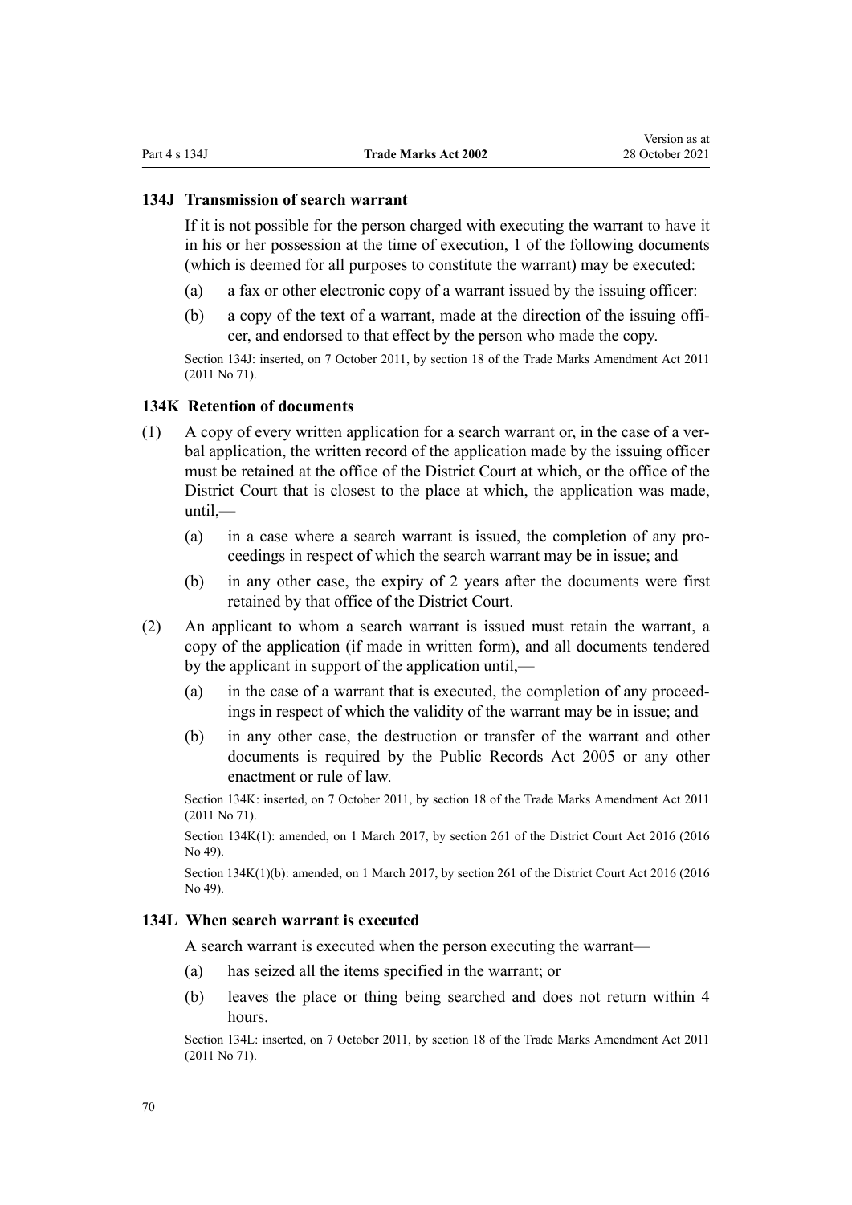### 134J Transmission of search warrant

If it is not possible for the person charged with executing the warrant to have it in his or her possession at the time of execution, 1 of the following documents (which is deemed for all purposes to constitute the warrant) may be executed:

(a) a fax or other electronic copy of a warrant issued by the issuing officer:

(b) a copy of the text of a warrant, made at the direction of the issuing officer, and endorsed to that effect by the person who made the copy.

Section 134J: inserted, on 7 October 2011, by section 18 of the Trade Marks Amendment Act 2011 (2011 No 71).

### 134K Retention of documents

(1) A copy of every written application for a search warrant or, in the case of a verbal application, the written record of the application made by the issuing officer must be retained at the office of the District Court at which, or the office of the District Court that is closest to the place at which, the application was made, until,—

(a) in a case where a search warrant is issued, the completion of any proceedings in respect of which the search warrant may be in issue; and

(b) in any other case, the expiry of 2 years after the documents were first retained by that office of the District Court.

(2) An applicant to whom a search warrant is issued must retain the warrant, a copy of the application (if made in written form), and all documents tendered by the applicant in support of the application until,—

(a) in the case of a warrant that is executed, the completion of any proceedings in respect of which the validity of the warrant may be in issue; and

(b) in any other case, the destruction or transfer of the warrant and other documents is required by the Public Records Act 2005 or any other enactment or rule of law.

Section 134K: inserted, on 7 October 2011, by section 18 of the Trade Marks Amendment Act 2011 (2011 No 71).

Section 134K(1): amended, on 1 March 2017, by section 261 of the District Court Act 2016 (2016 No 49).

Section 134K(1)(b): amended, on 1 March 2017, by section 261 of the District Court Act 2016 (2016 No 49).

### 134L When search warrant is executed

A search warrant is executed when the person executing the warrant—

(a) has seized all the items specified in the warrant; or

(b) leaves the place or thing being searched and does not return within 4 hours.

Section 134L: inserted, on 7 October 2011, by section 18 of the Trade Marks Amendment Act 2011 (2011 No 71).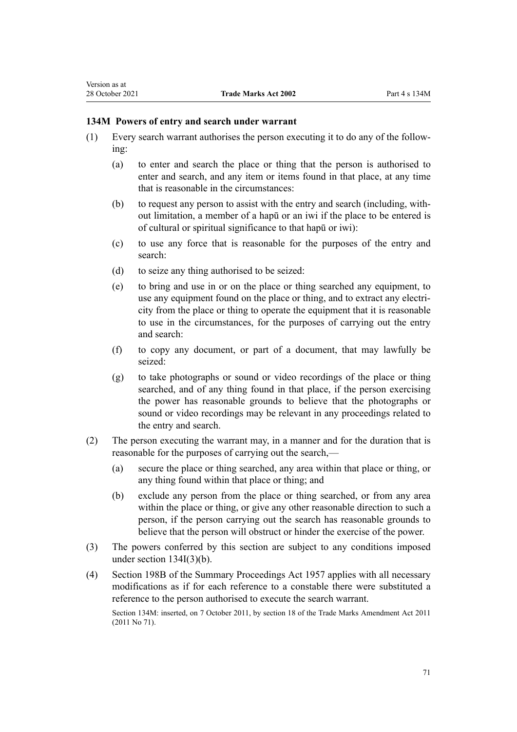### 134M Powers of entry and search under warrant

(1) Every search warrant authorises the person executing it to do any of the following:

(a) to enter and search the place or thing that the person is authorised to enter and search, and any item or items found in that place, at any time that is reasonable in the circumstances:

(b) to request any person to assist with the entry and search (including, without limitation, a member of a hapū or an iwi if the place to be entered is of cultural or spiritual significance to that hapū or iwi):

(c) to use any force that is reasonable for the purposes of the entry and search:

(d) to seize any thing authorised to be seized:

(e) to bring and use in or on the place or thing searched any equipment, to use any equipment found on the place or thing, and to extract any electricity from the place or thing to operate the equipment that it is reasonable to use in the circumstances, for the purposes of carrying out the entry and search:

(f) to copy any document, or part of a document, that may lawfully be seized:

(g) to take photographs or sound or video recordings of the place or thing searched, and of any thing found in that place, if the person exercising the power has reasonable grounds to believe that the photographs or sound or video recordings may be relevant in any proceedings related to the entry and search.

(2) The person executing the warrant may, in a manner and for the duration that is reasonable for the purposes of carrying out the search,—

(a) secure the place or thing searched, any area within that place or thing, or any thing found within that place or thing; and

(b) exclude any person from the place or thing searched, or from any area within the place or thing, or give any other reasonable direction to such a person, if the person carrying out the search has reasonable grounds to believe that the person will obstruct or hinder the exercise of the power.

(3) The powers conferred by this section are subject to any conditions imposed under section 134I(3)(b).

(4) Section 198B of the Summary Proceedings Act 1957 applies with all necessary modifications as if for each reference to a constable there were substituted a reference to the person authorised to execute the search warrant.

Section 134M: inserted, on 7 October 2011, by section 18 of the Trade Marks Amendment Act 2011 (2011 No 71).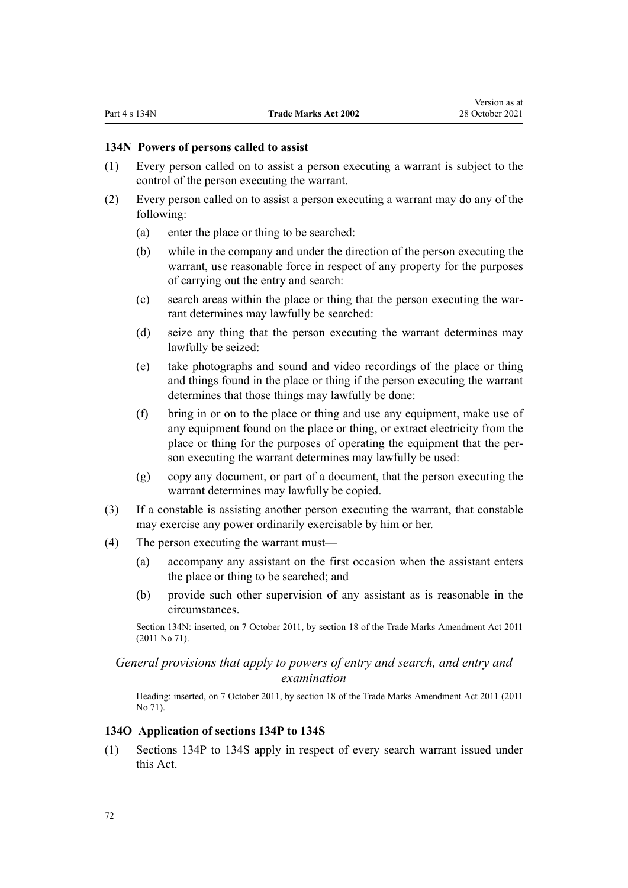### 134N Powers of persons called to assist

(1) Every person called on to assist a person executing a warrant is subject to the control of the person executing the warrant.

(2) Every person called on to assist a person executing a warrant may do any of the following:

(a) enter the place or thing to be searched:

(b) while in the company and under the direction of the person executing the warrant, use reasonable force in respect of any property for the purposes of carrying out the entry and search:

(c) search areas within the place or thing that the person executing the warrant determines may lawfully be searched:

(d) seize any thing that the person executing the warrant determines may lawfully be seized:

(e) take photographs and sound and video recordings of the place or thing and things found in the place or thing if the person executing the warrant determines that those things may lawfully be done:

(f) bring in or on to the place or thing and use any equipment, make use of any equipment found on the place or thing, or extract electricity from the place or thing for the purposes of operating the equipment that the person executing the warrant determines may lawfully be used:

(g) copy any document, or part of a document, that the person executing the warrant determines may lawfully be copied.

(3) If a constable is assisting another person executing the warrant, that constable may exercise any power ordinarily exercisable by him or her.

(4) The person executing the warrant must—

(a) accompany any assistant on the first occasion when the assistant enters the place or thing to be searched; and

(b) provide such other supervision of any assistant as is reasonable in the circumstances.

Section 134N: inserted, on 7 October 2011, by section 18 of the Trade Marks Amendment Act 2011 (2011 No 71).

*General provisions that apply to powers of entry and search, and entry and examination*

Heading: inserted, on 7 October 2011, by section 18 of the Trade Marks Amendment Act 2011 (2011 No 71).

### 134O Application of sections 134P to 134S

(1) Sections 134P to 134S apply in respect of every search warrant issued under this Act.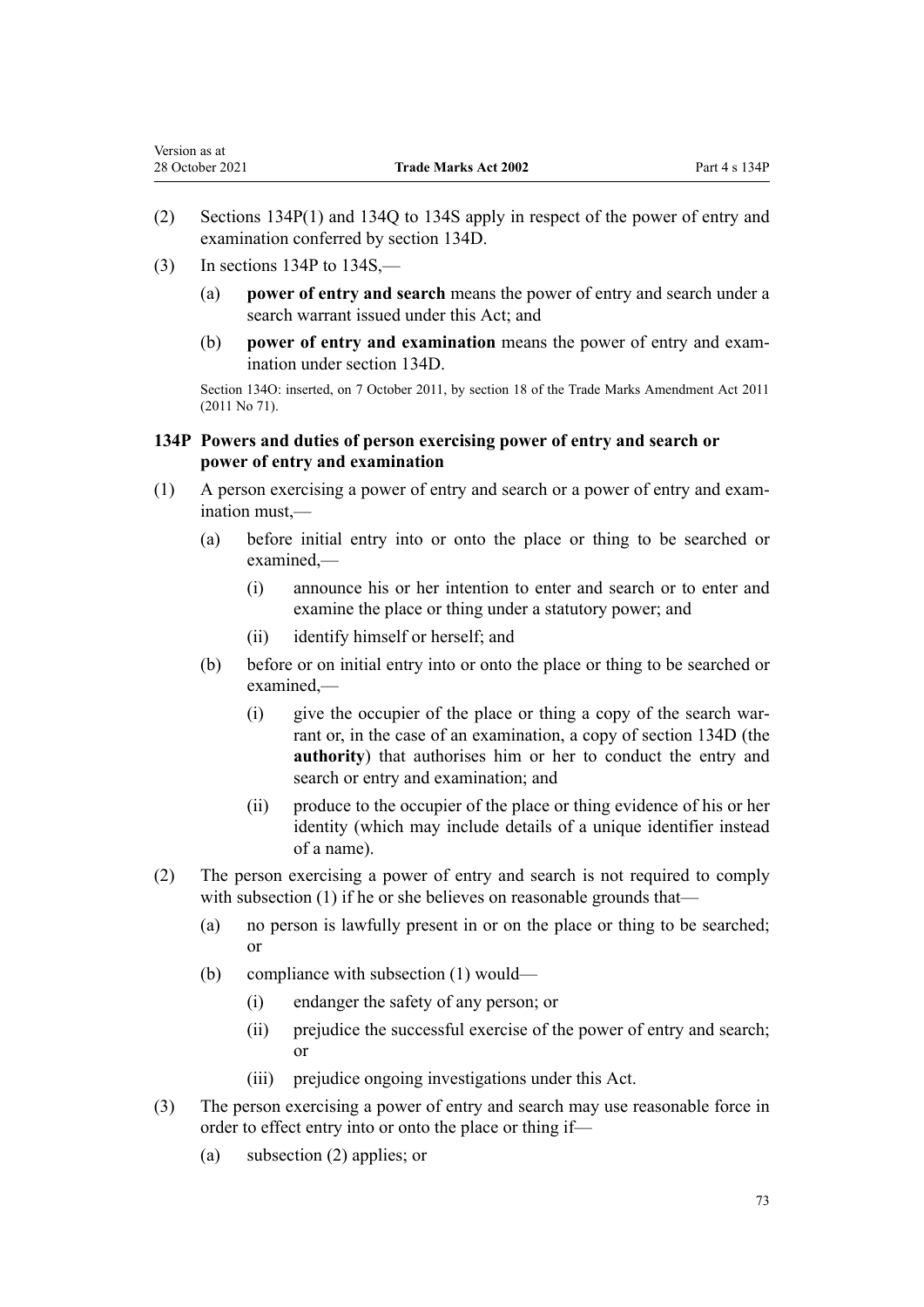(2) Sections 134P(1) and 134Q to 134S apply in respect of the power of entry and examination conferred by section 134D.

(3) In sections 134P to 134S,—

(a) **power of entry and search** means the power of entry and search under a search warrant issued under this Act; and

(b) **power of entry and examination** means the power of entry and examination under section 134D.

Section 134O: inserted, on 7 October 2011, by section 18 of the Trade Marks Amendment Act 2011 (2011 No 71).

### 134P Powers and duties of person exercising power of entry and search or power of entry and examination

(1) A person exercising a power of entry and search or a power of entry and examination must,—

(a) before initial entry into or onto the place or thing to be searched or examined,—

(i) announce his or her intention to enter and search or to enter and examine the place or thing under a statutory power; and

(ii) identify himself or herself; and

(b) before or on initial entry into or onto the place or thing to be searched or examined,—

(i) give the occupier of the place or thing a copy of the search warrant or, in the case of an examination, a copy of section 134D (the **authority**) that authorises him or her to conduct the entry and search or entry and examination; and

(ii) produce to the occupier of the place or thing evidence of his or her identity (which may include details of a unique identifier instead of a name).

(2) The person exercising a power of entry and search is not required to comply with subsection (1) if he or she believes on reasonable grounds that—

(a) no person is lawfully present in or on the place or thing to be searched; or

(b) compliance with subsection (1) would—

(i) endanger the safety of any person; or

(ii) prejudice the successful exercise of the power of entry and search; or

(iii) prejudice ongoing investigations under this Act.

(3) The person exercising a power of entry and search may use reasonable force in order to effect entry into or onto the place or thing if—

(a) subsection (2) applies; or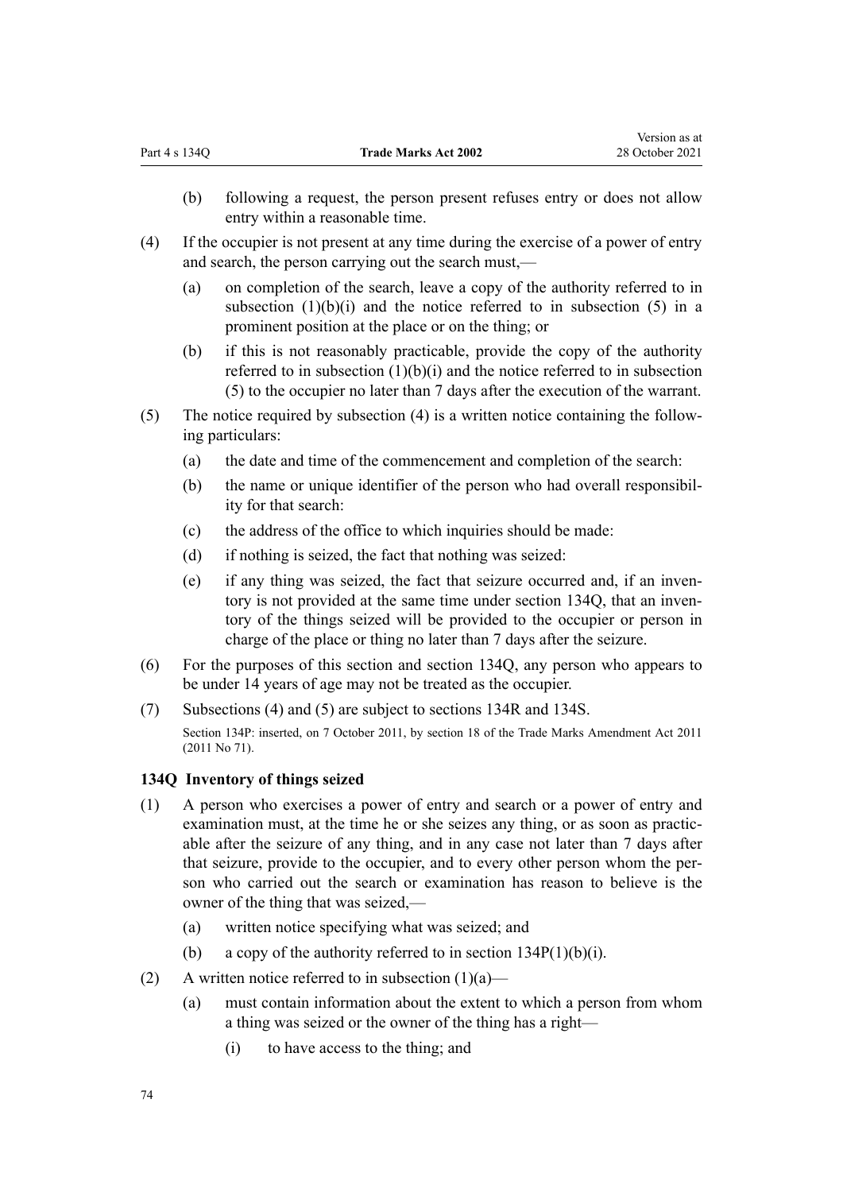(b) following a request, the person present refuses entry or does not allow entry within a reasonable time.

(4) If the occupier is not present at any time during the exercise of a power of entry and search, the person carrying out the search must,—

(a) on completion of the search, leave a copy of the authority referred to in subsection (1)(b)(i) and the notice referred to in subsection (5) in a prominent position at the place or on the thing; or

(b) if this is not reasonably practicable, provide the copy of the authority referred to in subsection (1)(b)(i) and the notice referred to in subsection (5) to the occupier no later than 7 days after the execution of the warrant.

(5) The notice required by subsection (4) is a written notice containing the following particulars:

(a) the date and time of the commencement and completion of the search:

(b) the name or unique identifier of the person who had overall responsibility for that search:

(c) the address of the office to which inquiries should be made:

(d) if nothing is seized, the fact that nothing was seized:

(e) if any thing was seized, the fact that seizure occurred and, if an inventory is not provided at the same time under section 134Q, that an inventory of the things seized will be provided to the occupier or person in charge of the place or thing no later than 7 days after the seizure.

(6) For the purposes of this section and section 134Q, any person who appears to be under 14 years of age may not be treated as the occupier.

(7) Subsections (4) and (5) are subject to sections 134R and 134S.

Section 134P: inserted, on 7 October 2011, by section 18 of the Trade Marks Amendment Act 2011 (2011 No 71).

### 134Q Inventory of things seized

(1) A person who exercises a power of entry and search or a power of entry and examination must, at the time he or she seizes any thing, or as soon as practicable after the seizure of any thing, and in any case not later than 7 days after that seizure, provide to the occupier, and to every other person whom the person who carried out the search or examination has reason to believe is the owner of the thing that was seized,—

(a) written notice specifying what was seized; and

(b) a copy of the authority referred to in section 134P(1)(b)(i).

(2) A written notice referred to in subsection (1)(a)—

(a) must contain information about the extent to which a person from whom a thing was seized or the owner of the thing has a right—

(i) to have access to the thing; and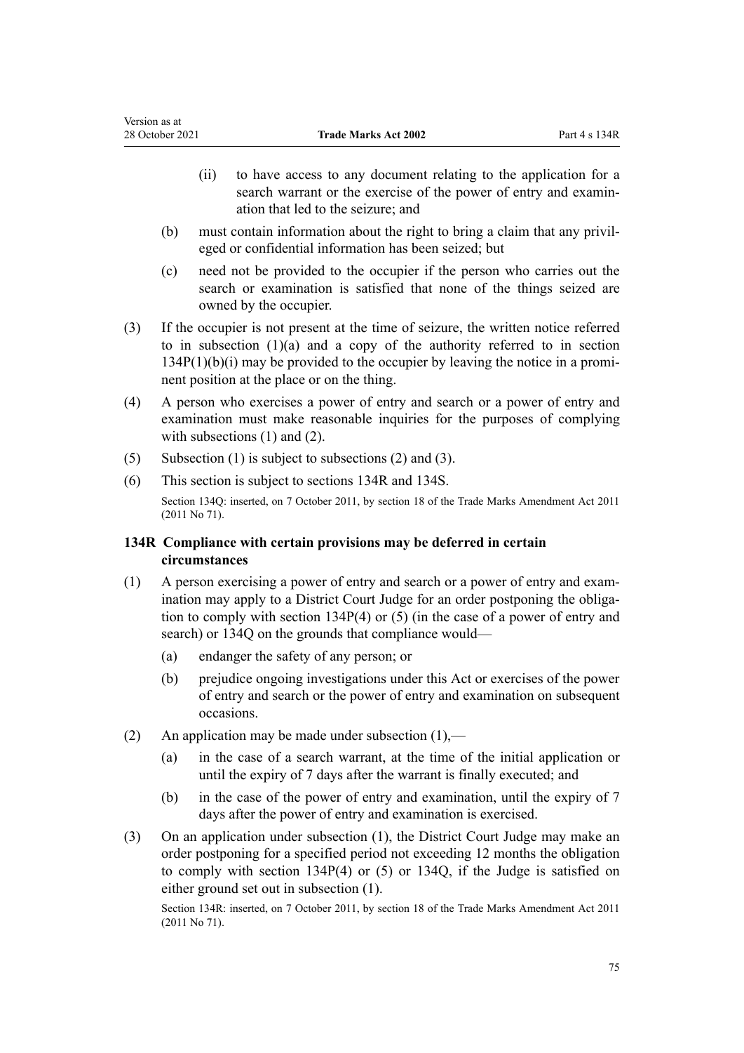(ii) to have access to any document relating to the application for a search warrant or the exercise of the power of entry and examination that led to the seizure; and

(b) must contain information about the right to bring a claim that any privileged or confidential information has been seized; but

(c) need not be provided to the occupier if the person who carries out the search or examination is satisfied that none of the things seized are owned by the occupier.

(3) If the occupier is not present at the time of seizure, the written notice referred to in subsection (1)(a) and a copy of the authority referred to in section 134P(1)(b)(i) may be provided to the occupier by leaving the notice in a prominent position at the place or on the thing.

(4) A person who exercises a power of entry and search or a power of entry and examination must make reasonable inquiries for the purposes of complying with subsections (1) and (2).

(5) Subsection (1) is subject to subsections (2) and (3).

(6) This section is subject to sections 134R and 134S.

Section 134Q: inserted, on 7 October 2011, by section 18 of the Trade Marks Amendment Act 2011 (2011 No 71).

### 134R Compliance with certain provisions may be deferred in certain circumstances

(1) A person exercising a power of entry and search or a power of entry and examination may apply to a District Court Judge for an order postponing the obligation to comply with section 134P(4) or (5) (in the case of a power of entry and search) or 134Q on the grounds that compliance would—

(a) endanger the safety of any person; or

(b) prejudice ongoing investigations under this Act or exercises of the power of entry and search or the power of entry and examination on subsequent occasions.

(2) An application may be made under subsection (1),—

(a) in the case of a search warrant, at the time of the initial application or until the expiry of 7 days after the warrant is finally executed; and

(b) in the case of the power of entry and examination, until the expiry of 7 days after the power of entry and examination is exercised.

(3) On an application under subsection (1), the District Court Judge may make an order postponing for a specified period not exceeding 12 months the obligation to comply with section 134P(4) or (5) or 134Q, if the Judge is satisfied on either ground set out in subsection (1).

Section 134R: inserted, on 7 October 2011, by section 18 of the Trade Marks Amendment Act 2011 (2011 No 71).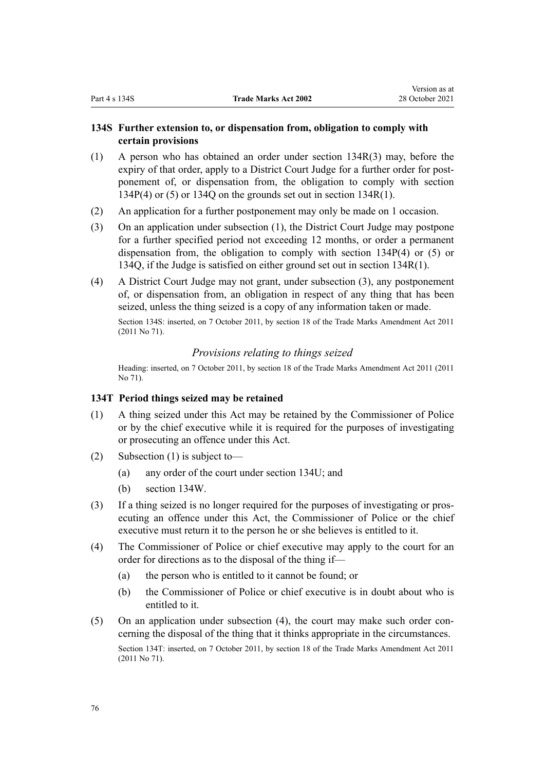### 134S Further extension to, or dispensation from, obligation to comply with certain provisions

(1) A person who has obtained an order under section 134R(3) may, before the expiry of that order, apply to a District Court Judge for a further order for postponement of, or dispensation from, the obligation to comply with section 134P(4) or (5) or 134Q on the grounds set out in section 134R(1).

(2) An application for a further postponement may only be made on 1 occasion.

(3) On an application under subsection (1), the District Court Judge may postpone for a further specified period not exceeding 12 months, or order a permanent dispensation from, the obligation to comply with section 134P(4) or (5) or 134Q, if the Judge is satisfied on either ground set out in section 134R(1).

(4) A District Court Judge may not grant, under subsection (3), any postponement of, or dispensation from, an obligation in respect of any thing that has been seized, unless the thing seized is a copy of any information taken or made.

Section 134S: inserted, on 7 October 2011, by section 18 of the Trade Marks Amendment Act 2011 (2011 No 71).

*Provisions relating to things seized*

Heading: inserted, on 7 October 2011, by section 18 of the Trade Marks Amendment Act 2011 (2011 No 71).

### 134T Period things seized may be retained

(1) A thing seized under this Act may be retained by the Commissioner of Police or by the chief executive while it is required for the purposes of investigating or prosecuting an offence under this Act.

(2) Subsection (1) is subject to—

(a) any order of the court under section 134U; and

(b) section 134W.

(3) If a thing seized is no longer required for the purposes of investigating or prosecuting an offence under this Act, the Commissioner of Police or the chief executive must return it to the person he or she believes is entitled to it.

(4) The Commissioner of Police or chief executive may apply to the court for an order for directions as to the disposal of the thing if—

(a) the person who is entitled to it cannot be found; or

(b) the Commissioner of Police or chief executive is in doubt about who is entitled to it.

(5) On an application under subsection (4), the court may make such order concerning the disposal of the thing that it thinks appropriate in the circumstances.

Section 134T: inserted, on 7 October 2011, by section 18 of the Trade Marks Amendment Act 2011 (2011 No 71).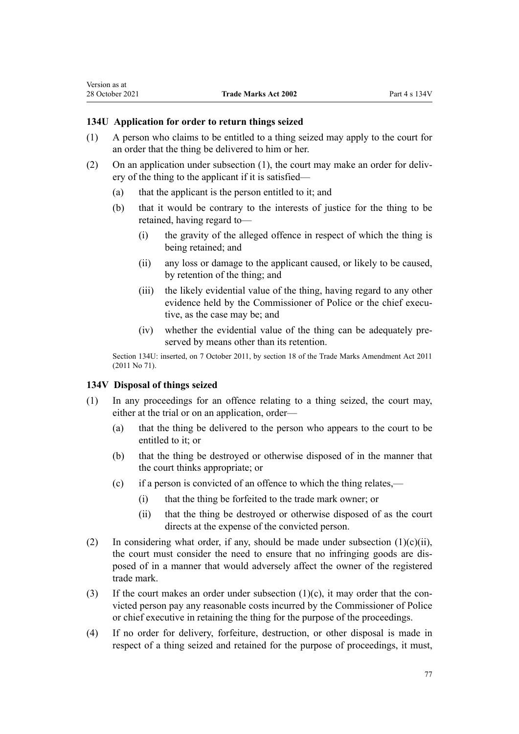### 134U Application for order to return things seized

(1) A person who claims to be entitled to a thing seized may apply to the court for an order that the thing be delivered to him or her.

(2) On an application under subsection (1), the court may make an order for delivery of the thing to the applicant if it is satisfied—

  (a) that the applicant is the person entitled to it; and

  (b) that it would be contrary to the interests of justice for the thing to be retained, having regard to—

    (i) the gravity of the alleged offence in respect of which the thing is being retained; and

    (ii) any loss or damage to the applicant caused, or likely to be caused, by retention of the thing; and

    (iii) the likely evidential value of the thing, having regard to any other evidence held by the Commissioner of Police or the chief executive, as the case may be; and

    (iv) whether the evidential value of the thing can be adequately preserved by means other than its retention.

Section 134U: inserted, on 7 October 2011, by section 18 of the Trade Marks Amendment Act 2011 (2011 No 71).

### 134V Disposal of things seized

(1) In any proceedings for an offence relating to a thing seized, the court may, either at the trial or on an application, order—

  (a) that the thing be delivered to the person who appears to the court to be entitled to it; or

  (b) that the thing be destroyed or otherwise disposed of in the manner that the court thinks appropriate; or

  (c) if a person is convicted of an offence to which the thing relates,—

    (i) that the thing be forfeited to the trade mark owner; or

    (ii) that the thing be destroyed or otherwise disposed of as the court directs at the expense of the convicted person.

(2) In considering what order, if any, should be made under subsection (1)(c)(ii), the court must consider the need to ensure that no infringing goods are disposed of in a manner that would adversely affect the owner of the registered trade mark.

(3) If the court makes an order under subsection (1)(c), it may order that the convicted person pay any reasonable costs incurred by the Commissioner of Police or chief executive in retaining the thing for the purpose of the proceedings.

(4) If no order for delivery, forfeiture, destruction, or other disposal is made in respect of a thing seized and retained for the purpose of proceedings, it must,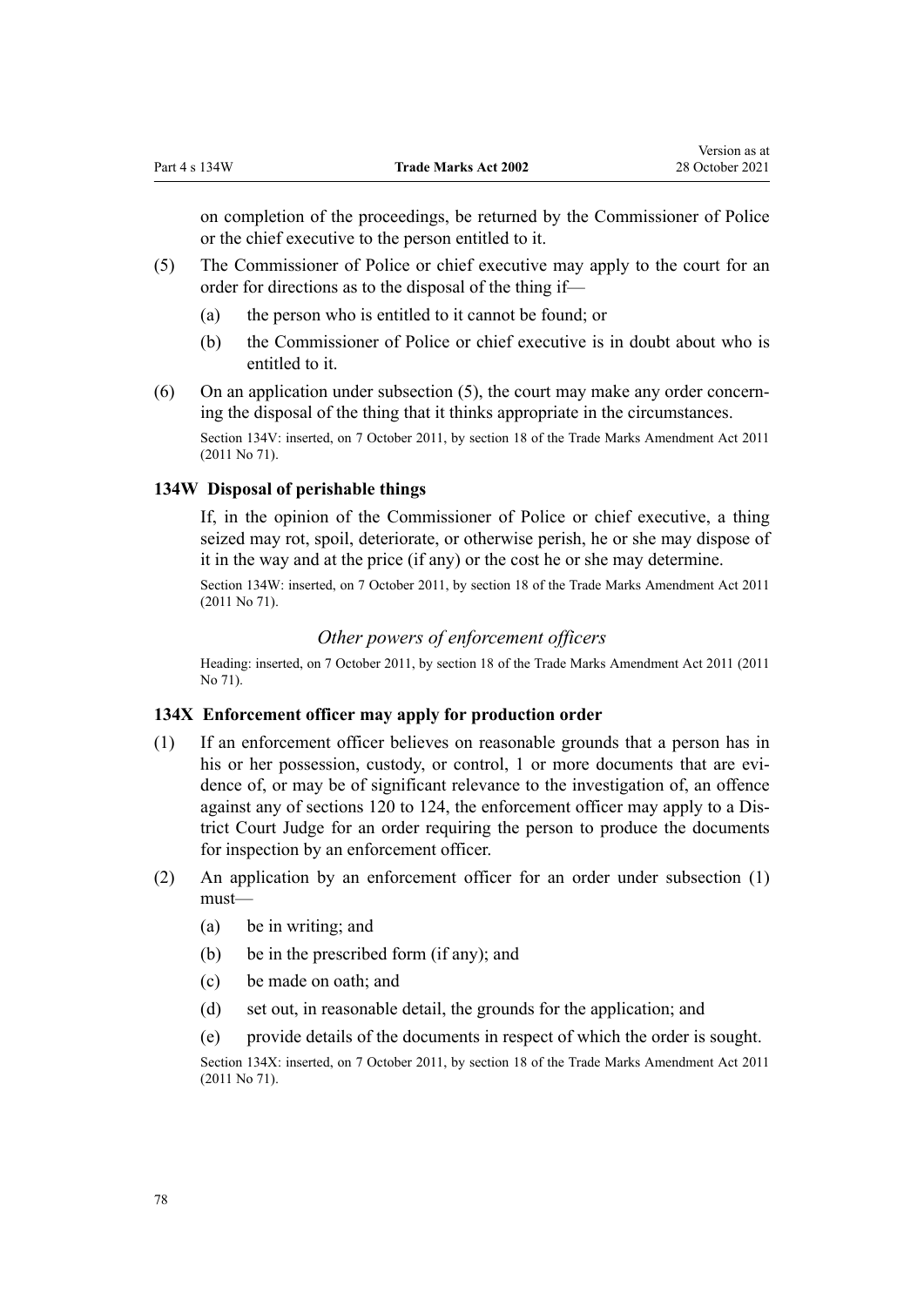on completion of the proceedings, be returned by the Commissioner of Police or the chief executive to the person entitled to it.

(5) The Commissioner of Police or chief executive may apply to the court for an order for directions as to the disposal of the thing if—

(a) the person who is entitled to it cannot be found; or

(b) the Commissioner of Police or chief executive is in doubt about who is entitled to it.

(6) On an application under subsection (5), the court may make any order concerning the disposal of the thing that it thinks appropriate in the circumstances.

Section 134V: inserted, on 7 October 2011, by section 18 of the Trade Marks Amendment Act 2011 (2011 No 71).

### 134W Disposal of perishable things

If, in the opinion of the Commissioner of Police or chief executive, a thing seized may rot, spoil, deteriorate, or otherwise perish, he or she may dispose of it in the way and at the price (if any) or the cost he or she may determine.

Section 134W: inserted, on 7 October 2011, by section 18 of the Trade Marks Amendment Act 2011 (2011 No 71).

## *Other powers of enforcement officers*

Heading: inserted, on 7 October 2011, by section 18 of the Trade Marks Amendment Act 2011 (2011 No 71).

### 134X Enforcement officer may apply for production order

(1) If an enforcement officer believes on reasonable grounds that a person has in his or her possession, custody, or control, 1 or more documents that are evidence of, or may be of significant relevance to the investigation of, an offence against any of sections 120 to 124, the enforcement officer may apply to a District Court Judge for an order requiring the person to produce the documents for inspection by an enforcement officer.

(2) An application by an enforcement officer for an order under subsection (1) must—

(a) be in writing; and

(b) be in the prescribed form (if any); and

(c) be made on oath; and

(d) set out, in reasonable detail, the grounds for the application; and

(e) provide details of the documents in respect of which the order is sought.

Section 134X: inserted, on 7 October 2011, by section 18 of the Trade Marks Amendment Act 2011 (2011 No 71).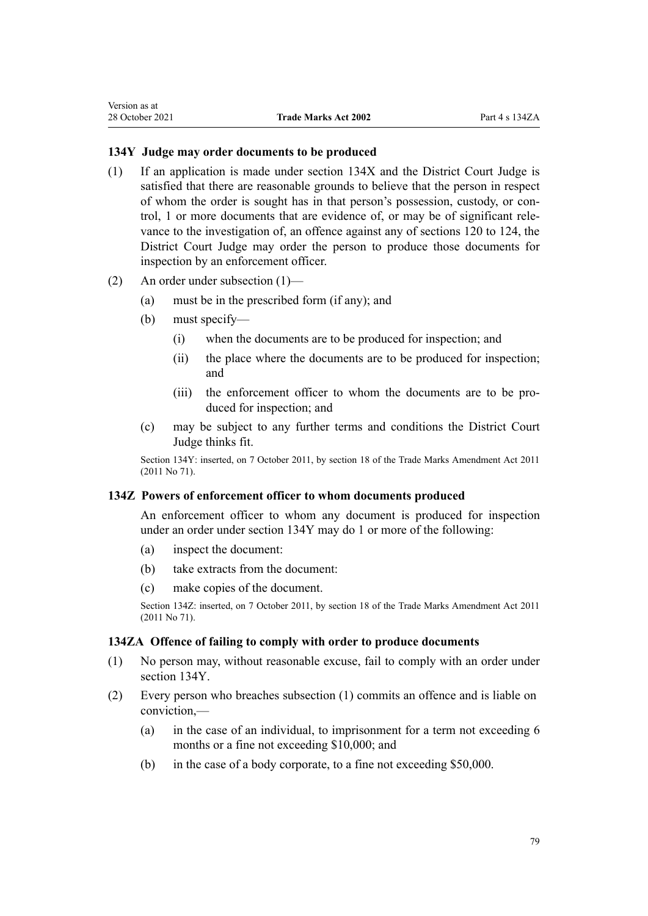### 134Y Judge may order documents to be produced

(1) If an application is made under section 134X and the District Court Judge is satisfied that there are reasonable grounds to believe that the person in respect of whom the order is sought has in that person's possession, custody, or control, 1 or more documents that are evidence of, or may be of significant relevance to the investigation of, an offence against any of sections 120 to 124, the District Court Judge may order the person to produce those documents for inspection by an enforcement officer.

(2) An order under subsection (1)—

- (a) must be in the prescribed form (if any); and
- (b) must specify—
  - (i) when the documents are to be produced for inspection; and
  - (ii) the place where the documents are to be produced for inspection; and
  - (iii) the enforcement officer to whom the documents are to be produced for inspection; and
- (c) may be subject to any further terms and conditions the District Court Judge thinks fit.

Section 134Y: inserted, on 7 October 2011, by section 18 of the Trade Marks Amendment Act 2011 (2011 No 71).

### 134Z Powers of enforcement officer to whom documents produced

An enforcement officer to whom any document is produced for inspection under an order under section 134Y may do 1 or more of the following:

- (a) inspect the document:
- (b) take extracts from the document:
- (c) make copies of the document.

Section 134Z: inserted, on 7 October 2011, by section 18 of the Trade Marks Amendment Act 2011 (2011 No 71).

### 134ZA Offence of failing to comply with order to produce documents

(1) No person may, without reasonable excuse, fail to comply with an order under section 134Y.

(2) Every person who breaches subsection (1) commits an offence and is liable on conviction,—

- (a) in the case of an individual, to imprisonment for a term not exceeding 6 months or a fine not exceeding $10,000; and
- (b) in the case of a body corporate, to a fine not exceeding $50,000.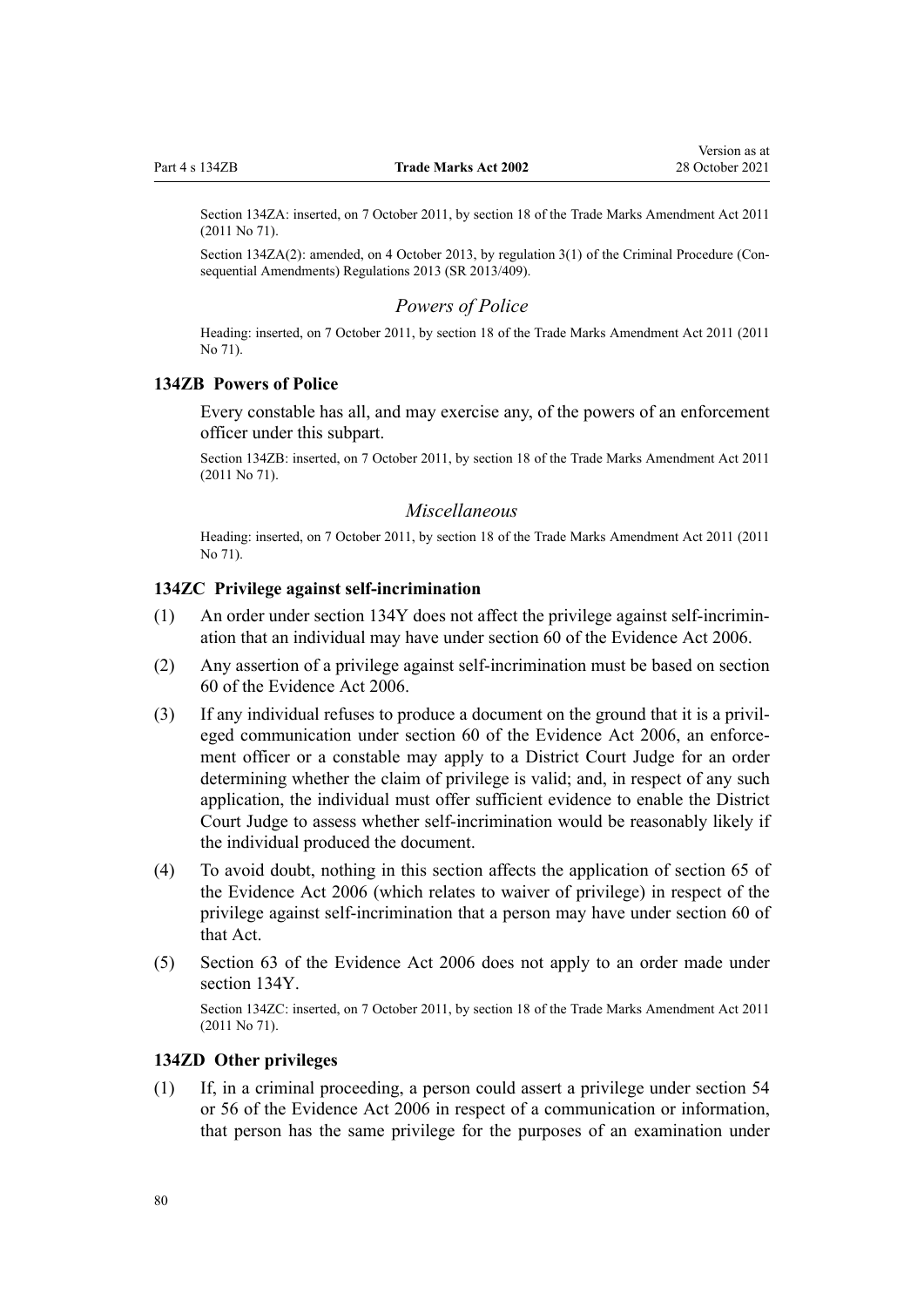Section 134ZA: inserted, on 7 October 2011, by section 18 of the Trade Marks Amendment Act 2011 (2011 No 71).

Section 134ZA(2): amended, on 4 October 2013, by regulation 3(1) of the Criminal Procedure (Consequential Amendments) Regulations 2013 (SR 2013/409).

*Powers of Police*

Heading: inserted, on 7 October 2011, by section 18 of the Trade Marks Amendment Act 2011 (2011 No 71).

### 134ZB Powers of Police

Every constable has all, and may exercise any, of the powers of an enforcement officer under this subpart.

Section 134ZB: inserted, on 7 October 2011, by section 18 of the Trade Marks Amendment Act 2011 (2011 No 71).

*Miscellaneous*

Heading: inserted, on 7 October 2011, by section 18 of the Trade Marks Amendment Act 2011 (2011 No 71).

### 134ZC Privilege against self-incrimination

(1) An order under section 134Y does not affect the privilege against self-incrimination that an individual may have under section 60 of the Evidence Act 2006.

(2) Any assertion of a privilege against self-incrimination must be based on section 60 of the Evidence Act 2006.

(3) If any individual refuses to produce a document on the ground that it is a privileged communication under section 60 of the Evidence Act 2006, an enforcement officer or a constable may apply to a District Court Judge for an order determining whether the claim of privilege is valid; and, in respect of any such application, the individual must offer sufficient evidence to enable the District Court Judge to assess whether self-incrimination would be reasonably likely if the individual produced the document.

(4) To avoid doubt, nothing in this section affects the application of section 65 of the Evidence Act 2006 (which relates to waiver of privilege) in respect of the privilege against self-incrimination that a person may have under section 60 of that Act.

(5) Section 63 of the Evidence Act 2006 does not apply to an order made under section 134Y.

Section 134ZC: inserted, on 7 October 2011, by section 18 of the Trade Marks Amendment Act 2011 (2011 No 71).

### 134ZD Other privileges

(1) If, in a criminal proceeding, a person could assert a privilege under section 54 or 56 of the Evidence Act 2006 in respect of a communication or information, that person has the same privilege for the purposes of an examination under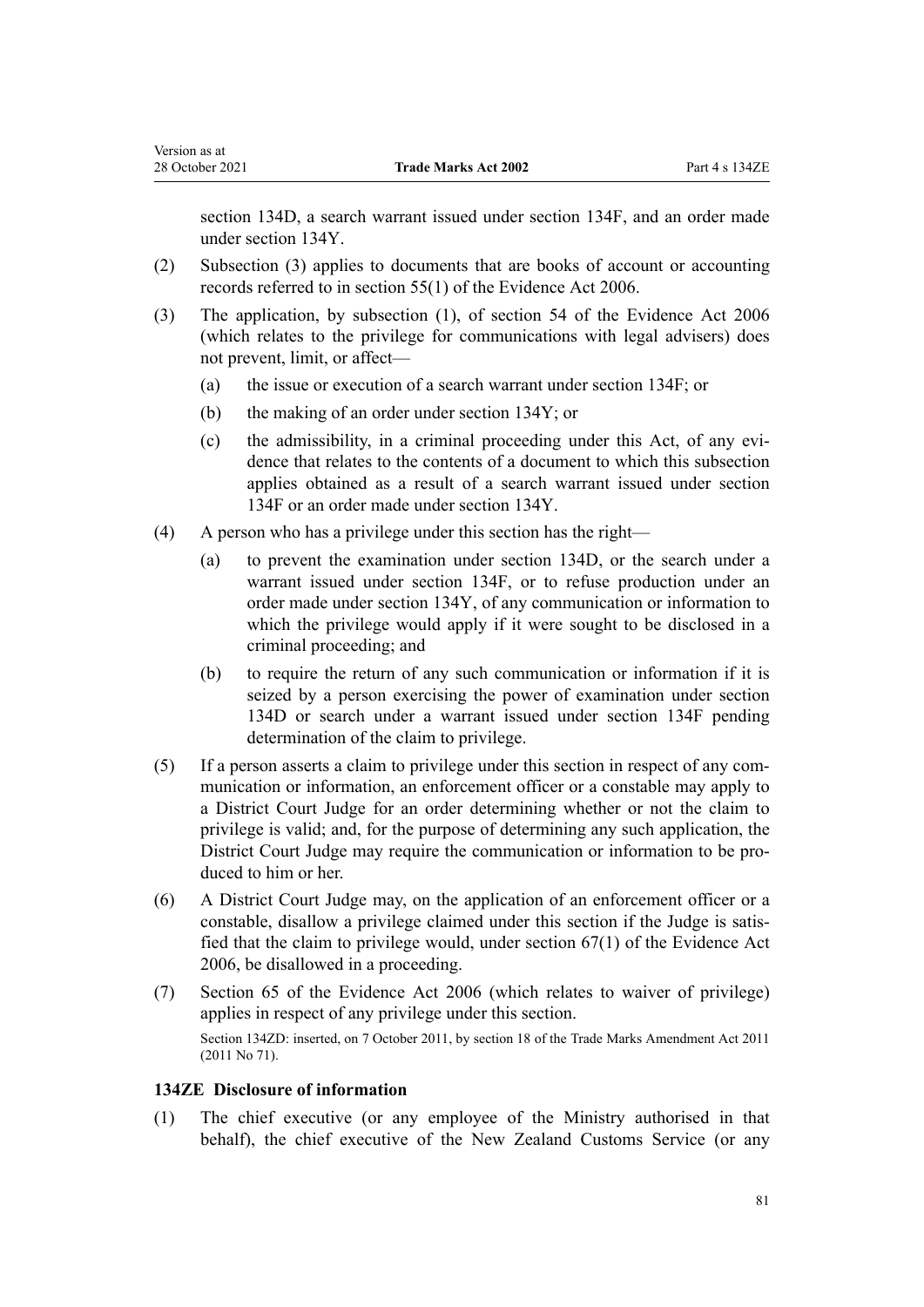section 134D, a search warrant issued under section 134F, and an order made under section 134Y.

(2) Subsection (3) applies to documents that are books of account or accounting records referred to in section 55(1) of the Evidence Act 2006.

(3) The application, by subsection (1), of section 54 of the Evidence Act 2006 (which relates to the privilege for communications with legal advisers) does not prevent, limit, or affect—

   (a) the issue or execution of a search warrant under section 134F; or

   (b) the making of an order under section 134Y; or

   (c) the admissibility, in a criminal proceeding under this Act, of any evidence that relates to the contents of a document to which this subsection applies obtained as a result of a search warrant issued under section 134F or an order made under section 134Y.

(4) A person who has a privilege under this section has the right—

   (a) to prevent the examination under section 134D, or the search under a warrant issued under section 134F, or to refuse production under an order made under section 134Y, of any communication or information to which the privilege would apply if it were sought to be disclosed in a criminal proceeding; and

   (b) to require the return of any such communication or information if it is seized by a person exercising the power of examination under section 134D or search under a warrant issued under section 134F pending determination of the claim to privilege.

(5) If a person asserts a claim to privilege under this section in respect of any communication or information, an enforcement officer or a constable may apply to a District Court Judge for an order determining whether or not the claim to privilege is valid; and, for the purpose of determining any such application, the District Court Judge may require the communication or information to be produced to him or her.

(6) A District Court Judge may, on the application of an enforcement officer or a constable, disallow a privilege claimed under this section if the Judge is satisfied that the claim to privilege would, under section 67(1) of the Evidence Act 2006, be disallowed in a proceeding.

(7) Section 65 of the Evidence Act 2006 (which relates to waiver of privilege) applies in respect of any privilege under this section.

Section 134ZD: inserted, on 7 October 2011, by section 18 of the Trade Marks Amendment Act 2011 (2011 No 71).

### 134ZE Disclosure of information

(1) The chief executive (or any employee of the Ministry authorised in that behalf), the chief executive of the New Zealand Customs Service (or any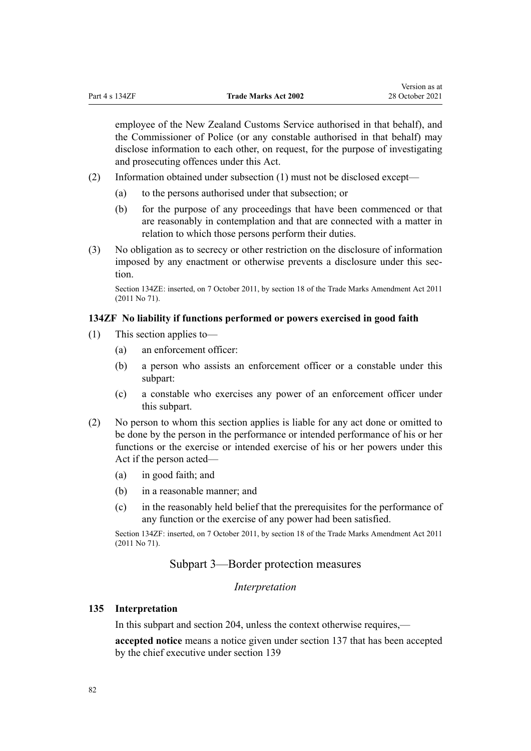employee of the New Zealand Customs Service authorised in that behalf), and the Commissioner of Police (or any constable authorised in that behalf) may disclose information to each other, on request, for the purpose of investigating and prosecuting offences under this Act.

(2) Information obtained under subsection (1) must not be disclosed except—

- (a) to the persons authorised under that subsection; or
- (b) for the purpose of any proceedings that have been commenced or that are reasonably in contemplation and that are connected with a matter in relation to which those persons perform their duties.

(3) No obligation as to secrecy or other restriction on the disclosure of information imposed by any enactment or otherwise prevents a disclosure under this section.

Section 134ZE: inserted, on 7 October 2011, by section 18 of the Trade Marks Amendment Act 2011 (2011 No 71).

### 134ZF No liability if functions performed or powers exercised in good faith

(1) This section applies to—

- (a) an enforcement officer:
- (b) a person who assists an enforcement officer or a constable under this subpart:
- (c) a constable who exercises any power of an enforcement officer under this subpart.

(2) No person to whom this section applies is liable for any act done or omitted to be done by the person in the performance or intended performance of his or her functions or the exercise or intended exercise of his or her powers under this Act if the person acted—

- (a) in good faith; and
- (b) in a reasonable manner; and
- (c) in the reasonably held belief that the prerequisites for the performance of any function or the exercise of any power had been satisfied.

Section 134ZF: inserted, on 7 October 2011, by section 18 of the Trade Marks Amendment Act 2011 (2011 No 71).

## Subpart 3—Border protection measures

*Interpretation*

### 135 Interpretation

In this subpart and section 204, unless the context otherwise requires,—

**accepted notice** means a notice given under section 137 that has been accepted by the chief executive under section 139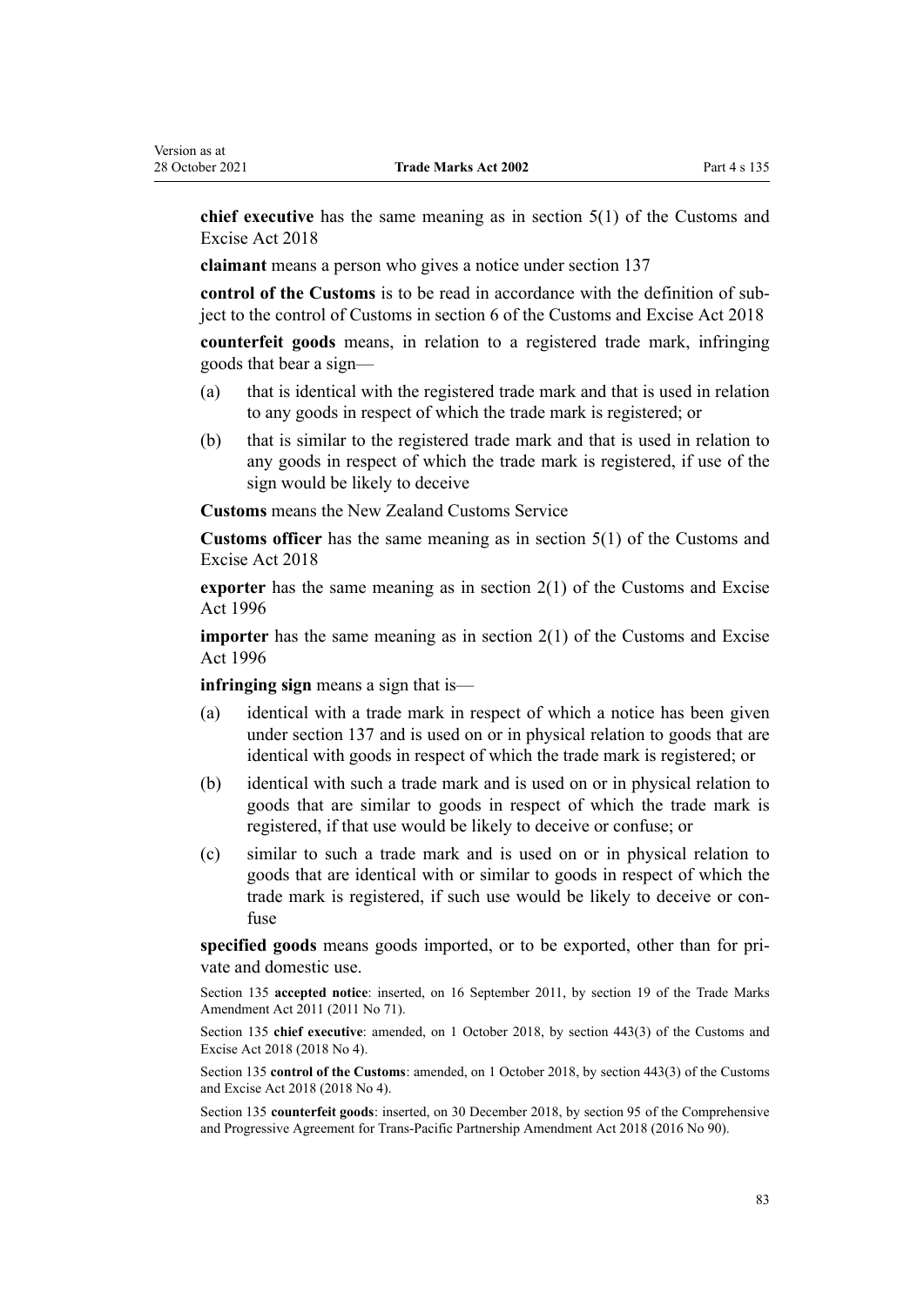**chief executive** has the same meaning as in section 5(1) of the Customs and Excise Act 2018

**claimant** means a person who gives a notice under section 137

**control of the Customs** is to be read in accordance with the definition of subject to the control of Customs in section 6 of the Customs and Excise Act 2018

**counterfeit goods** means, in relation to a registered trade mark, infringing goods that bear a sign—

(a) that is identical with the registered trade mark and that is used in relation to any goods in respect of which the trade mark is registered; or

(b) that is similar to the registered trade mark and that is used in relation to any goods in respect of which the trade mark is registered, if use of the sign would be likely to deceive

**Customs** means the New Zealand Customs Service

**Customs officer** has the same meaning as in section 5(1) of the Customs and Excise Act 2018

**exporter** has the same meaning as in section 2(1) of the Customs and Excise Act 1996

**importer** has the same meaning as in section 2(1) of the Customs and Excise Act 1996

**infringing sign** means a sign that is—

(a) identical with a trade mark in respect of which a notice has been given under section 137 and is used on or in physical relation to goods that are identical with goods in respect of which the trade mark is registered; or

(b) identical with such a trade mark and is used on or in physical relation to goods that are similar to goods in respect of which the trade mark is registered, if that use would be likely to deceive or confuse; or

(c) similar to such a trade mark and is used on or in physical relation to goods that are identical with or similar to goods in respect of which the trade mark is registered, if such use would be likely to deceive or confuse

**specified goods** means goods imported, or to be exported, other than for private and domestic use.

Section 135 **accepted notice**: inserted, on 16 September 2011, by section 19 of the Trade Marks Amendment Act 2011 (2011 No 71).

Section 135 **chief executive**: amended, on 1 October 2018, by section 443(3) of the Customs and Excise Act 2018 (2018 No 4).

Section 135 **control of the Customs**: amended, on 1 October 2018, by section 443(3) of the Customs and Excise Act 2018 (2018 No 4).

Section 135 **counterfeit goods**: inserted, on 30 December 2018, by section 95 of the Comprehensive and Progressive Agreement for Trans-Pacific Partnership Amendment Act 2018 (2016 No 90).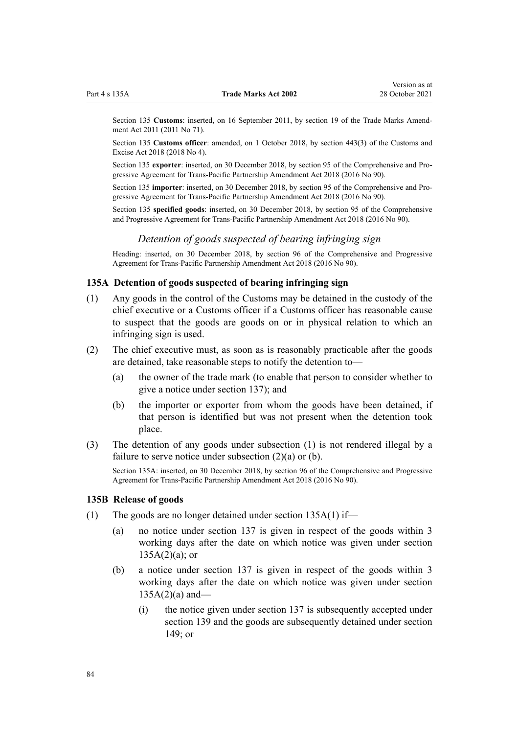Section 135 **Customs**: inserted, on 16 September 2011, by section 19 of the Trade Marks Amendment Act 2011 (2011 No 71).

Section 135 **Customs officer**: amended, on 1 October 2018, by section 443(3) of the Customs and Excise Act 2018 (2018 No 4).

Section 135 **exporter**: inserted, on 30 December 2018, by section 95 of the Comprehensive and Progressive Agreement for Trans-Pacific Partnership Amendment Act 2018 (2016 No 90).

Section 135 **importer**: inserted, on 30 December 2018, by section 95 of the Comprehensive and Progressive Agreement for Trans-Pacific Partnership Amendment Act 2018 (2016 No 90).

Section 135 **specified goods**: inserted, on 30 December 2018, by section 95 of the Comprehensive and Progressive Agreement for Trans-Pacific Partnership Amendment Act 2018 (2016 No 90).

### *Detention of goods suspected of bearing infringing sign*

Heading: inserted, on 30 December 2018, by section 96 of the Comprehensive and Progressive Agreement for Trans-Pacific Partnership Amendment Act 2018 (2016 No 90).

### 135A Detention of goods suspected of bearing infringing sign

(1) Any goods in the control of the Customs may be detained in the custody of the chief executive or a Customs officer if a Customs officer has reasonable cause to suspect that the goods are goods on or in physical relation to which an infringing sign is used.

(2) The chief executive must, as soon as is reasonably practicable after the goods are detained, take reasonable steps to notify the detention to—

- (a) the owner of the trade mark (to enable that person to consider whether to give a notice under section 137); and
- (b) the importer or exporter from whom the goods have been detained, if that person is identified but was not present when the detention took place.

(3) The detention of any goods under subsection (1) is not rendered illegal by a failure to serve notice under subsection (2)(a) or (b).

Section 135A: inserted, on 30 December 2018, by section 96 of the Comprehensive and Progressive Agreement for Trans-Pacific Partnership Amendment Act 2018 (2016 No 90).

### 135B Release of goods

(1) The goods are no longer detained under section 135A(1) if—

- (a) no notice under section 137 is given in respect of the goods within 3 working days after the date on which notice was given under section 135A(2)(a); or
- (b) a notice under section 137 is given in respect of the goods within 3 working days after the date on which notice was given under section 135A(2)(a) and—
  - (i) the notice given under section 137 is subsequently accepted under section 139 and the goods are subsequently detained under section 149; or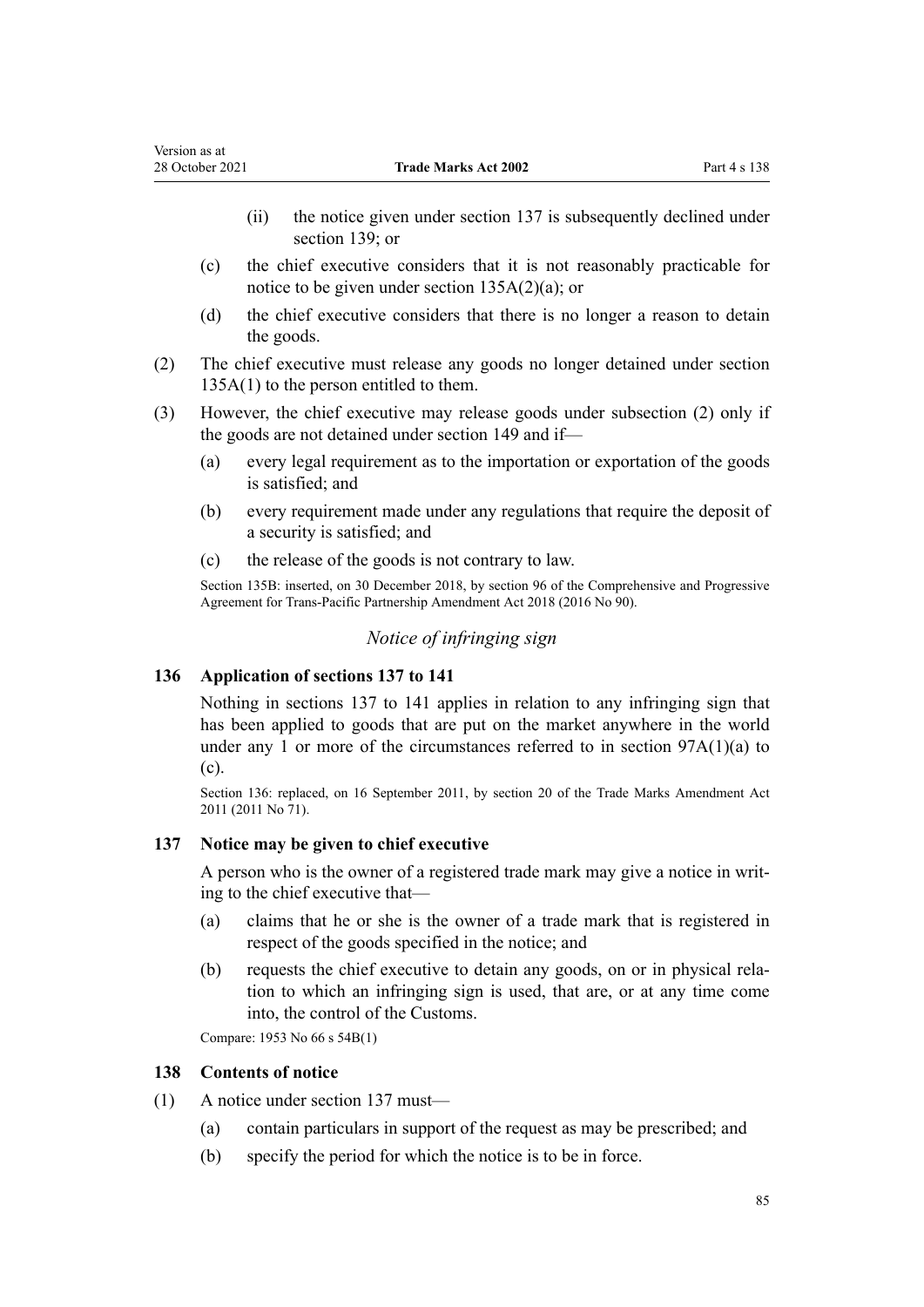(ii) the notice given under section 137 is subsequently declined under section 139; or

(c) the chief executive considers that it is not reasonably practicable for notice to be given under section 135A(2)(a); or

(d) the chief executive considers that there is no longer a reason to detain the goods.

(2) The chief executive must release any goods no longer detained under section 135A(1) to the person entitled to them.

(3) However, the chief executive may release goods under subsection (2) only if the goods are not detained under section 149 and if—

(a) every legal requirement as to the importation or exportation of the goods is satisfied; and

(b) every requirement made under any regulations that require the deposit of a security is satisfied; and

(c) the release of the goods is not contrary to law.

Section 135B: inserted, on 30 December 2018, by section 96 of the Comprehensive and Progressive Agreement for Trans-Pacific Partnership Amendment Act 2018 (2016 No 90).

*Notice of infringing sign*

### 136 Application of sections 137 to 141

Nothing in sections 137 to 141 applies in relation to any infringing sign that has been applied to goods that are put on the market anywhere in the world under any 1 or more of the circumstances referred to in section 97A(1)(a) to (c).

Section 136: replaced, on 16 September 2011, by section 20 of the Trade Marks Amendment Act 2011 (2011 No 71).

### 137 Notice may be given to chief executive

A person who is the owner of a registered trade mark may give a notice in writing to the chief executive that—

(a) claims that he or she is the owner of a trade mark that is registered in respect of the goods specified in the notice; and

(b) requests the chief executive to detain any goods, on or in physical relation to which an infringing sign is used, that are, or at any time come into, the control of the Customs.

Compare: 1953 No 66 s 54B(1)

### 138 Contents of notice

(1) A notice under section 137 must—

(a) contain particulars in support of the request as may be prescribed; and

(b) specify the period for which the notice is to be in force.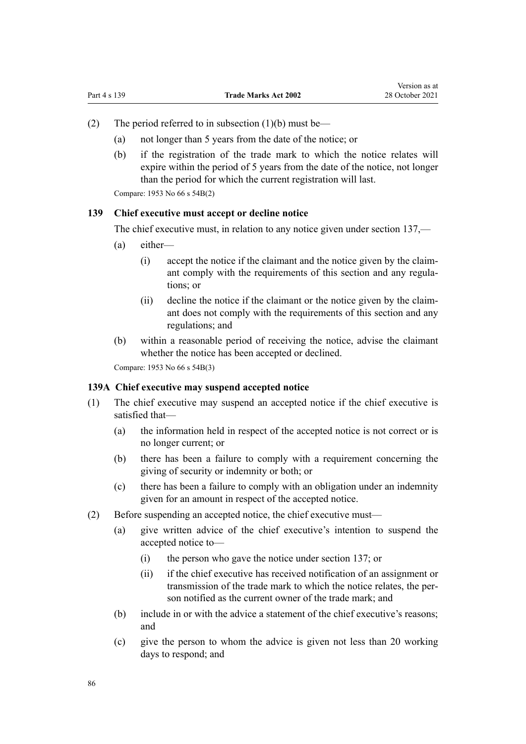(2) The period referred to in subsection (1)(b) must be—

(a) not longer than 5 years from the date of the notice; or

(b) if the registration of the trade mark to which the notice relates will expire within the period of 5 years from the date of the notice, not longer than the period for which the current registration will last.

Compare: 1953 No 66 s 54B(2)

### 139 Chief executive must accept or decline notice

The chief executive must, in relation to any notice given under section 137,—

(a) either—

(i) accept the notice if the claimant and the notice given by the claimant comply with the requirements of this section and any regulations; or

(ii) decline the notice if the claimant or the notice given by the claimant does not comply with the requirements of this section and any regulations; and

(b) within a reasonable period of receiving the notice, advise the claimant whether the notice has been accepted or declined.

Compare: 1953 No 66 s 54B(3)

### 139A Chief executive may suspend accepted notice

(1) The chief executive may suspend an accepted notice if the chief executive is satisfied that—

(a) the information held in respect of the accepted notice is not correct or is no longer current; or

(b) there has been a failure to comply with a requirement concerning the giving of security or indemnity or both; or

(c) there has been a failure to comply with an obligation under an indemnity given for an amount in respect of the accepted notice.

(2) Before suspending an accepted notice, the chief executive must—

(a) give written advice of the chief executive's intention to suspend the accepted notice to—

(i) the person who gave the notice under section 137; or

(ii) if the chief executive has received notification of an assignment or transmission of the trade mark to which the notice relates, the person notified as the current owner of the trade mark; and

(b) include in or with the advice a statement of the chief executive's reasons; and

(c) give the person to whom the advice is given not less than 20 working days to respond; and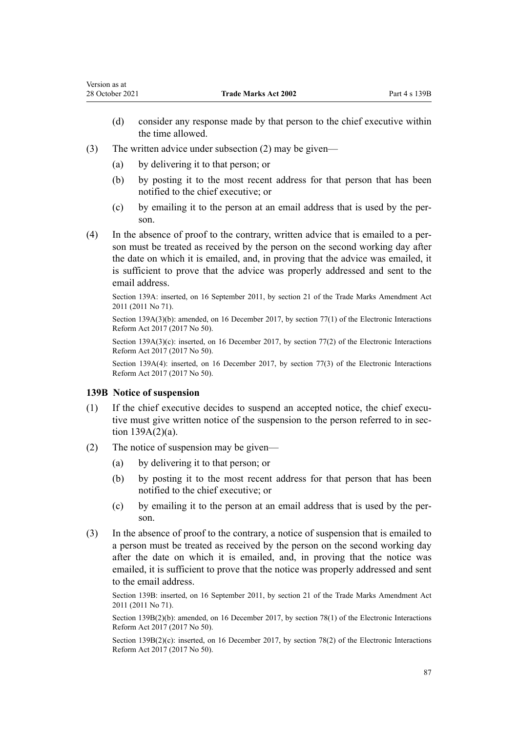(d) consider any response made by that person to the chief executive within the time allowed.

(3) The written advice under subsection (2) may be given—

(a) by delivering it to that person; or

(b) by posting it to the most recent address for that person that has been notified to the chief executive; or

(c) by emailing it to the person at an email address that is used by the person.

(4) In the absence of proof to the contrary, written advice that is emailed to a person must be treated as received by the person on the second working day after the date on which it is emailed, and, in proving that the advice was emailed, it is sufficient to prove that the advice was properly addressed and sent to the email address.

Section 139A: inserted, on 16 September 2011, by section 21 of the Trade Marks Amendment Act 2011 (2011 No 71).

Section 139A(3)(b): amended, on 16 December 2017, by section 77(1) of the Electronic Interactions Reform Act 2017 (2017 No 50).

Section 139A(3)(c): inserted, on 16 December 2017, by section 77(2) of the Electronic Interactions Reform Act 2017 (2017 No 50).

Section 139A(4): inserted, on 16 December 2017, by section 77(3) of the Electronic Interactions Reform Act 2017 (2017 No 50).

### 139B Notice of suspension

(1) If the chief executive decides to suspend an accepted notice, the chief executive must give written notice of the suspension to the person referred to in section 139A(2)(a).

(2) The notice of suspension may be given—

(a) by delivering it to that person; or

(b) by posting it to the most recent address for that person that has been notified to the chief executive; or

(c) by emailing it to the person at an email address that is used by the person.

(3) In the absence of proof to the contrary, a notice of suspension that is emailed to a person must be treated as received by the person on the second working day after the date on which it is emailed, and, in proving that the notice was emailed, it is sufficient to prove that the notice was properly addressed and sent to the email address.

Section 139B: inserted, on 16 September 2011, by section 21 of the Trade Marks Amendment Act 2011 (2011 No 71).

Section 139B(2)(b): amended, on 16 December 2017, by section 78(1) of the Electronic Interactions Reform Act 2017 (2017 No 50).

Section 139B(2)(c): inserted, on 16 December 2017, by section 78(2) of the Electronic Interactions Reform Act 2017 (2017 No 50).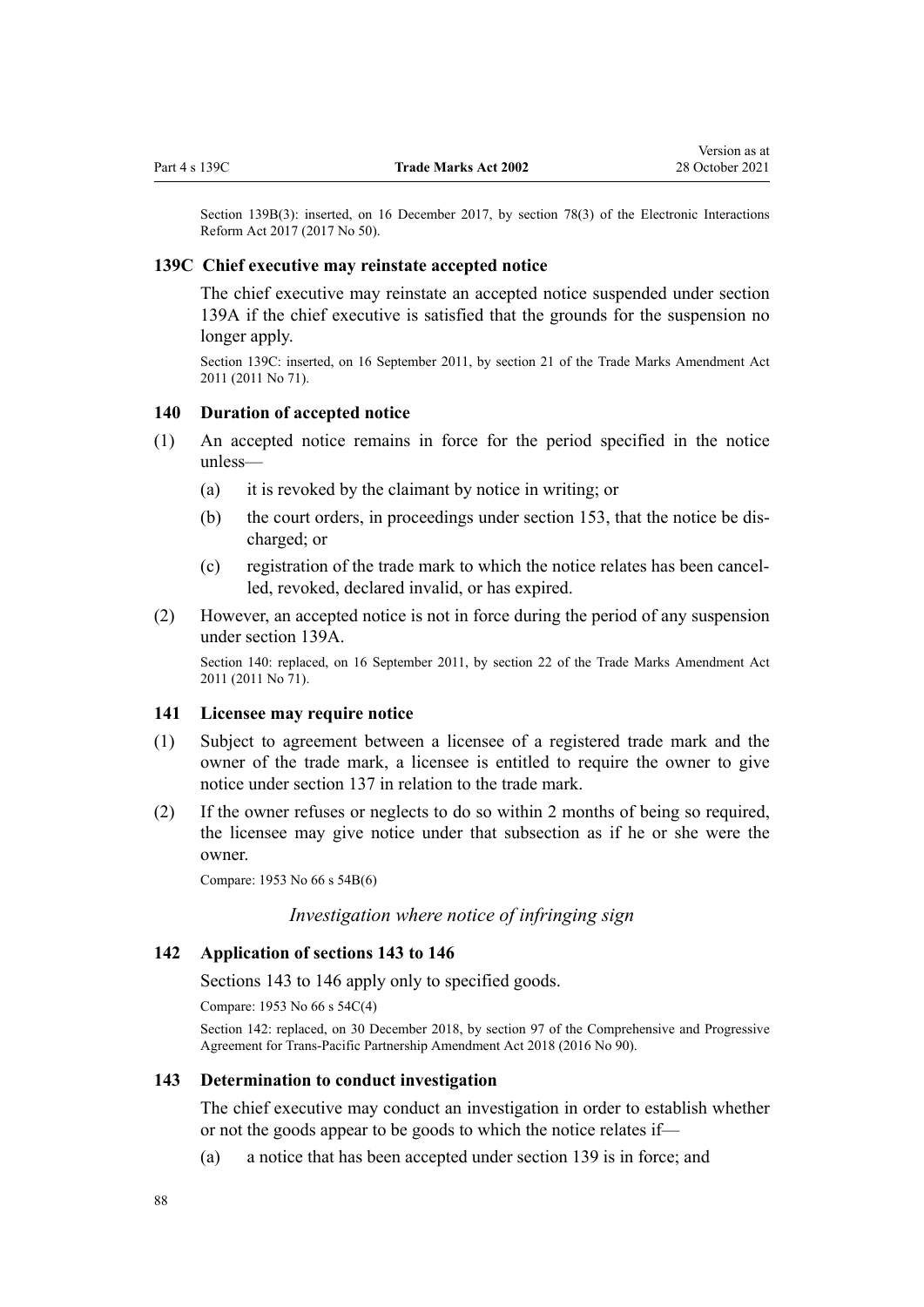Section 139B(3): inserted, on 16 December 2017, by section 78(3) of the Electronic Interactions Reform Act 2017 (2017 No 50).

### 139C Chief executive may reinstate accepted notice

The chief executive may reinstate an accepted notice suspended under section 139A if the chief executive is satisfied that the grounds for the suspension no longer apply.

Section 139C: inserted, on 16 September 2011, by section 21 of the Trade Marks Amendment Act 2011 (2011 No 71).

### 140 Duration of accepted notice

(1) An accepted notice remains in force for the period specified in the notice unless—

(a) it is revoked by the claimant by notice in writing; or

(b) the court orders, in proceedings under section 153, that the notice be discharged; or

(c) registration of the trade mark to which the notice relates has been cancelled, revoked, declared invalid, or has expired.

(2) However, an accepted notice is not in force during the period of any suspension under section 139A.

Section 140: replaced, on 16 September 2011, by section 22 of the Trade Marks Amendment Act 2011 (2011 No 71).

### 141 Licensee may require notice

(1) Subject to agreement between a licensee of a registered trade mark and the owner of the trade mark, a licensee is entitled to require the owner to give notice under section 137 in relation to the trade mark.

(2) If the owner refuses or neglects to do so within 2 months of being so required, the licensee may give notice under that subsection as if he or she were the owner.

Compare: 1953 No 66 s 54B(6)

*Investigation where notice of infringing sign*

### 142 Application of sections 143 to 146

Sections 143 to 146 apply only to specified goods.

Compare: 1953 No 66 s 54C(4)

Section 142: replaced, on 30 December 2018, by section 97 of the Comprehensive and Progressive Agreement for Trans-Pacific Partnership Amendment Act 2018 (2016 No 90).

### 143 Determination to conduct investigation

The chief executive may conduct an investigation in order to establish whether or not the goods appear to be goods to which the notice relates if—

(a) a notice that has been accepted under section 139 is in force; and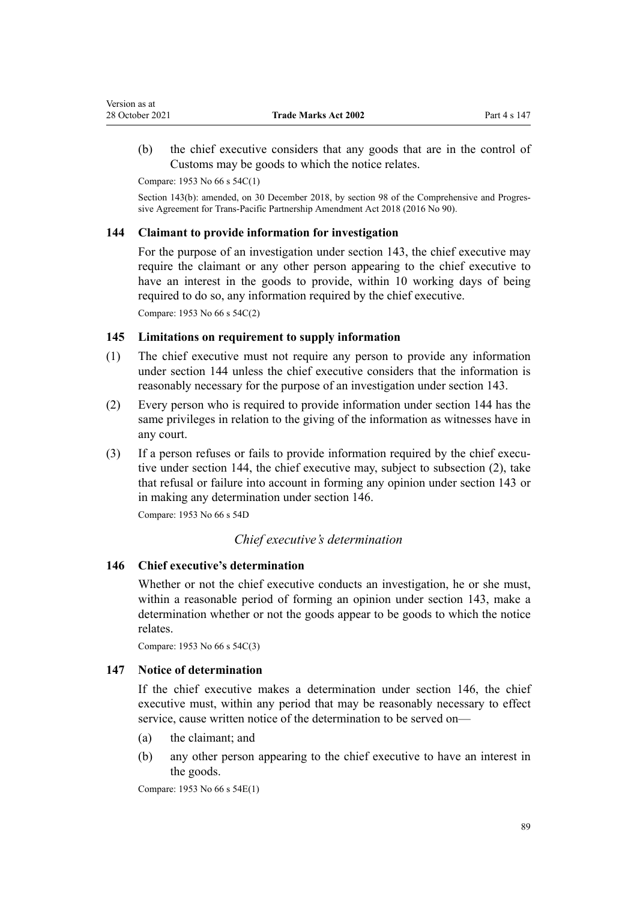(b) the chief executive considers that any goods that are in the control of Customs may be goods to which the notice relates.

Compare: 1953 No 66 s 54C(1)

Section 143(b): amended, on 30 December 2018, by section 98 of the Comprehensive and Progressive Agreement for Trans-Pacific Partnership Amendment Act 2018 (2016 No 90).

### 144 Claimant to provide information for investigation

For the purpose of an investigation under section 143, the chief executive may require the claimant or any other person appearing to the chief executive to have an interest in the goods to provide, within 10 working days of being required to do so, any information required by the chief executive.

Compare: 1953 No 66 s 54C(2)

### 145 Limitations on requirement to supply information

(1) The chief executive must not require any person to provide any information under section 144 unless the chief executive considers that the information is reasonably necessary for the purpose of an investigation under section 143.

(2) Every person who is required to provide information under section 144 has the same privileges in relation to the giving of the information as witnesses have in any court.

(3) If a person refuses or fails to provide information required by the chief executive under section 144, the chief executive may, subject to subsection (2), take that refusal or failure into account in forming any opinion under section 143 or in making any determination under section 146.

Compare: 1953 No 66 s 54D

*Chief executive's determination*

### 146 Chief executive's determination

Whether or not the chief executive conducts an investigation, he or she must, within a reasonable period of forming an opinion under section 143, make a determination whether or not the goods appear to be goods to which the notice relates.

Compare: 1953 No 66 s 54C(3)

### 147 Notice of determination

If the chief executive makes a determination under section 146, the chief executive must, within any period that may be reasonably necessary to effect service, cause written notice of the determination to be served on—

(a) the claimant; and

(b) any other person appearing to the chief executive to have an interest in the goods.

Compare: 1953 No 66 s 54E(1)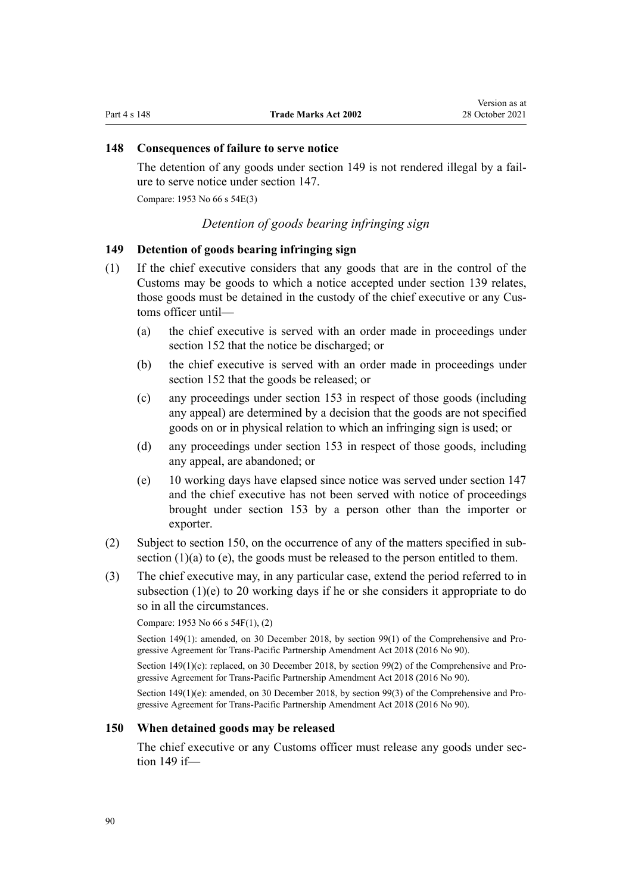### 148 Consequences of failure to serve notice

The detention of any goods under section 149 is not rendered illegal by a failure to serve notice under section 147.

Compare: 1953 No 66 s 54E(3)

*Detention of goods bearing infringing sign*

### 149 Detention of goods bearing infringing sign

(1) If the chief executive considers that any goods that are in the control of the Customs may be goods to which a notice accepted under section 139 relates, those goods must be detained in the custody of the chief executive or any Customs officer until—

  (a) the chief executive is served with an order made in proceedings under section 152 that the notice be discharged; or

  (b) the chief executive is served with an order made in proceedings under section 152 that the goods be released; or

  (c) any proceedings under section 153 in respect of those goods (including any appeal) are determined by a decision that the goods are not specified goods on or in physical relation to which an infringing sign is used; or

  (d) any proceedings under section 153 in respect of those goods, including any appeal, are abandoned; or

  (e) 10 working days have elapsed since notice was served under section 147 and the chief executive has not been served with notice of proceedings brought under section 153 by a person other than the importer or exporter.

(2) Subject to section 150, on the occurrence of any of the matters specified in subsection (1)(a) to (e), the goods must be released to the person entitled to them.

(3) The chief executive may, in any particular case, extend the period referred to in subsection (1)(e) to 20 working days if he or she considers it appropriate to do so in all the circumstances.

Compare: 1953 No 66 s 54F(1), (2)

Section 149(1): amended, on 30 December 2018, by section 99(1) of the Comprehensive and Progressive Agreement for Trans-Pacific Partnership Amendment Act 2018 (2016 No 90).

Section 149(1)(c): replaced, on 30 December 2018, by section 99(2) of the Comprehensive and Progressive Agreement for Trans-Pacific Partnership Amendment Act 2018 (2016 No 90).

Section 149(1)(e): amended, on 30 December 2018, by section 99(3) of the Comprehensive and Progressive Agreement for Trans-Pacific Partnership Amendment Act 2018 (2016 No 90).

### 150 When detained goods may be released

The chief executive or any Customs officer must release any goods under section 149 if—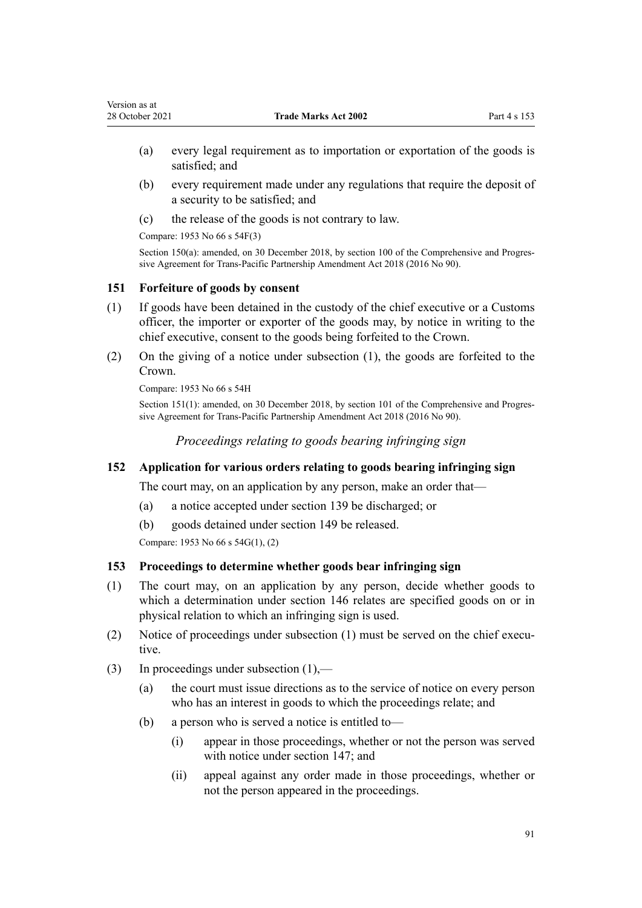(a) every legal requirement as to importation or exportation of the goods is satisfied; and

(b) every requirement made under any regulations that require the deposit of a security to be satisfied; and

(c) the release of the goods is not contrary to law.

Compare: 1953 No 66 s 54F(3)

Section 150(a): amended, on 30 December 2018, by section 100 of the Comprehensive and Progressive Agreement for Trans-Pacific Partnership Amendment Act 2018 (2016 No 90).

### 151 Forfeiture of goods by consent

(1) If goods have been detained in the custody of the chief executive or a Customs officer, the importer or exporter of the goods may, by notice in writing to the chief executive, consent to the goods being forfeited to the Crown.

(2) On the giving of a notice under subsection (1), the goods are forfeited to the Crown.

Compare: 1953 No 66 s 54H

Section 151(1): amended, on 30 December 2018, by section 101 of the Comprehensive and Progressive Agreement for Trans-Pacific Partnership Amendment Act 2018 (2016 No 90).

*Proceedings relating to goods bearing infringing sign*

### 152 Application for various orders relating to goods bearing infringing sign

The court may, on an application by any person, make an order that—

(a) a notice accepted under section 139 be discharged; or

(b) goods detained under section 149 be released.

Compare: 1953 No 66 s 54G(1), (2)

### 153 Proceedings to determine whether goods bear infringing sign

(1) The court may, on an application by any person, decide whether goods to which a determination under section 146 relates are specified goods on or in physical relation to which an infringing sign is used.

(2) Notice of proceedings under subsection (1) must be served on the chief executive.

(3) In proceedings under subsection (1),—

(a) the court must issue directions as to the service of notice on every person who has an interest in goods to which the proceedings relate; and

(b) a person who is served a notice is entitled to—

(i) appear in those proceedings, whether or not the person was served with notice under section 147; and

(ii) appeal against any order made in those proceedings, whether or not the person appeared in the proceedings.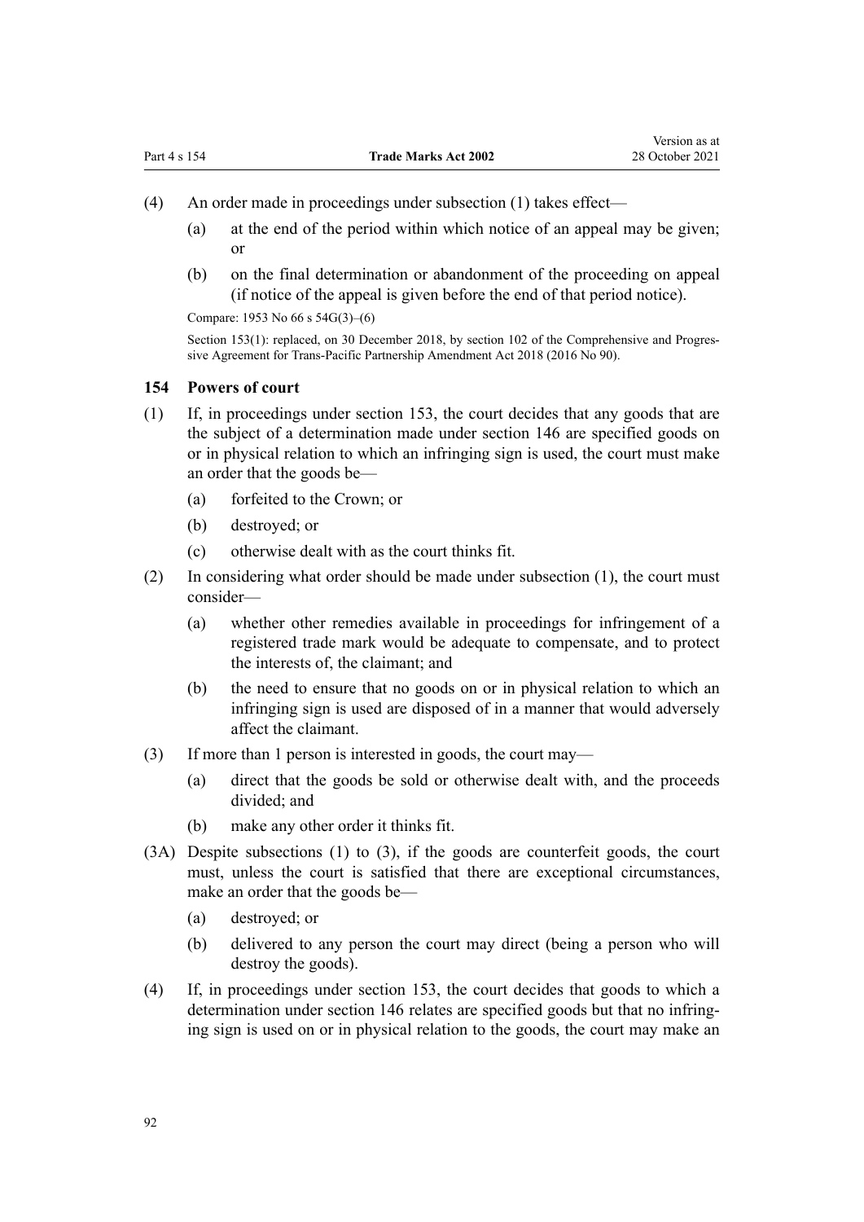(4) An order made in proceedings under subsection (1) takes effect—

(a) at the end of the period within which notice of an appeal may be given; or

(b) on the final determination or abandonment of the proceeding on appeal (if notice of the appeal is given before the end of that period notice).

Compare: 1953 No 66 s 54G(3)–(6)

Section 153(1): replaced, on 30 December 2018, by section 102 of the Comprehensive and Progressive Agreement for Trans-Pacific Partnership Amendment Act 2018 (2016 No 90).

### 154 Powers of court

(1) If, in proceedings under section 153, the court decides that any goods that are the subject of a determination made under section 146 are specified goods on or in physical relation to which an infringing sign is used, the court must make an order that the goods be—

(a) forfeited to the Crown; or

(b) destroyed; or

(c) otherwise dealt with as the court thinks fit.

(2) In considering what order should be made under subsection (1), the court must consider—

(a) whether other remedies available in proceedings for infringement of a registered trade mark would be adequate to compensate, and to protect the interests of, the claimant; and

(b) the need to ensure that no goods on or in physical relation to which an infringing sign is used are disposed of in a manner that would adversely affect the claimant.

(3) If more than 1 person is interested in goods, the court may—

(a) direct that the goods be sold or otherwise dealt with, and the proceeds divided; and

(b) make any other order it thinks fit.

(3A) Despite subsections (1) to (3), if the goods are counterfeit goods, the court must, unless the court is satisfied that there are exceptional circumstances, make an order that the goods be—

(a) destroyed; or

(b) delivered to any person the court may direct (being a person who will destroy the goods).

(4) If, in proceedings under section 153, the court decides that goods to which a determination under section 146 relates are specified goods but that no infringing sign is used on or in physical relation to the goods, the court may make an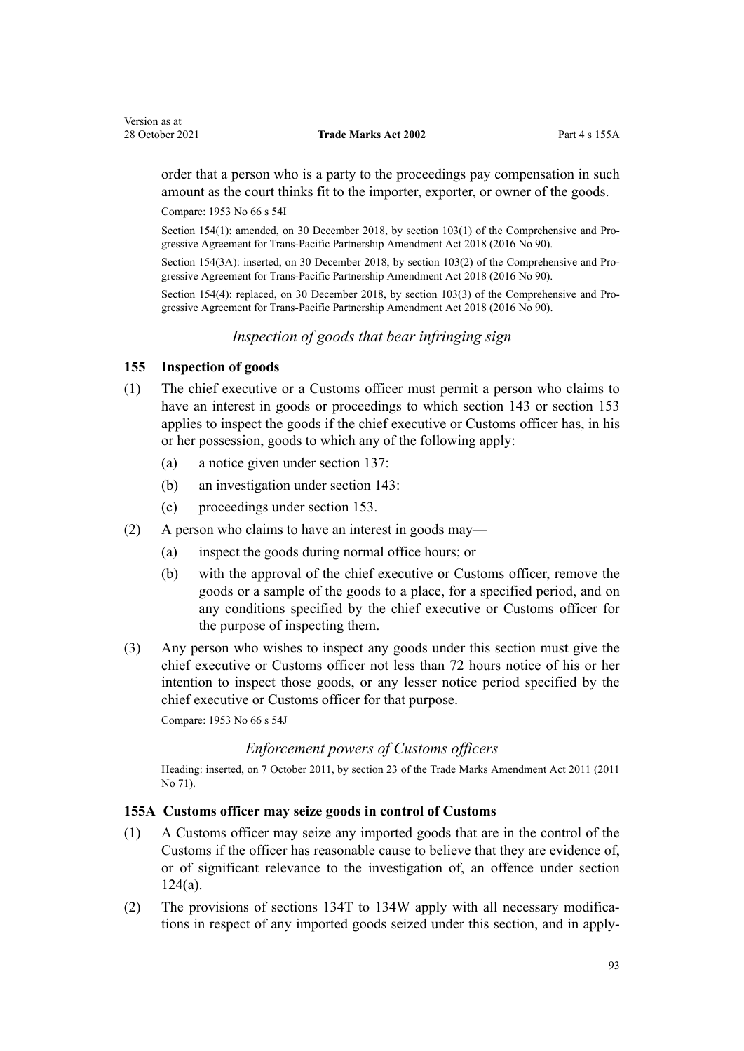order that a person who is a party to the proceedings pay compensation in such amount as the court thinks fit to the importer, exporter, or owner of the goods.

Compare: 1953 No 66 s 54I

Section 154(1): amended, on 30 December 2018, by section 103(1) of the Comprehensive and Progressive Agreement for Trans-Pacific Partnership Amendment Act 2018 (2016 No 90).

Section 154(3A): inserted, on 30 December 2018, by section 103(2) of the Comprehensive and Progressive Agreement for Trans-Pacific Partnership Amendment Act 2018 (2016 No 90).

Section 154(4): replaced, on 30 December 2018, by section 103(3) of the Comprehensive and Progressive Agreement for Trans-Pacific Partnership Amendment Act 2018 (2016 No 90).

*Inspection of goods that bear infringing sign*

### 155 Inspection of goods

(1) The chief executive or a Customs officer must permit a person who claims to have an interest in goods or proceedings to which section 143 or section 153 applies to inspect the goods if the chief executive or Customs officer has, in his or her possession, goods to which any of the following apply:

- (a) a notice given under section 137:
- (b) an investigation under section 143:
- (c) proceedings under section 153.

(2) A person who claims to have an interest in goods may—

- (a) inspect the goods during normal office hours; or
- (b) with the approval of the chief executive or Customs officer, remove the goods or a sample of the goods to a place, for a specified period, and on any conditions specified by the chief executive or Customs officer for the purpose of inspecting them.

(3) Any person who wishes to inspect any goods under this section must give the chief executive or Customs officer not less than 72 hours notice of his or her intention to inspect those goods, or any lesser notice period specified by the chief executive or Customs officer for that purpose.

Compare: 1953 No 66 s 54J

*Enforcement powers of Customs officers*

Heading: inserted, on 7 October 2011, by section 23 of the Trade Marks Amendment Act 2011 (2011 No 71).

### 155A Customs officer may seize goods in control of Customs

(1) A Customs officer may seize any imported goods that are in the control of the Customs if the officer has reasonable cause to believe that they are evidence of, or of significant relevance to the investigation of, an offence under section 124(a).

(2) The provisions of sections 134T to 134W apply with all necessary modifications in respect of any imported goods seized under this section, and in apply-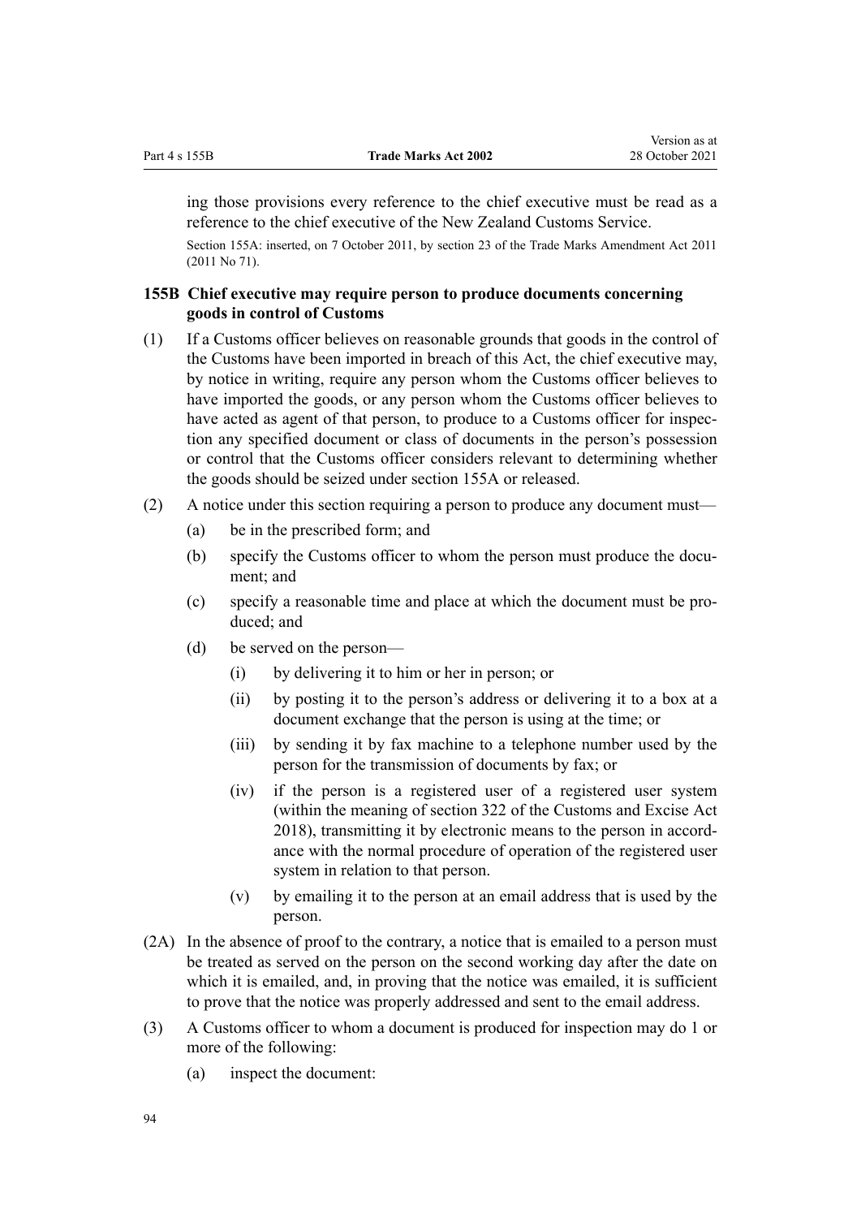ing those provisions every reference to the chief executive must be read as a reference to the chief executive of the New Zealand Customs Service.

Section 155A: inserted, on 7 October 2011, by section 23 of the Trade Marks Amendment Act 2011 (2011 No 71).

### 155B Chief executive may require person to produce documents concerning goods in control of Customs

(1) If a Customs officer believes on reasonable grounds that goods in the control of the Customs have been imported in breach of this Act, the chief executive may, by notice in writing, require any person whom the Customs officer believes to have imported the goods, or any person whom the Customs officer believes to have acted as agent of that person, to produce to a Customs officer for inspection any specified document or class of documents in the person's possession or control that the Customs officer considers relevant to determining whether the goods should be seized under section 155A or released.

(2) A notice under this section requiring a person to produce any document must—

(a) be in the prescribed form; and

(b) specify the Customs officer to whom the person must produce the document; and

(c) specify a reasonable time and place at which the document must be produced; and

(d) be served on the person—

(i) by delivering it to him or her in person; or

(ii) by posting it to the person's address or delivering it to a box at a document exchange that the person is using at the time; or

(iii) by sending it by fax machine to a telephone number used by the person for the transmission of documents by fax; or

(iv) if the person is a registered user of a registered user system (within the meaning of section 322 of the Customs and Excise Act 2018), transmitting it by electronic means to the person in accordance with the normal procedure of operation of the registered user system in relation to that person.

(v) by emailing it to the person at an email address that is used by the person.

(2A) In the absence of proof to the contrary, a notice that is emailed to a person must be treated as served on the person on the second working day after the date on which it is emailed, and, in proving that the notice was emailed, it is sufficient to prove that the notice was properly addressed and sent to the email address.

(3) A Customs officer to whom a document is produced for inspection may do 1 or more of the following:

(a) inspect the document: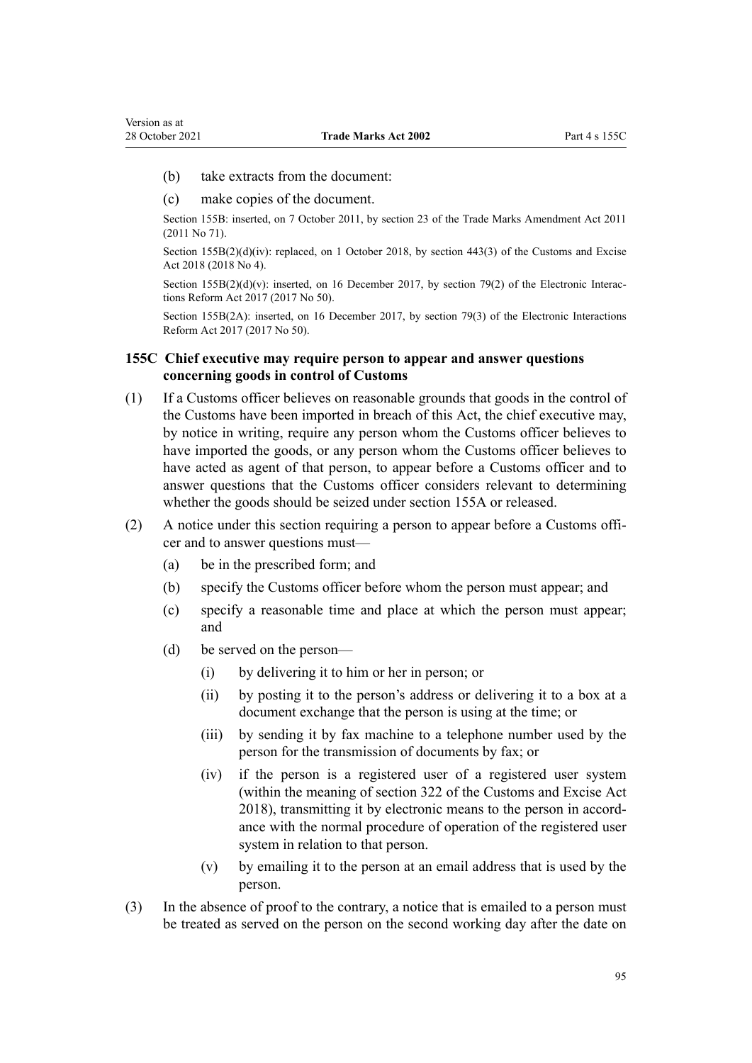(b) take extracts from the document:

(c) make copies of the document.

Section 155B: inserted, on 7 October 2011, by section 23 of the Trade Marks Amendment Act 2011 (2011 No 71).

Section 155B(2)(d)(iv): replaced, on 1 October 2018, by section 443(3) of the Customs and Excise Act 2018 (2018 No 4).

Section 155B(2)(d)(v): inserted, on 16 December 2017, by section 79(2) of the Electronic Interactions Reform Act 2017 (2017 No 50).

Section 155B(2A): inserted, on 16 December 2017, by section 79(3) of the Electronic Interactions Reform Act 2017 (2017 No 50).

### 155C Chief executive may require person to appear and answer questions concerning goods in control of Customs

(1) If a Customs officer believes on reasonable grounds that goods in the control of the Customs have been imported in breach of this Act, the chief executive may, by notice in writing, require any person whom the Customs officer believes to have imported the goods, or any person whom the Customs officer believes to have acted as agent of that person, to appear before a Customs officer and to answer questions that the Customs officer considers relevant to determining whether the goods should be seized under section 155A or released.

(2) A notice under this section requiring a person to appear before a Customs officer and to answer questions must—

(a) be in the prescribed form; and

(b) specify the Customs officer before whom the person must appear; and

(c) specify a reasonable time and place at which the person must appear; and

(d) be served on the person—

(i) by delivering it to him or her in person; or

(ii) by posting it to the person's address or delivering it to a box at a document exchange that the person is using at the time; or

(iii) by sending it by fax machine to a telephone number used by the person for the transmission of documents by fax; or

(iv) if the person is a registered user of a registered user system (within the meaning of section 322 of the Customs and Excise Act 2018), transmitting it by electronic means to the person in accordance with the normal procedure of operation of the registered user system in relation to that person.

(v) by emailing it to the person at an email address that is used by the person.

(3) In the absence of proof to the contrary, a notice that is emailed to a person must be treated as served on the person on the second working day after the date on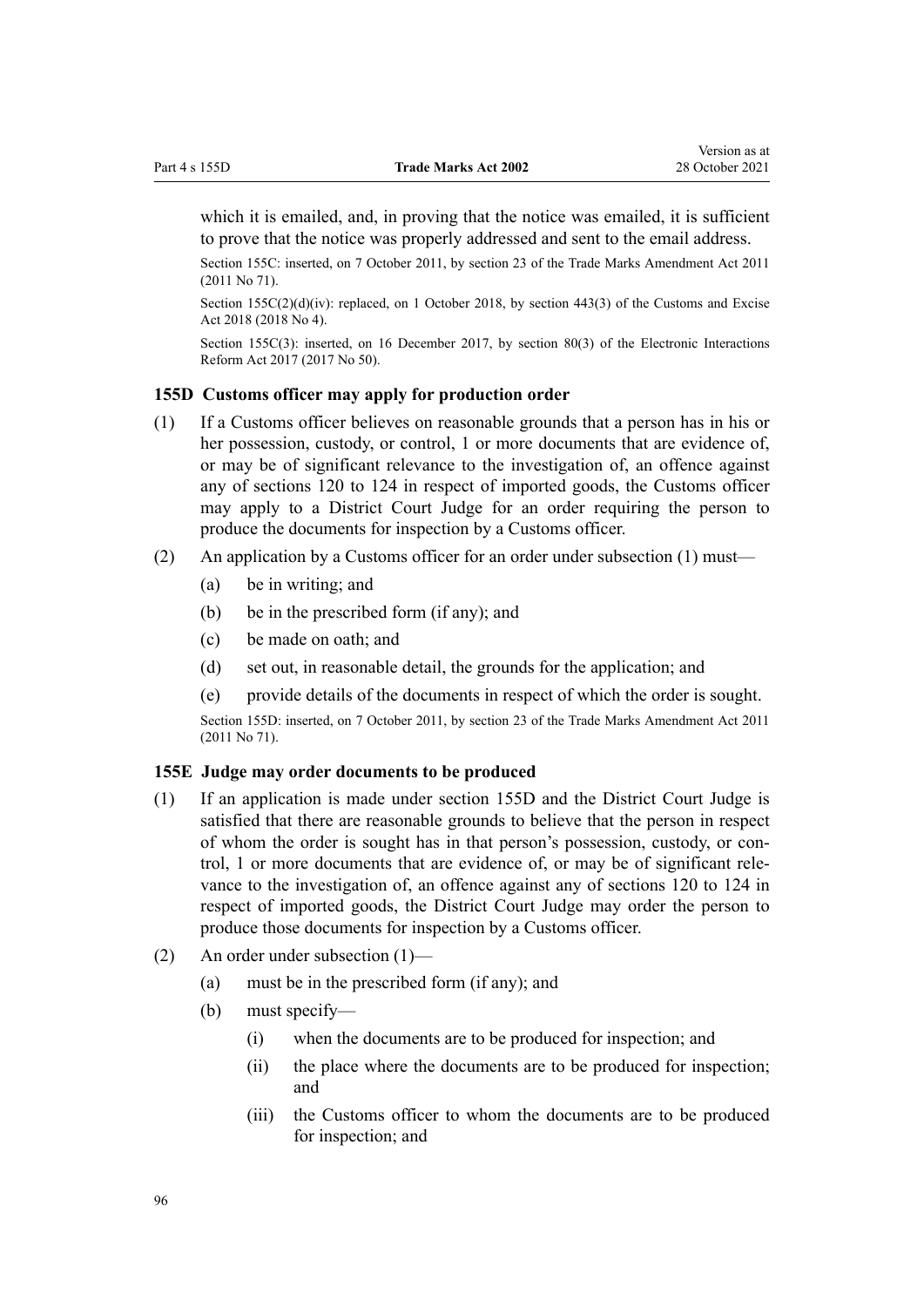which it is emailed, and, in proving that the notice was emailed, it is sufficient to prove that the notice was properly addressed and sent to the email address.

Section 155C: inserted, on 7 October 2011, by section 23 of the Trade Marks Amendment Act 2011 (2011 No 71).

Section 155C(2)(d)(iv): replaced, on 1 October 2018, by section 443(3) of the Customs and Excise Act 2018 (2018 No 4).

Section 155C(3): inserted, on 16 December 2017, by section 80(3) of the Electronic Interactions Reform Act 2017 (2017 No 50).

### 155D Customs officer may apply for production order

(1) If a Customs officer believes on reasonable grounds that a person has in his or her possession, custody, or control, 1 or more documents that are evidence of, or may be of significant relevance to the investigation of, an offence against any of sections 120 to 124 in respect of imported goods, the Customs officer may apply to a District Court Judge for an order requiring the person to produce the documents for inspection by a Customs officer.

(2) An application by a Customs officer for an order under subsection (1) must—

(a) be in writing; and

(b) be in the prescribed form (if any); and

(c) be made on oath; and

(d) set out, in reasonable detail, the grounds for the application; and

(e) provide details of the documents in respect of which the order is sought.

Section 155D: inserted, on 7 October 2011, by section 23 of the Trade Marks Amendment Act 2011 (2011 No 71).

### 155E Judge may order documents to be produced

(1) If an application is made under section 155D and the District Court Judge is satisfied that there are reasonable grounds to believe that the person in respect of whom the order is sought has in that person's possession, custody, or control, 1 or more documents that are evidence of, or may be of significant relevance to the investigation of, an offence against any of sections 120 to 124 in respect of imported goods, the District Court Judge may order the person to produce those documents for inspection by a Customs officer.

(2) An order under subsection (1)—

(a) must be in the prescribed form (if any); and

(b) must specify—

(i) when the documents are to be produced for inspection; and

(ii) the place where the documents are to be produced for inspection; and

(iii) the Customs officer to whom the documents are to be produced for inspection; and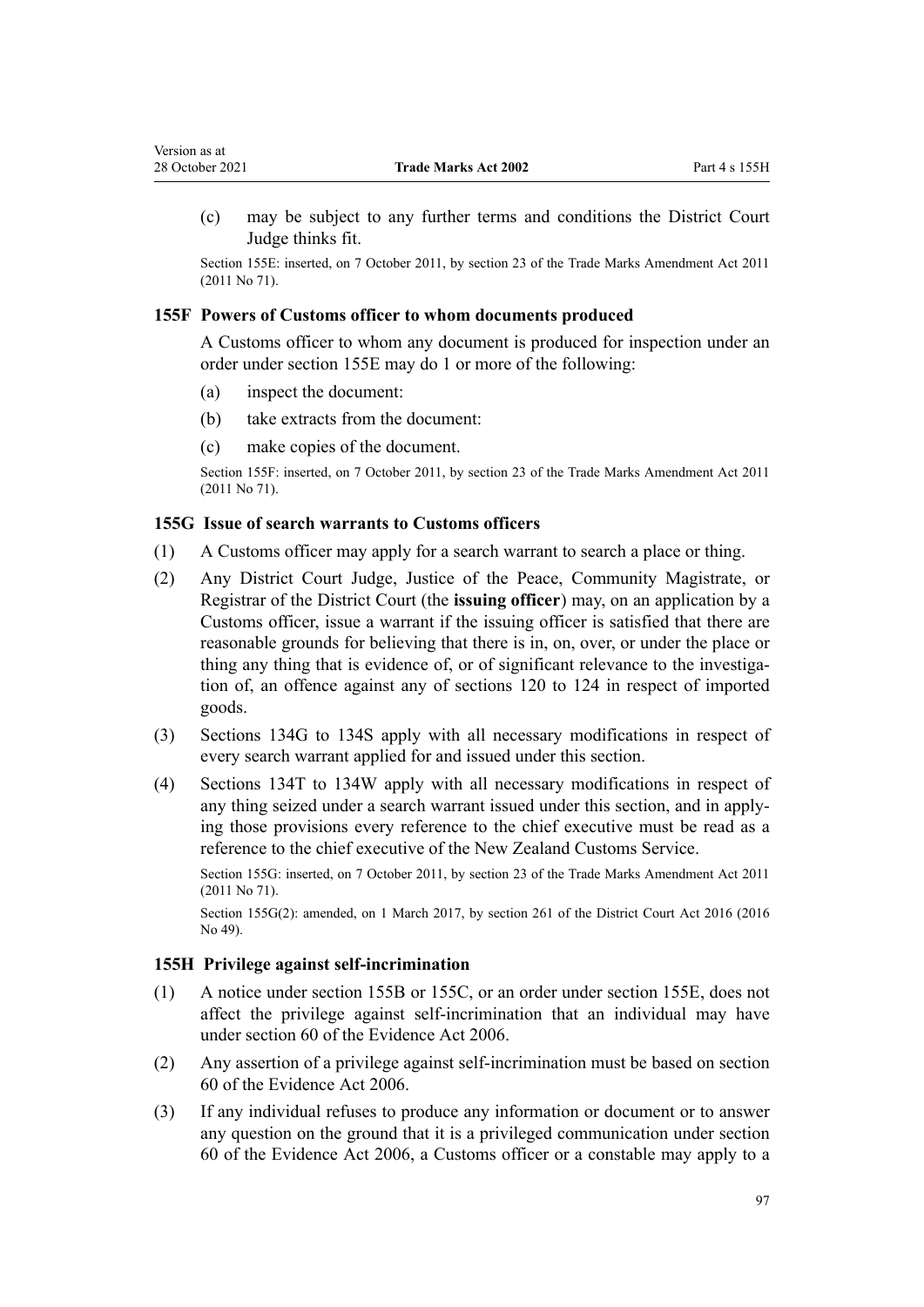(c) may be subject to any further terms and conditions the District Court Judge thinks fit.

Section 155E: inserted, on 7 October 2011, by section 23 of the Trade Marks Amendment Act 2011 (2011 No 71).

### 155F Powers of Customs officer to whom documents produced

A Customs officer to whom any document is produced for inspection under an order under section 155E may do 1 or more of the following:

(a) inspect the document:

(b) take extracts from the document:

(c) make copies of the document.

Section 155F: inserted, on 7 October 2011, by section 23 of the Trade Marks Amendment Act 2011 (2011 No 71).

### 155G Issue of search warrants to Customs officers

(1) A Customs officer may apply for a search warrant to search a place or thing.

(2) Any District Court Judge, Justice of the Peace, Community Magistrate, or Registrar of the District Court (the **issuing officer**) may, on an application by a Customs officer, issue a warrant if the issuing officer is satisfied that there are reasonable grounds for believing that there is in, on, over, or under the place or thing any thing that is evidence of, or of significant relevance to the investigation of, an offence against any of sections 120 to 124 in respect of imported goods.

(3) Sections 134G to 134S apply with all necessary modifications in respect of every search warrant applied for and issued under this section.

(4) Sections 134T to 134W apply with all necessary modifications in respect of any thing seized under a search warrant issued under this section, and in applying those provisions every reference to the chief executive must be read as a reference to the chief executive of the New Zealand Customs Service.

Section 155G: inserted, on 7 October 2011, by section 23 of the Trade Marks Amendment Act 2011 (2011 No 71).

Section 155G(2): amended, on 1 March 2017, by section 261 of the District Court Act 2016 (2016 No 49).

### 155H Privilege against self-incrimination

(1) A notice under section 155B or 155C, or an order under section 155E, does not affect the privilege against self-incrimination that an individual may have under section 60 of the Evidence Act 2006.

(2) Any assertion of a privilege against self-incrimination must be based on section 60 of the Evidence Act 2006.

(3) If any individual refuses to produce any information or document or to answer any question on the ground that it is a privileged communication under section 60 of the Evidence Act 2006, a Customs officer or a constable may apply to a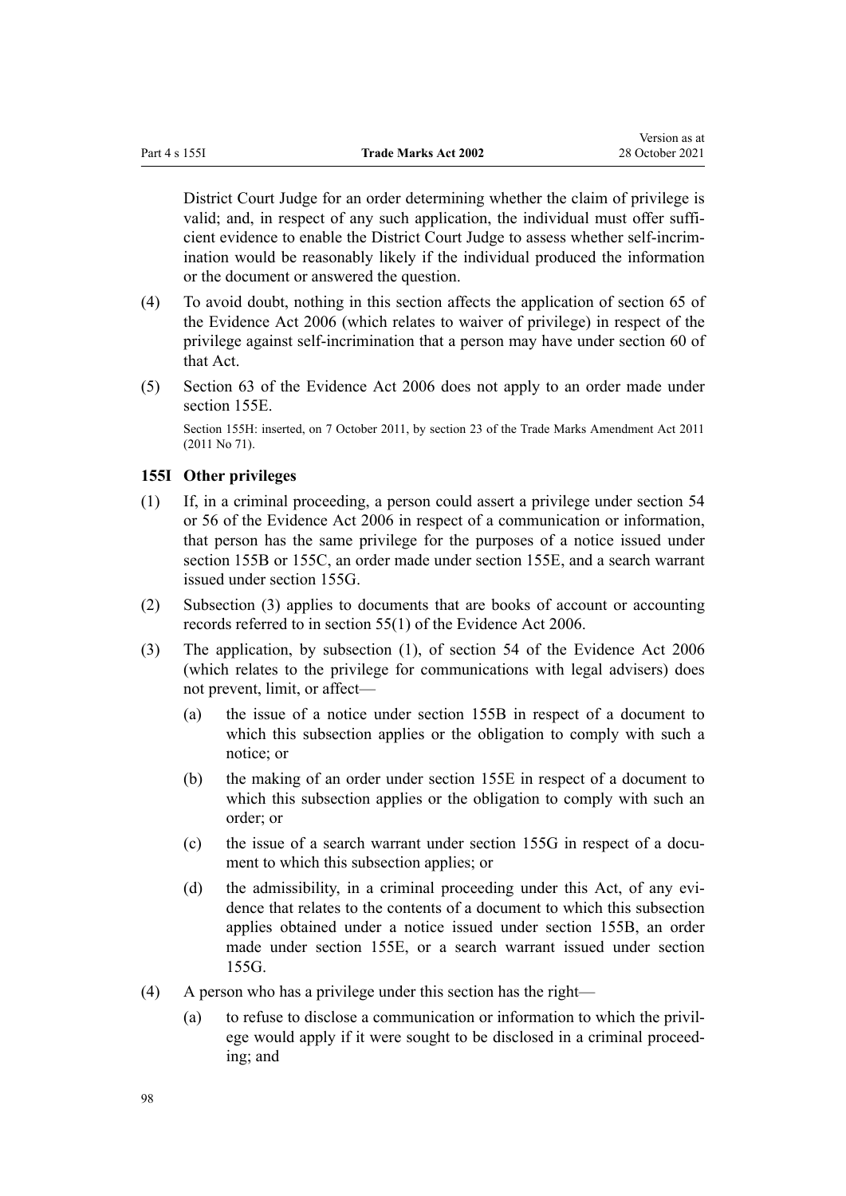District Court Judge for an order determining whether the claim of privilege is valid; and, in respect of any such application, the individual must offer sufficient evidence to enable the District Court Judge to assess whether self-incrimination would be reasonably likely if the individual produced the information or the document or answered the question.

(4) To avoid doubt, nothing in this section affects the application of section 65 of the Evidence Act 2006 (which relates to waiver of privilege) in respect of the privilege against self-incrimination that a person may have under section 60 of that Act.

(5) Section 63 of the Evidence Act 2006 does not apply to an order made under section 155E.

Section 155H: inserted, on 7 October 2011, by section 23 of the Trade Marks Amendment Act 2011 (2011 No 71).

### 155I Other privileges

(1) If, in a criminal proceeding, a person could assert a privilege under section 54 or 56 of the Evidence Act 2006 in respect of a communication or information, that person has the same privilege for the purposes of a notice issued under section 155B or 155C, an order made under section 155E, and a search warrant issued under section 155G.

(2) Subsection (3) applies to documents that are books of account or accounting records referred to in section 55(1) of the Evidence Act 2006.

(3) The application, by subsection (1), of section 54 of the Evidence Act 2006 (which relates to the privilege for communications with legal advisers) does not prevent, limit, or affect—

(a) the issue of a notice under section 155B in respect of a document to which this subsection applies or the obligation to comply with such a notice; or

(b) the making of an order under section 155E in respect of a document to which this subsection applies or the obligation to comply with such an order; or

(c) the issue of a search warrant under section 155G in respect of a document to which this subsection applies; or

(d) the admissibility, in a criminal proceeding under this Act, of any evidence that relates to the contents of a document to which this subsection applies obtained under a notice issued under section 155B, an order made under section 155E, or a search warrant issued under section 155G.

(4) A person who has a privilege under this section has the right—

(a) to refuse to disclose a communication or information to which the privilege would apply if it were sought to be disclosed in a criminal proceeding; and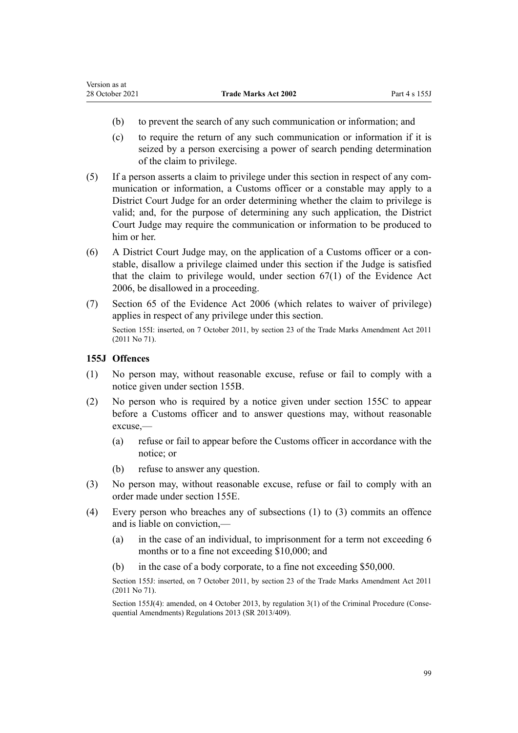(b) to prevent the search of any such communication or information; and

(c) to require the return of any such communication or information if it is seized by a person exercising a power of search pending determination of the claim to privilege.

(5) If a person asserts a claim to privilege under this section in respect of any communication or information, a Customs officer or a constable may apply to a District Court Judge for an order determining whether the claim to privilege is valid; and, for the purpose of determining any such application, the District Court Judge may require the communication or information to be produced to him or her.

(6) A District Court Judge may, on the application of a Customs officer or a constable, disallow a privilege claimed under this section if the Judge is satisfied that the claim to privilege would, under section 67(1) of the Evidence Act 2006, be disallowed in a proceeding.

(7) Section 65 of the Evidence Act 2006 (which relates to waiver of privilege) applies in respect of any privilege under this section.

Section 155I: inserted, on 7 October 2011, by section 23 of the Trade Marks Amendment Act 2011 (2011 No 71).

### 155J Offences

(1) No person may, without reasonable excuse, refuse or fail to comply with a notice given under section 155B.

(2) No person who is required by a notice given under section 155C to appear before a Customs officer and to answer questions may, without reasonable excuse,—

(a) refuse or fail to appear before the Customs officer in accordance with the notice; or

(b) refuse to answer any question.

(3) No person may, without reasonable excuse, refuse or fail to comply with an order made under section 155E.

(4) Every person who breaches any of subsections (1) to (3) commits an offence and is liable on conviction,—

(a) in the case of an individual, to imprisonment for a term not exceeding 6 months or to a fine not exceeding $10,000; and

(b) in the case of a body corporate, to a fine not exceeding $50,000.

Section 155J: inserted, on 7 October 2011, by section 23 of the Trade Marks Amendment Act 2011 (2011 No 71).

Section 155J(4): amended, on 4 October 2013, by regulation 3(1) of the Criminal Procedure (Consequential Amendments) Regulations 2013 (SR 2013/409).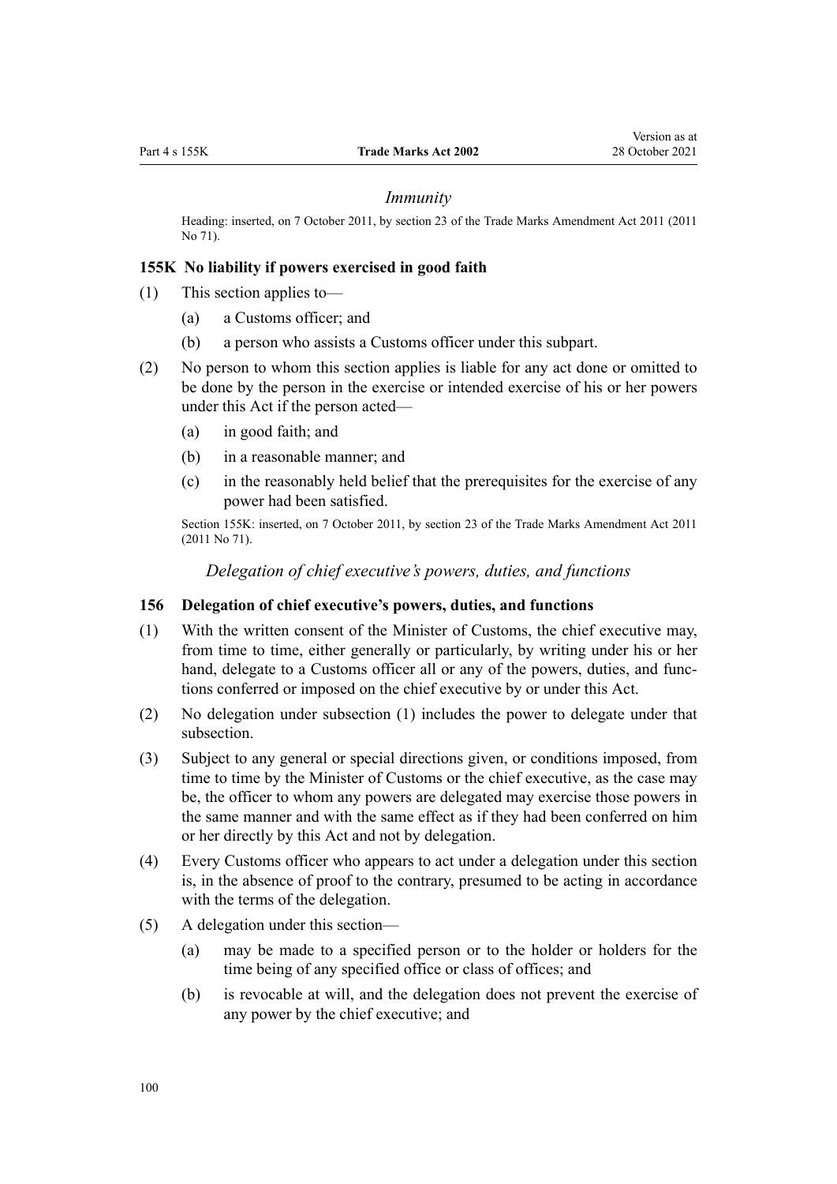*Immunity*

Heading: inserted, on 7 October 2011, by section 23 of the Trade Marks Amendment Act 2011 (2011 No 71).

### 155K No liability if powers exercised in good faith

(1) This section applies to—

  (a) a Customs officer; and

  (b) a person who assists a Customs officer under this subpart.

(2) No person to whom this section applies is liable for any act done or omitted to be done by the person in the exercise or intended exercise of his or her powers under this Act if the person acted—

  (a) in good faith; and

  (b) in a reasonable manner; and

  (c) in the reasonably held belief that the prerequisites for the exercise of any power had been satisfied.

Section 155K: inserted, on 7 October 2011, by section 23 of the Trade Marks Amendment Act 2011 (2011 No 71).

*Delegation of chief executive's powers, duties, and functions*

### 156 Delegation of chief executive's powers, duties, and functions

(1) With the written consent of the Minister of Customs, the chief executive may, from time to time, either generally or particularly, by writing under his or her hand, delegate to a Customs officer all or any of the powers, duties, and functions conferred or imposed on the chief executive by or under this Act.

(2) No delegation under subsection (1) includes the power to delegate under that subsection.

(3) Subject to any general or special directions given, or conditions imposed, from time to time by the Minister of Customs or the chief executive, as the case may be, the officer to whom any powers are delegated may exercise those powers in the same manner and with the same effect as if they had been conferred on him or her directly by this Act and not by delegation.

(4) Every Customs officer who appears to act under a delegation under this section is, in the absence of proof to the contrary, presumed to be acting in accordance with the terms of the delegation.

(5) A delegation under this section—

  (a) may be made to a specified person or to the holder or holders for the time being of any specified office or class of offices; and

  (b) is revocable at will, and the delegation does not prevent the exercise of any power by the chief executive; and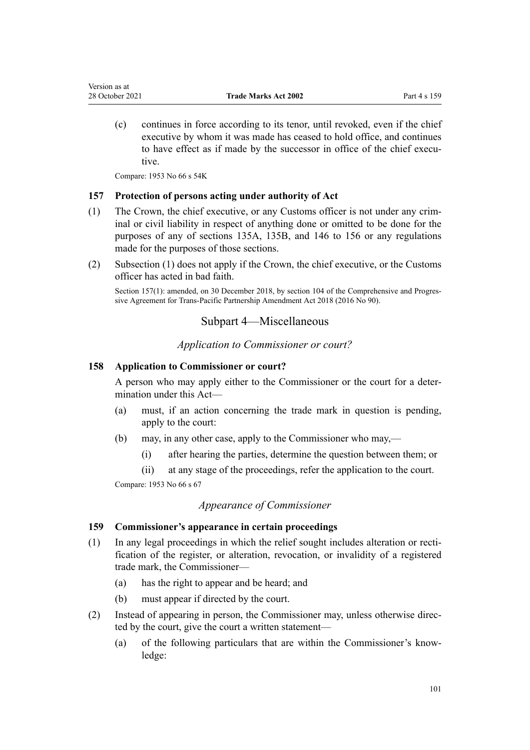(c) continues in force according to its tenor, until revoked, even if the chief executive by whom it was made has ceased to hold office, and continues to have effect as if made by the successor in office of the chief executive.

Compare: 1953 No 66 s 54K

### 157 Protection of persons acting under authority of Act

(1) The Crown, the chief executive, or any Customs officer is not under any criminal or civil liability in respect of anything done or omitted to be done for the purposes of any of sections 135A, 135B, and 146 to 156 or any regulations made for the purposes of those sections.

(2) Subsection (1) does not apply if the Crown, the chief executive, or the Customs officer has acted in bad faith.

Section 157(1): amended, on 30 December 2018, by section 104 of the Comprehensive and Progressive Agreement for Trans-Pacific Partnership Amendment Act 2018 (2016 No 90).

## Subpart 4—Miscellaneous

*Application to Commissioner or court?*

### 158 Application to Commissioner or court?

A person who may apply either to the Commissioner or the court for a determination under this Act—

(a) must, if an action concerning the trade mark in question is pending, apply to the court:

(b) may, in any other case, apply to the Commissioner who may,—

(i) after hearing the parties, determine the question between them; or

(ii) at any stage of the proceedings, refer the application to the court.

Compare: 1953 No 66 s 67

*Appearance of Commissioner*

### 159 Commissioner's appearance in certain proceedings

(1) In any legal proceedings in which the relief sought includes alteration or rectification of the register, or alteration, revocation, or invalidity of a registered trade mark, the Commissioner—

(a) has the right to appear and be heard; and

(b) must appear if directed by the court.

(2) Instead of appearing in person, the Commissioner may, unless otherwise directed by the court, give the court a written statement—

(a) of the following particulars that are within the Commissioner's knowledge: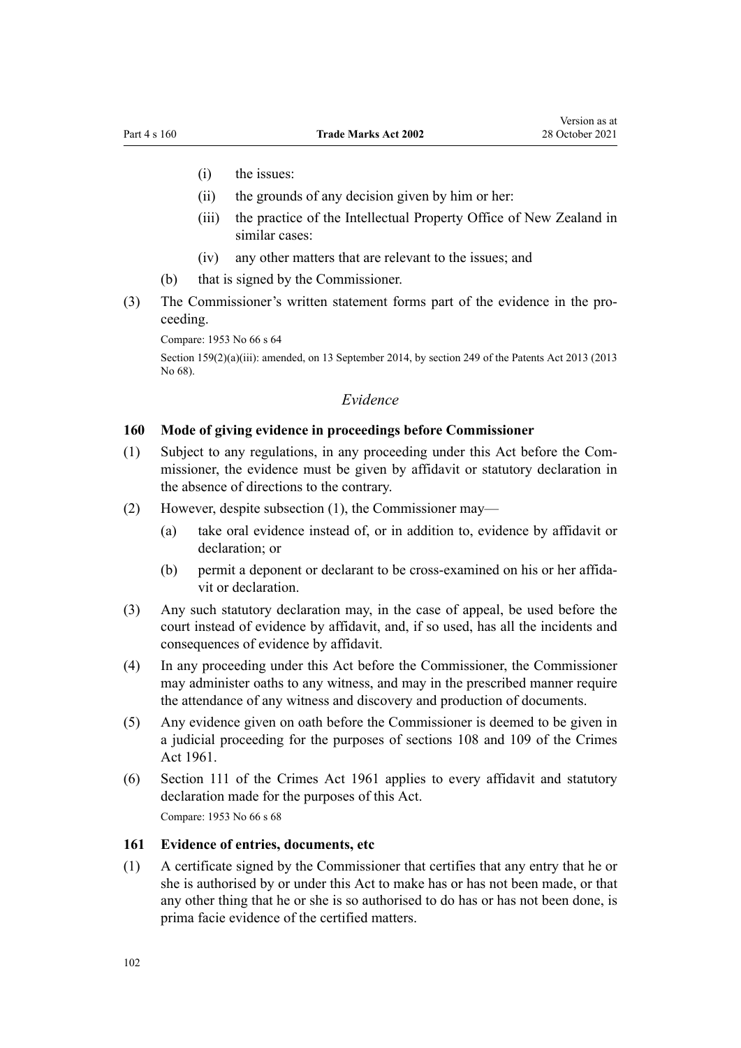(i) the issues:

(ii) the grounds of any decision given by him or her:

(iii) the practice of the Intellectual Property Office of New Zealand in similar cases:

(iv) any other matters that are relevant to the issues; and

(b) that is signed by the Commissioner.

(3) The Commissioner's written statement forms part of the evidence in the proceeding.

Compare: 1953 No 66 s 64

Section 159(2)(a)(iii): amended, on 13 September 2014, by section 249 of the Patents Act 2013 (2013 No 68).

### *Evidence*

#### 160 Mode of giving evidence in proceedings before Commissioner

(1) Subject to any regulations, in any proceeding under this Act before the Commissioner, the evidence must be given by affidavit or statutory declaration in the absence of directions to the contrary.

(2) However, despite subsection (1), the Commissioner may—

(a) take oral evidence instead of, or in addition to, evidence by affidavit or declaration; or

(b) permit a deponent or declarant to be cross-examined on his or her affidavit or declaration.

(3) Any such statutory declaration may, in the case of appeal, be used before the court instead of evidence by affidavit, and, if so used, has all the incidents and consequences of evidence by affidavit.

(4) In any proceeding under this Act before the Commissioner, the Commissioner may administer oaths to any witness, and may in the prescribed manner require the attendance of any witness and discovery and production of documents.

(5) Any evidence given on oath before the Commissioner is deemed to be given in a judicial proceeding for the purposes of sections 108 and 109 of the Crimes Act 1961.

(6) Section 111 of the Crimes Act 1961 applies to every affidavit and statutory declaration made for the purposes of this Act.

Compare: 1953 No 66 s 68

#### 161 Evidence of entries, documents, etc

(1) A certificate signed by the Commissioner that certifies that any entry that he or she is authorised by or under this Act to make has or has not been made, or that any other thing that he or she is so authorised to do has or has not been done, is prima facie evidence of the certified matters.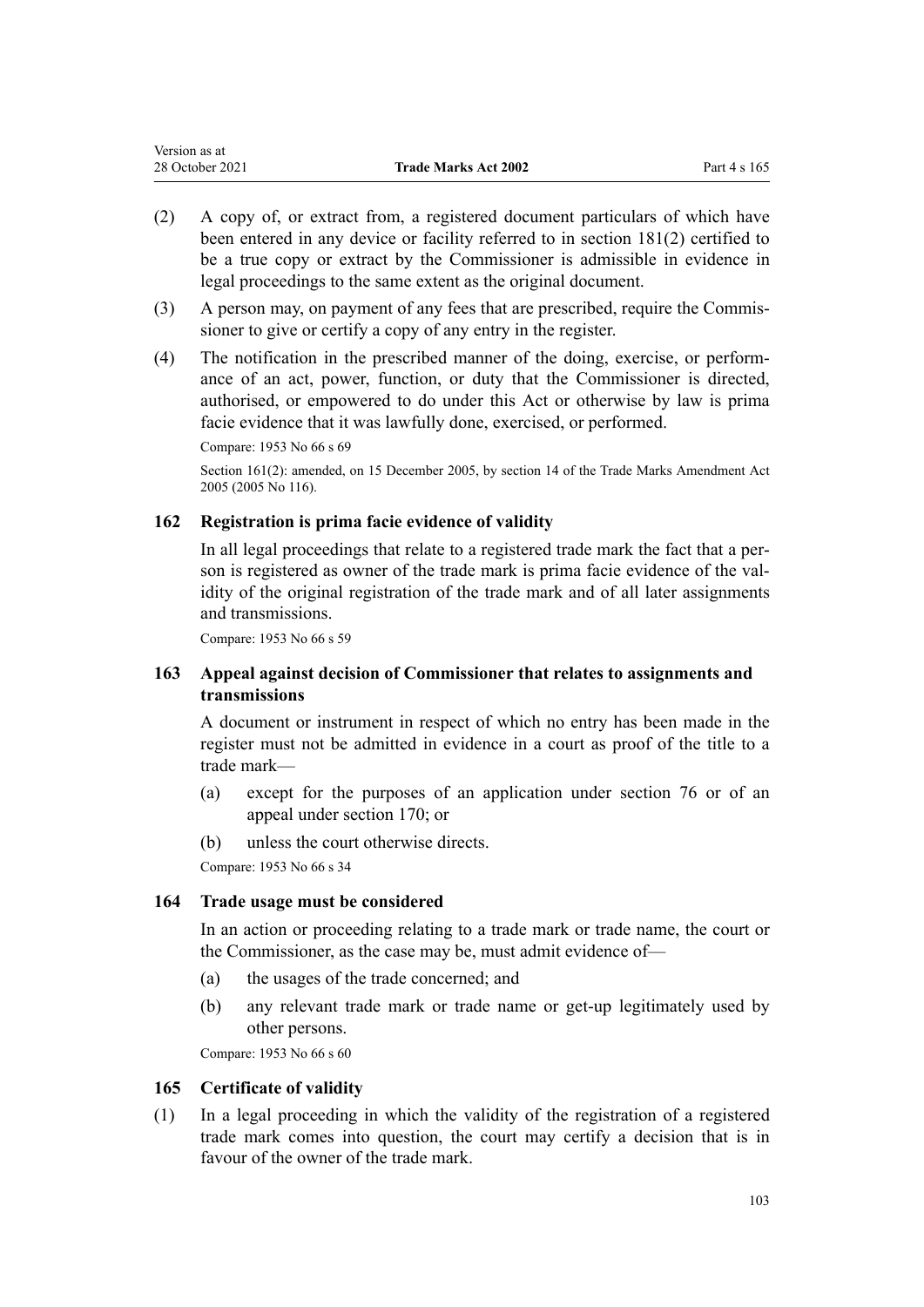(2) A copy of, or extract from, a registered document particulars of which have been entered in any device or facility referred to in section 181(2) certified to be a true copy or extract by the Commissioner is admissible in evidence in legal proceedings to the same extent as the original document.

(3) A person may, on payment of any fees that are prescribed, require the Commissioner to give or certify a copy of any entry in the register.

(4) The notification in the prescribed manner of the doing, exercise, or performance of an act, power, function, or duty that the Commissioner is directed, authorised, or empowered to do under this Act or otherwise by law is prima facie evidence that it was lawfully done, exercised, or performed.

Compare: 1953 No 66 s 69

Section 161(2): amended, on 15 December 2005, by section 14 of the Trade Marks Amendment Act 2005 (2005 No 116).

### 162 Registration is prima facie evidence of validity

In all legal proceedings that relate to a registered trade mark the fact that a person is registered as owner of the trade mark is prima facie evidence of the validity of the original registration of the trade mark and of all later assignments and transmissions.

Compare: 1953 No 66 s 59

### 163 Appeal against decision of Commissioner that relates to assignments and transmissions

A document or instrument in respect of which no entry has been made in the register must not be admitted in evidence in a court as proof of the title to a trade mark—

(a) except for the purposes of an application under section 76 or of an appeal under section 170; or

(b) unless the court otherwise directs.

Compare: 1953 No 66 s 34

### 164 Trade usage must be considered

In an action or proceeding relating to a trade mark or trade name, the court or the Commissioner, as the case may be, must admit evidence of—

(a) the usages of the trade concerned; and

(b) any relevant trade mark or trade name or get-up legitimately used by other persons.

Compare: 1953 No 66 s 60

### 165 Certificate of validity

(1) In a legal proceeding in which the validity of the registration of a registered trade mark comes into question, the court may certify a decision that is in favour of the owner of the trade mark.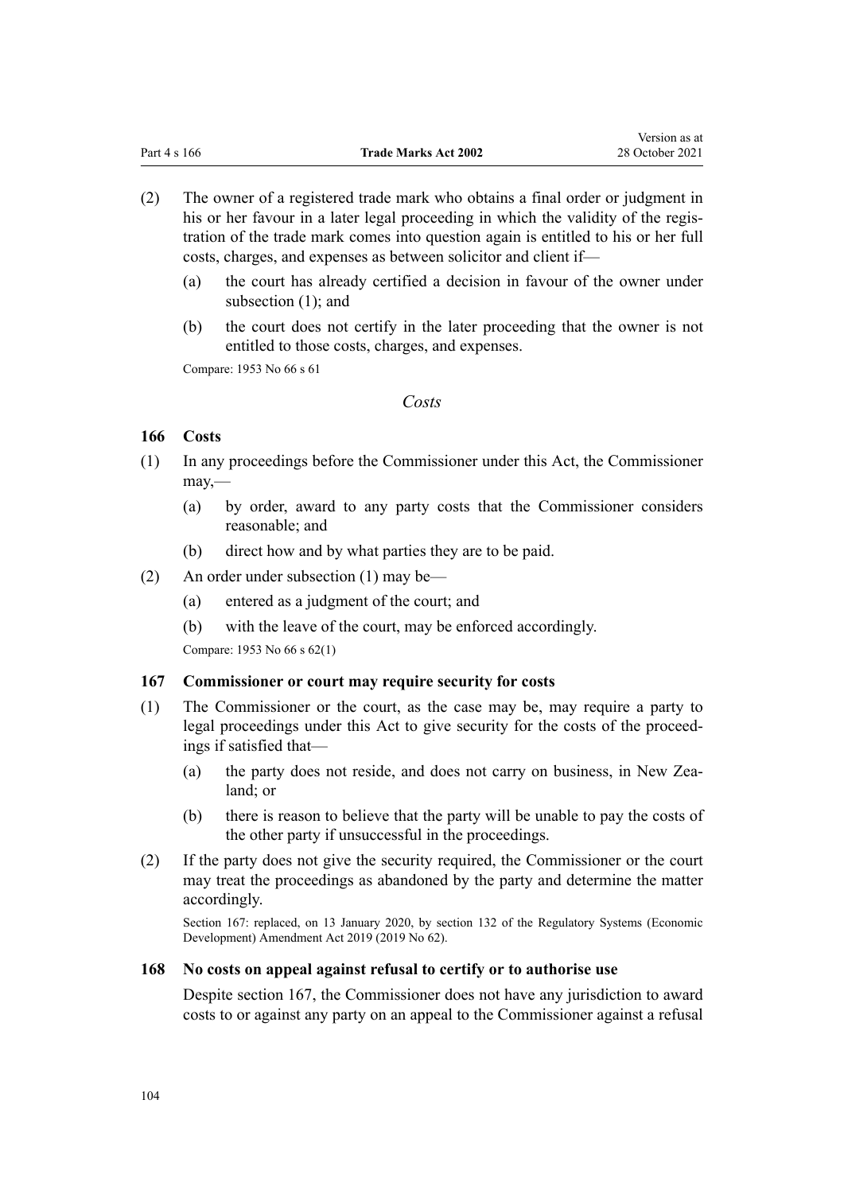(2) The owner of a registered trade mark who obtains a final order or judgment in his or her favour in a later legal proceeding in which the validity of the registration of the trade mark comes into question again is entitled to his or her full costs, charges, and expenses as between solicitor and client if—

(a) the court has already certified a decision in favour of the owner under subsection (1); and

(b) the court does not certify in the later proceeding that the owner is not entitled to those costs, charges, and expenses.

Compare: 1953 No 66 s 61

*Costs*

### 166 Costs

(1) In any proceedings before the Commissioner under this Act, the Commissioner may,—

(a) by order, award to any party costs that the Commissioner considers reasonable; and

(b) direct how and by what parties they are to be paid.

(2) An order under subsection (1) may be—

(a) entered as a judgment of the court; and

(b) with the leave of the court, may be enforced accordingly.

Compare: 1953 No 66 s 62(1)

### 167 Commissioner or court may require security for costs

(1) The Commissioner or the court, as the case may be, may require a party to legal proceedings under this Act to give security for the costs of the proceedings if satisfied that—

(a) the party does not reside, and does not carry on business, in New Zealand; or

(b) there is reason to believe that the party will be unable to pay the costs of the other party if unsuccessful in the proceedings.

(2) If the party does not give the security required, the Commissioner or the court may treat the proceedings as abandoned by the party and determine the matter accordingly.

Section 167: replaced, on 13 January 2020, by section 132 of the Regulatory Systems (Economic Development) Amendment Act 2019 (2019 No 62).

### 168 No costs on appeal against refusal to certify or to authorise use

Despite section 167, the Commissioner does not have any jurisdiction to award costs to or against any party on an appeal to the Commissioner against a refusal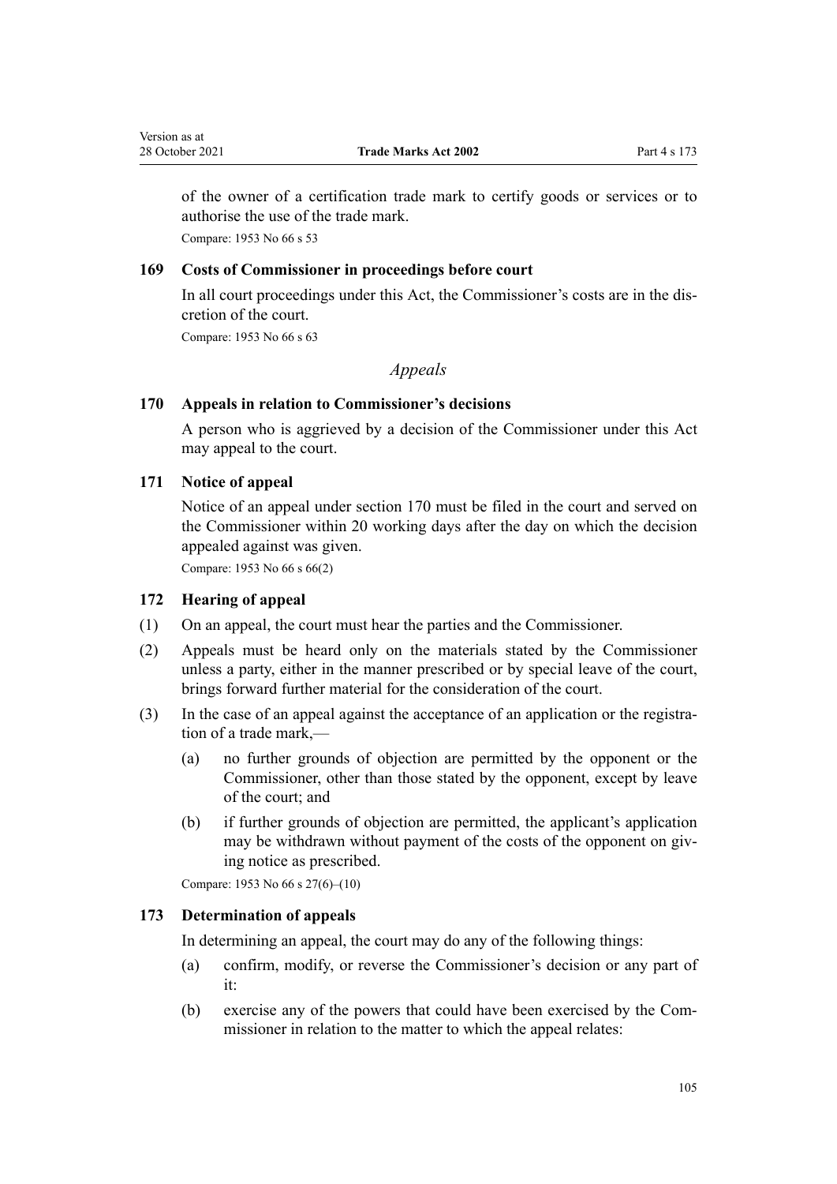of the owner of a certification trade mark to certify goods or services or to authorise the use of the trade mark.

Compare: 1953 No 66 s 53

### 169 Costs of Commissioner in proceedings before court

In all court proceedings under this Act, the Commissioner's costs are in the discretion of the court.

Compare: 1953 No 66 s 63

## *Appeals*

### 170 Appeals in relation to Commissioner's decisions

A person who is aggrieved by a decision of the Commissioner under this Act may appeal to the court.

### 171 Notice of appeal

Notice of an appeal under section 170 must be filed in the court and served on the Commissioner within 20 working days after the day on which the decision appealed against was given.

Compare: 1953 No 66 s 66(2)

### 172 Hearing of appeal

(1) On an appeal, the court must hear the parties and the Commissioner.

(2) Appeals must be heard only on the materials stated by the Commissioner unless a party, either in the manner prescribed or by special leave of the court, brings forward further material for the consideration of the court.

(3) In the case of an appeal against the acceptance of an application or the registration of a trade mark,—

(a) no further grounds of objection are permitted by the opponent or the Commissioner, other than those stated by the opponent, except by leave of the court; and

(b) if further grounds of objection are permitted, the applicant's application may be withdrawn without payment of the costs of the opponent on giving notice as prescribed.

Compare: 1953 No 66 s 27(6)–(10)

### 173 Determination of appeals

In determining an appeal, the court may do any of the following things:

(a) confirm, modify, or reverse the Commissioner's decision or any part of it:

(b) exercise any of the powers that could have been exercised by the Commissioner in relation to the matter to which the appeal relates: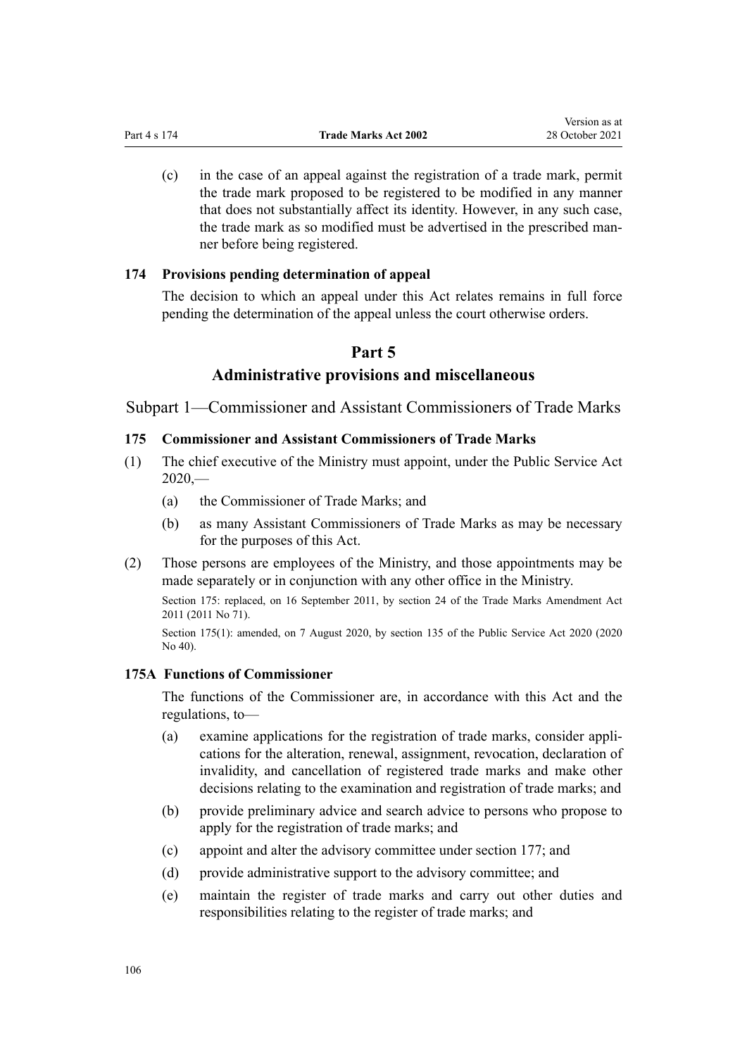(c) in the case of an appeal against the registration of a trade mark, permit the trade mark proposed to be registered to be modified in any manner that does not substantially affect its identity. However, in any such case, the trade mark as so modified must be advertised in the prescribed manner before being registered.

### 174 Provisions pending determination of appeal

The decision to which an appeal under this Act relates remains in full force pending the determination of the appeal unless the court otherwise orders.

# Part 5
# Administrative provisions and miscellaneous

## Subpart 1—Commissioner and Assistant Commissioners of Trade Marks

### 175 Commissioner and Assistant Commissioners of Trade Marks

(1) The chief executive of the Ministry must appoint, under the Public Service Act 2020,—

(a) the Commissioner of Trade Marks; and

(b) as many Assistant Commissioners of Trade Marks as may be necessary for the purposes of this Act.

(2) Those persons are employees of the Ministry, and those appointments may be made separately or in conjunction with any other office in the Ministry.

Section 175: replaced, on 16 September 2011, by section 24 of the Trade Marks Amendment Act 2011 (2011 No 71).

Section 175(1): amended, on 7 August 2020, by section 135 of the Public Service Act 2020 (2020 No 40).

### 175A Functions of Commissioner

The functions of the Commissioner are, in accordance with this Act and the regulations, to—

(a) examine applications for the registration of trade marks, consider applications for the alteration, renewal, assignment, revocation, declaration of invalidity, and cancellation of registered trade marks and make other decisions relating to the examination and registration of trade marks; and

(b) provide preliminary advice and search advice to persons who propose to apply for the registration of trade marks; and

(c) appoint and alter the advisory committee under section 177; and

(d) provide administrative support to the advisory committee; and

(e) maintain the register of trade marks and carry out other duties and responsibilities relating to the register of trade marks; and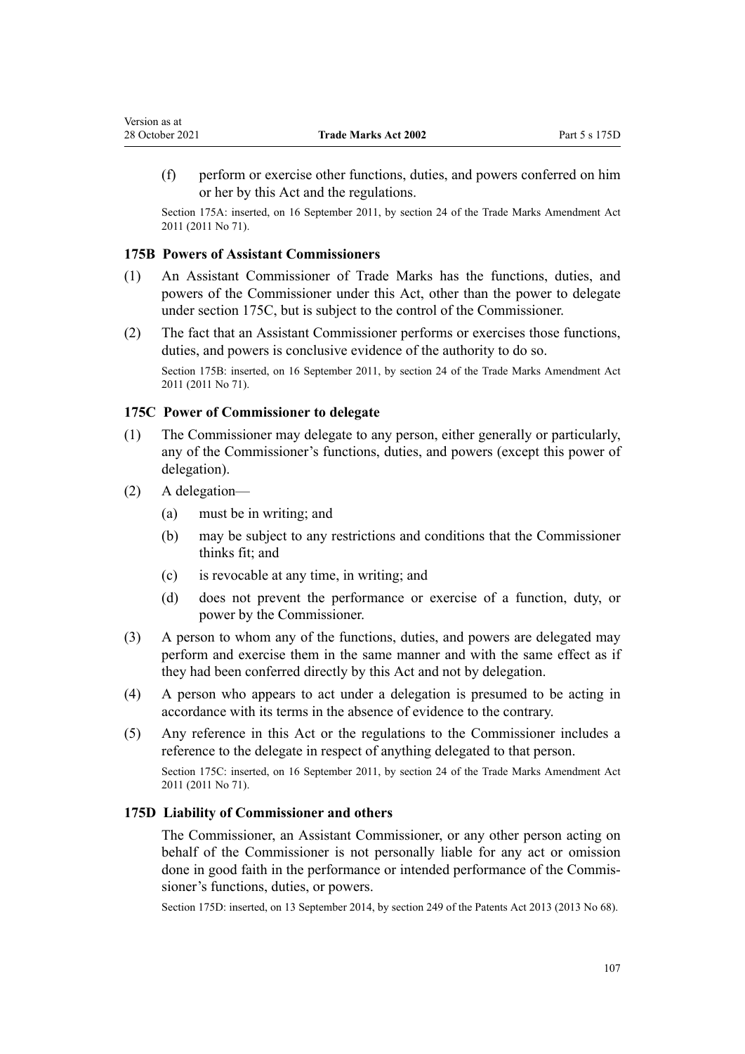(f) perform or exercise other functions, duties, and powers conferred on him or her by this Act and the regulations.

Section 175A: inserted, on 16 September 2011, by section 24 of the Trade Marks Amendment Act 2011 (2011 No 71).

### 175B Powers of Assistant Commissioners

(1) An Assistant Commissioner of Trade Marks has the functions, duties, and powers of the Commissioner under this Act, other than the power to delegate under section 175C, but is subject to the control of the Commissioner.

(2) The fact that an Assistant Commissioner performs or exercises those functions, duties, and powers is conclusive evidence of the authority to do so.

Section 175B: inserted, on 16 September 2011, by section 24 of the Trade Marks Amendment Act 2011 (2011 No 71).

### 175C Power of Commissioner to delegate

(1) The Commissioner may delegate to any person, either generally or particularly, any of the Commissioner's functions, duties, and powers (except this power of delegation).

(2) A delegation—

(a) must be in writing; and

(b) may be subject to any restrictions and conditions that the Commissioner thinks fit; and

(c) is revocable at any time, in writing; and

(d) does not prevent the performance or exercise of a function, duty, or power by the Commissioner.

(3) A person to whom any of the functions, duties, and powers are delegated may perform and exercise them in the same manner and with the same effect as if they had been conferred directly by this Act and not by delegation.

(4) A person who appears to act under a delegation is presumed to be acting in accordance with its terms in the absence of evidence to the contrary.

(5) Any reference in this Act or the regulations to the Commissioner includes a reference to the delegate in respect of anything delegated to that person.

Section 175C: inserted, on 16 September 2011, by section 24 of the Trade Marks Amendment Act 2011 (2011 No 71).

### 175D Liability of Commissioner and others

The Commissioner, an Assistant Commissioner, or any other person acting on behalf of the Commissioner is not personally liable for any act or omission done in good faith in the performance or intended performance of the Commissioner's functions, duties, or powers.

Section 175D: inserted, on 13 September 2014, by section 249 of the Patents Act 2013 (2013 No 68).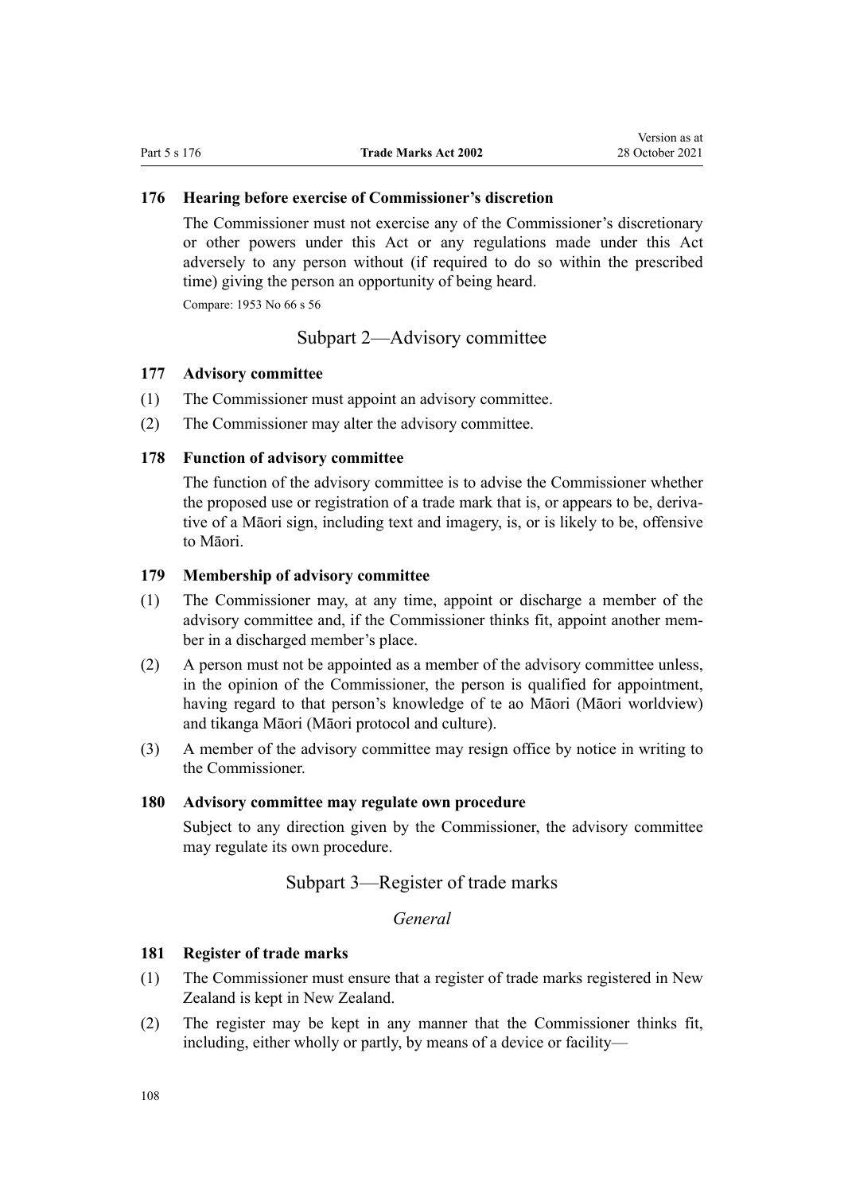### 176 Hearing before exercise of Commissioner's discretion

The Commissioner must not exercise any of the Commissioner's discretionary or other powers under this Act or any regulations made under this Act adversely to any person without (if required to do so within the prescribed time) giving the person an opportunity of being heard.

Compare: 1953 No 66 s 56

## Subpart 2—Advisory committee

### 177 Advisory committee

(1) The Commissioner must appoint an advisory committee.

(2) The Commissioner may alter the advisory committee.

### 178 Function of advisory committee

The function of the advisory committee is to advise the Commissioner whether the proposed use or registration of a trade mark that is, or appears to be, derivative of a Māori sign, including text and imagery, is, or is likely to be, offensive to Māori.

### 179 Membership of advisory committee

(1) The Commissioner may, at any time, appoint or discharge a member of the advisory committee and, if the Commissioner thinks fit, appoint another member in a discharged member's place.

(2) A person must not be appointed as a member of the advisory committee unless, in the opinion of the Commissioner, the person is qualified for appointment, having regard to that person's knowledge of te ao Māori (Māori worldview) and tikanga Māori (Māori protocol and culture).

(3) A member of the advisory committee may resign office by notice in writing to the Commissioner.

### 180 Advisory committee may regulate own procedure

Subject to any direction given by the Commissioner, the advisory committee may regulate its own procedure.

## Subpart 3—Register of trade marks

*General*

### 181 Register of trade marks

(1) The Commissioner must ensure that a register of trade marks registered in New Zealand is kept in New Zealand.

(2) The register may be kept in any manner that the Commissioner thinks fit, including, either wholly or partly, by means of a device or facility—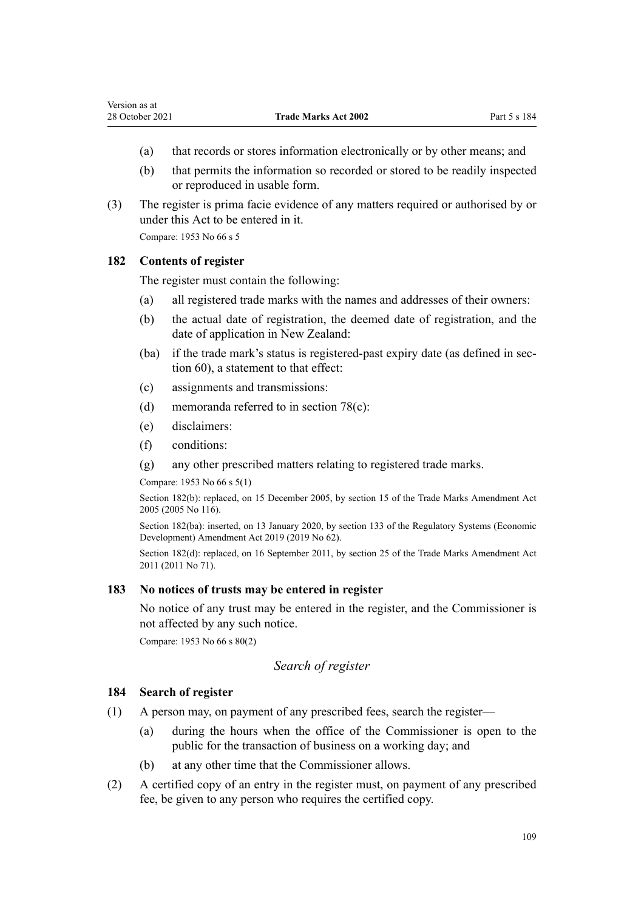(a) that records or stores information electronically or by other means; and

(b) that permits the information so recorded or stored to be readily inspected or reproduced in usable form.

(3) The register is prima facie evidence of any matters required or authorised by or under this Act to be entered in it.

Compare: 1953 No 66 s 5

### 182 Contents of register

The register must contain the following:

(a) all registered trade marks with the names and addresses of their owners:

(b) the actual date of registration, the deemed date of registration, and the date of application in New Zealand:

(ba) if the trade mark's status is registered-past expiry date (as defined in section 60), a statement to that effect:

(c) assignments and transmissions:

(d) memoranda referred to in section 78(c):

(e) disclaimers:

(f) conditions:

(g) any other prescribed matters relating to registered trade marks.

Compare: 1953 No 66 s 5(1)

Section 182(b): replaced, on 15 December 2005, by section 15 of the Trade Marks Amendment Act 2005 (2005 No 116).

Section 182(ba): inserted, on 13 January 2020, by section 133 of the Regulatory Systems (Economic Development) Amendment Act 2019 (2019 No 62).

Section 182(d): replaced, on 16 September 2011, by section 25 of the Trade Marks Amendment Act 2011 (2011 No 71).

### 183 No notices of trusts may be entered in register

No notice of any trust may be entered in the register, and the Commissioner is not affected by any such notice.

Compare: 1953 No 66 s 80(2)

*Search of register*

### 184 Search of register

(1) A person may, on payment of any prescribed fees, search the register—

(a) during the hours when the office of the Commissioner is open to the public for the transaction of business on a working day; and

(b) at any other time that the Commissioner allows.

(2) A certified copy of an entry in the register must, on payment of any prescribed fee, be given to any person who requires the certified copy.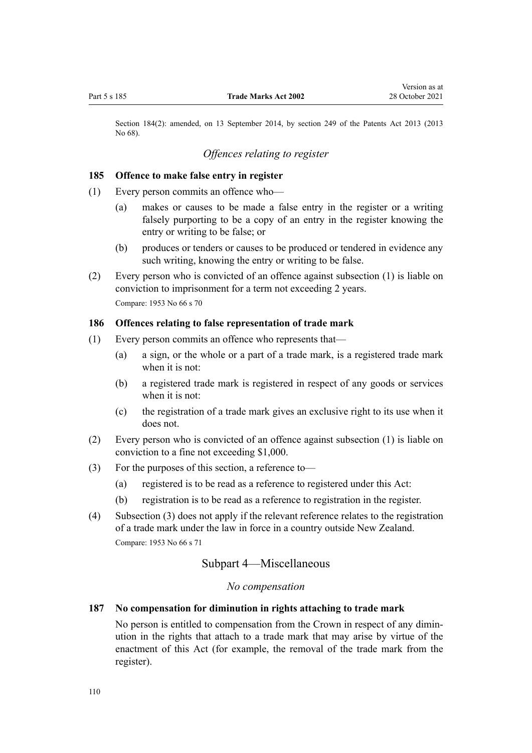Section 184(2): amended, on 13 September 2014, by section 249 of the Patents Act 2013 (2013 No 68).

### *Offences relating to register*

#### 185 Offence to make false entry in register

(1) Every person commits an offence who—

  (a) makes or causes to be made a false entry in the register or a writing falsely purporting to be a copy of an entry in the register knowing the entry or writing to be false; or

  (b) produces or tenders or causes to be produced or tendered in evidence any such writing, knowing the entry or writing to be false.

(2) Every person who is convicted of an offence against subsection (1) is liable on conviction to imprisonment for a term not exceeding 2 years.

Compare: 1953 No 66 s 70

#### 186 Offences relating to false representation of trade mark

(1) Every person commits an offence who represents that—

  (a) a sign, or the whole or a part of a trade mark, is a registered trade mark when it is not:

  (b) a registered trade mark is registered in respect of any goods or services when it is not:

  (c) the registration of a trade mark gives an exclusive right to its use when it does not.

(2) Every person who is convicted of an offence against subsection (1) is liable on conviction to a fine not exceeding $1,000.

(3) For the purposes of this section, a reference to—

  (a) registered is to be read as a reference to registered under this Act:

  (b) registration is to be read as a reference to registration in the register.

(4) Subsection (3) does not apply if the relevant reference relates to the registration of a trade mark under the law in force in a country outside New Zealand.

Compare: 1953 No 66 s 71

## Subpart 4—Miscellaneous

### *No compensation*

#### 187 No compensation for diminution in rights attaching to trade mark

No person is entitled to compensation from the Crown in respect of any diminution in the rights that attach to a trade mark that may arise by virtue of the enactment of this Act (for example, the removal of the trade mark from the register).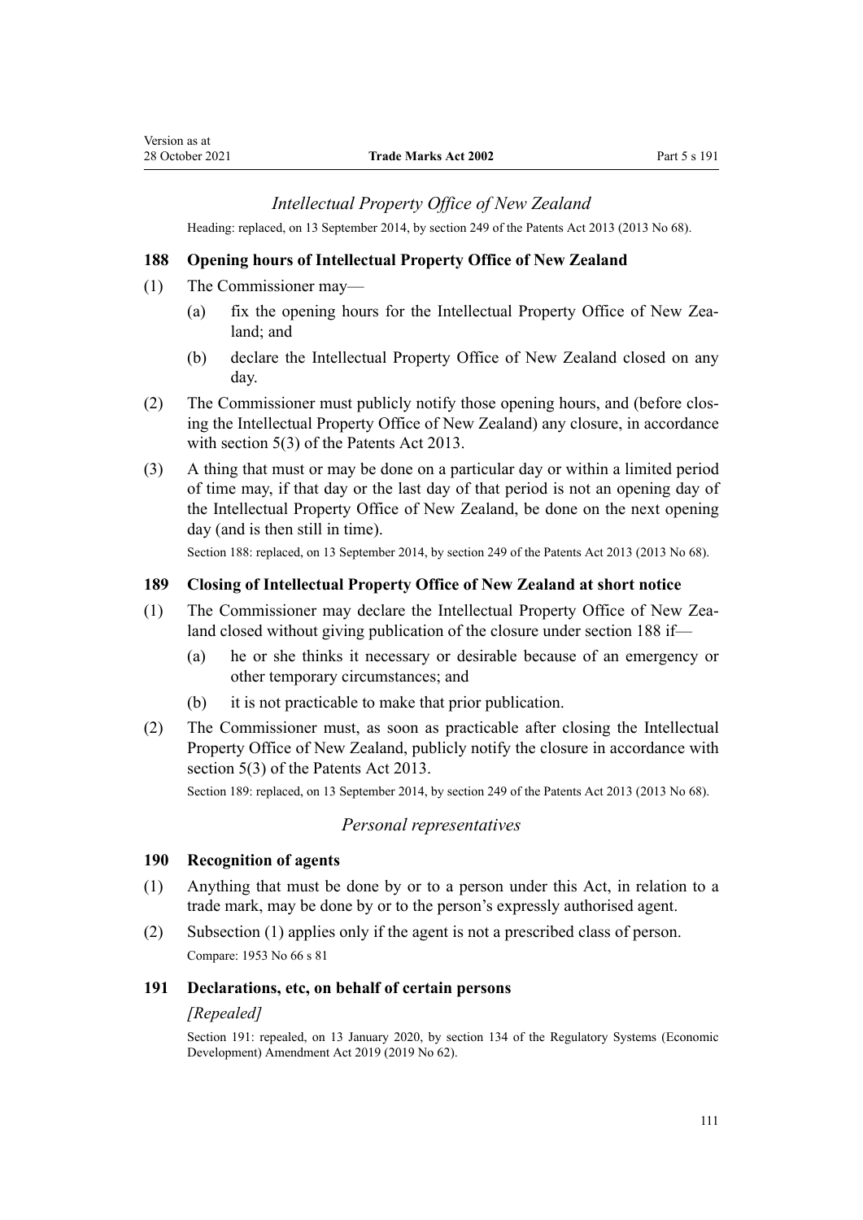### *Intellectual Property Office of New Zealand*

Heading: replaced, on 13 September 2014, by section 249 of the Patents Act 2013 (2013 No 68).

### 188 Opening hours of Intellectual Property Office of New Zealand

(1) The Commissioner may—

(a) fix the opening hours for the Intellectual Property Office of New Zealand; and

(b) declare the Intellectual Property Office of New Zealand closed on any day.

(2) The Commissioner must publicly notify those opening hours, and (before closing the Intellectual Property Office of New Zealand) any closure, in accordance with section 5(3) of the Patents Act 2013.

(3) A thing that must or may be done on a particular day or within a limited period of time may, if that day or the last day of that period is not an opening day of the Intellectual Property Office of New Zealand, be done on the next opening day (and is then still in time).

Section 188: replaced, on 13 September 2014, by section 249 of the Patents Act 2013 (2013 No 68).

### 189 Closing of Intellectual Property Office of New Zealand at short notice

(1) The Commissioner may declare the Intellectual Property Office of New Zealand closed without giving publication of the closure under section 188 if—

(a) he or she thinks it necessary or desirable because of an emergency or other temporary circumstances; and

(b) it is not practicable to make that prior publication.

(2) The Commissioner must, as soon as practicable after closing the Intellectual Property Office of New Zealand, publicly notify the closure in accordance with section 5(3) of the Patents Act 2013.

Section 189: replaced, on 13 September 2014, by section 249 of the Patents Act 2013 (2013 No 68).

### *Personal representatives*

### 190 Recognition of agents

(1) Anything that must be done by or to a person under this Act, in relation to a trade mark, may be done by or to the person's expressly authorised agent.

(2) Subsection (1) applies only if the agent is not a prescribed class of person.

Compare: 1953 No 66 s 81

### 191 Declarations, etc, on behalf of certain persons

*[Repealed]*

Section 191: repealed, on 13 January 2020, by section 134 of the Regulatory Systems (Economic Development) Amendment Act 2019 (2019 No 62).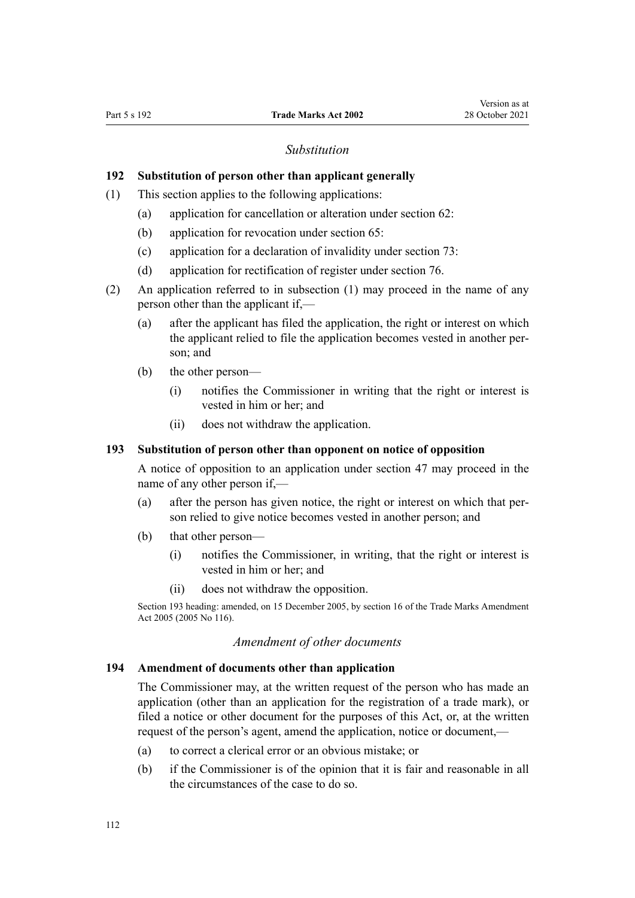*Substitution*

**192 Substitution of person other than applicant generally**

(1) This section applies to the following applications:

  (a) application for cancellation or alteration under section 62:

  (b) application for revocation under section 65:

  (c) application for a declaration of invalidity under section 73:

  (d) application for rectification of register under section 76.

(2) An application referred to in subsection (1) may proceed in the name of any person other than the applicant if,—

  (a) after the applicant has filed the application, the right or interest on which the applicant relied to file the application becomes vested in another person; and

  (b) the other person—

    (i) notifies the Commissioner in writing that the right or interest is vested in him or her; and

    (ii) does not withdraw the application.

**193 Substitution of person other than opponent on notice of opposition**

A notice of opposition to an application under section 47 may proceed in the name of any other person if,—

  (a) after the person has given notice, the right or interest on which that person relied to give notice becomes vested in another person; and

  (b) that other person—

    (i) notifies the Commissioner, in writing, that the right or interest is vested in him or her; and

    (ii) does not withdraw the opposition.

Section 193 heading: amended, on 15 December 2005, by section 16 of the Trade Marks Amendment Act 2005 (2005 No 116).

*Amendment of other documents*

**194 Amendment of documents other than application**

The Commissioner may, at the written request of the person who has made an application (other than an application for the registration of a trade mark), or filed a notice or other document for the purposes of this Act, or, at the written request of the person's agent, amend the application, notice or document,—

  (a) to correct a clerical error or an obvious mistake; or

  (b) if the Commissioner is of the opinion that it is fair and reasonable in all the circumstances of the case to do so.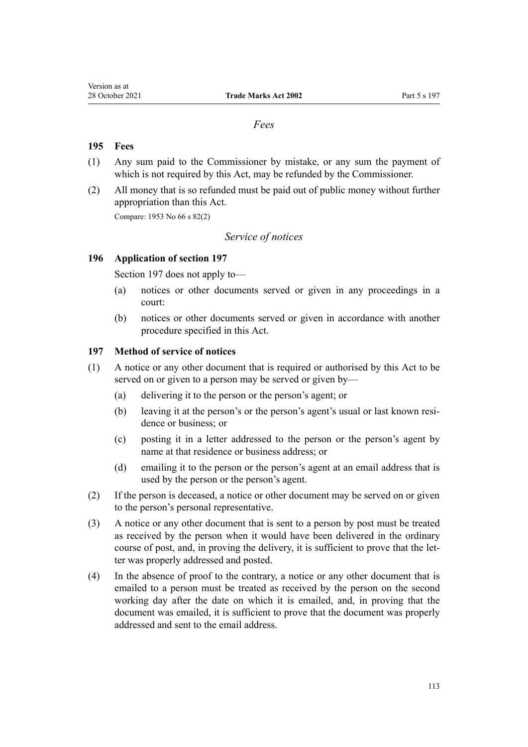*Fees*

**195 Fees**

(1) Any sum paid to the Commissioner by mistake, or any sum the payment of which is not required by this Act, may be refunded by the Commissioner.

(2) All money that is so refunded must be paid out of public money without further appropriation than this Act.

Compare: 1953 No 66 s 82(2)

*Service of notices*

**196 Application of section 197**

Section 197 does not apply to—

(a) notices or other documents served or given in any proceedings in a court:

(b) notices or other documents served or given in accordance with another procedure specified in this Act.

**197 Method of service of notices**

(1) A notice or any other document that is required or authorised by this Act to be served on or given to a person may be served or given by—

(a) delivering it to the person or the person's agent; or

(b) leaving it at the person's or the person's agent's usual or last known residence or business; or

(c) posting it in a letter addressed to the person or the person's agent by name at that residence or business address; or

(d) emailing it to the person or the person's agent at an email address that is used by the person or the person's agent.

(2) If the person is deceased, a notice or other document may be served on or given to the person's personal representative.

(3) A notice or any other document that is sent to a person by post must be treated as received by the person when it would have been delivered in the ordinary course of post, and, in proving the delivery, it is sufficient to prove that the letter was properly addressed and posted.

(4) In the absence of proof to the contrary, a notice or any other document that is emailed to a person must be treated as received by the person on the second working day after the date on which it is emailed, and, in proving that the document was emailed, it is sufficient to prove that the document was properly addressed and sent to the email address.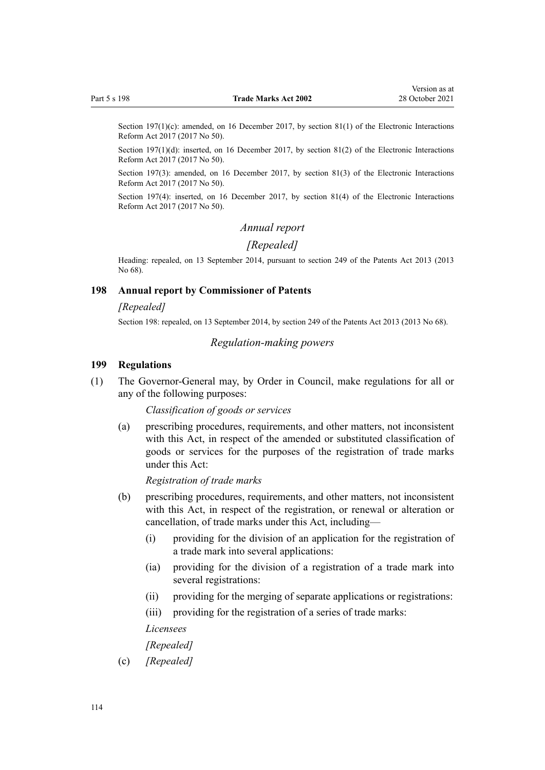Section 197(1)(c): amended, on 16 December 2017, by section 81(1) of the Electronic Interactions Reform Act 2017 (2017 No 50).

Section 197(1)(d): inserted, on 16 December 2017, by section 81(2) of the Electronic Interactions Reform Act 2017 (2017 No 50).

Section 197(3): amended, on 16 December 2017, by section 81(3) of the Electronic Interactions Reform Act 2017 (2017 No 50).

Section 197(4): inserted, on 16 December 2017, by section 81(4) of the Electronic Interactions Reform Act 2017 (2017 No 50).

*Annual report*

*[Repealed]*

Heading: repealed, on 13 September 2014, pursuant to section 249 of the Patents Act 2013 (2013 No 68).

### 198 Annual report by Commissioner of Patents

*[Repealed]*

Section 198: repealed, on 13 September 2014, by section 249 of the Patents Act 2013 (2013 No 68).

*Regulation-making powers*

### 199 Regulations

(1) The Governor-General may, by Order in Council, make regulations for all or any of the following purposes:

*Classification of goods or services*

(a) prescribing procedures, requirements, and other matters, not inconsistent with this Act, in respect of the amended or substituted classification of goods or services for the purposes of the registration of trade marks under this Act:

*Registration of trade marks*

(b) prescribing procedures, requirements, and other matters, not inconsistent with this Act, in respect of the registration, or renewal or alteration or cancellation, of trade marks under this Act, including—

(i) providing for the division of an application for the registration of a trade mark into several applications:

(ia) providing for the division of a registration of a trade mark into several registrations:

(ii) providing for the merging of separate applications or registrations:

(iii) providing for the registration of a series of trade marks:

*Licensees*

*[Repealed]*

(c) *[Repealed]*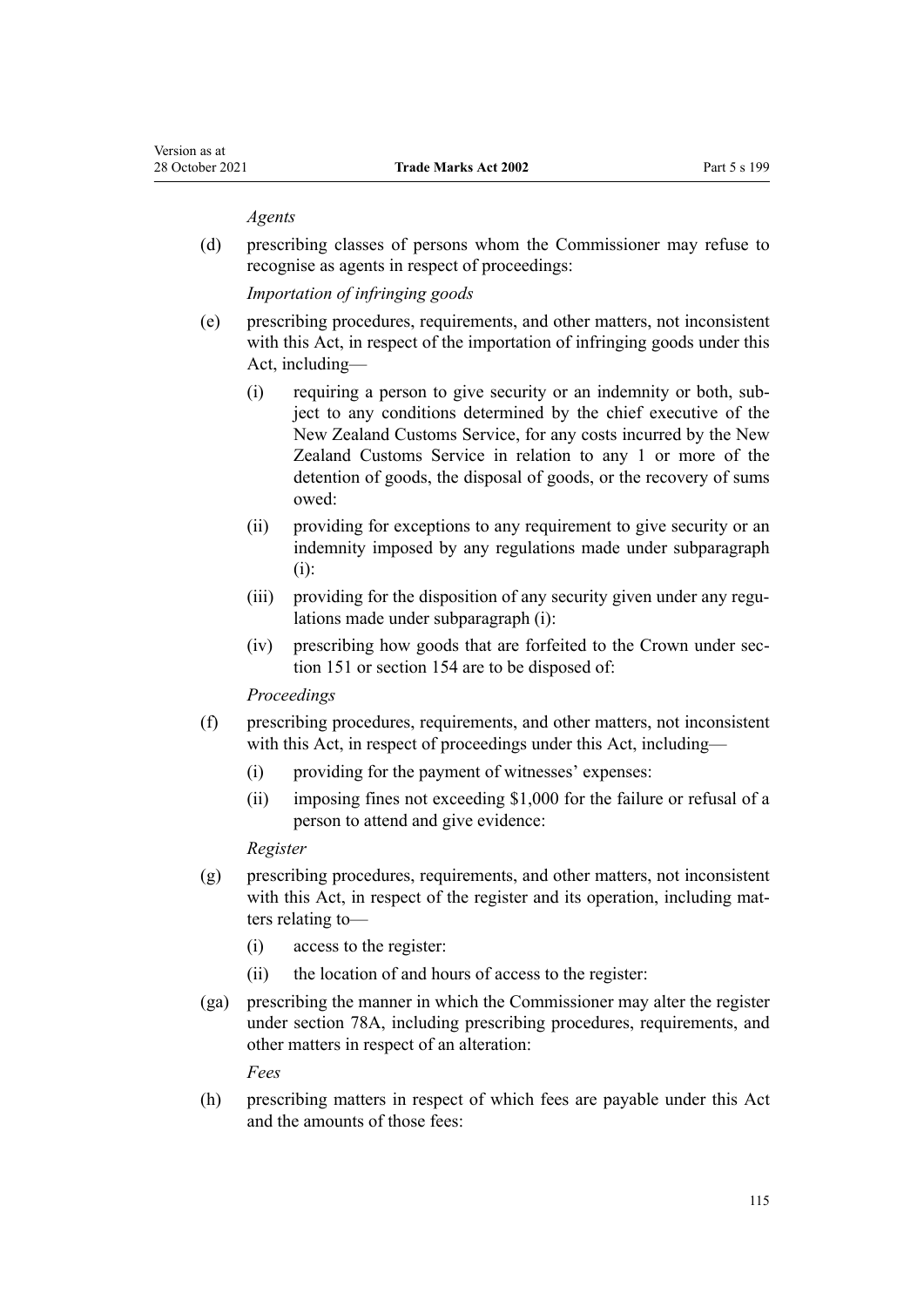*Agents*

(d) prescribing classes of persons whom the Commissioner may refuse to recognise as agents in respect of proceedings:

*Importation of infringing goods*

(e) prescribing procedures, requirements, and other matters, not inconsistent with this Act, in respect of the importation of infringing goods under this Act, including—

   (i) requiring a person to give security or an indemnity or both, subject to any conditions determined by the chief executive of the New Zealand Customs Service, for any costs incurred by the New Zealand Customs Service in relation to any 1 or more of the detention of goods, the disposal of goods, or the recovery of sums owed:

   (ii) providing for exceptions to any requirement to give security or an indemnity imposed by any regulations made under subparagraph (i):

   (iii) providing for the disposition of any security given under any regulations made under subparagraph (i):

   (iv) prescribing how goods that are forfeited to the Crown under section 151 or section 154 are to be disposed of:

*Proceedings*

(f) prescribing procedures, requirements, and other matters, not inconsistent with this Act, in respect of proceedings under this Act, including—

   (i) providing for the payment of witnesses' expenses:

   (ii) imposing fines not exceeding $1,000 for the failure or refusal of a person to attend and give evidence:

*Register*

(g) prescribing procedures, requirements, and other matters, not inconsistent with this Act, in respect of the register and its operation, including matters relating to—

   (i) access to the register:

   (ii) the location of and hours of access to the register:

(ga) prescribing the manner in which the Commissioner may alter the register under section 78A, including prescribing procedures, requirements, and other matters in respect of an alteration:

*Fees*

(h) prescribing matters in respect of which fees are payable under this Act and the amounts of those fees: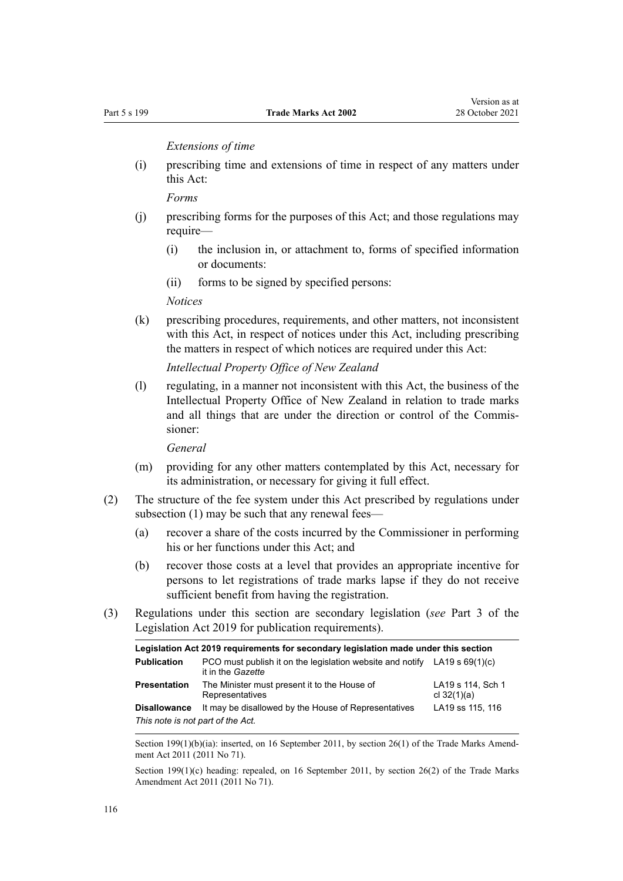*Extensions of time*

(i) prescribing time and extensions of time in respect of any matters under this Act:

*Forms*

(j) prescribing forms for the purposes of this Act; and those regulations may require—

  (i) the inclusion in, or attachment to, forms of specified information or documents:

  (ii) forms to be signed by specified persons:

*Notices*

(k) prescribing procedures, requirements, and other matters, not inconsistent with this Act, in respect of notices under this Act, including prescribing the matters in respect of which notices are required under this Act:

*Intellectual Property Office of New Zealand*

(l) regulating, in a manner not inconsistent with this Act, the business of the Intellectual Property Office of New Zealand in relation to trade marks and all things that are under the direction or control of the Commissioner:

*General*

(m) providing for any other matters contemplated by this Act, necessary for its administration, or necessary for giving it full effect.

(2) The structure of the fee system under this Act prescribed by regulations under subsection (1) may be such that any renewal fees—

  (a) recover a share of the costs incurred by the Commissioner in performing his or her functions under this Act; and

  (b) recover those costs at a level that provides an appropriate incentive for persons to let registrations of trade marks lapse if they do not receive sufficient benefit from having the registration.

(3) Regulations under this section are secondary legislation (*see* Part 3 of the Legislation Act 2019 for publication requirements).

| Legislation Act 2019 requirements for secondary legislation made under this section | | |
|---|---|---|
| **Publication** | PCO must publish it on the legislation website and notify it in the *Gazette* | LA19 s 69(1)(c) |
| **Presentation** | The Minister must present it to the House of Representatives | LA19 s 114, Sch 1 cl 32(1)(a) |
| **Disallowance** | It may be disallowed by the House of Representatives | LA19 ss 115, 116 |
| *This note is not part of the Act.* | | |

Section 199(1)(b)(ia): inserted, on 16 September 2011, by section 26(1) of the Trade Marks Amendment Act 2011 (2011 No 71).

Section 199(1)(c) heading: repealed, on 16 September 2011, by section 26(2) of the Trade Marks Amendment Act 2011 (2011 No 71).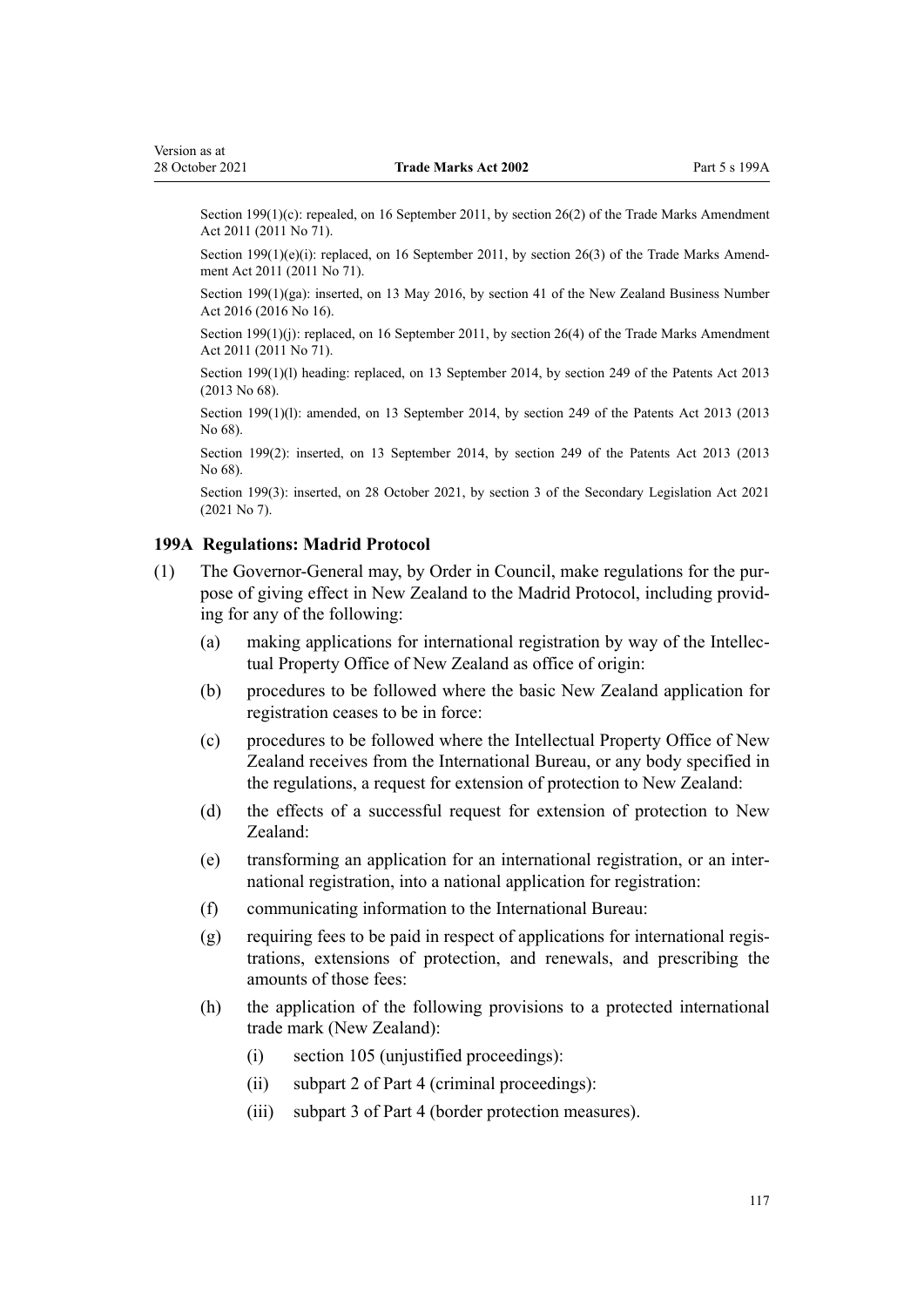Section 199(1)(c): repealed, on 16 September 2011, by section 26(2) of the Trade Marks Amendment Act 2011 (2011 No 71).

Section 199(1)(e)(i): replaced, on 16 September 2011, by section 26(3) of the Trade Marks Amendment Act 2011 (2011 No 71).

Section 199(1)(ga): inserted, on 13 May 2016, by section 41 of the New Zealand Business Number Act 2016 (2016 No 16).

Section 199(1)(j): replaced, on 16 September 2011, by section 26(4) of the Trade Marks Amendment Act 2011 (2011 No 71).

Section 199(1)(l) heading: replaced, on 13 September 2014, by section 249 of the Patents Act 2013 (2013 No 68).

Section 199(1)(l): amended, on 13 September 2014, by section 249 of the Patents Act 2013 (2013 No 68).

Section 199(2): inserted, on 13 September 2014, by section 249 of the Patents Act 2013 (2013 No 68).

Section 199(3): inserted, on 28 October 2021, by section 3 of the Secondary Legislation Act 2021 (2021 No 7).

### 199A Regulations: Madrid Protocol

(1) The Governor-General may, by Order in Council, make regulations for the purpose of giving effect in New Zealand to the Madrid Protocol, including providing for any of the following:

  (a) making applications for international registration by way of the Intellectual Property Office of New Zealand as office of origin:

  (b) procedures to be followed where the basic New Zealand application for registration ceases to be in force:

  (c) procedures to be followed where the Intellectual Property Office of New Zealand receives from the International Bureau, or any body specified in the regulations, a request for extension of protection to New Zealand:

  (d) the effects of a successful request for extension of protection to New Zealand:

  (e) transforming an application for an international registration, or an international registration, into a national application for registration:

  (f) communicating information to the International Bureau:

  (g) requiring fees to be paid in respect of applications for international registrations, extensions of protection, and renewals, and prescribing the amounts of those fees:

  (h) the application of the following provisions to a protected international trade mark (New Zealand):

    (i) section 105 (unjustified proceedings):

    (ii) subpart 2 of Part 4 (criminal proceedings):

    (iii) subpart 3 of Part 4 (border protection measures).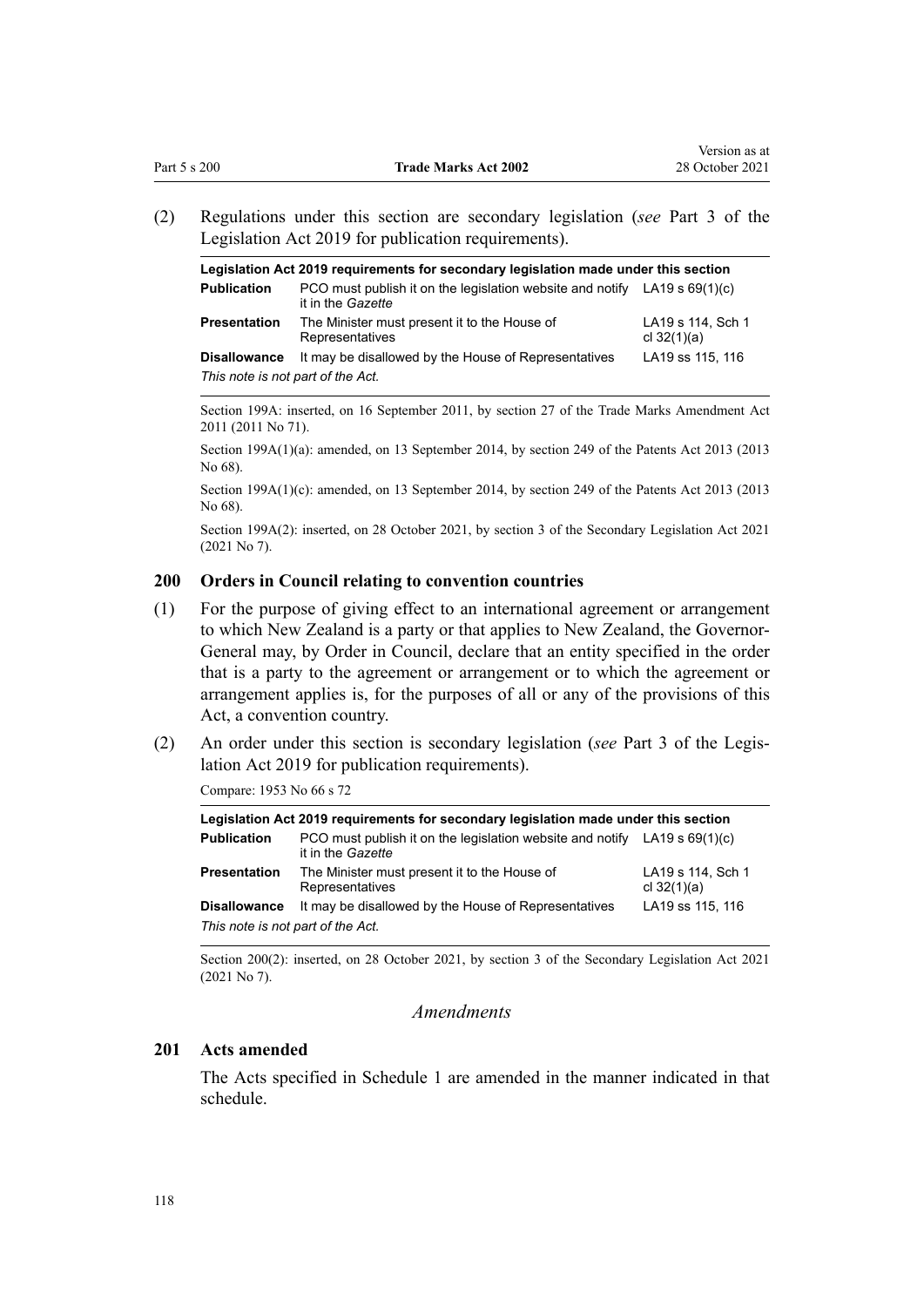(2) Regulations under this section are secondary legislation (*see* Part 3 of the Legislation Act 2019 for publication requirements).

| Legislation Act 2019 requirements for secondary legislation made under this section | | |
|---|---|---|
| **Publication** | PCO must publish it on the legislation website and notify it in the *Gazette* | LA19 s 69(1)(c) |
| **Presentation** | The Minister must present it to the House of Representatives | LA19 s 114, Sch 1 cl 32(1)(a) |
| **Disallowance** | It may be disallowed by the House of Representatives | LA19 ss 115, 116 |
| *This note is not part of the Act.* | | |

Section 199A: inserted, on 16 September 2011, by section 27 of the Trade Marks Amendment Act 2011 (2011 No 71).

Section 199A(1)(a): amended, on 13 September 2014, by section 249 of the Patents Act 2013 (2013 No 68).

Section 199A(1)(c): amended, on 13 September 2014, by section 249 of the Patents Act 2013 (2013 No 68).

Section 199A(2): inserted, on 28 October 2021, by section 3 of the Secondary Legislation Act 2021 (2021 No 7).

### 200 Orders in Council relating to convention countries

(1) For the purpose of giving effect to an international agreement or arrangement to which New Zealand is a party or that applies to New Zealand, the Governor-General may, by Order in Council, declare that an entity specified in the order that is a party to the agreement or arrangement or to which the agreement or arrangement applies is, for the purposes of all or any of the provisions of this Act, a convention country.

(2) An order under this section is secondary legislation (*see* Part 3 of the Legislation Act 2019 for publication requirements).

Compare: 1953 No 66 s 72

| Legislation Act 2019 requirements for secondary legislation made under this section | | |
|---|---|---|
| **Publication** | PCO must publish it on the legislation website and notify it in the *Gazette* | LA19 s 69(1)(c) |
| **Presentation** | The Minister must present it to the House of Representatives | LA19 s 114, Sch 1 cl 32(1)(a) |
| **Disallowance** | It may be disallowed by the House of Representatives | LA19 ss 115, 116 |
| *This note is not part of the Act.* | | |

Section 200(2): inserted, on 28 October 2021, by section 3 of the Secondary Legislation Act 2021 (2021 No 7).

## *Amendments*

### 201 Acts amended

The Acts specified in Schedule 1 are amended in the manner indicated in that schedule.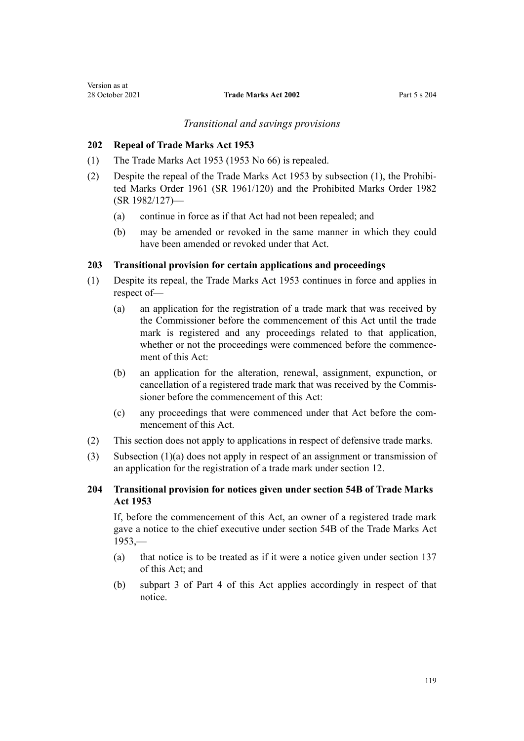*Transitional and savings provisions*

**202 Repeal of Trade Marks Act 1953**

(1) The Trade Marks Act 1953 (1953 No 66) is repealed.

(2) Despite the repeal of the Trade Marks Act 1953 by subsection (1), the Prohibited Marks Order 1961 (SR 1961/120) and the Prohibited Marks Order 1982 (SR 1982/127)—

(a) continue in force as if that Act had not been repealed; and

(b) may be amended or revoked in the same manner in which they could have been amended or revoked under that Act.

**203 Transitional provision for certain applications and proceedings**

(1) Despite its repeal, the Trade Marks Act 1953 continues in force and applies in respect of—

(a) an application for the registration of a trade mark that was received by the Commissioner before the commencement of this Act until the trade mark is registered and any proceedings related to that application, whether or not the proceedings were commenced before the commencement of this Act:

(b) an application for the alteration, renewal, assignment, expunction, or cancellation of a registered trade mark that was received by the Commissioner before the commencement of this Act:

(c) any proceedings that were commenced under that Act before the commencement of this Act.

(2) This section does not apply to applications in respect of defensive trade marks.

(3) Subsection (1)(a) does not apply in respect of an assignment or transmission of an application for the registration of a trade mark under section 12.

**204 Transitional provision for notices given under section 54B of Trade Marks Act 1953**

If, before the commencement of this Act, an owner of a registered trade mark gave a notice to the chief executive under section 54B of the Trade Marks Act 1953,—

(a) that notice is to be treated as if it were a notice given under section 137 of this Act; and

(b) subpart 3 of Part 4 of this Act applies accordingly in respect of that notice.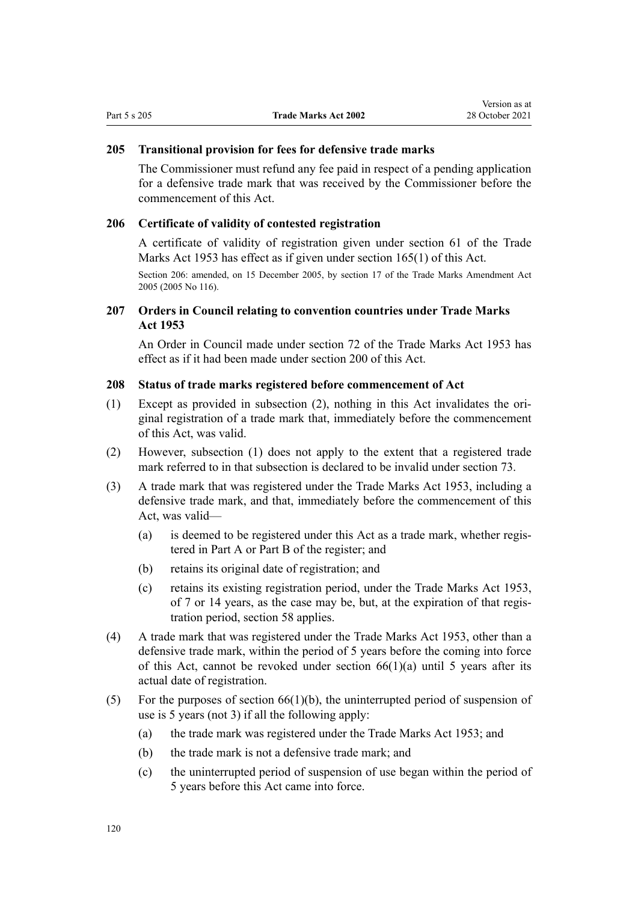### 205 Transitional provision for fees for defensive trade marks

The Commissioner must refund any fee paid in respect of a pending application for a defensive trade mark that was received by the Commissioner before the commencement of this Act.

### 206 Certificate of validity of contested registration

A certificate of validity of registration given under section 61 of the Trade Marks Act 1953 has effect as if given under section 165(1) of this Act.

Section 206: amended, on 15 December 2005, by section 17 of the Trade Marks Amendment Act 2005 (2005 No 116).

### 207 Orders in Council relating to convention countries under Trade Marks Act 1953

An Order in Council made under section 72 of the Trade Marks Act 1953 has effect as if it had been made under section 200 of this Act.

### 208 Status of trade marks registered before commencement of Act

(1) Except as provided in subsection (2), nothing in this Act invalidates the original registration of a trade mark that, immediately before the commencement of this Act, was valid.

(2) However, subsection (1) does not apply to the extent that a registered trade mark referred to in that subsection is declared to be invalid under section 73.

(3) A trade mark that was registered under the Trade Marks Act 1953, including a defensive trade mark, and that, immediately before the commencement of this Act, was valid—

- (a) is deemed to be registered under this Act as a trade mark, whether registered in Part A or Part B of the register; and
- (b) retains its original date of registration; and
- (c) retains its existing registration period, under the Trade Marks Act 1953, of 7 or 14 years, as the case may be, but, at the expiration of that registration period, section 58 applies.

(4) A trade mark that was registered under the Trade Marks Act 1953, other than a defensive trade mark, within the period of 5 years before the coming into force of this Act, cannot be revoked under section 66(1)(a) until 5 years after its actual date of registration.

(5) For the purposes of section 66(1)(b), the uninterrupted period of suspension of use is 5 years (not 3) if all the following apply:

- (a) the trade mark was registered under the Trade Marks Act 1953; and
- (b) the trade mark is not a defensive trade mark; and
- (c) the uninterrupted period of suspension of use began within the period of 5 years before this Act came into force.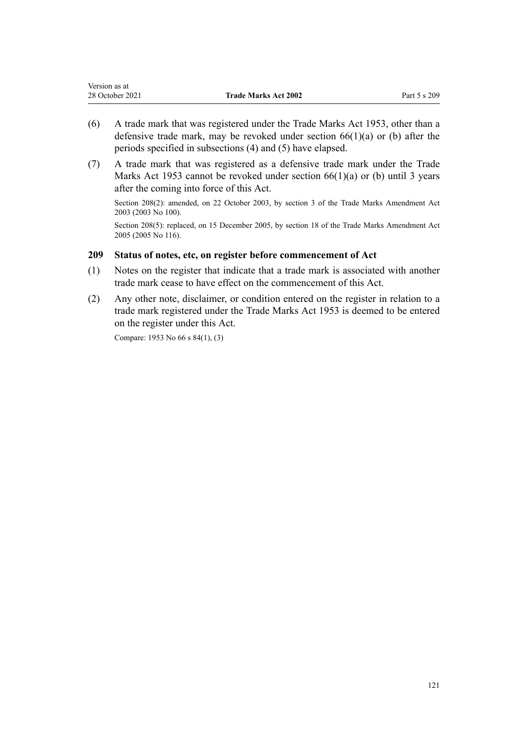(6) A trade mark that was registered under the Trade Marks Act 1953, other than a defensive trade mark, may be revoked under section 66(1)(a) or (b) after the periods specified in subsections (4) and (5) have elapsed.

(7) A trade mark that was registered as a defensive trade mark under the Trade Marks Act 1953 cannot be revoked under section 66(1)(a) or (b) until 3 years after the coming into force of this Act.

Section 208(2): amended, on 22 October 2003, by section 3 of the Trade Marks Amendment Act 2003 (2003 No 100).

Section 208(5): replaced, on 15 December 2005, by section 18 of the Trade Marks Amendment Act 2005 (2005 No 116).

### 209 Status of notes, etc, on register before commencement of Act

(1) Notes on the register that indicate that a trade mark is associated with another trade mark cease to have effect on the commencement of this Act.

(2) Any other note, disclaimer, or condition entered on the register in relation to a trade mark registered under the Trade Marks Act 1953 is deemed to be entered on the register under this Act.

Compare: 1953 No 66 s 84(1), (3)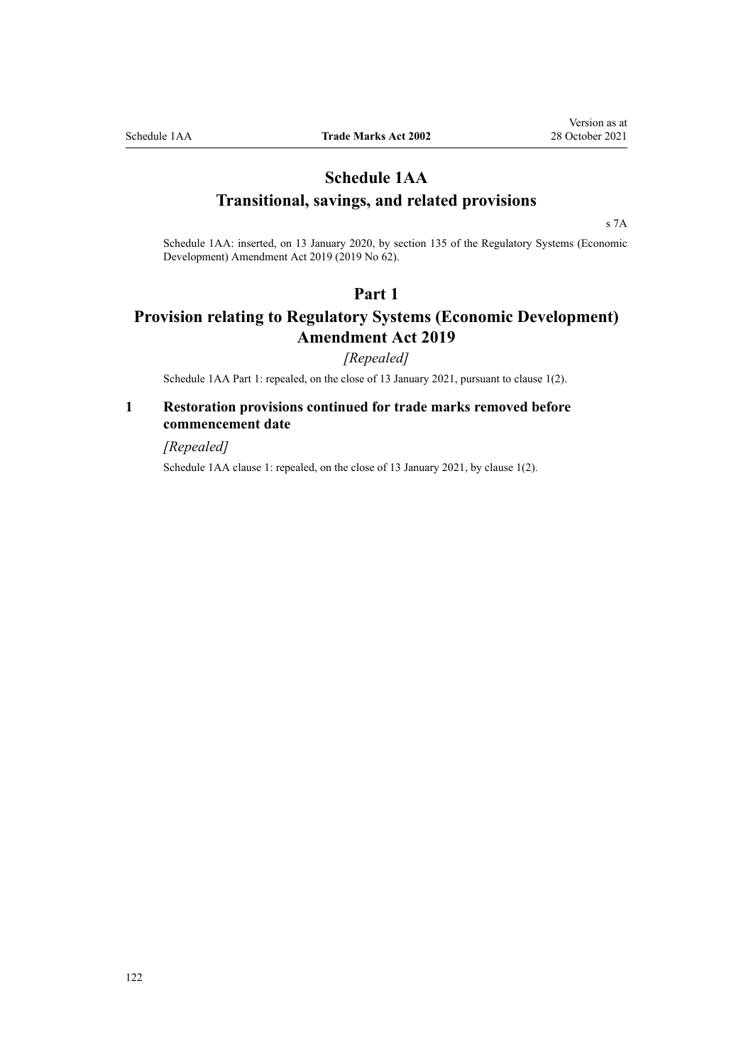# Schedule 1AA
## Transitional, savings, and related provisions

s 7A

Schedule 1AA: inserted, on 13 January 2020, by section 135 of the Regulatory Systems (Economic Development) Amendment Act 2019 (2019 No 62).

## Part 1
## Provision relating to Regulatory Systems (Economic Development) Amendment Act 2019

*[Repealed]*

Schedule 1AA Part 1: repealed, on the close of 13 January 2021, pursuant to clause 1(2).

### 1 Restoration provisions continued for trade marks removed before commencement date

*[Repealed]*

Schedule 1AA clause 1: repealed, on the close of 13 January 2021, by clause 1(2).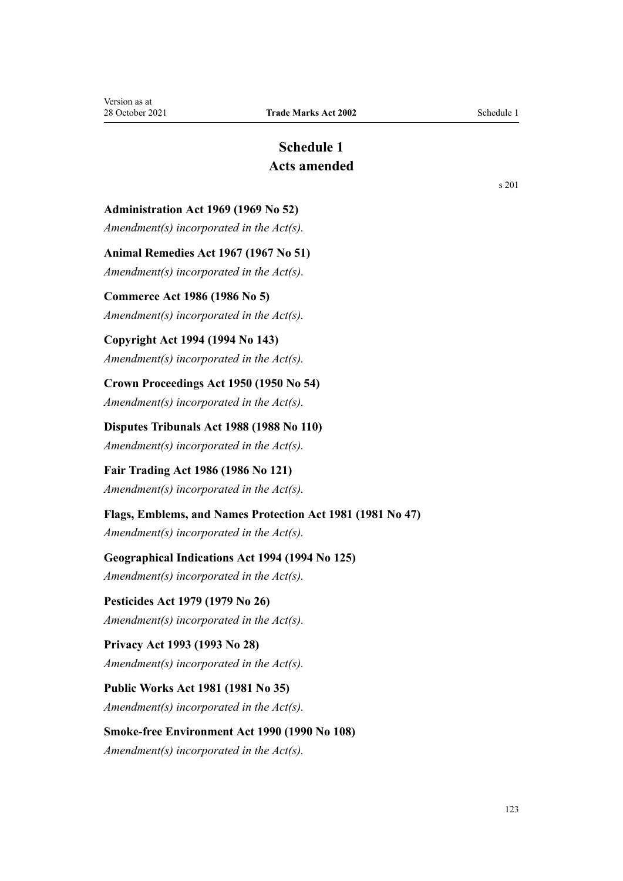# Schedule 1
## Acts amended

s 201

**Administration Act 1969 (1969 No 52)**

*Amendment(s) incorporated in the Act(s).*

**Animal Remedies Act 1967 (1967 No 51)**

*Amendment(s) incorporated in the Act(s).*

**Commerce Act 1986 (1986 No 5)**

*Amendment(s) incorporated in the Act(s).*

**Copyright Act 1994 (1994 No 143)**

*Amendment(s) incorporated in the Act(s).*

**Crown Proceedings Act 1950 (1950 No 54)**

*Amendment(s) incorporated in the Act(s).*

**Disputes Tribunals Act 1988 (1988 No 110)**

*Amendment(s) incorporated in the Act(s).*

**Fair Trading Act 1986 (1986 No 121)**

*Amendment(s) incorporated in the Act(s).*

**Flags, Emblems, and Names Protection Act 1981 (1981 No 47)**

*Amendment(s) incorporated in the Act(s).*

**Geographical Indications Act 1994 (1994 No 125)**

*Amendment(s) incorporated in the Act(s).*

**Pesticides Act 1979 (1979 No 26)**

*Amendment(s) incorporated in the Act(s).*

**Privacy Act 1993 (1993 No 28)**

*Amendment(s) incorporated in the Act(s).*

**Public Works Act 1981 (1981 No 35)**

*Amendment(s) incorporated in the Act(s).*

**Smoke-free Environment Act 1990 (1990 No 108)**

*Amendment(s) incorporated in the Act(s).*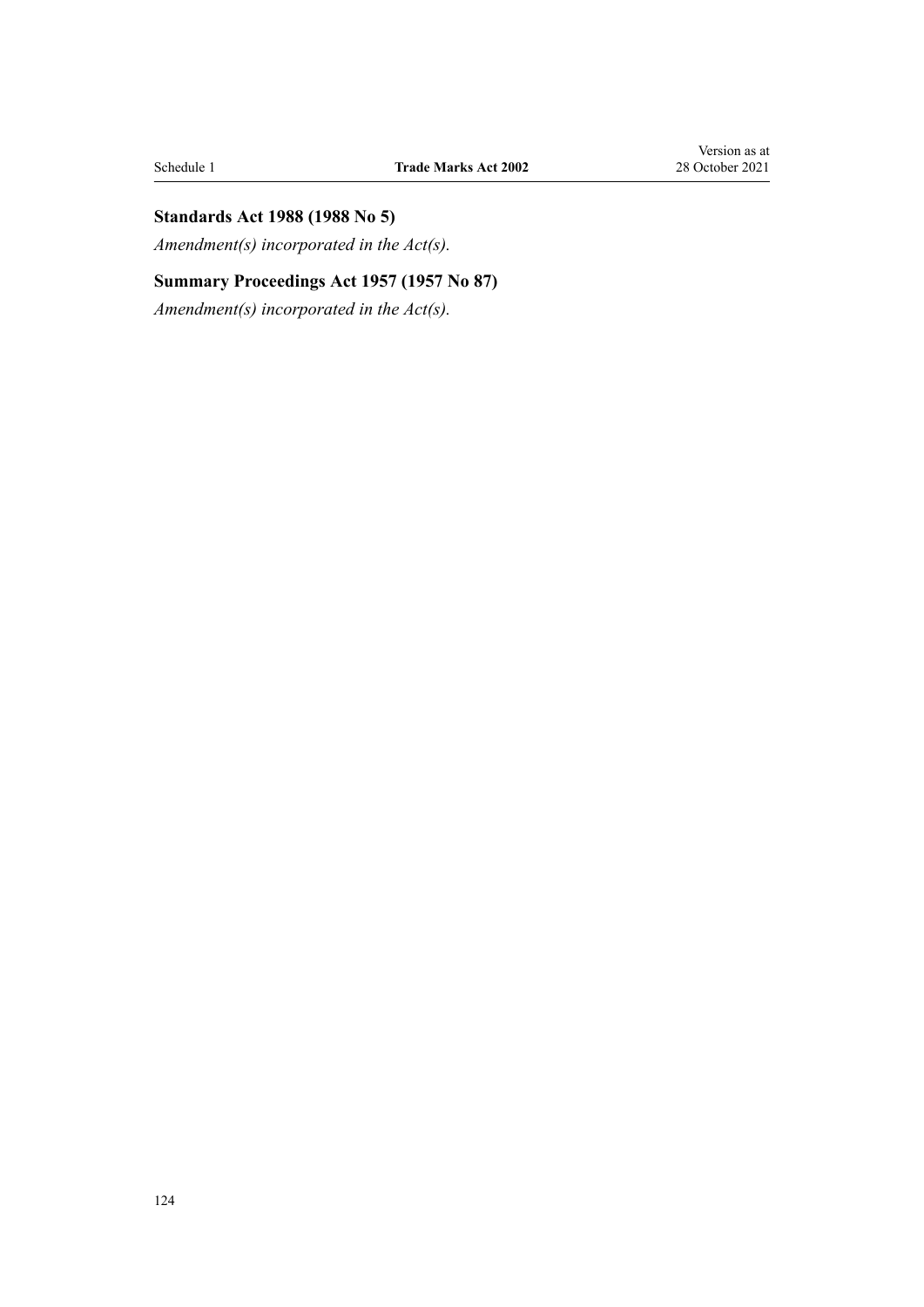### Standards Act 1988 (1988 No 5)

*Amendment(s) incorporated in the Act(s).*

### Summary Proceedings Act 1957 (1957 No 87)

*Amendment(s) incorporated in the Act(s).*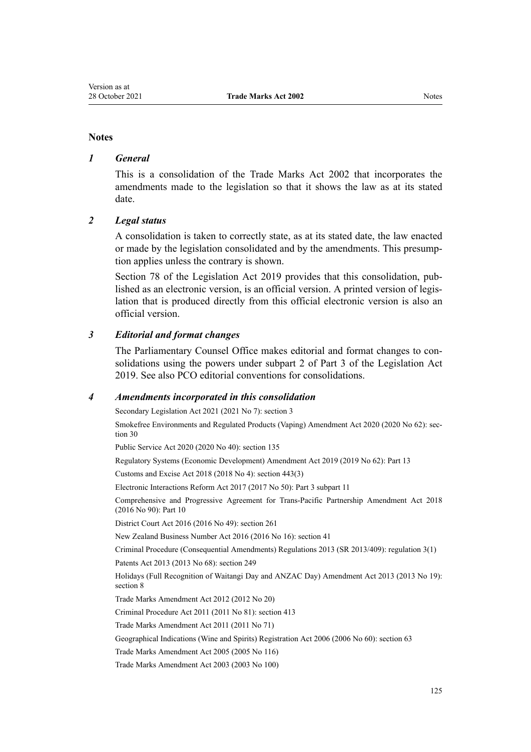## Notes

### *1 General*

This is a consolidation of the Trade Marks Act 2002 that incorporates the amendments made to the legislation so that it shows the law as at its stated date.

### *2 Legal status*

A consolidation is taken to correctly state, as at its stated date, the law enacted or made by the legislation consolidated and by the amendments. This presumption applies unless the contrary is shown.

Section 78 of the Legislation Act 2019 provides that this consolidation, published as an electronic version, is an official version. A printed version of legislation that is produced directly from this official electronic version is also an official version.

### *3 Editorial and format changes*

The Parliamentary Counsel Office makes editorial and format changes to consolidations using the powers under subpart 2 of Part 3 of the Legislation Act 2019. See also PCO editorial conventions for consolidations.

### *4 Amendments incorporated in this consolidation*

Secondary Legislation Act 2021 (2021 No 7): section 3

Smokefree Environments and Regulated Products (Vaping) Amendment Act 2020 (2020 No 62): section 30

Public Service Act 2020 (2020 No 40): section 135

Regulatory Systems (Economic Development) Amendment Act 2019 (2019 No 62): Part 13

Customs and Excise Act 2018 (2018 No 4): section 443(3)

Electronic Interactions Reform Act 2017 (2017 No 50): Part 3 subpart 11

Comprehensive and Progressive Agreement for Trans-Pacific Partnership Amendment Act 2018 (2016 No 90): Part 10

District Court Act 2016 (2016 No 49): section 261

New Zealand Business Number Act 2016 (2016 No 16): section 41

Criminal Procedure (Consequential Amendments) Regulations 2013 (SR 2013/409): regulation 3(1)

Patents Act 2013 (2013 No 68): section 249

Holidays (Full Recognition of Waitangi Day and ANZAC Day) Amendment Act 2013 (2013 No 19): section 8

Trade Marks Amendment Act 2012 (2012 No 20)

Criminal Procedure Act 2011 (2011 No 81): section 413

Trade Marks Amendment Act 2011 (2011 No 71)

Geographical Indications (Wine and Spirits) Registration Act 2006 (2006 No 60): section 63

Trade Marks Amendment Act 2005 (2005 No 116)

Trade Marks Amendment Act 2003 (2003 No 100)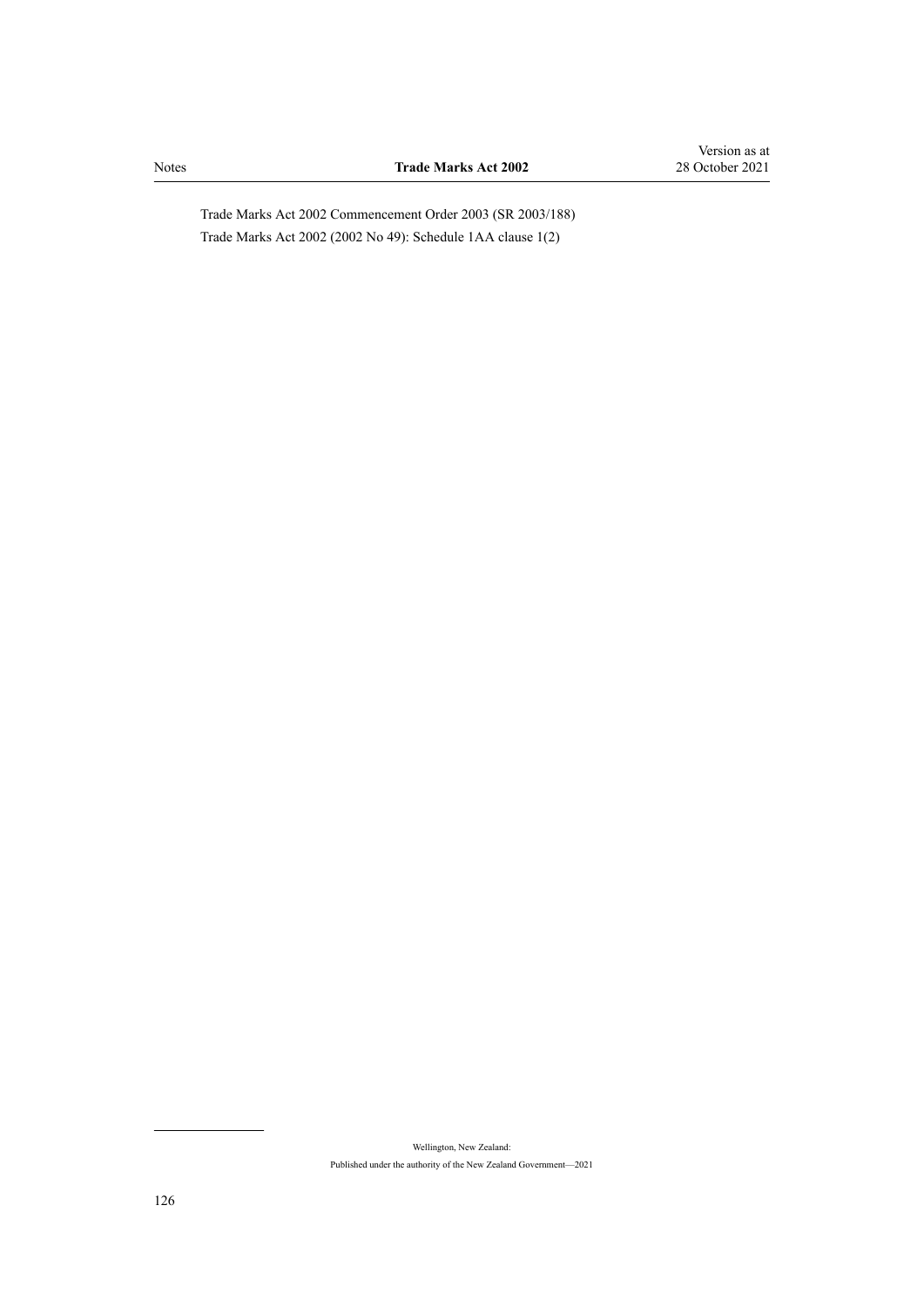Trade Marks Act 2002 Commencement Order 2003 (SR 2003/188)

Trade Marks Act 2002 (2002 No 49): Schedule 1AA clause 1(2)

Wellington, New Zealand:

Published under the authority of the New Zealand Government—2021